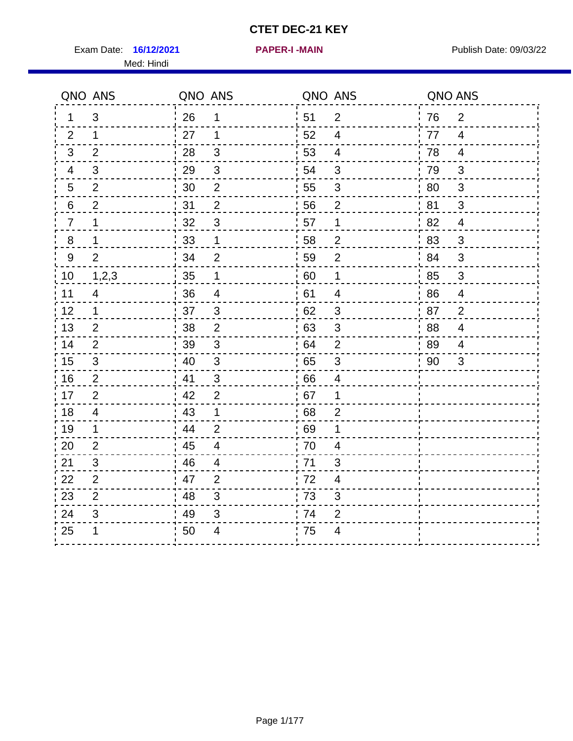# CTET DEC-21 KEY

Exam Date: **16/12/2021** **PAPER-I -MAIN** Publish Date: 09/03/22

Med: Hindi

| QNO | ANS | QNO | ANS | QNO | ANS | QNO | ANS |
|---|---|---|---|---|---|---|---|
| 1 | 3 | 26 | 1 | 51 | 2 | 76 | 2 |
| 2 | 1 | 27 | 1 | 52 | 4 | 77 | 4 |
| 3 | 2 | 28 | 3 | 53 | 4 | 78 | 4 |
| 4 | 3 | 29 | 3 | 54 | 3 | 79 | 3 |
| 5 | 2 | 30 | 2 | 55 | 3 | 80 | 3 |
| 6 | 2 | 31 | 2 | 56 | 2 | 81 | 3 |
| 7 | 1 | 32 | 3 | 57 | 1 | 82 | 4 |
| 8 | 1 | 33 | 1 | 58 | 2 | 83 | 3 |
| 9 | 2 | 34 | 2 | 59 | 2 | 84 | 3 |
| 10 | 1,2,3 | 35 | 1 | 60 | 1 | 85 | 3 |
| 11 | 4 | 36 | 4 | 61 | 4 | 86 | 4 |
| 12 | 1 | 37 | 3 | 62 | 3 | 87 | 2 |
| 13 | 2 | 38 | 2 | 63 | 3 | 88 | 4 |
| 14 | 2 | 39 | 3 | 64 | 2 | 89 | 4 |
| 15 | 3 | 40 | 3 | 65 | 3 | 90 | 3 |
| 16 | 2 | 41 | 3 | 66 | 4 | | |
| 17 | 2 | 42 | 2 | 67 | 1 | | |
| 18 | 4 | 43 | 1 | 68 | 2 | | |
| 19 | 1 | 44 | 2 | 69 | 1 | | |
| 20 | 2 | 45 | 4 | 70 | 4 | | |
| 21 | 3 | 46 | 4 | 71 | 3 | | |
| 22 | 2 | 47 | 2 | 72 | 4 | | |
| 23 | 2 | 48 | 3 | 73 | 3 | | |
| 24 | 3 | 49 | 3 | 74 | 2 | | |
| 25 | 1 | 50 | 4 | 75 | 4 | | |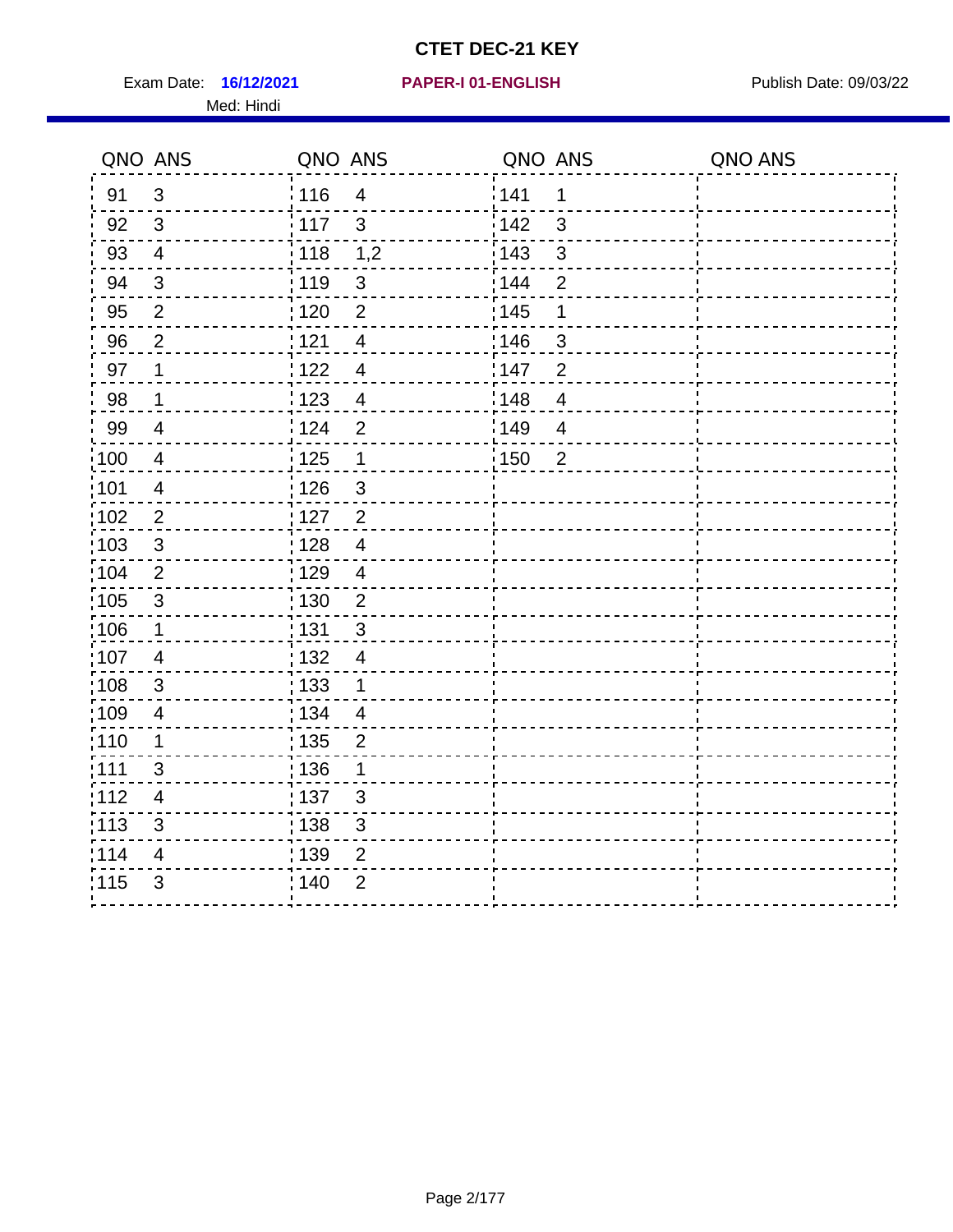# CTET DEC-21 KEY

Exam Date: **16/12/2021** **PAPER-I 01-ENGLISH** Publish Date: 09/03/22

Med: Hindi

| QNO | ANS | QNO | ANS | QNO | ANS | QNO | ANS |
|---|---|---|---|---|---|---|---|
| 91 | 3 | 116 | 4 | 141 | 1 | | |
| 92 | 3 | 117 | 3 | 142 | 3 | | |
| 93 | 4 | 118 | 1,2 | 143 | 3 | | |
| 94 | 3 | 119 | 3 | 144 | 2 | | |
| 95 | 2 | 120 | 2 | 145 | 1 | | |
| 96 | 2 | 121 | 4 | 146 | 3 | | |
| 97 | 1 | 122 | 4 | 147 | 2 | | |
| 98 | 1 | 123 | 4 | 148 | 4 | | |
| 99 | 4 | 124 | 2 | 149 | 4 | | |
| 100 | 4 | 125 | 1 | 150 | 2 | | |
| 101 | 4 | 126 | 3 | | | | |
| 102 | 2 | 127 | 2 | | | | |
| 103 | 3 | 128 | 4 | | | | |
| 104 | 2 | 129 | 4 | | | | |
| 105 | 3 | 130 | 2 | | | | |
| 106 | 1 | 131 | 3 | | | | |
| 107 | 4 | 132 | 4 | | | | |
| 108 | 3 | 133 | 1 | | | | |
| 109 | 4 | 134 | 4 | | | | |
| 110 | 1 | 135 | 2 | | | | |
| 111 | 3 | 136 | 1 | | | | |
| 112 | 4 | 137 | 3 | | | | |
| 113 | 3 | 138 | 3 | | | | |
| 114 | 4 | 139 | 2 | | | | |
| 115 | 3 | 140 | 2 | | | | |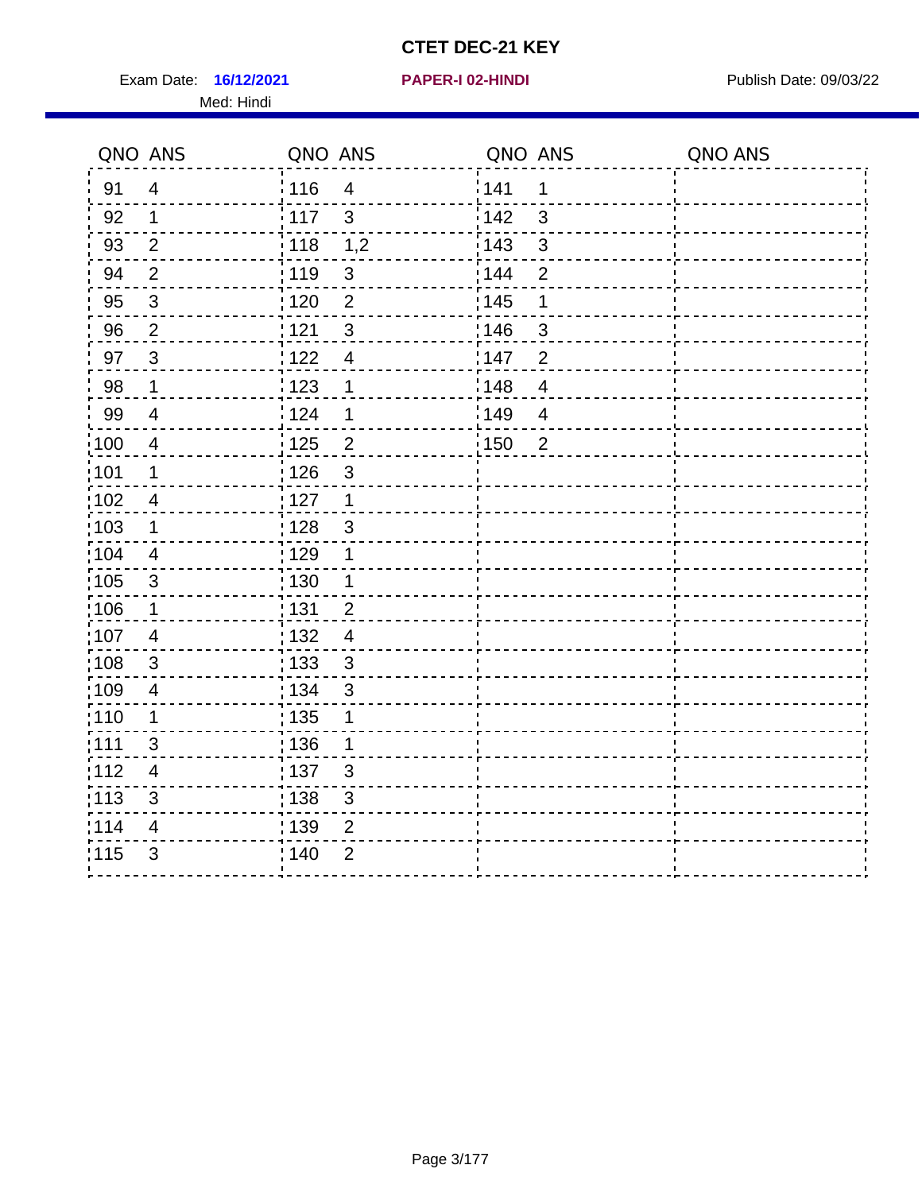# CTET DEC-21 KEY

Exam Date: **16/12/2021** **PAPER-I 02-HINDI** Publish Date: 09/03/22

Med: Hindi

| QNO | ANS | QNO | ANS | QNO | ANS | QNO | ANS |
|---|---|---|---|---|---|---|---|
| 91 | 4 | 116 | 4 | 141 | 1 | | |
| 92 | 1 | 117 | 3 | 142 | 3 | | |
| 93 | 2 | 118 | 1,2 | 143 | 3 | | |
| 94 | 2 | 119 | 3 | 144 | 2 | | |
| 95 | 3 | 120 | 2 | 145 | 1 | | |
| 96 | 2 | 121 | 3 | 146 | 3 | | |
| 97 | 3 | 122 | 4 | 147 | 2 | | |
| 98 | 1 | 123 | 1 | 148 | 4 | | |
| 99 | 4 | 124 | 1 | 149 | 4 | | |
| 100 | 4 | 125 | 2 | 150 | 2 | | |
| 101 | 1 | 126 | 3 | | | | |
| 102 | 4 | 127 | 1 | | | | |
| 103 | 1 | 128 | 3 | | | | |
| 104 | 4 | 129 | 1 | | | | |
| 105 | 3 | 130 | 1 | | | | |
| 106 | 1 | 131 | 2 | | | | |
| 107 | 4 | 132 | 4 | | | | |
| 108 | 3 | 133 | 3 | | | | |
| 109 | 4 | 134 | 3 | | | | |
| 110 | 1 | 135 | 1 | | | | |
| 111 | 3 | 136 | 1 | | | | |
| 112 | 4 | 137 | 3 | | | | |
| 113 | 3 | 138 | 3 | | | | |
| 114 | 4 | 139 | 2 | | | | |
| 115 | 3 | 140 | 2 | | | | |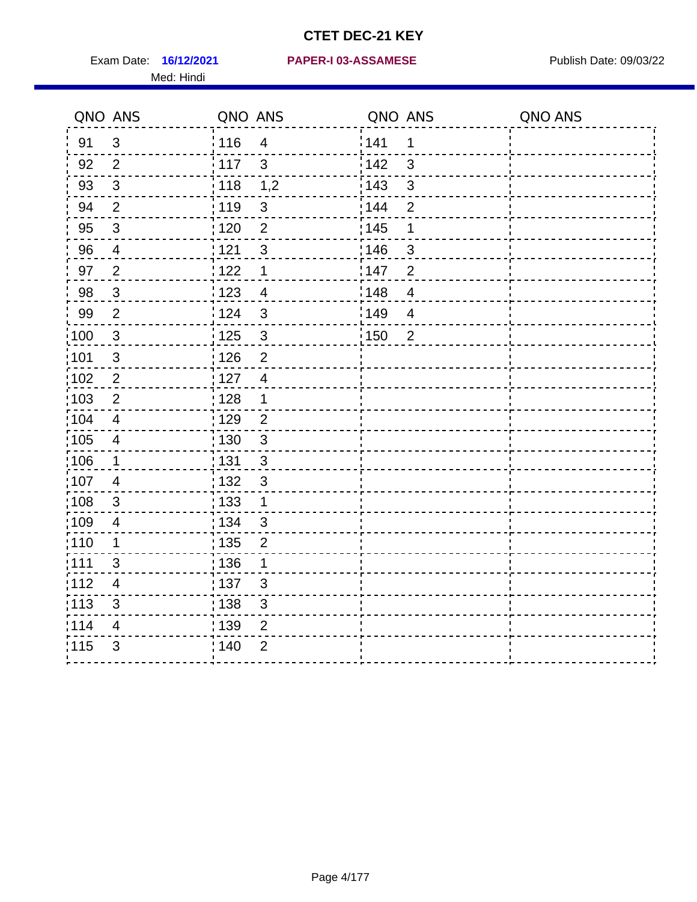# CTET DEC-21 KEY

Exam Date: **16/12/2021** **PAPER-I 03-ASSAMESE** Publish Date: 09/03/22

Med: Hindi

| QNO | ANS | QNO | ANS | QNO | ANS | QNO | ANS |
|---|---|---|---|---|---|---|---|
| 91 | 3 | 116 | 4 | 141 | 1 | | |
| 92 | 2 | 117 | 3 | 142 | 3 | | |
| 93 | 3 | 118 | 1,2 | 143 | 3 | | |
| 94 | 2 | 119 | 3 | 144 | 2 | | |
| 95 | 3 | 120 | 2 | 145 | 1 | | |
| 96 | 4 | 121 | 3 | 146 | 3 | | |
| 97 | 2 | 122 | 1 | 147 | 2 | | |
| 98 | 3 | 123 | 4 | 148 | 4 | | |
| 99 | 2 | 124 | 3 | 149 | 4 | | |
| 100 | 3 | 125 | 3 | 150 | 2 | | |
| 101 | 3 | 126 | 2 | | | | |
| 102 | 2 | 127 | 4 | | | | |
| 103 | 2 | 128 | 1 | | | | |
| 104 | 4 | 129 | 2 | | | | |
| 105 | 4 | 130 | 3 | | | | |
| 106 | 1 | 131 | 3 | | | | |
| 107 | 4 | 132 | 3 | | | | |
| 108 | 3 | 133 | 1 | | | | |
| 109 | 4 | 134 | 3 | | | | |
| 110 | 1 | 135 | 2 | | | | |
| 111 | 3 | 136 | 1 | | | | |
| 112 | 4 | 137 | 3 | | | | |
| 113 | 3 | 138 | 3 | | | | |
| 114 | 4 | 139 | 2 | | | | |
| 115 | 3 | 140 | 2 | | | | |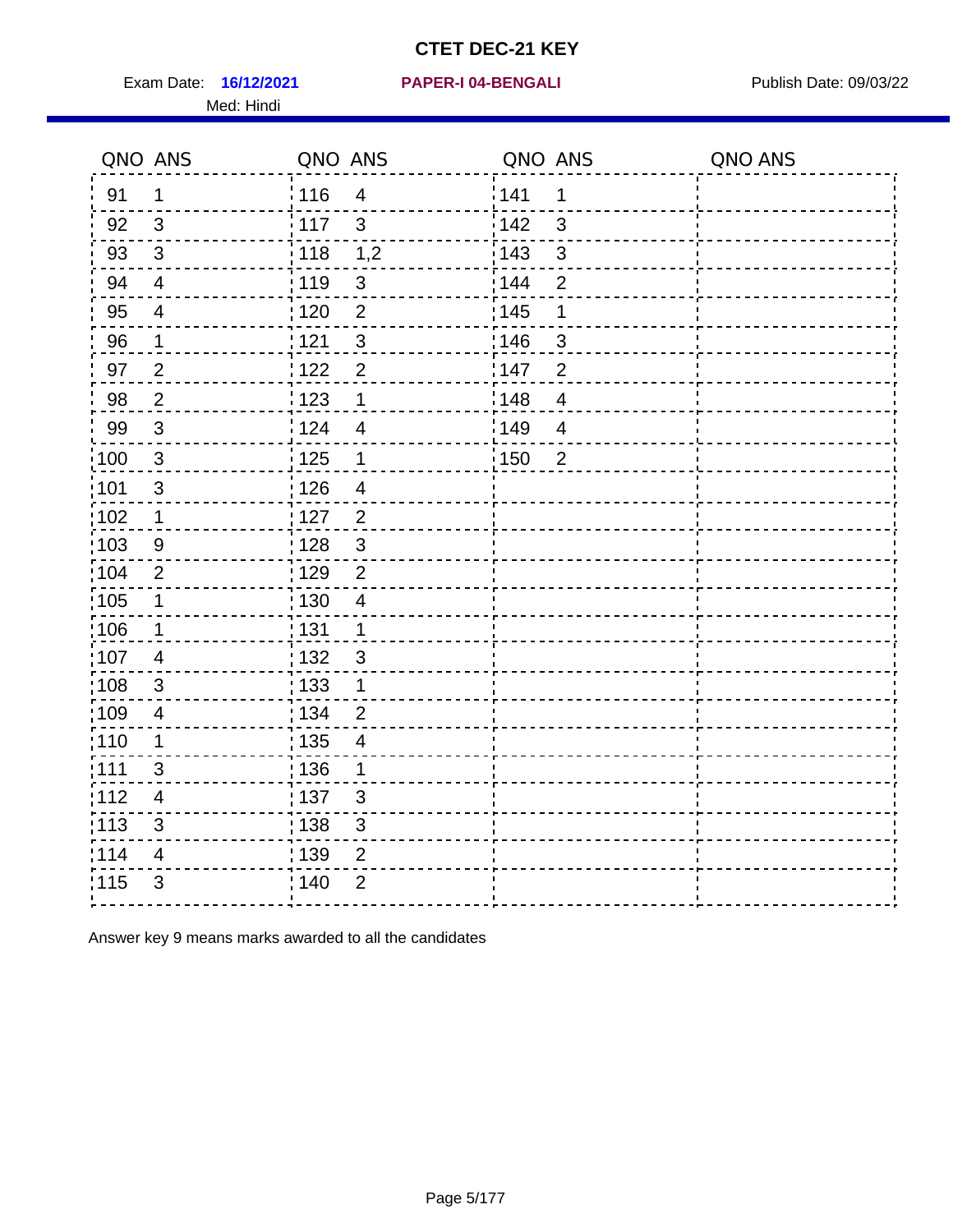# CTET DEC-21 KEY

Exam Date: **16/12/2021** **PAPER-I 04-BENGALI** Publish Date: 09/03/22

Med: Hindi

| QNO | ANS | QNO | ANS | QNO | ANS | QNO | ANS |
|---|---|---|---|---|---|---|---|
| 91 | 1 | 116 | 4 | 141 | 1 | | |
| 92 | 3 | 117 | 3 | 142 | 3 | | |
| 93 | 3 | 118 | 1,2 | 143 | 3 | | |
| 94 | 4 | 119 | 3 | 144 | 2 | | |
| 95 | 4 | 120 | 2 | 145 | 1 | | |
| 96 | 1 | 121 | 3 | 146 | 3 | | |
| 97 | 2 | 122 | 2 | 147 | 2 | | |
| 98 | 2 | 123 | 1 | 148 | 4 | | |
| 99 | 3 | 124 | 4 | 149 | 4 | | |
| 100 | 3 | 125 | 1 | 150 | 2 | | |
| 101 | 3 | 126 | 4 | | | | |
| 102 | 1 | 127 | 2 | | | | |
| 103 | 9 | 128 | 3 | | | | |
| 104 | 2 | 129 | 2 | | | | |
| 105 | 1 | 130 | 4 | | | | |
| 106 | 1 | 131 | 1 | | | | |
| 107 | 4 | 132 | 3 | | | | |
| 108 | 3 | 133 | 1 | | | | |
| 109 | 4 | 134 | 2 | | | | |
| 110 | 1 | 135 | 4 | | | | |
| 111 | 3 | 136 | 1 | | | | |
| 112 | 4 | 137 | 3 | | | | |
| 113 | 3 | 138 | 3 | | | | |
| 114 | 4 | 139 | 2 | | | | |
| 115 | 3 | 140 | 2 | | | | |

Answer key 9 means marks awarded to all the candidates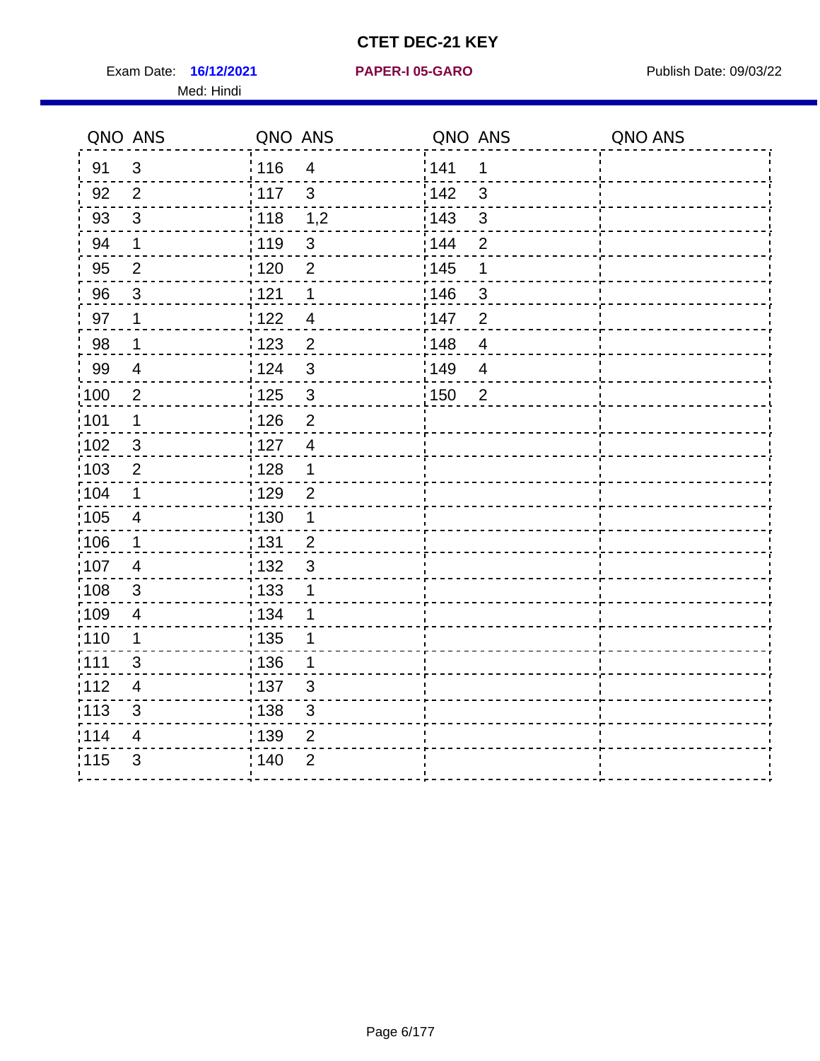# CTET DEC-21 KEY

Exam Date: **16/12/2021** **PAPER-I 05-GARO** Publish Date: 09/03/22

Med: Hindi

| QNO | ANS | QNO | ANS | QNO | ANS | QNO | ANS |
|---|---|---|---|---|---|---|---|
| 91 | 3 | 116 | 4 | 141 | 1 | | |
| 92 | 2 | 117 | 3 | 142 | 3 | | |
| 93 | 3 | 118 | 1,2 | 143 | 3 | | |
| 94 | 1 | 119 | 3 | 144 | 2 | | |
| 95 | 2 | 120 | 2 | 145 | 1 | | |
| 96 | 3 | 121 | 1 | 146 | 3 | | |
| 97 | 1 | 122 | 4 | 147 | 2 | | |
| 98 | 1 | 123 | 2 | 148 | 4 | | |
| 99 | 4 | 124 | 3 | 149 | 4 | | |
| 100 | 2 | 125 | 3 | 150 | 2 | | |
| 101 | 1 | 126 | 2 | | | | |
| 102 | 3 | 127 | 4 | | | | |
| 103 | 2 | 128 | 1 | | | | |
| 104 | 1 | 129 | 2 | | | | |
| 105 | 4 | 130 | 1 | | | | |
| 106 | 1 | 131 | 2 | | | | |
| 107 | 4 | 132 | 3 | | | | |
| 108 | 3 | 133 | 1 | | | | |
| 109 | 4 | 134 | 1 | | | | |
| 110 | 1 | 135 | 1 | | | | |
| 111 | 3 | 136 | 1 | | | | |
| 112 | 4 | 137 | 3 | | | | |
| 113 | 3 | 138 | 3 | | | | |
| 114 | 4 | 139 | 2 | | | | |
| 115 | 3 | 140 | 2 | | | | |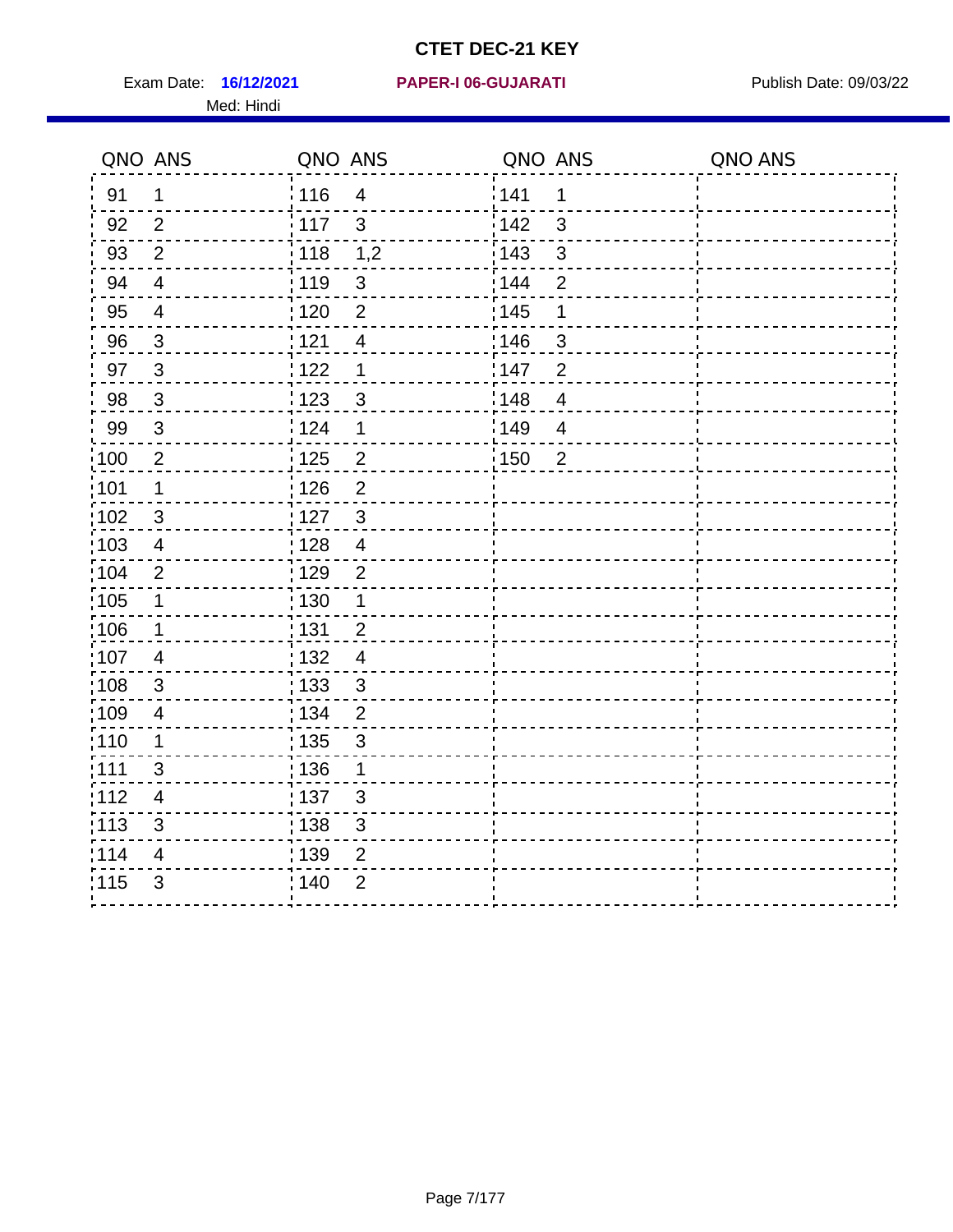# CTET DEC-21 KEY

Exam Date: **16/12/2021** **PAPER-I 06-GUJARATI** Publish Date: 09/03/22

Med: Hindi

| QNO | ANS | QNO | ANS | QNO | ANS | QNO | ANS |
|---|---|---|---|---|---|---|---|
| 91 | 1 | 116 | 4 | 141 | 1 | | |
| 92 | 2 | 117 | 3 | 142 | 3 | | |
| 93 | 2 | 118 | 1,2 | 143 | 3 | | |
| 94 | 4 | 119 | 3 | 144 | 2 | | |
| 95 | 4 | 120 | 2 | 145 | 1 | | |
| 96 | 3 | 121 | 4 | 146 | 3 | | |
| 97 | 3 | 122 | 1 | 147 | 2 | | |
| 98 | 3 | 123 | 3 | 148 | 4 | | |
| 99 | 3 | 124 | 1 | 149 | 4 | | |
| 100 | 2 | 125 | 2 | 150 | 2 | | |
| 101 | 1 | 126 | 2 | | | | |
| 102 | 3 | 127 | 3 | | | | |
| 103 | 4 | 128 | 4 | | | | |
| 104 | 2 | 129 | 2 | | | | |
| 105 | 1 | 130 | 1 | | | | |
| 106 | 1 | 131 | 2 | | | | |
| 107 | 4 | 132 | 4 | | | | |
| 108 | 3 | 133 | 3 | | | | |
| 109 | 4 | 134 | 2 | | | | |
| 110 | 1 | 135 | 3 | | | | |
| 111 | 3 | 136 | 1 | | | | |
| 112 | 4 | 137 | 3 | | | | |
| 113 | 3 | 138 | 3 | | | | |
| 114 | 4 | 139 | 2 | | | | |
| 115 | 3 | 140 | 2 | | | | |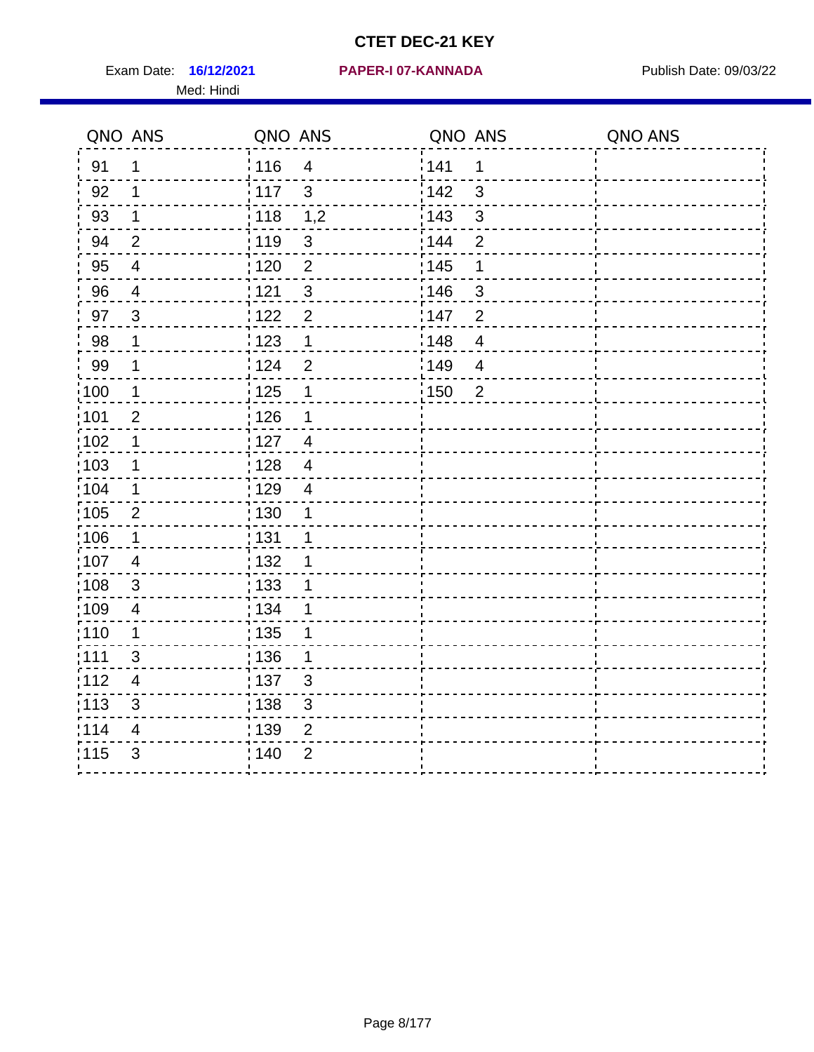# CTET DEC-21 KEY

Exam Date: **16/12/2021** **PAPER-I 07-KANNADA** Publish Date: 09/03/22

Med: Hindi

| QNO | ANS | QNO | ANS | QNO | ANS | QNO | ANS |
|---|---|---|---|---|---|---|---|
| 91 | 1 | 116 | 4 | 141 | 1 | | |
| 92 | 1 | 117 | 3 | 142 | 3 | | |
| 93 | 1 | 118 | 1,2 | 143 | 3 | | |
| 94 | 2 | 119 | 3 | 144 | 2 | | |
| 95 | 4 | 120 | 2 | 145 | 1 | | |
| 96 | 4 | 121 | 3 | 146 | 3 | | |
| 97 | 3 | 122 | 2 | 147 | 2 | | |
| 98 | 1 | 123 | 1 | 148 | 4 | | |
| 99 | 1 | 124 | 2 | 149 | 4 | | |
| 100 | 1 | 125 | 1 | 150 | 2 | | |
| 101 | 2 | 126 | 1 | | | | |
| 102 | 1 | 127 | 4 | | | | |
| 103 | 1 | 128 | 4 | | | | |
| 104 | 1 | 129 | 4 | | | | |
| 105 | 2 | 130 | 1 | | | | |
| 106 | 1 | 131 | 1 | | | | |
| 107 | 4 | 132 | 1 | | | | |
| 108 | 3 | 133 | 1 | | | | |
| 109 | 4 | 134 | 1 | | | | |
| 110 | 1 | 135 | 1 | | | | |
| 111 | 3 | 136 | 1 | | | | |
| 112 | 4 | 137 | 3 | | | | |
| 113 | 3 | 138 | 3 | | | | |
| 114 | 4 | 139 | 2 | | | | |
| 115 | 3 | 140 | 2 | | | | |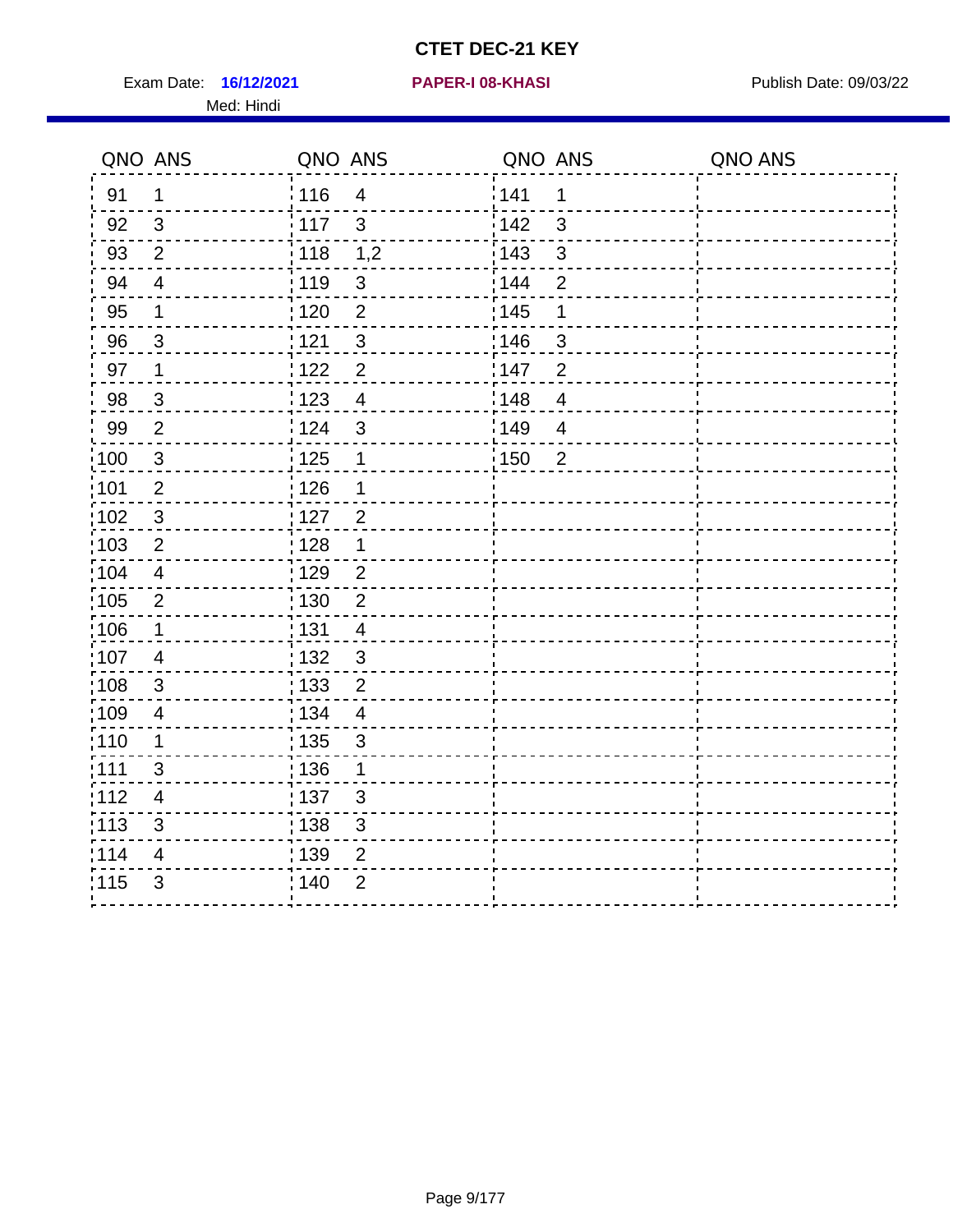# CTET DEC-21 KEY

Exam Date: **16/12/2021** **PAPER-I 08-KHASI** Publish Date: 09/03/22

Med: Hindi

| QNO | ANS | QNO | ANS | QNO | ANS | QNO | ANS |
|---|---|---|---|---|---|---|---|
| 91 | 1 | 116 | 4 | 141 | 1 | | |
| 92 | 3 | 117 | 3 | 142 | 3 | | |
| 93 | 2 | 118 | 1,2 | 143 | 3 | | |
| 94 | 4 | 119 | 3 | 144 | 2 | | |
| 95 | 1 | 120 | 2 | 145 | 1 | | |
| 96 | 3 | 121 | 3 | 146 | 3 | | |
| 97 | 1 | 122 | 2 | 147 | 2 | | |
| 98 | 3 | 123 | 4 | 148 | 4 | | |
| 99 | 2 | 124 | 3 | 149 | 4 | | |
| 100 | 3 | 125 | 1 | 150 | 2 | | |
| 101 | 2 | 126 | 1 | | | | |
| 102 | 3 | 127 | 2 | | | | |
| 103 | 2 | 128 | 1 | | | | |
| 104 | 4 | 129 | 2 | | | | |
| 105 | 2 | 130 | 2 | | | | |
| 106 | 1 | 131 | 4 | | | | |
| 107 | 4 | 132 | 3 | | | | |
| 108 | 3 | 133 | 2 | | | | |
| 109 | 4 | 134 | 4 | | | | |
| 110 | 1 | 135 | 3 | | | | |
| 111 | 3 | 136 | 1 | | | | |
| 112 | 4 | 137 | 3 | | | | |
| 113 | 3 | 138 | 3 | | | | |
| 114 | 4 | 139 | 2 | | | | |
| 115 | 3 | 140 | 2 | | | | |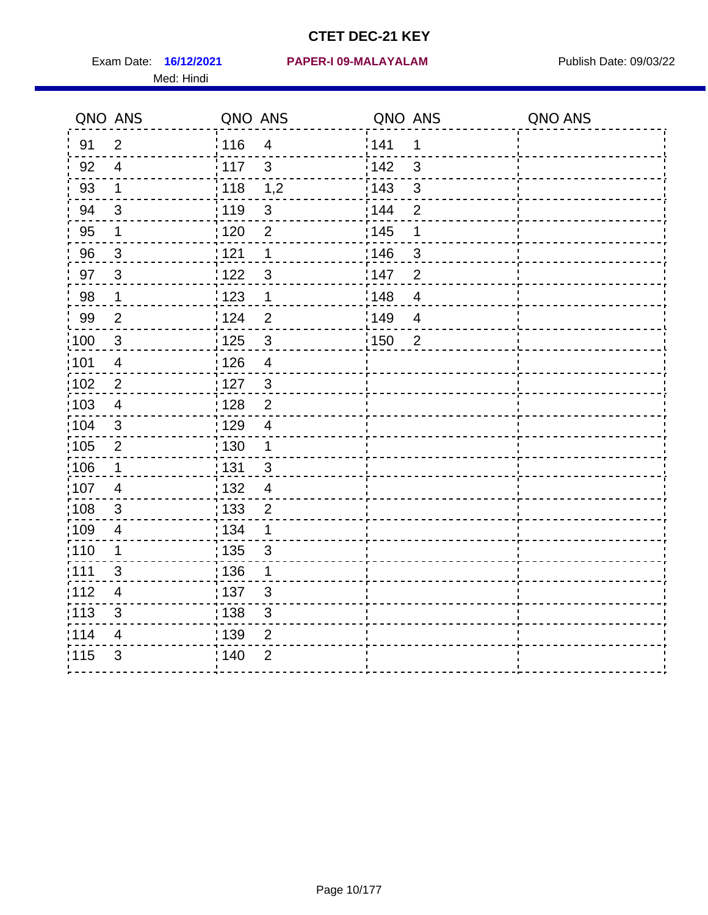# CTET DEC-21 KEY

Exam Date: **16/12/2021** **PAPER-I 09-MALAYALAM** Publish Date: 09/03/22

Med: Hindi

| QNO | ANS | QNO | ANS | QNO | ANS | QNO | ANS |
|---|---|---|---|---|---|---|---|
| 91 | 2 | 116 | 4 | 141 | 1 | | |
| 92 | 4 | 117 | 3 | 142 | 3 | | |
| 93 | 1 | 118 | 1,2 | 143 | 3 | | |
| 94 | 3 | 119 | 3 | 144 | 2 | | |
| 95 | 1 | 120 | 2 | 145 | 1 | | |
| 96 | 3 | 121 | 1 | 146 | 3 | | |
| 97 | 3 | 122 | 3 | 147 | 2 | | |
| 98 | 1 | 123 | 1 | 148 | 4 | | |
| 99 | 2 | 124 | 2 | 149 | 4 | | |
| 100 | 3 | 125 | 3 | 150 | 2 | | |
| 101 | 4 | 126 | 4 | | | | |
| 102 | 2 | 127 | 3 | | | | |
| 103 | 4 | 128 | 2 | | | | |
| 104 | 3 | 129 | 4 | | | | |
| 105 | 2 | 130 | 1 | | | | |
| 106 | 1 | 131 | 3 | | | | |
| 107 | 4 | 132 | 4 | | | | |
| 108 | 3 | 133 | 2 | | | | |
| 109 | 4 | 134 | 1 | | | | |
| 110 | 1 | 135 | 3 | | | | |
| 111 | 3 | 136 | 1 | | | | |
| 112 | 4 | 137 | 3 | | | | |
| 113 | 3 | 138 | 3 | | | | |
| 114 | 4 | 139 | 2 | | | | |
| 115 | 3 | 140 | 2 | | | | |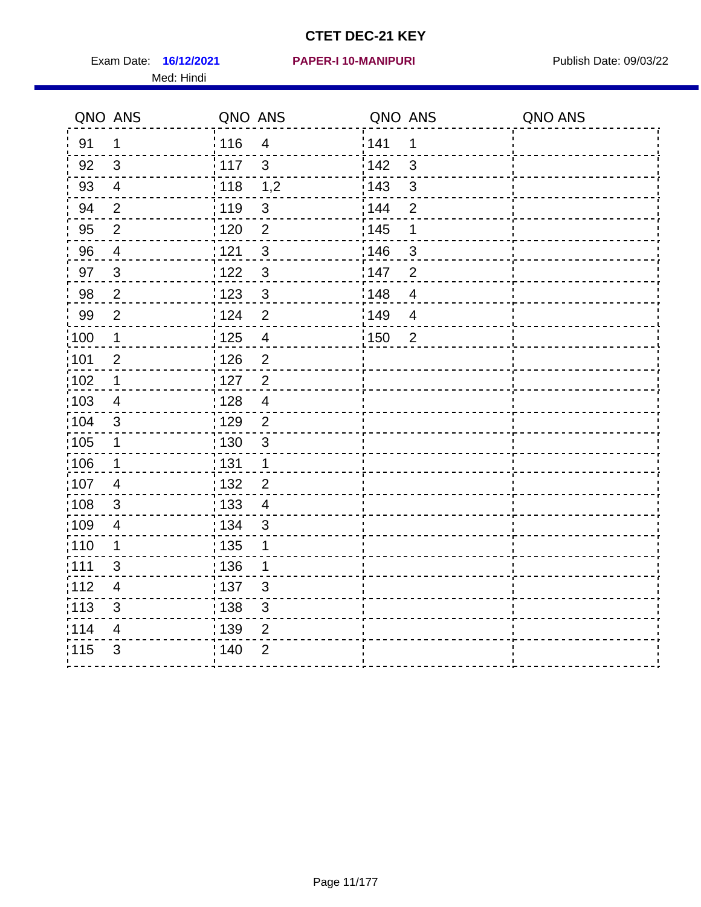# CTET DEC-21 KEY

Exam Date: **16/12/2021** **PAPER-I 10-MANIPURI** Publish Date: 09/03/22

Med: Hindi

| QNO | ANS | QNO | ANS | QNO | ANS | QNO | ANS |
|---|---|---|---|---|---|---|---|
| 91 | 1 | 116 | 4 | 141 | 1 | | |
| 92 | 3 | 117 | 3 | 142 | 3 | | |
| 93 | 4 | 118 | 1,2 | 143 | 3 | | |
| 94 | 2 | 119 | 3 | 144 | 2 | | |
| 95 | 2 | 120 | 2 | 145 | 1 | | |
| 96 | 4 | 121 | 3 | 146 | 3 | | |
| 97 | 3 | 122 | 3 | 147 | 2 | | |
| 98 | 2 | 123 | 3 | 148 | 4 | | |
| 99 | 2 | 124 | 2 | 149 | 4 | | |
| 100 | 1 | 125 | 4 | 150 | 2 | | |
| 101 | 2 | 126 | 2 | | | | |
| 102 | 1 | 127 | 2 | | | | |
| 103 | 4 | 128 | 4 | | | | |
| 104 | 3 | 129 | 2 | | | | |
| 105 | 1 | 130 | 3 | | | | |
| 106 | 1 | 131 | 1 | | | | |
| 107 | 4 | 132 | 2 | | | | |
| 108 | 3 | 133 | 4 | | | | |
| 109 | 4 | 134 | 3 | | | | |
| 110 | 1 | 135 | 1 | | | | |
| 111 | 3 | 136 | 1 | | | | |
| 112 | 4 | 137 | 3 | | | | |
| 113 | 3 | 138 | 3 | | | | |
| 114 | 4 | 139 | 2 | | | | |
| 115 | 3 | 140 | 2 | | | | |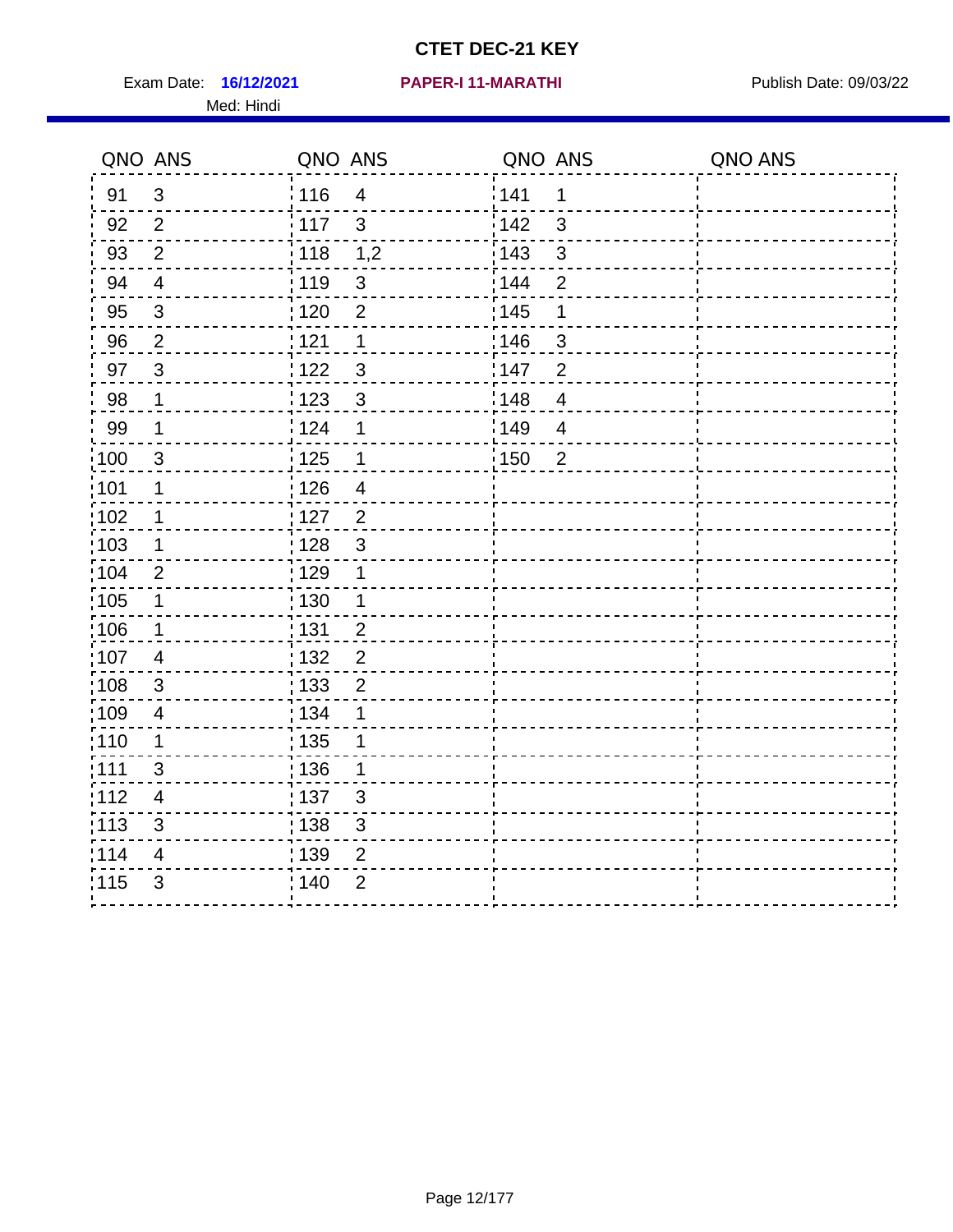# CTET DEC-21 KEY

Exam Date: **16/12/2021** **PAPER-I 11-MARATHI** Publish Date: 09/03/22

Med: Hindi

| QNO | ANS | QNO | ANS | QNO | ANS | QNO | ANS |
|---|---|---|---|---|---|---|---|
| 91 | 3 | 116 | 4 | 141 | 1 | | |
| 92 | 2 | 117 | 3 | 142 | 3 | | |
| 93 | 2 | 118 | 1,2 | 143 | 3 | | |
| 94 | 4 | 119 | 3 | 144 | 2 | | |
| 95 | 3 | 120 | 2 | 145 | 1 | | |
| 96 | 2 | 121 | 1 | 146 | 3 | | |
| 97 | 3 | 122 | 3 | 147 | 2 | | |
| 98 | 1 | 123 | 3 | 148 | 4 | | |
| 99 | 1 | 124 | 1 | 149 | 4 | | |
| 100 | 3 | 125 | 1 | 150 | 2 | | |
| 101 | 1 | 126 | 4 | | | | |
| 102 | 1 | 127 | 2 | | | | |
| 103 | 1 | 128 | 3 | | | | |
| 104 | 2 | 129 | 1 | | | | |
| 105 | 1 | 130 | 1 | | | | |
| 106 | 1 | 131 | 2 | | | | |
| 107 | 4 | 132 | 2 | | | | |
| 108 | 3 | 133 | 2 | | | | |
| 109 | 4 | 134 | 1 | | | | |
| 110 | 1 | 135 | 1 | | | | |
| 111 | 3 | 136 | 1 | | | | |
| 112 | 4 | 137 | 3 | | | | |
| 113 | 3 | 138 | 3 | | | | |
| 114 | 4 | 139 | 2 | | | | |
| 115 | 3 | 140 | 2 | | | | |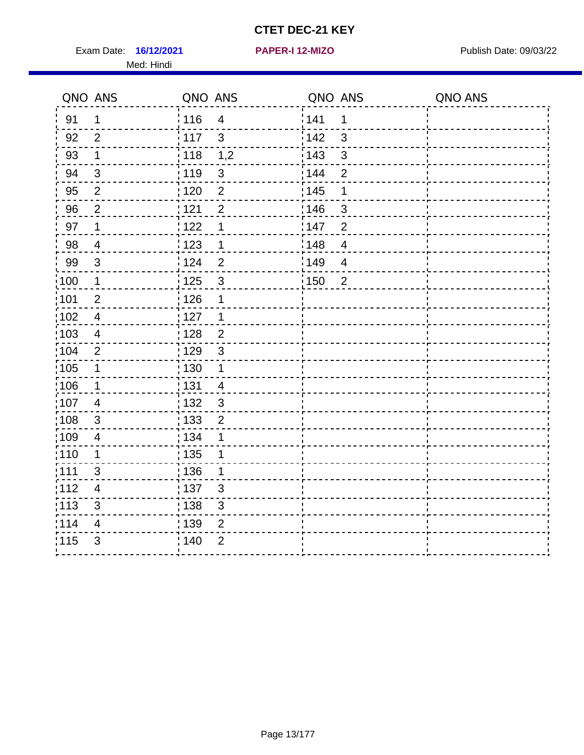# CTET DEC-21 KEY

Exam Date: **16/12/2021** **PAPER-I 12-MIZO** Publish Date: 09/03/22

Med: Hindi

| QNO | ANS | QNO | ANS | QNO | ANS | QNO | ANS |
|---|---|---|---|---|---|---|---|
| 91 | 1 | 116 | 4 | 141 | 1 | | |
| 92 | 2 | 117 | 3 | 142 | 3 | | |
| 93 | 1 | 118 | 1,2 | 143 | 3 | | |
| 94 | 3 | 119 | 3 | 144 | 2 | | |
| 95 | 2 | 120 | 2 | 145 | 1 | | |
| 96 | 2 | 121 | 2 | 146 | 3 | | |
| 97 | 1 | 122 | 1 | 147 | 2 | | |
| 98 | 4 | 123 | 1 | 148 | 4 | | |
| 99 | 3 | 124 | 2 | 149 | 4 | | |
| 100 | 1 | 125 | 3 | 150 | 2 | | |
| 101 | 2 | 126 | 1 | | | | |
| 102 | 4 | 127 | 1 | | | | |
| 103 | 4 | 128 | 2 | | | | |
| 104 | 2 | 129 | 3 | | | | |
| 105 | 1 | 130 | 1 | | | | |
| 106 | 1 | 131 | 4 | | | | |
| 107 | 4 | 132 | 3 | | | | |
| 108 | 3 | 133 | 2 | | | | |
| 109 | 4 | 134 | 1 | | | | |
| 110 | 1 | 135 | 1 | | | | |
| 111 | 3 | 136 | 1 | | | | |
| 112 | 4 | 137 | 3 | | | | |
| 113 | 3 | 138 | 3 | | | | |
| 114 | 4 | 139 | 2 | | | | |
| 115 | 3 | 140 | 2 | | | | |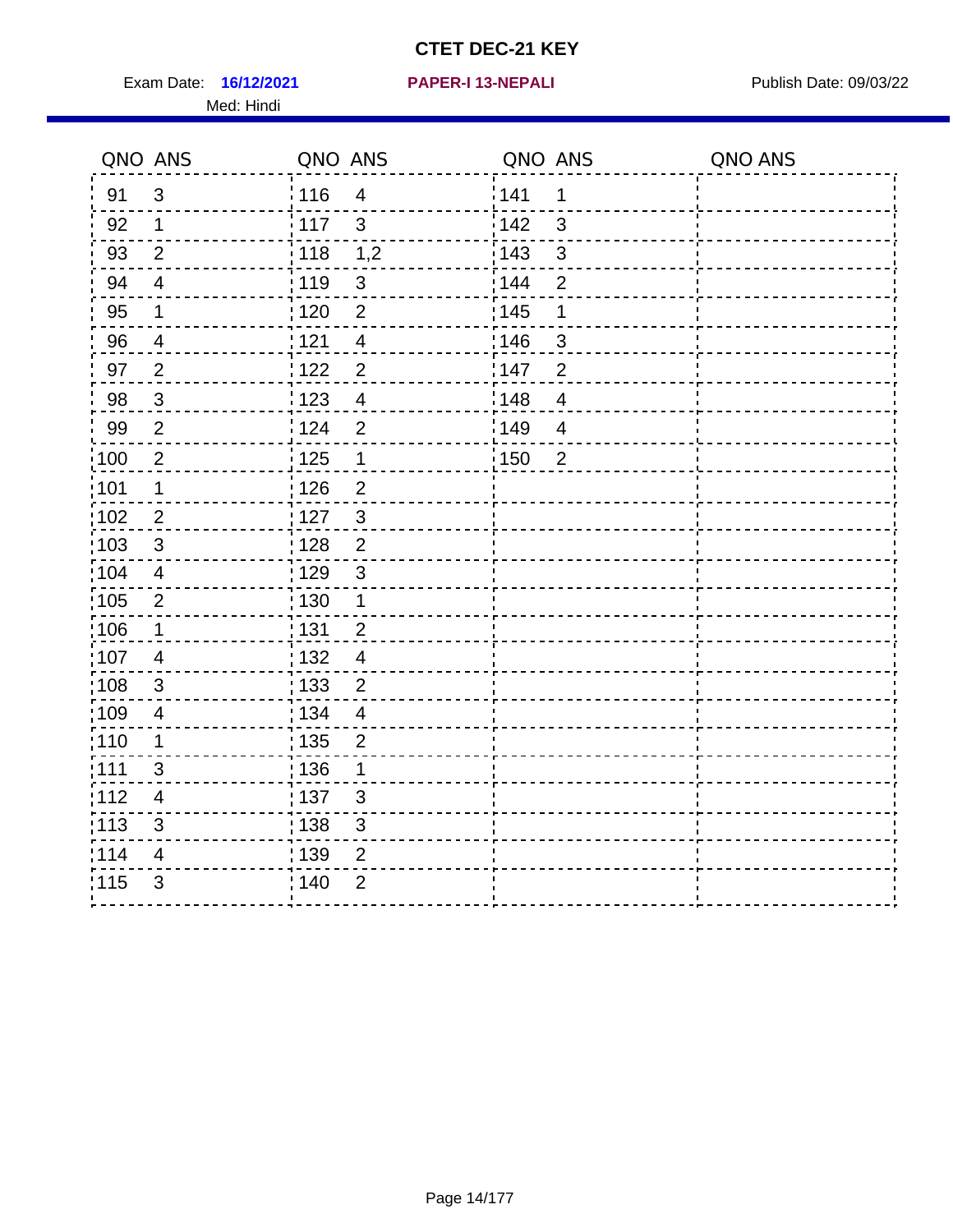# CTET DEC-21 KEY

Exam Date: **16/12/2021** **PAPER-I 13-NEPALI** Publish Date: 09/03/22

Med: Hindi

| QNO | ANS | QNO | ANS | QNO | ANS | QNO | ANS |
|---|---|---|---|---|---|---|---|
| 91 | 3 | 116 | 4 | 141 | 1 | | |
| 92 | 1 | 117 | 3 | 142 | 3 | | |
| 93 | 2 | 118 | 1,2 | 143 | 3 | | |
| 94 | 4 | 119 | 3 | 144 | 2 | | |
| 95 | 1 | 120 | 2 | 145 | 1 | | |
| 96 | 4 | 121 | 4 | 146 | 3 | | |
| 97 | 2 | 122 | 2 | 147 | 2 | | |
| 98 | 3 | 123 | 4 | 148 | 4 | | |
| 99 | 2 | 124 | 2 | 149 | 4 | | |
| 100 | 2 | 125 | 1 | 150 | 2 | | |
| 101 | 1 | 126 | 2 | | | | |
| 102 | 2 | 127 | 3 | | | | |
| 103 | 3 | 128 | 2 | | | | |
| 104 | 4 | 129 | 3 | | | | |
| 105 | 2 | 130 | 1 | | | | |
| 106 | 1 | 131 | 2 | | | | |
| 107 | 4 | 132 | 4 | | | | |
| 108 | 3 | 133 | 2 | | | | |
| 109 | 4 | 134 | 4 | | | | |
| 110 | 1 | 135 | 2 | | | | |
| 111 | 3 | 136 | 1 | | | | |
| 112 | 4 | 137 | 3 | | | | |
| 113 | 3 | 138 | 3 | | | | |
| 114 | 4 | 139 | 2 | | | | |
| 115 | 3 | 140 | 2 | | | | |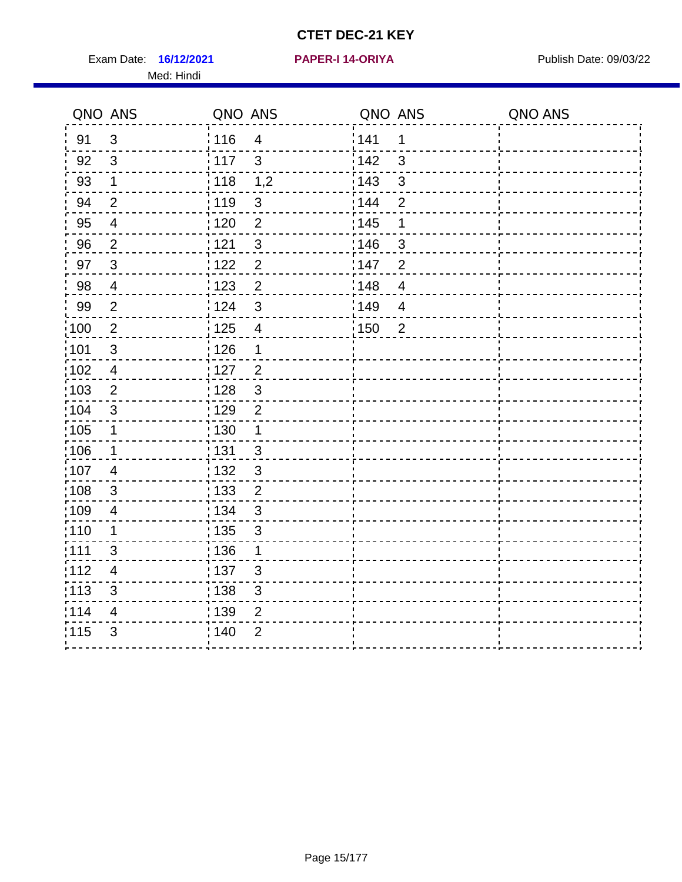# CTET DEC-21 KEY

Exam Date: **16/12/2021** **PAPER-I 14-ORIYA** Publish Date: 09/03/22

Med: Hindi

| QNO | ANS | QNO | ANS | QNO | ANS | QNO | ANS |
|---|---|---|---|---|---|---|---|
| 91 | 3 | 116 | 4 | 141 | 1 | | |
| 92 | 3 | 117 | 3 | 142 | 3 | | |
| 93 | 1 | 118 | 1,2 | 143 | 3 | | |
| 94 | 2 | 119 | 3 | 144 | 2 | | |
| 95 | 4 | 120 | 2 | 145 | 1 | | |
| 96 | 2 | 121 | 3 | 146 | 3 | | |
| 97 | 3 | 122 | 2 | 147 | 2 | | |
| 98 | 4 | 123 | 2 | 148 | 4 | | |
| 99 | 2 | 124 | 3 | 149 | 4 | | |
| 100 | 2 | 125 | 4 | 150 | 2 | | |
| 101 | 3 | 126 | 1 | | | | |
| 102 | 4 | 127 | 2 | | | | |
| 103 | 2 | 128 | 3 | | | | |
| 104 | 3 | 129 | 2 | | | | |
| 105 | 1 | 130 | 1 | | | | |
| 106 | 1 | 131 | 3 | | | | |
| 107 | 4 | 132 | 3 | | | | |
| 108 | 3 | 133 | 2 | | | | |
| 109 | 4 | 134 | 3 | | | | |
| 110 | 1 | 135 | 3 | | | | |
| 111 | 3 | 136 | 1 | | | | |
| 112 | 4 | 137 | 3 | | | | |
| 113 | 3 | 138 | 3 | | | | |
| 114 | 4 | 139 | 2 | | | | |
| 115 | 3 | 140 | 2 | | | | |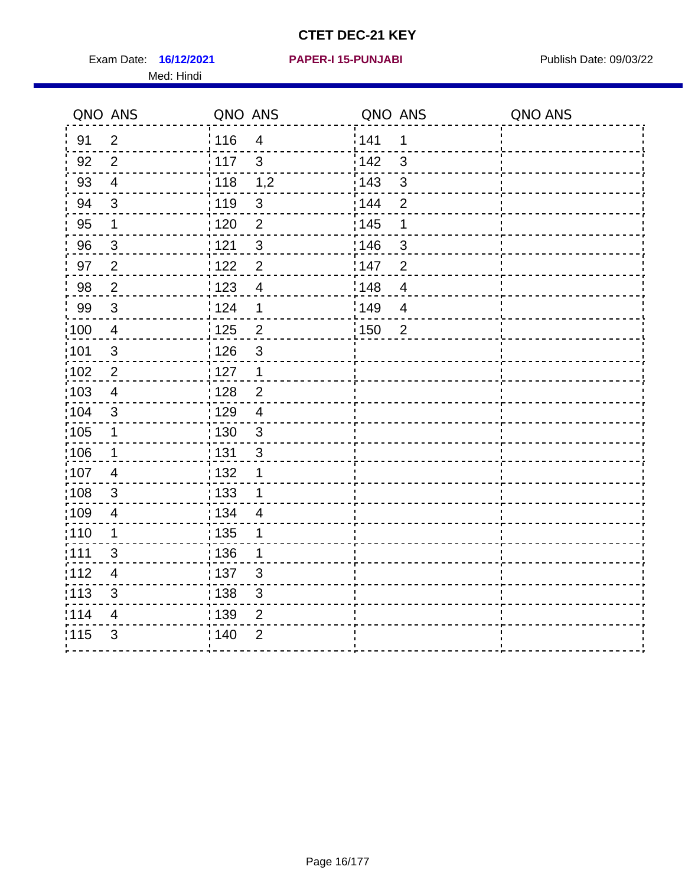# CTET DEC-21 KEY

Exam Date: **16/12/2021** **PAPER-I 15-PUNJABI** Publish Date: 09/03/22

Med: Hindi

| QNO | ANS | QNO | ANS | QNO | ANS | QNO | ANS |
|---|---|---|---|---|---|---|---|
| 91 | 2 | 116 | 4 | 141 | 1 | | |
| 92 | 2 | 117 | 3 | 142 | 3 | | |
| 93 | 4 | 118 | 1,2 | 143 | 3 | | |
| 94 | 3 | 119 | 3 | 144 | 2 | | |
| 95 | 1 | 120 | 2 | 145 | 1 | | |
| 96 | 3 | 121 | 3 | 146 | 3 | | |
| 97 | 2 | 122 | 2 | 147 | 2 | | |
| 98 | 2 | 123 | 4 | 148 | 4 | | |
| 99 | 3 | 124 | 1 | 149 | 4 | | |
| 100 | 4 | 125 | 2 | 150 | 2 | | |
| 101 | 3 | 126 | 3 | | | | |
| 102 | 2 | 127 | 1 | | | | |
| 103 | 4 | 128 | 2 | | | | |
| 104 | 3 | 129 | 4 | | | | |
| 105 | 1 | 130 | 3 | | | | |
| 106 | 1 | 131 | 3 | | | | |
| 107 | 4 | 132 | 1 | | | | |
| 108 | 3 | 133 | 1 | | | | |
| 109 | 4 | 134 | 4 | | | | |
| 110 | 1 | 135 | 1 | | | | |
| 111 | 3 | 136 | 1 | | | | |
| 112 | 4 | 137 | 3 | | | | |
| 113 | 3 | 138 | 3 | | | | |
| 114 | 4 | 139 | 2 | | | | |
| 115 | 3 | 140 | 2 | | | | |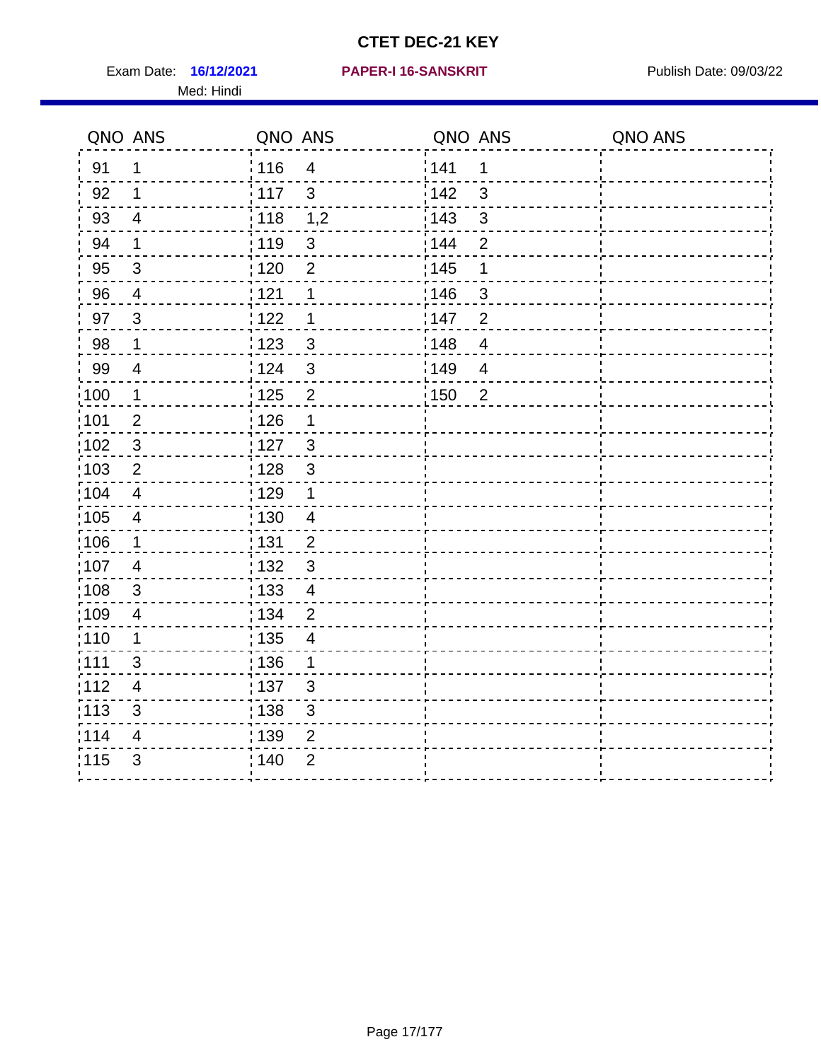# CTET DEC-21 KEY

Exam Date: **16/12/2021** **PAPER-I 16-SANSKRIT** Publish Date: 09/03/22

Med: Hindi

| QNO | ANS | QNO | ANS | QNO | ANS | QNO | ANS |
|---|---|---|---|---|---|---|---|
| 91 | 1 | 116 | 4 | 141 | 1 | | |
| 92 | 1 | 117 | 3 | 142 | 3 | | |
| 93 | 4 | 118 | 1,2 | 143 | 3 | | |
| 94 | 1 | 119 | 3 | 144 | 2 | | |
| 95 | 3 | 120 | 2 | 145 | 1 | | |
| 96 | 4 | 121 | 1 | 146 | 3 | | |
| 97 | 3 | 122 | 1 | 147 | 2 | | |
| 98 | 1 | 123 | 3 | 148 | 4 | | |
| 99 | 4 | 124 | 3 | 149 | 4 | | |
| 100 | 1 | 125 | 2 | 150 | 2 | | |
| 101 | 2 | 126 | 1 | | | | |
| 102 | 3 | 127 | 3 | | | | |
| 103 | 2 | 128 | 3 | | | | |
| 104 | 4 | 129 | 1 | | | | |
| 105 | 4 | 130 | 4 | | | | |
| 106 | 1 | 131 | 2 | | | | |
| 107 | 4 | 132 | 3 | | | | |
| 108 | 3 | 133 | 4 | | | | |
| 109 | 4 | 134 | 2 | | | | |
| 110 | 1 | 135 | 4 | | | | |
| 111 | 3 | 136 | 1 | | | | |
| 112 | 4 | 137 | 3 | | | | |
| 113 | 3 | 138 | 3 | | | | |
| 114 | 4 | 139 | 2 | | | | |
| 115 | 3 | 140 | 2 | | | | |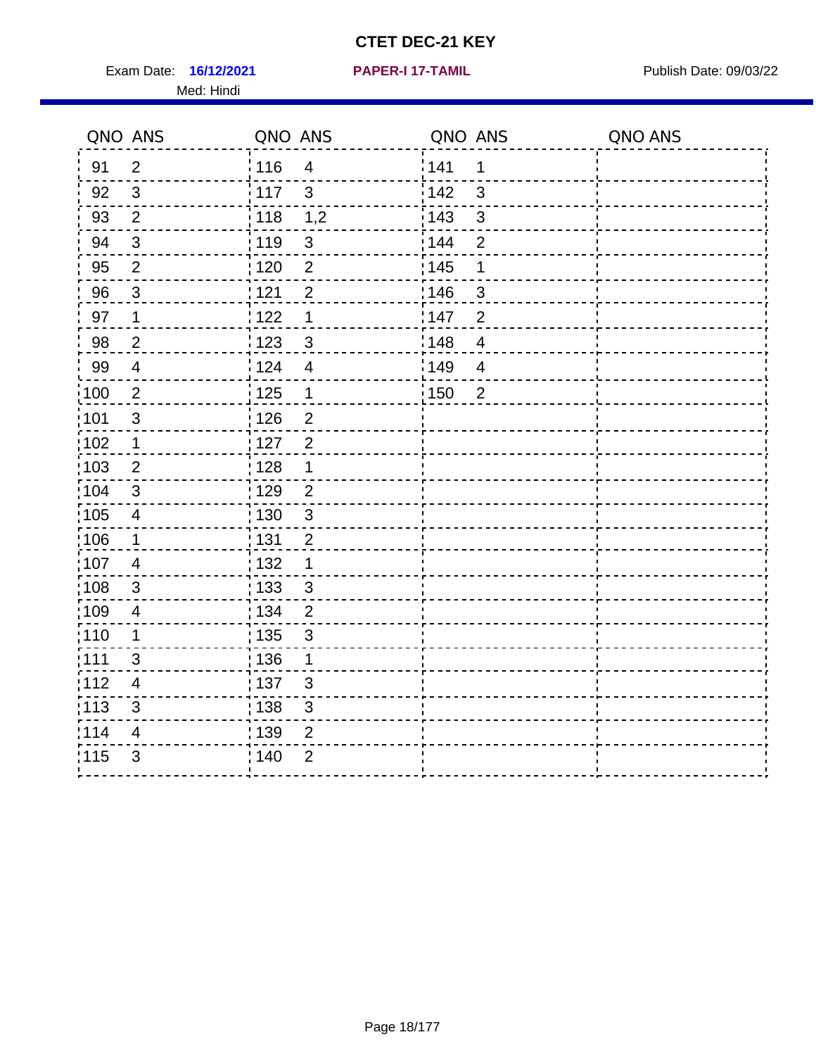# CTET DEC-21 KEY

Exam Date: **16/12/2021** **PAPER-I 17-TAMIL** Publish Date: 09/03/22

Med: Hindi

| QNO | ANS | QNO | ANS | QNO | ANS | QNO | ANS |
|---|---|---|---|---|---|---|---|
| 91 | 2 | 116 | 4 | 141 | 1 | | |
| 92 | 3 | 117 | 3 | 142 | 3 | | |
| 93 | 2 | 118 | 1,2 | 143 | 3 | | |
| 94 | 3 | 119 | 3 | 144 | 2 | | |
| 95 | 2 | 120 | 2 | 145 | 1 | | |
| 96 | 3 | 121 | 2 | 146 | 3 | | |
| 97 | 1 | 122 | 1 | 147 | 2 | | |
| 98 | 2 | 123 | 3 | 148 | 4 | | |
| 99 | 4 | 124 | 4 | 149 | 4 | | |
| 100 | 2 | 125 | 1 | 150 | 2 | | |
| 101 | 3 | 126 | 2 | | | | |
| 102 | 1 | 127 | 2 | | | | |
| 103 | 2 | 128 | 1 | | | | |
| 104 | 3 | 129 | 2 | | | | |
| 105 | 4 | 130 | 3 | | | | |
| 106 | 1 | 131 | 2 | | | | |
| 107 | 4 | 132 | 1 | | | | |
| 108 | 3 | 133 | 3 | | | | |
| 109 | 4 | 134 | 2 | | | | |
| 110 | 1 | 135 | 3 | | | | |
| 111 | 3 | 136 | 1 | | | | |
| 112 | 4 | 137 | 3 | | | | |
| 113 | 3 | 138 | 3 | | | | |
| 114 | 4 | 139 | 2 | | | | |
| 115 | 3 | 140 | 2 | | | | |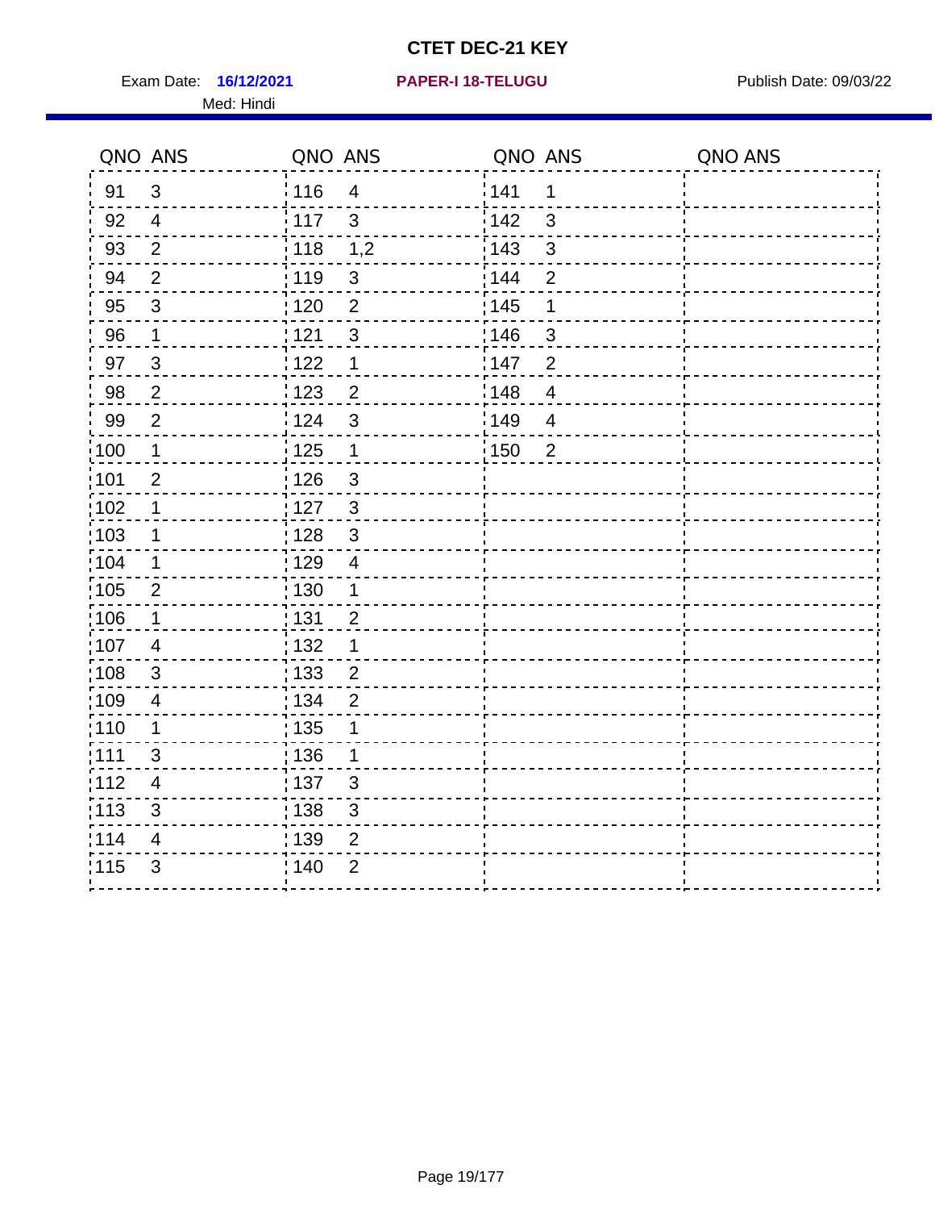# CTET DEC-21 KEY

Exam Date: **16/12/2021** **PAPER-I 18-TELUGU** Publish Date: 09/03/22

Med: Hindi

| QNO | ANS | QNO | ANS | QNO | ANS | QNO | ANS |
|---|---|---|---|---|---|---|---|
| 91 | 3 | 116 | 4 | 141 | 1 | | |
| 92 | 4 | 117 | 3 | 142 | 3 | | |
| 93 | 2 | 118 | 1,2 | 143 | 3 | | |
| 94 | 2 | 119 | 3 | 144 | 2 | | |
| 95 | 3 | 120 | 2 | 145 | 1 | | |
| 96 | 1 | 121 | 3 | 146 | 3 | | |
| 97 | 3 | 122 | 1 | 147 | 2 | | |
| 98 | 2 | 123 | 2 | 148 | 4 | | |
| 99 | 2 | 124 | 3 | 149 | 4 | | |
| 100 | 1 | 125 | 1 | 150 | 2 | | |
| 101 | 2 | 126 | 3 | | | | |
| 102 | 1 | 127 | 3 | | | | |
| 103 | 1 | 128 | 3 | | | | |
| 104 | 1 | 129 | 4 | | | | |
| 105 | 2 | 130 | 1 | | | | |
| 106 | 1 | 131 | 2 | | | | |
| 107 | 4 | 132 | 1 | | | | |
| 108 | 3 | 133 | 2 | | | | |
| 109 | 4 | 134 | 2 | | | | |
| 110 | 1 | 135 | 1 | | | | |
| 111 | 3 | 136 | 1 | | | | |
| 112 | 4 | 137 | 3 | | | | |
| 113 | 3 | 138 | 3 | | | | |
| 114 | 4 | 139 | 2 | | | | |
| 115 | 3 | 140 | 2 | | | | |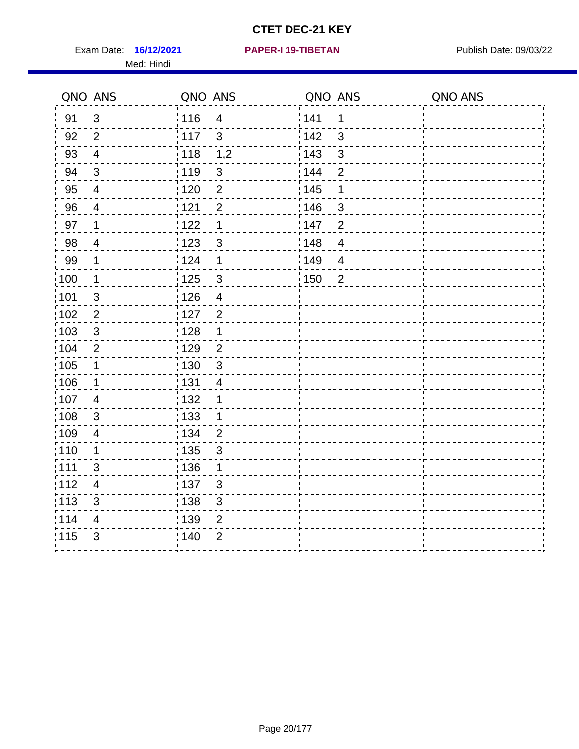# CTET DEC-21 KEY

Exam Date: **16/12/2021** **PAPER-I 19-TIBETAN** Publish Date: 09/03/22

Med: Hindi

| QNO | ANS | QNO | ANS | QNO | ANS | QNO | ANS |
|---|---|---|---|---|---|---|---|
| 91 | 3 | 116 | 4 | 141 | 1 | | |
| 92 | 2 | 117 | 3 | 142 | 3 | | |
| 93 | 4 | 118 | 1,2 | 143 | 3 | | |
| 94 | 3 | 119 | 3 | 144 | 2 | | |
| 95 | 4 | 120 | 2 | 145 | 1 | | |
| 96 | 4 | 121 | 2 | 146 | 3 | | |
| 97 | 1 | 122 | 1 | 147 | 2 | | |
| 98 | 4 | 123 | 3 | 148 | 4 | | |
| 99 | 1 | 124 | 1 | 149 | 4 | | |
| 100 | 1 | 125 | 3 | 150 | 2 | | |
| 101 | 3 | 126 | 4 | | | | |
| 102 | 2 | 127 | 2 | | | | |
| 103 | 3 | 128 | 1 | | | | |
| 104 | 2 | 129 | 2 | | | | |
| 105 | 1 | 130 | 3 | | | | |
| 106 | 1 | 131 | 4 | | | | |
| 107 | 4 | 132 | 1 | | | | |
| 108 | 3 | 133 | 1 | | | | |
| 109 | 4 | 134 | 2 | | | | |
| 110 | 1 | 135 | 3 | | | | |
| 111 | 3 | 136 | 1 | | | | |
| 112 | 4 | 137 | 3 | | | | |
| 113 | 3 | 138 | 3 | | | | |
| 114 | 4 | 139 | 2 | | | | |
| 115 | 3 | 140 | 2 | | | | |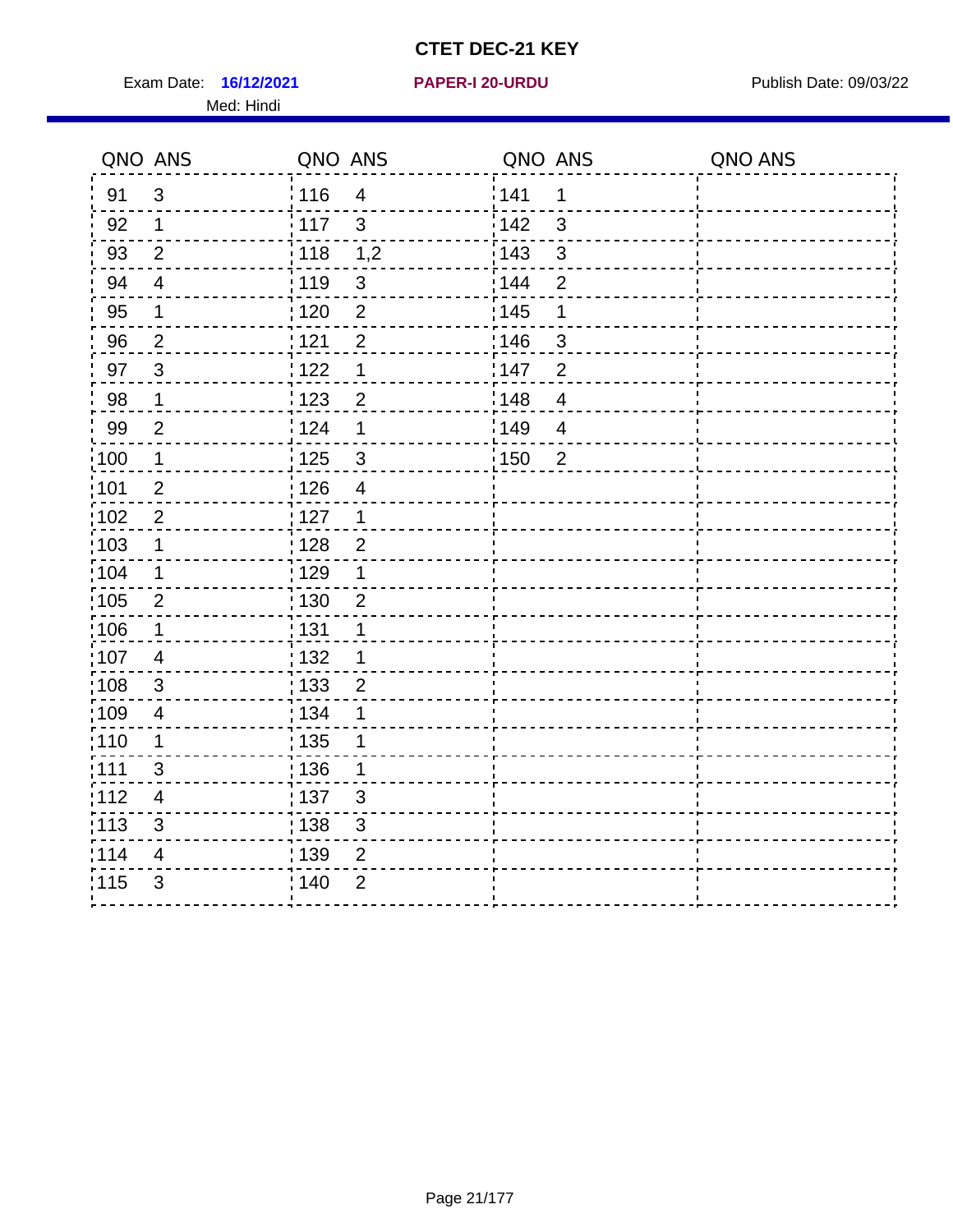# CTET DEC-21 KEY

Exam Date: **16/12/2021** **PAPER-I 20-URDU** Publish Date: 09/03/22

Med: Hindi

| QNO | ANS | QNO | ANS | QNO | ANS | QNO | ANS |
|---|---|---|---|---|---|---|---|
| 91 | 3 | 116 | 4 | 141 | 1 | | |
| 92 | 1 | 117 | 3 | 142 | 3 | | |
| 93 | 2 | 118 | 1,2 | 143 | 3 | | |
| 94 | 4 | 119 | 3 | 144 | 2 | | |
| 95 | 1 | 120 | 2 | 145 | 1 | | |
| 96 | 2 | 121 | 2 | 146 | 3 | | |
| 97 | 3 | 122 | 1 | 147 | 2 | | |
| 98 | 1 | 123 | 2 | 148 | 4 | | |
| 99 | 2 | 124 | 1 | 149 | 4 | | |
| 100 | 1 | 125 | 3 | 150 | 2 | | |
| 101 | 2 | 126 | 4 | | | | |
| 102 | 2 | 127 | 1 | | | | |
| 103 | 1 | 128 | 2 | | | | |
| 104 | 1 | 129 | 1 | | | | |
| 105 | 2 | 130 | 2 | | | | |
| 106 | 1 | 131 | 1 | | | | |
| 107 | 4 | 132 | 1 | | | | |
| 108 | 3 | 133 | 2 | | | | |
| 109 | 4 | 134 | 1 | | | | |
| 110 | 1 | 135 | 1 | | | | |
| 111 | 3 | 136 | 1 | | | | |
| 112 | 4 | 137 | 3 | | | | |
| 113 | 3 | 138 | 3 | | | | |
| 114 | 4 | 139 | 2 | | | | |
| 115 | 3 | 140 | 2 | | | | |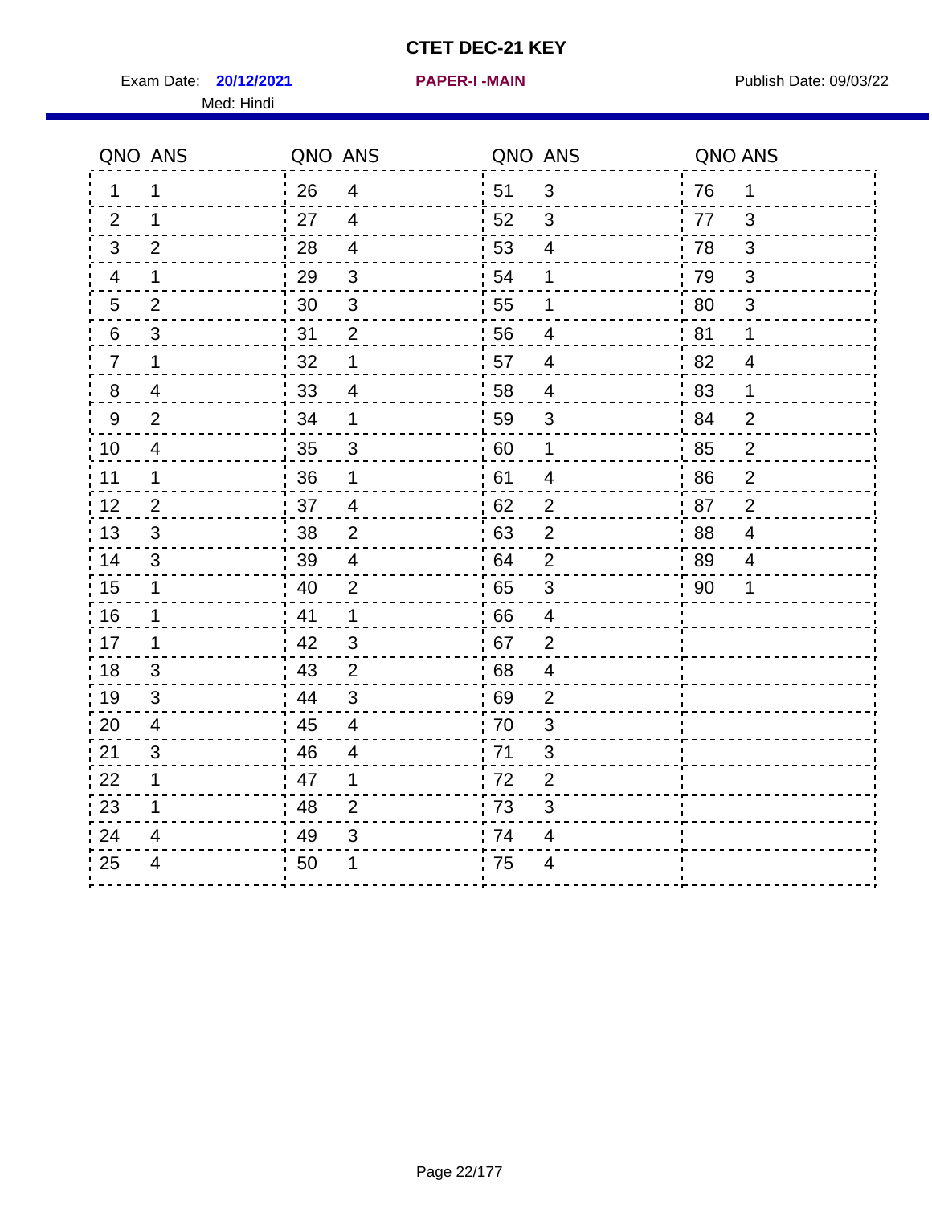# CTET DEC-21 KEY

Exam Date: **20/12/2021** **PAPER-I -MAIN** Publish Date: 09/03/22

Med: Hindi

| QNO | ANS | QNO | ANS | QNO | ANS | QNO | ANS |
|---|---|---|---|---|---|---|---|
| 1 | 1 | 26 | 4 | 51 | 3 | 76 | 1 |
| 2 | 1 | 27 | 4 | 52 | 3 | 77 | 3 |
| 3 | 2 | 28 | 4 | 53 | 4 | 78 | 3 |
| 4 | 1 | 29 | 3 | 54 | 1 | 79 | 3 |
| 5 | 2 | 30 | 3 | 55 | 1 | 80 | 3 |
| 6 | 3 | 31 | 2 | 56 | 4 | 81 | 1 |
| 7 | 1 | 32 | 1 | 57 | 4 | 82 | 4 |
| 8 | 4 | 33 | 4 | 58 | 4 | 83 | 1 |
| 9 | 2 | 34 | 1 | 59 | 3 | 84 | 2 |
| 10 | 4 | 35 | 3 | 60 | 1 | 85 | 2 |
| 11 | 1 | 36 | 1 | 61 | 4 | 86 | 2 |
| 12 | 2 | 37 | 4 | 62 | 2 | 87 | 2 |
| 13 | 3 | 38 | 2 | 63 | 2 | 88 | 4 |
| 14 | 3 | 39 | 4 | 64 | 2 | 89 | 4 |
| 15 | 1 | 40 | 2 | 65 | 3 | 90 | 1 |
| 16 | 1 | 41 | 1 | 66 | 4 | | |
| 17 | 1 | 42 | 3 | 67 | 2 | | |
| 18 | 3 | 43 | 2 | 68 | 4 | | |
| 19 | 3 | 44 | 3 | 69 | 2 | | |
| 20 | 4 | 45 | 4 | 70 | 3 | | |
| 21 | 3 | 46 | 4 | 71 | 3 | | |
| 22 | 1 | 47 | 1 | 72 | 2 | | |
| 23 | 1 | 48 | 2 | 73 | 3 | | |
| 24 | 4 | 49 | 3 | 74 | 4 | | |
| 25 | 4 | 50 | 1 | 75 | 4 | | |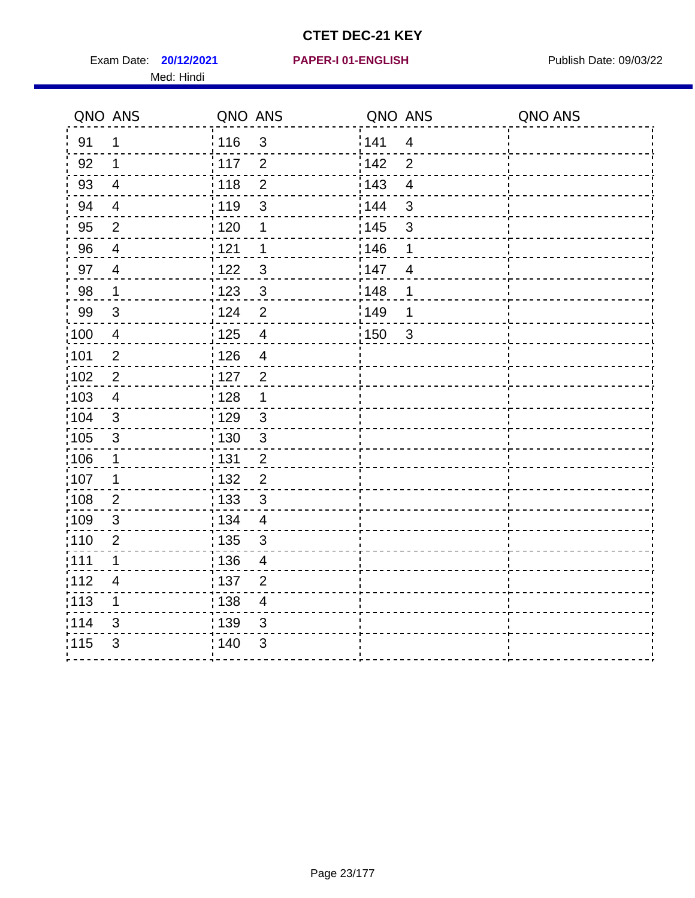# CTET DEC-21 KEY

Exam Date: **20/12/2021** **PAPER-I 01-ENGLISH** Publish Date: 09/03/22

Med: Hindi

| QNO | ANS | QNO | ANS | QNO | ANS | QNO | ANS |
|---|---|---|---|---|---|---|---|
| 91 | 1 | 116 | 3 | 141 | 4 | | |
| 92 | 1 | 117 | 2 | 142 | 2 | | |
| 93 | 4 | 118 | 2 | 143 | 4 | | |
| 94 | 4 | 119 | 3 | 144 | 3 | | |
| 95 | 2 | 120 | 1 | 145 | 3 | | |
| 96 | 4 | 121 | 1 | 146 | 1 | | |
| 97 | 4 | 122 | 3 | 147 | 4 | | |
| 98 | 1 | 123 | 3 | 148 | 1 | | |
| 99 | 3 | 124 | 2 | 149 | 1 | | |
| 100 | 4 | 125 | 4 | 150 | 3 | | |
| 101 | 2 | 126 | 4 | | | | |
| 102 | 2 | 127 | 2 | | | | |
| 103 | 4 | 128 | 1 | | | | |
| 104 | 3 | 129 | 3 | | | | |
| 105 | 3 | 130 | 3 | | | | |
| 106 | 1 | 131 | 2 | | | | |
| 107 | 1 | 132 | 2 | | | | |
| 108 | 2 | 133 | 3 | | | | |
| 109 | 3 | 134 | 4 | | | | |
| 110 | 2 | 135 | 3 | | | | |
| 111 | 1 | 136 | 4 | | | | |
| 112 | 4 | 137 | 2 | | | | |
| 113 | 1 | 138 | 4 | | | | |
| 114 | 3 | 139 | 3 | | | | |
| 115 | 3 | 140 | 3 | | | | |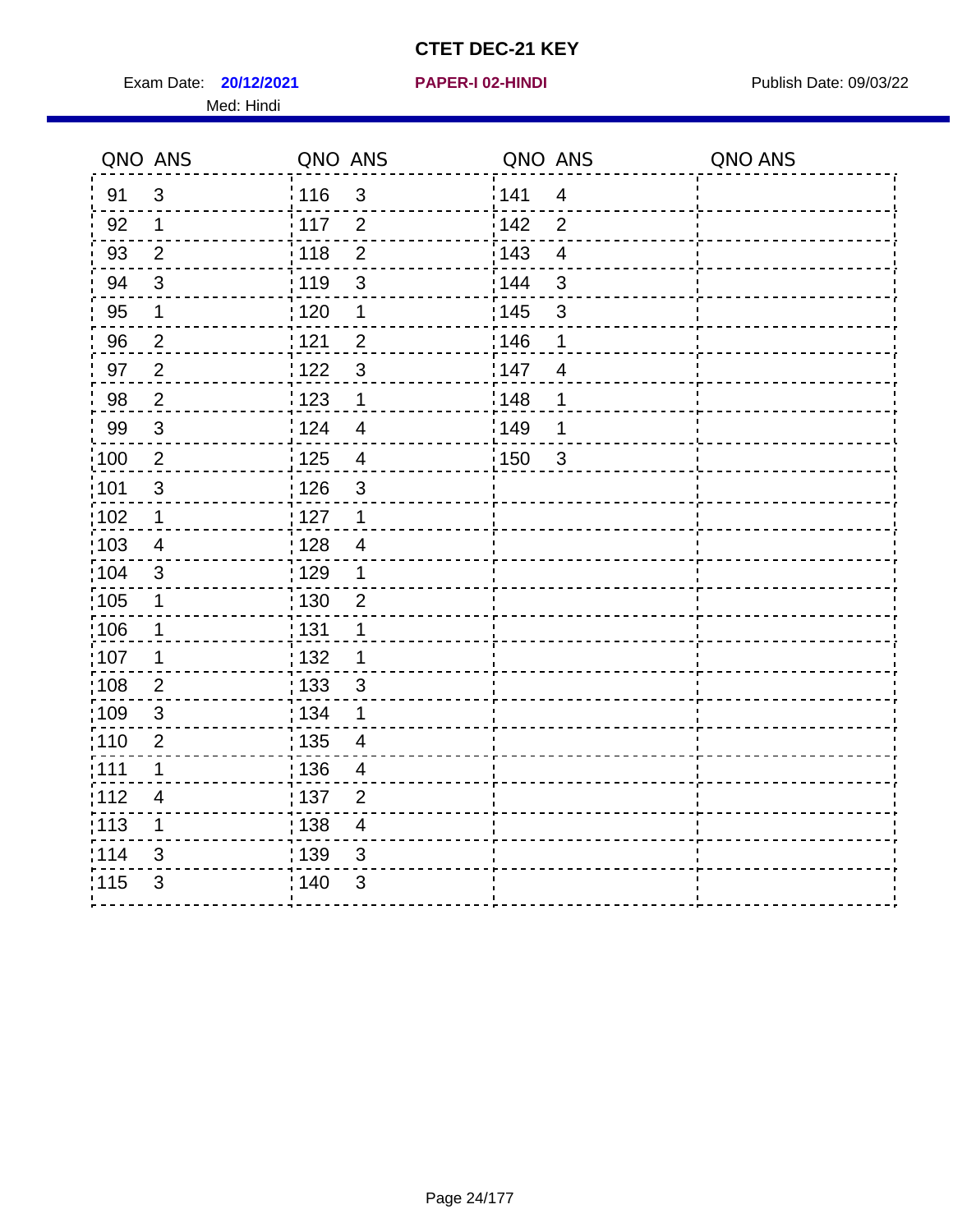# CTET DEC-21 KEY

Exam Date: **20/12/2021** **PAPER-I 02-HINDI** Publish Date: 09/03/22

Med: Hindi

| QNO | ANS | QNO | ANS | QNO | ANS | QNO | ANS |
|---|---|---|---|---|---|---|---|
| 91 | 3 | 116 | 3 | 141 | 4 | | |
| 92 | 1 | 117 | 2 | 142 | 2 | | |
| 93 | 2 | 118 | 2 | 143 | 4 | | |
| 94 | 3 | 119 | 3 | 144 | 3 | | |
| 95 | 1 | 120 | 1 | 145 | 3 | | |
| 96 | 2 | 121 | 2 | 146 | 1 | | |
| 97 | 2 | 122 | 3 | 147 | 4 | | |
| 98 | 2 | 123 | 1 | 148 | 1 | | |
| 99 | 3 | 124 | 4 | 149 | 1 | | |
| 100 | 2 | 125 | 4 | 150 | 3 | | |
| 101 | 3 | 126 | 3 | | | | |
| 102 | 1 | 127 | 1 | | | | |
| 103 | 4 | 128 | 4 | | | | |
| 104 | 3 | 129 | 1 | | | | |
| 105 | 1 | 130 | 2 | | | | |
| 106 | 1 | 131 | 1 | | | | |
| 107 | 1 | 132 | 1 | | | | |
| 108 | 2 | 133 | 3 | | | | |
| 109 | 3 | 134 | 1 | | | | |
| 110 | 2 | 135 | 4 | | | | |
| 111 | 1 | 136 | 4 | | | | |
| 112 | 4 | 137 | 2 | | | | |
| 113 | 1 | 138 | 4 | | | | |
| 114 | 3 | 139 | 3 | | | | |
| 115 | 3 | 140 | 3 | | | | |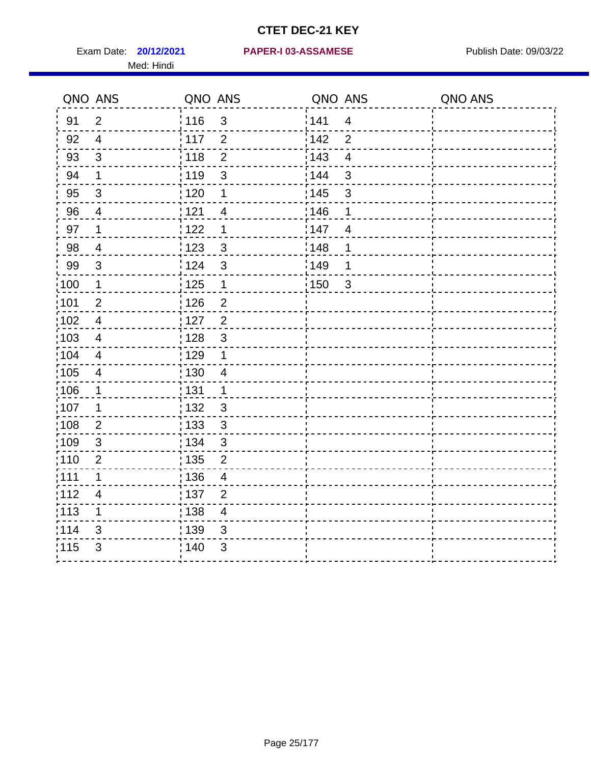# CTET DEC-21 KEY

Exam Date: **20/12/2021** **PAPER-I 03-ASSAMESE** Publish Date: 09/03/22

Med: Hindi

| QNO | ANS | QNO | ANS | QNO | ANS | QNO | ANS |
|---|---|---|---|---|---|---|---|
| 91 | 2 | 116 | 3 | 141 | 4 | | |
| 92 | 4 | 117 | 2 | 142 | 2 | | |
| 93 | 3 | 118 | 2 | 143 | 4 | | |
| 94 | 1 | 119 | 3 | 144 | 3 | | |
| 95 | 3 | 120 | 1 | 145 | 3 | | |
| 96 | 4 | 121 | 4 | 146 | 1 | | |
| 97 | 1 | 122 | 1 | 147 | 4 | | |
| 98 | 4 | 123 | 3 | 148 | 1 | | |
| 99 | 3 | 124 | 3 | 149 | 1 | | |
| 100 | 1 | 125 | 1 | 150 | 3 | | |
| 101 | 2 | 126 | 2 | | | | |
| 102 | 4 | 127 | 2 | | | | |
| 103 | 4 | 128 | 3 | | | | |
| 104 | 4 | 129 | 1 | | | | |
| 105 | 4 | 130 | 4 | | | | |
| 106 | 1 | 131 | 1 | | | | |
| 107 | 1 | 132 | 3 | | | | |
| 108 | 2 | 133 | 3 | | | | |
| 109 | 3 | 134 | 3 | | | | |
| 110 | 2 | 135 | 2 | | | | |
| 111 | 1 | 136 | 4 | | | | |
| 112 | 4 | 137 | 2 | | | | |
| 113 | 1 | 138 | 4 | | | | |
| 114 | 3 | 139 | 3 | | | | |
| 115 | 3 | 140 | 3 | | | | |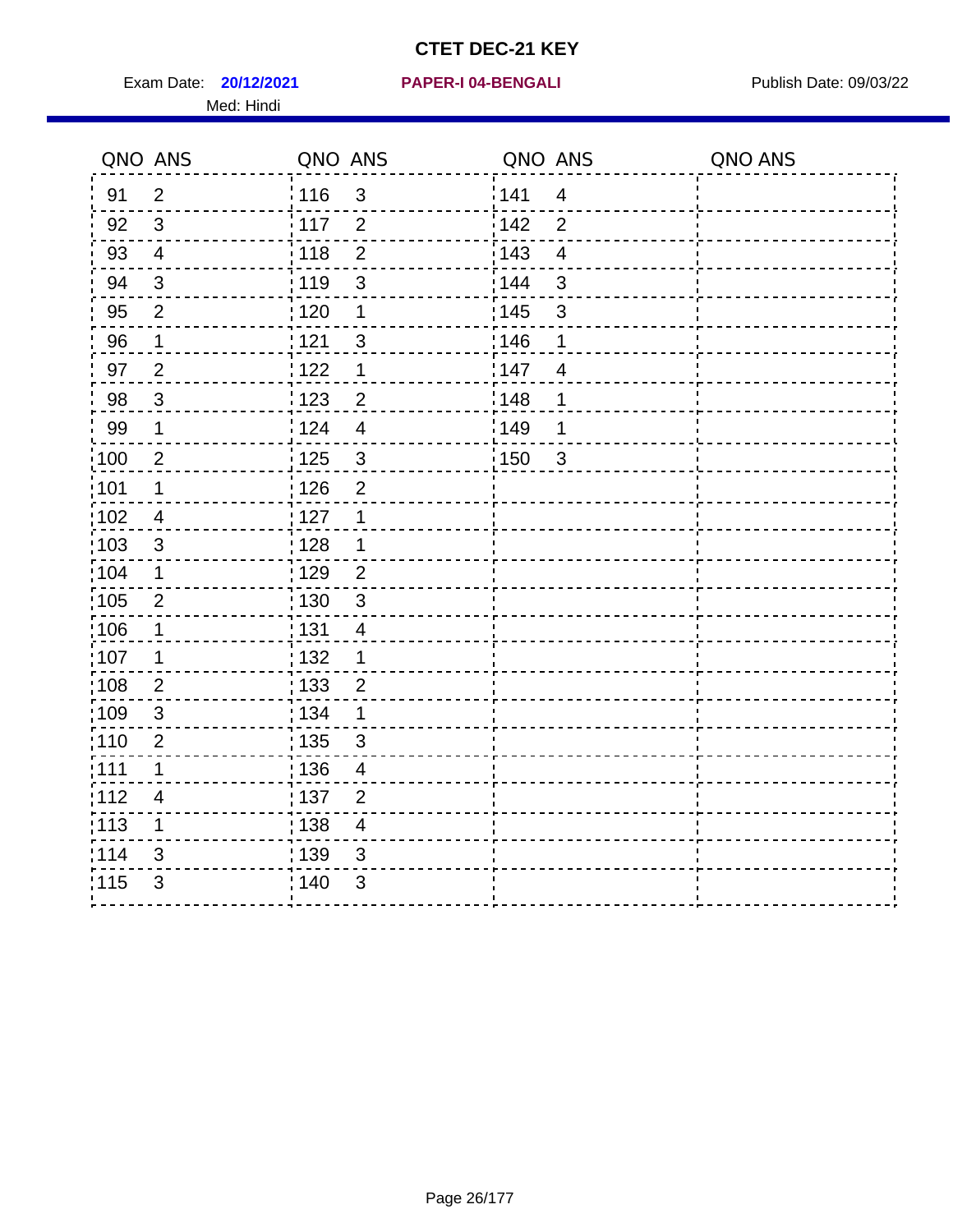# CTET DEC-21 KEY

Exam Date: **20/12/2021** **PAPER-I 04-BENGALI** Publish Date: 09/03/22

Med: Hindi

| QNO | ANS | QNO | ANS | QNO | ANS | QNO | ANS |
|---|---|---|---|---|---|---|---|
| 91 | 2 | 116 | 3 | 141 | 4 | | |
| 92 | 3 | 117 | 2 | 142 | 2 | | |
| 93 | 4 | 118 | 2 | 143 | 4 | | |
| 94 | 3 | 119 | 3 | 144 | 3 | | |
| 95 | 2 | 120 | 1 | 145 | 3 | | |
| 96 | 1 | 121 | 3 | 146 | 1 | | |
| 97 | 2 | 122 | 1 | 147 | 4 | | |
| 98 | 3 | 123 | 2 | 148 | 1 | | |
| 99 | 1 | 124 | 4 | 149 | 1 | | |
| 100 | 2 | 125 | 3 | 150 | 3 | | |
| 101 | 1 | 126 | 2 | | | | |
| 102 | 4 | 127 | 1 | | | | |
| 103 | 3 | 128 | 1 | | | | |
| 104 | 1 | 129 | 2 | | | | |
| 105 | 2 | 130 | 3 | | | | |
| 106 | 1 | 131 | 4 | | | | |
| 107 | 1 | 132 | 1 | | | | |
| 108 | 2 | 133 | 2 | | | | |
| 109 | 3 | 134 | 1 | | | | |
| 110 | 2 | 135 | 3 | | | | |
| 111 | 1 | 136 | 4 | | | | |
| 112 | 4 | 137 | 2 | | | | |
| 113 | 1 | 138 | 4 | | | | |
| 114 | 3 | 139 | 3 | | | | |
| 115 | 3 | 140 | 3 | | | | |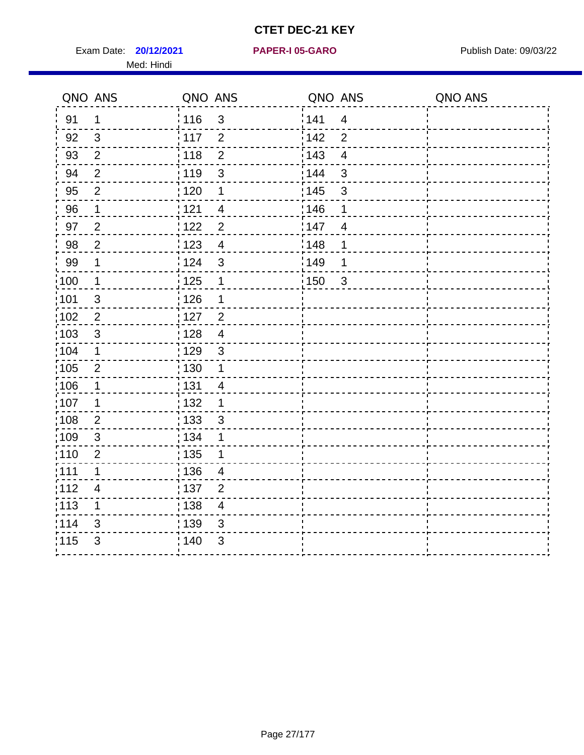# CTET DEC-21 KEY

Exam Date: **20/12/2021** **PAPER-I 05-GARO** Publish Date: 09/03/22

Med: Hindi

| QNO | ANS | QNO | ANS | QNO | ANS | QNO | ANS |
|---|---|---|---|---|---|---|---|
| 91 | 1 | 116 | 3 | 141 | 4 | | |
| 92 | 3 | 117 | 2 | 142 | 2 | | |
| 93 | 2 | 118 | 2 | 143 | 4 | | |
| 94 | 2 | 119 | 3 | 144 | 3 | | |
| 95 | 2 | 120 | 1 | 145 | 3 | | |
| 96 | 1 | 121 | 4 | 146 | 1 | | |
| 97 | 2 | 122 | 2 | 147 | 4 | | |
| 98 | 2 | 123 | 4 | 148 | 1 | | |
| 99 | 1 | 124 | 3 | 149 | 1 | | |
| 100 | 1 | 125 | 1 | 150 | 3 | | |
| 101 | 3 | 126 | 1 | | | | |
| 102 | 2 | 127 | 2 | | | | |
| 103 | 3 | 128 | 4 | | | | |
| 104 | 1 | 129 | 3 | | | | |
| 105 | 2 | 130 | 1 | | | | |
| 106 | 1 | 131 | 4 | | | | |
| 107 | 1 | 132 | 1 | | | | |
| 108 | 2 | 133 | 3 | | | | |
| 109 | 3 | 134 | 1 | | | | |
| 110 | 2 | 135 | 1 | | | | |
| 111 | 1 | 136 | 4 | | | | |
| 112 | 4 | 137 | 2 | | | | |
| 113 | 1 | 138 | 4 | | | | |
| 114 | 3 | 139 | 3 | | | | |
| 115 | 3 | 140 | 3 | | | | |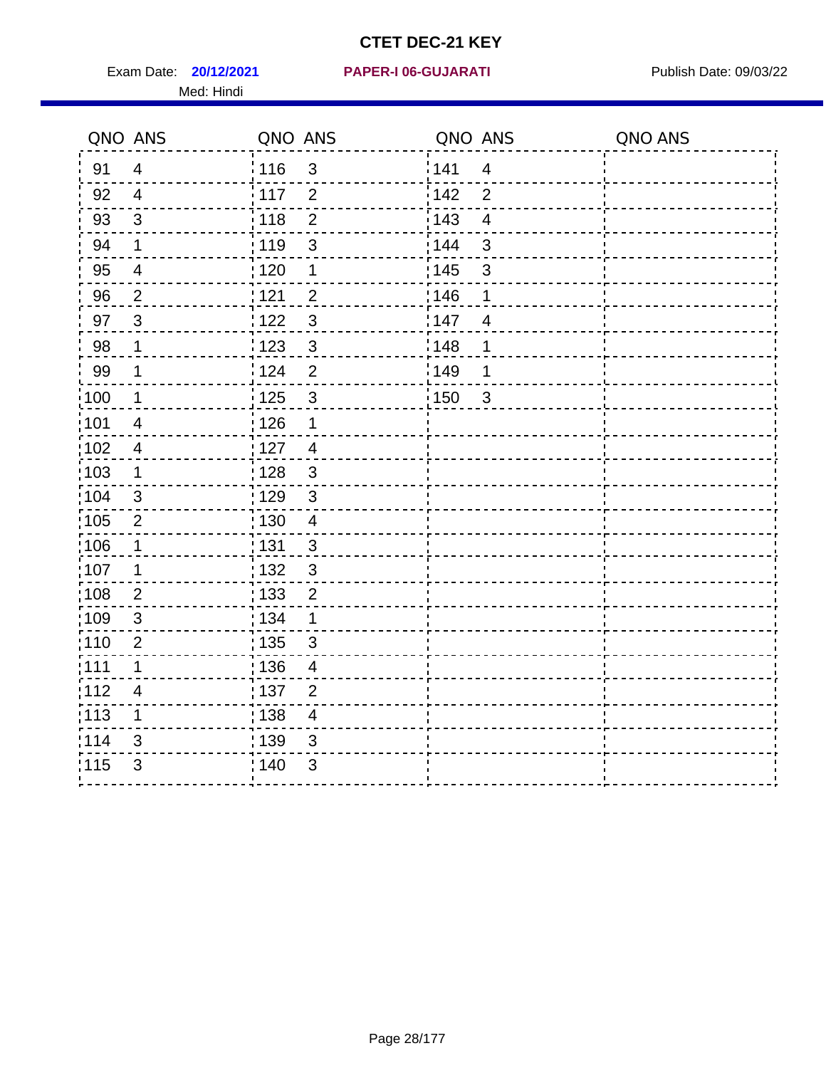# CTET DEC-21 KEY

Exam Date: **20/12/2021** **PAPER-I 06-GUJARATI** Publish Date: 09/03/22

Med: Hindi

| QNO | ANS | QNO | ANS | QNO | ANS | QNO | ANS |
|---|---|---|---|---|---|---|---|
| 91 | 4 | 116 | 3 | 141 | 4 | | |
| 92 | 4 | 117 | 2 | 142 | 2 | | |
| 93 | 3 | 118 | 2 | 143 | 4 | | |
| 94 | 1 | 119 | 3 | 144 | 3 | | |
| 95 | 4 | 120 | 1 | 145 | 3 | | |
| 96 | 2 | 121 | 2 | 146 | 1 | | |
| 97 | 3 | 122 | 3 | 147 | 4 | | |
| 98 | 1 | 123 | 3 | 148 | 1 | | |
| 99 | 1 | 124 | 2 | 149 | 1 | | |
| 100 | 1 | 125 | 3 | 150 | 3 | | |
| 101 | 4 | 126 | 1 | | | | |
| 102 | 4 | 127 | 4 | | | | |
| 103 | 1 | 128 | 3 | | | | |
| 104 | 3 | 129 | 3 | | | | |
| 105 | 2 | 130 | 4 | | | | |
| 106 | 1 | 131 | 3 | | | | |
| 107 | 1 | 132 | 3 | | | | |
| 108 | 2 | 133 | 2 | | | | |
| 109 | 3 | 134 | 1 | | | | |
| 110 | 2 | 135 | 3 | | | | |
| 111 | 1 | 136 | 4 | | | | |
| 112 | 4 | 137 | 2 | | | | |
| 113 | 1 | 138 | 4 | | | | |
| 114 | 3 | 139 | 3 | | | | |
| 115 | 3 | 140 | 3 | | | | |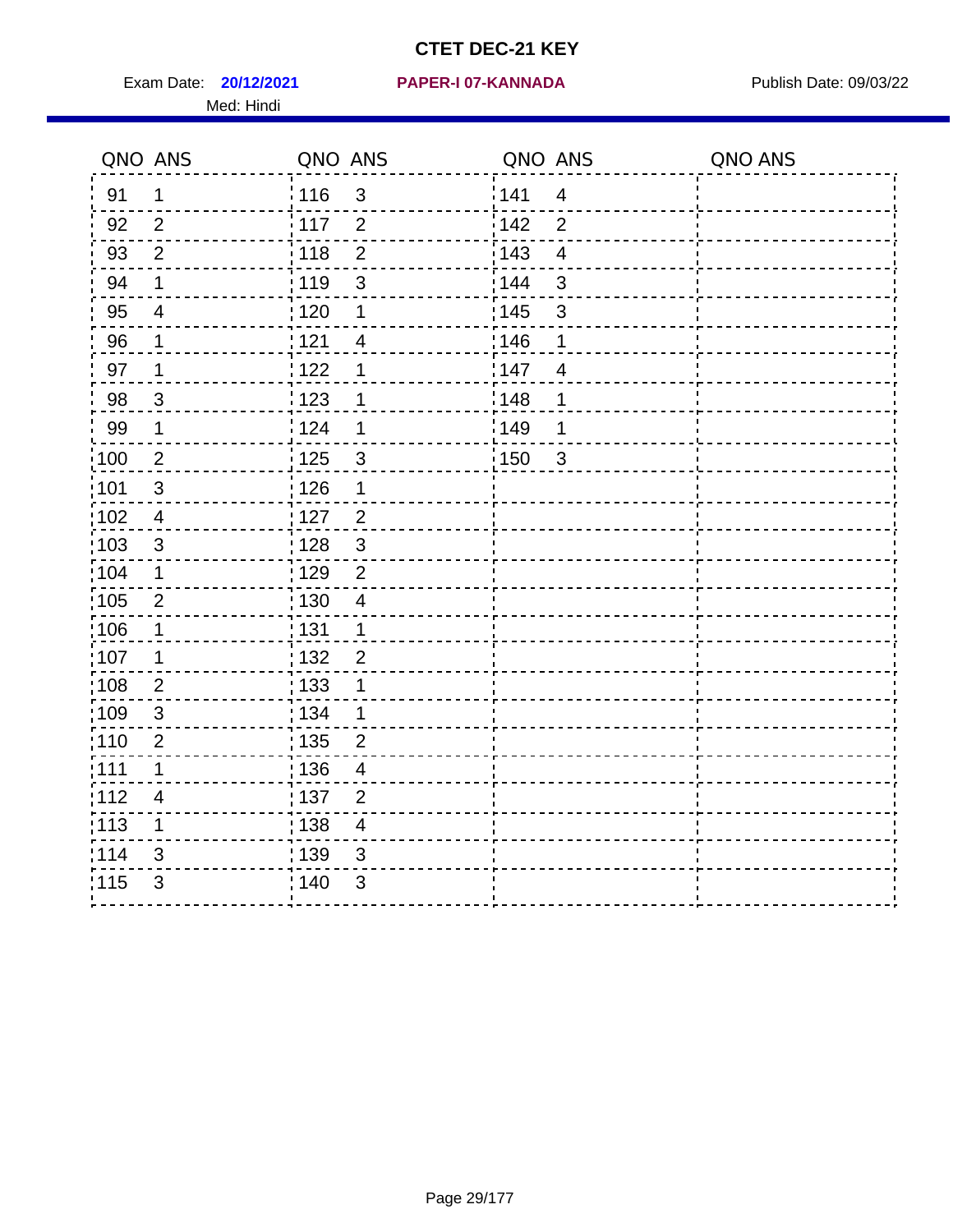# CTET DEC-21 KEY

Exam Date: **20/12/2021** **PAPER-I 07-KANNADA** Publish Date: 09/03/22

Med: Hindi

| QNO | ANS | QNO | ANS | QNO | ANS | QNO | ANS |
|---|---|---|---|---|---|---|---|
| 91 | 1 | 116 | 3 | 141 | 4 | | |
| 92 | 2 | 117 | 2 | 142 | 2 | | |
| 93 | 2 | 118 | 2 | 143 | 4 | | |
| 94 | 1 | 119 | 3 | 144 | 3 | | |
| 95 | 4 | 120 | 1 | 145 | 3 | | |
| 96 | 1 | 121 | 4 | 146 | 1 | | |
| 97 | 1 | 122 | 1 | 147 | 4 | | |
| 98 | 3 | 123 | 1 | 148 | 1 | | |
| 99 | 1 | 124 | 1 | 149 | 1 | | |
| 100 | 2 | 125 | 3 | 150 | 3 | | |
| 101 | 3 | 126 | 1 | | | | |
| 102 | 4 | 127 | 2 | | | | |
| 103 | 3 | 128 | 3 | | | | |
| 104 | 1 | 129 | 2 | | | | |
| 105 | 2 | 130 | 4 | | | | |
| 106 | 1 | 131 | 1 | | | | |
| 107 | 1 | 132 | 2 | | | | |
| 108 | 2 | 133 | 1 | | | | |
| 109 | 3 | 134 | 1 | | | | |
| 110 | 2 | 135 | 2 | | | | |
| 111 | 1 | 136 | 4 | | | | |
| 112 | 4 | 137 | 2 | | | | |
| 113 | 1 | 138 | 4 | | | | |
| 114 | 3 | 139 | 3 | | | | |
| 115 | 3 | 140 | 3 | | | | |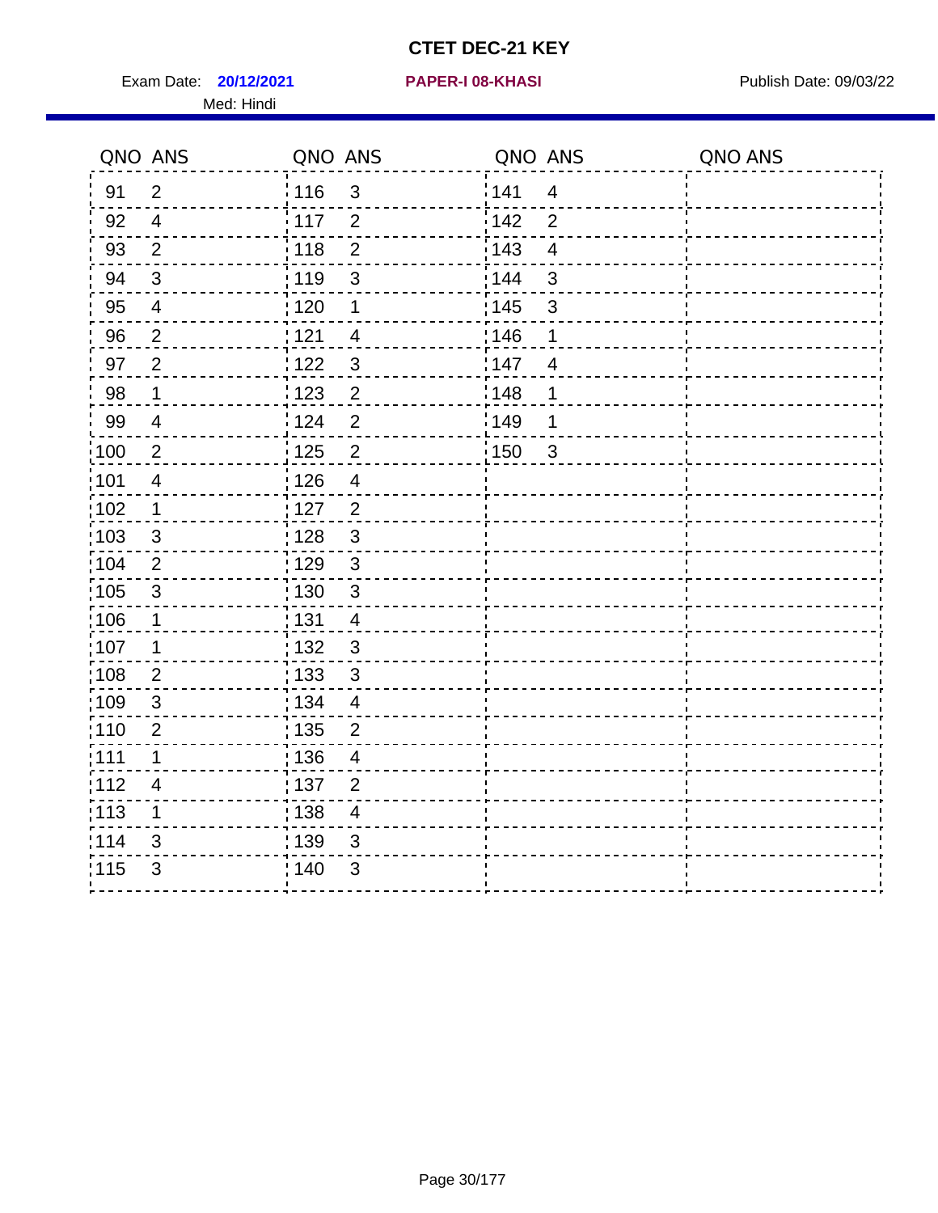# CTET DEC-21 KEY

Exam Date: **20/12/2021** **PAPER-I 08-KHASI** Publish Date: 09/03/22

Med: Hindi

| QNO | ANS | QNO | ANS | QNO | ANS | QNO | ANS |
|---|---|---|---|---|---|---|---|
| 91 | 2 | 116 | 3 | 141 | 4 | | |
| 92 | 4 | 117 | 2 | 142 | 2 | | |
| 93 | 2 | 118 | 2 | 143 | 4 | | |
| 94 | 3 | 119 | 3 | 144 | 3 | | |
| 95 | 4 | 120 | 1 | 145 | 3 | | |
| 96 | 2 | 121 | 4 | 146 | 1 | | |
| 97 | 2 | 122 | 3 | 147 | 4 | | |
| 98 | 1 | 123 | 2 | 148 | 1 | | |
| 99 | 4 | 124 | 2 | 149 | 1 | | |
| 100 | 2 | 125 | 2 | 150 | 3 | | |
| 101 | 4 | 126 | 4 | | | | |
| 102 | 1 | 127 | 2 | | | | |
| 103 | 3 | 128 | 3 | | | | |
| 104 | 2 | 129 | 3 | | | | |
| 105 | 3 | 130 | 3 | | | | |
| 106 | 1 | 131 | 4 | | | | |
| 107 | 1 | 132 | 3 | | | | |
| 108 | 2 | 133 | 3 | | | | |
| 109 | 3 | 134 | 4 | | | | |
| 110 | 2 | 135 | 2 | | | | |
| 111 | 1 | 136 | 4 | | | | |
| 112 | 4 | 137 | 2 | | | | |
| 113 | 1 | 138 | 4 | | | | |
| 114 | 3 | 139 | 3 | | | | |
| 115 | 3 | 140 | 3 | | | | |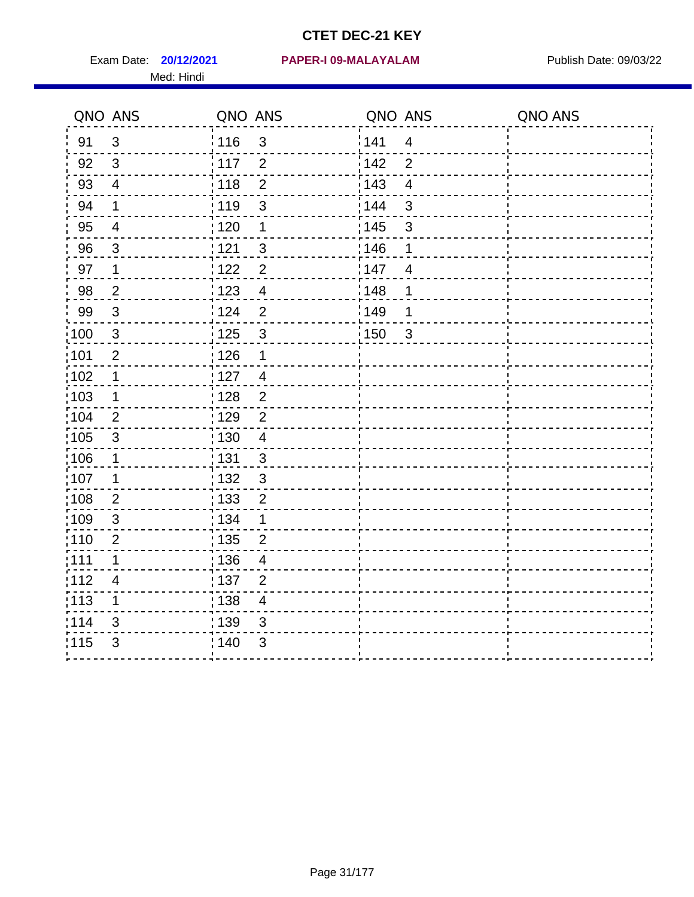# CTET DEC-21 KEY

Exam Date: **20/12/2021** **PAPER-I 09-MALAYALAM** Publish Date: 09/03/22

Med: Hindi

| QNO | ANS | QNO | ANS | QNO | ANS | QNO | ANS |
|---|---|---|---|---|---|---|---|
| 91 | 3 | 116 | 3 | 141 | 4 | | |
| 92 | 3 | 117 | 2 | 142 | 2 | | |
| 93 | 4 | 118 | 2 | 143 | 4 | | |
| 94 | 1 | 119 | 3 | 144 | 3 | | |
| 95 | 4 | 120 | 1 | 145 | 3 | | |
| 96 | 3 | 121 | 3 | 146 | 1 | | |
| 97 | 1 | 122 | 2 | 147 | 4 | | |
| 98 | 2 | 123 | 4 | 148 | 1 | | |
| 99 | 3 | 124 | 2 | 149 | 1 | | |
| 100 | 3 | 125 | 3 | 150 | 3 | | |
| 101 | 2 | 126 | 1 | | | | |
| 102 | 1 | 127 | 4 | | | | |
| 103 | 1 | 128 | 2 | | | | |
| 104 | 2 | 129 | 2 | | | | |
| 105 | 3 | 130 | 4 | | | | |
| 106 | 1 | 131 | 3 | | | | |
| 107 | 1 | 132 | 3 | | | | |
| 108 | 2 | 133 | 2 | | | | |
| 109 | 3 | 134 | 1 | | | | |
| 110 | 2 | 135 | 2 | | | | |
| 111 | 1 | 136 | 4 | | | | |
| 112 | 4 | 137 | 2 | | | | |
| 113 | 1 | 138 | 4 | | | | |
| 114 | 3 | 139 | 3 | | | | |
| 115 | 3 | 140 | 3 | | | | |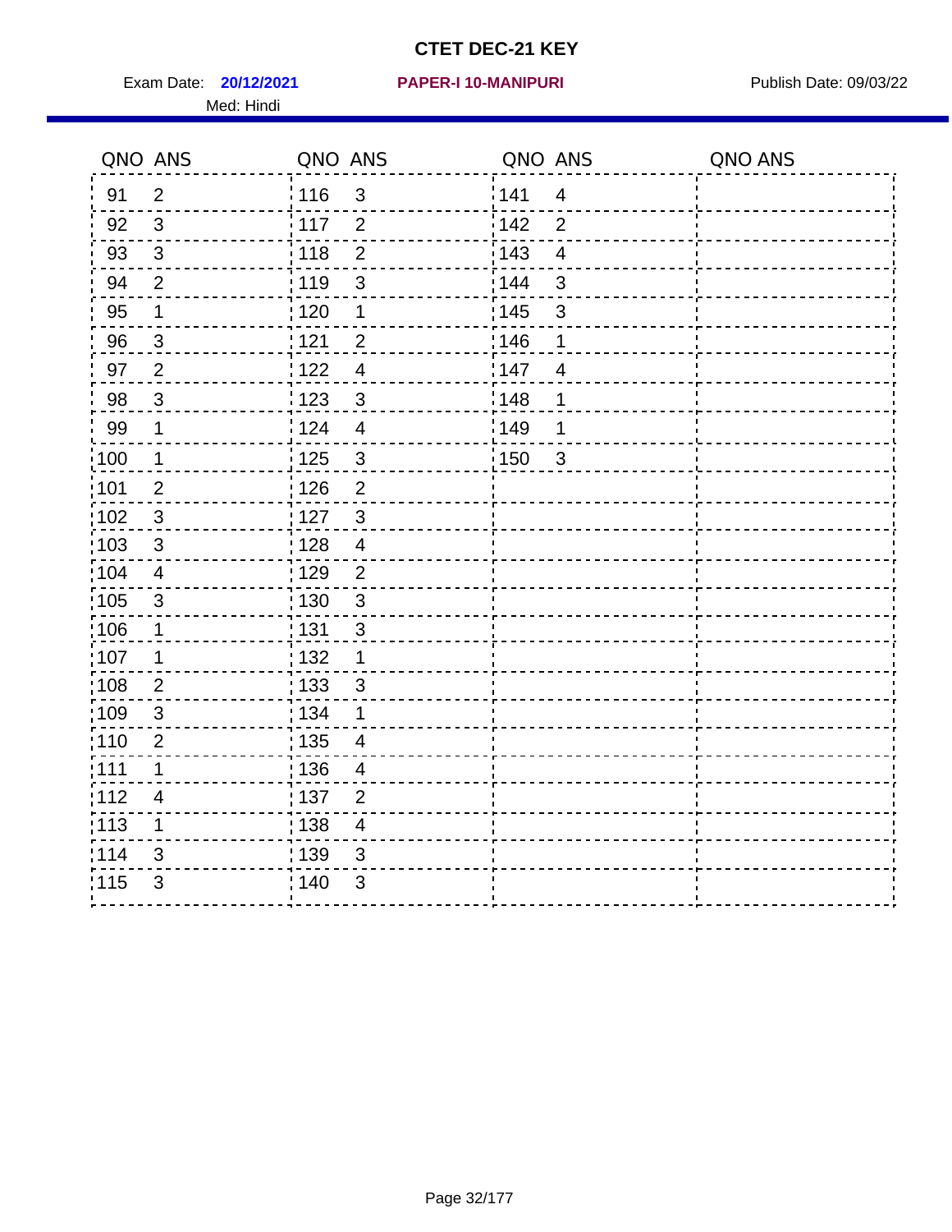# CTET DEC-21 KEY

Exam Date: **20/12/2021** **PAPER-I 10-MANIPURI** Publish Date: 09/03/22

Med: Hindi

| QNO | ANS | QNO | ANS | QNO | ANS | QNO | ANS |
|---|---|---|---|---|---|---|---|
| 91 | 2 | 116 | 3 | 141 | 4 | | |
| 92 | 3 | 117 | 2 | 142 | 2 | | |
| 93 | 3 | 118 | 2 | 143 | 4 | | |
| 94 | 2 | 119 | 3 | 144 | 3 | | |
| 95 | 1 | 120 | 1 | 145 | 3 | | |
| 96 | 3 | 121 | 2 | 146 | 1 | | |
| 97 | 2 | 122 | 4 | 147 | 4 | | |
| 98 | 3 | 123 | 3 | 148 | 1 | | |
| 99 | 1 | 124 | 4 | 149 | 1 | | |
| 100 | 1 | 125 | 3 | 150 | 3 | | |
| 101 | 2 | 126 | 2 | | | | |
| 102 | 3 | 127 | 3 | | | | |
| 103 | 3 | 128 | 4 | | | | |
| 104 | 4 | 129 | 2 | | | | |
| 105 | 3 | 130 | 3 | | | | |
| 106 | 1 | 131 | 3 | | | | |
| 107 | 1 | 132 | 1 | | | | |
| 108 | 2 | 133 | 3 | | | | |
| 109 | 3 | 134 | 1 | | | | |
| 110 | 2 | 135 | 4 | | | | |
| 111 | 1 | 136 | 4 | | | | |
| 112 | 4 | 137 | 2 | | | | |
| 113 | 1 | 138 | 4 | | | | |
| 114 | 3 | 139 | 3 | | | | |
| 115 | 3 | 140 | 3 | | | | |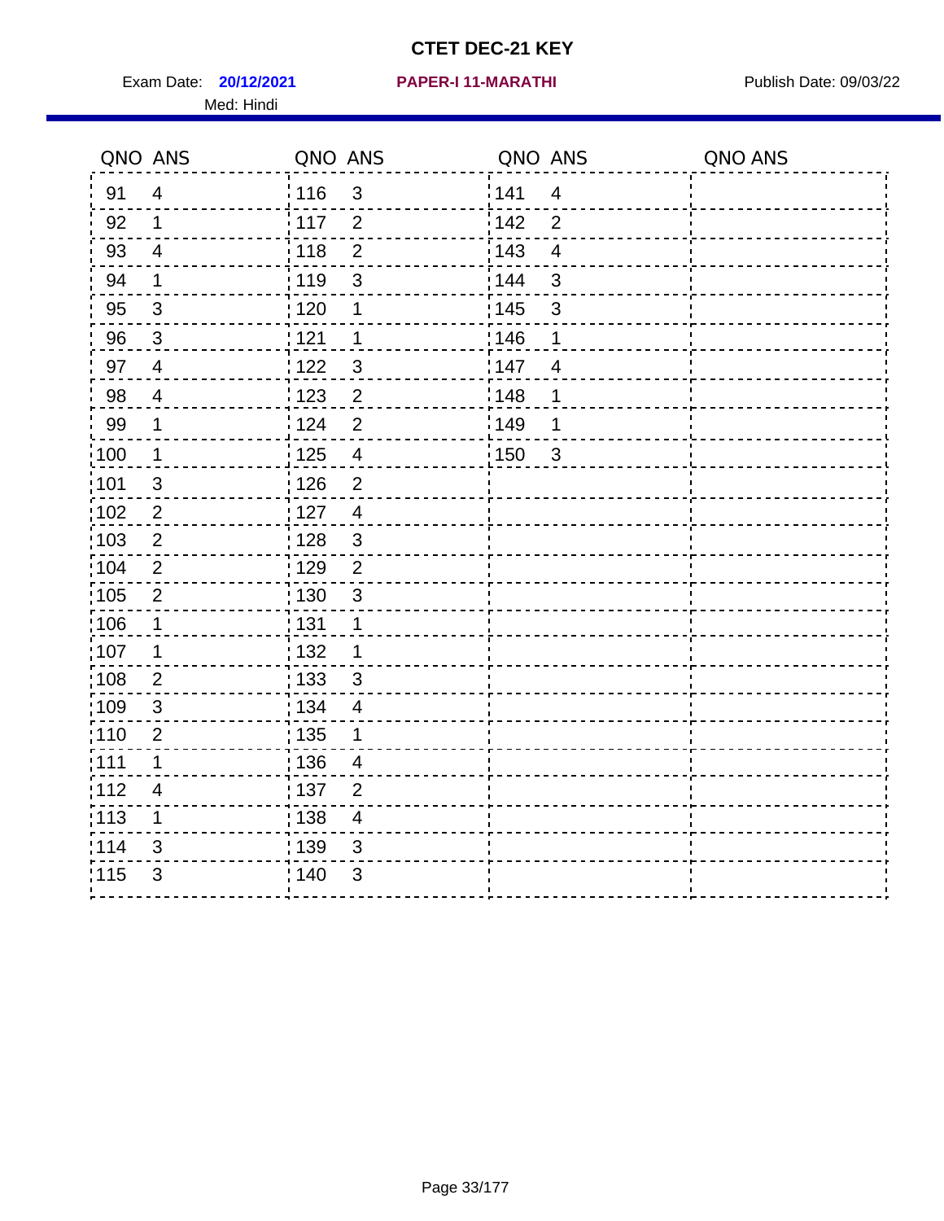# CTET DEC-21 KEY

Exam Date: **20/12/2021** **PAPER-I 11-MARATHI** Publish Date: 09/03/22

Med: Hindi

| QNO | ANS | QNO | ANS | QNO | ANS | QNO | ANS |
|---|---|---|---|---|---|---|---|
| 91 | 4 | 116 | 3 | 141 | 4 | | |
| 92 | 1 | 117 | 2 | 142 | 2 | | |
| 93 | 4 | 118 | 2 | 143 | 4 | | |
| 94 | 1 | 119 | 3 | 144 | 3 | | |
| 95 | 3 | 120 | 1 | 145 | 3 | | |
| 96 | 3 | 121 | 1 | 146 | 1 | | |
| 97 | 4 | 122 | 3 | 147 | 4 | | |
| 98 | 4 | 123 | 2 | 148 | 1 | | |
| 99 | 1 | 124 | 2 | 149 | 1 | | |
| 100 | 1 | 125 | 4 | 150 | 3 | | |
| 101 | 3 | 126 | 2 | | | | |
| 102 | 2 | 127 | 4 | | | | |
| 103 | 2 | 128 | 3 | | | | |
| 104 | 2 | 129 | 2 | | | | |
| 105 | 2 | 130 | 3 | | | | |
| 106 | 1 | 131 | 1 | | | | |
| 107 | 1 | 132 | 1 | | | | |
| 108 | 2 | 133 | 3 | | | | |
| 109 | 3 | 134 | 4 | | | | |
| 110 | 2 | 135 | 1 | | | | |
| 111 | 1 | 136 | 4 | | | | |
| 112 | 4 | 137 | 2 | | | | |
| 113 | 1 | 138 | 4 | | | | |
| 114 | 3 | 139 | 3 | | | | |
| 115 | 3 | 140 | 3 | | | | |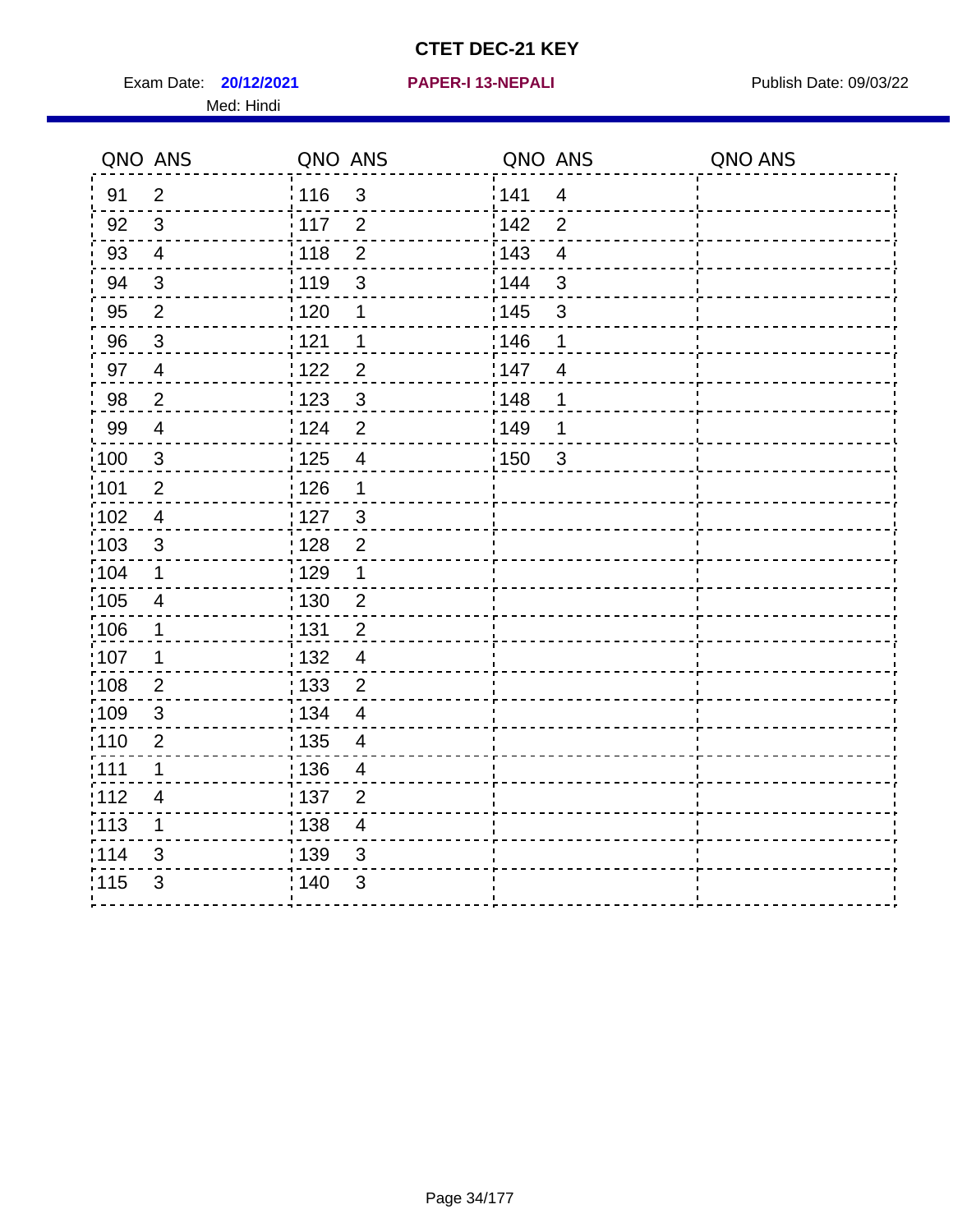# CTET DEC-21 KEY

Exam Date: **20/12/2021** **PAPER-I 13-NEPALI** Publish Date: 09/03/22

Med: Hindi

| QNO | ANS | QNO | ANS | QNO | ANS | QNO | ANS |
|---|---|---|---|---|---|---|---|
| 91 | 2 | 116 | 3 | 141 | 4 | | |
| 92 | 3 | 117 | 2 | 142 | 2 | | |
| 93 | 4 | 118 | 2 | 143 | 4 | | |
| 94 | 3 | 119 | 3 | 144 | 3 | | |
| 95 | 2 | 120 | 1 | 145 | 3 | | |
| 96 | 3 | 121 | 1 | 146 | 1 | | |
| 97 | 4 | 122 | 2 | 147 | 4 | | |
| 98 | 2 | 123 | 3 | 148 | 1 | | |
| 99 | 4 | 124 | 2 | 149 | 1 | | |
| 100 | 3 | 125 | 4 | 150 | 3 | | |
| 101 | 2 | 126 | 1 | | | | |
| 102 | 4 | 127 | 3 | | | | |
| 103 | 3 | 128 | 2 | | | | |
| 104 | 1 | 129 | 1 | | | | |
| 105 | 4 | 130 | 2 | | | | |
| 106 | 1 | 131 | 2 | | | | |
| 107 | 1 | 132 | 4 | | | | |
| 108 | 2 | 133 | 2 | | | | |
| 109 | 3 | 134 | 4 | | | | |
| 110 | 2 | 135 | 4 | | | | |
| 111 | 1 | 136 | 4 | | | | |
| 112 | 4 | 137 | 2 | | | | |
| 113 | 1 | 138 | 4 | | | | |
| 114 | 3 | 139 | 3 | | | | |
| 115 | 3 | 140 | 3 | | | | |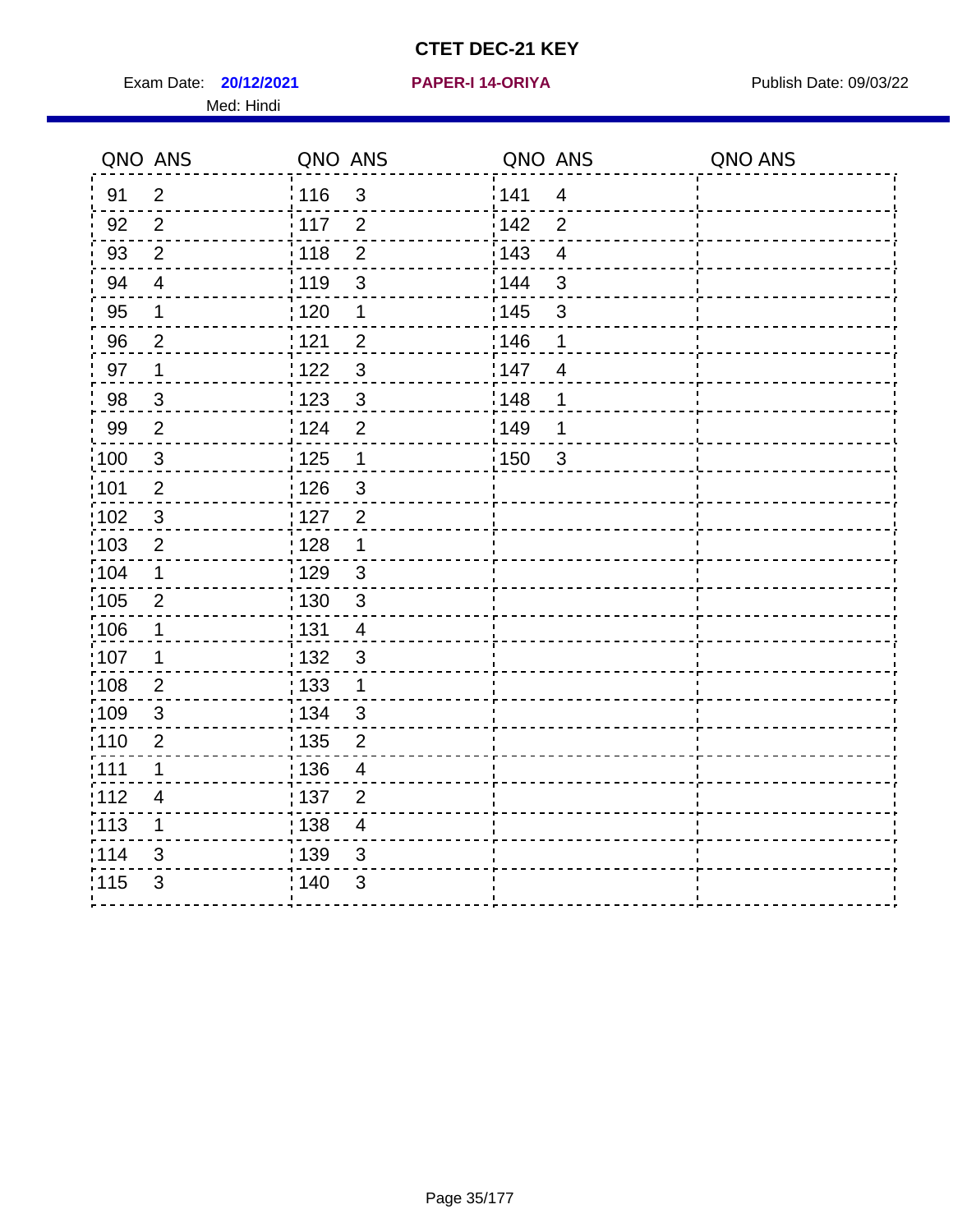# CTET DEC-21 KEY

Exam Date: **20/12/2021** **PAPER-I 14-ORIYA** Publish Date: 09/03/22

Med: Hindi

| QNO | ANS | QNO | ANS | QNO | ANS | QNO | ANS |
|---|---|---|---|---|---|---|---|
| 91 | 2 | 116 | 3 | 141 | 4 | | |
| 92 | 2 | 117 | 2 | 142 | 2 | | |
| 93 | 2 | 118 | 2 | 143 | 4 | | |
| 94 | 4 | 119 | 3 | 144 | 3 | | |
| 95 | 1 | 120 | 1 | 145 | 3 | | |
| 96 | 2 | 121 | 2 | 146 | 1 | | |
| 97 | 1 | 122 | 3 | 147 | 4 | | |
| 98 | 3 | 123 | 3 | 148 | 1 | | |
| 99 | 2 | 124 | 2 | 149 | 1 | | |
| 100 | 3 | 125 | 1 | 150 | 3 | | |
| 101 | 2 | 126 | 3 | | | | |
| 102 | 3 | 127 | 2 | | | | |
| 103 | 2 | 128 | 1 | | | | |
| 104 | 1 | 129 | 3 | | | | |
| 105 | 2 | 130 | 3 | | | | |
| 106 | 1 | 131 | 4 | | | | |
| 107 | 1 | 132 | 3 | | | | |
| 108 | 2 | 133 | 1 | | | | |
| 109 | 3 | 134 | 3 | | | | |
| 110 | 2 | 135 | 2 | | | | |
| 111 | 1 | 136 | 4 | | | | |
| 112 | 4 | 137 | 2 | | | | |
| 113 | 1 | 138 | 4 | | | | |
| 114 | 3 | 139 | 3 | | | | |
| 115 | 3 | 140 | 3 | | | | |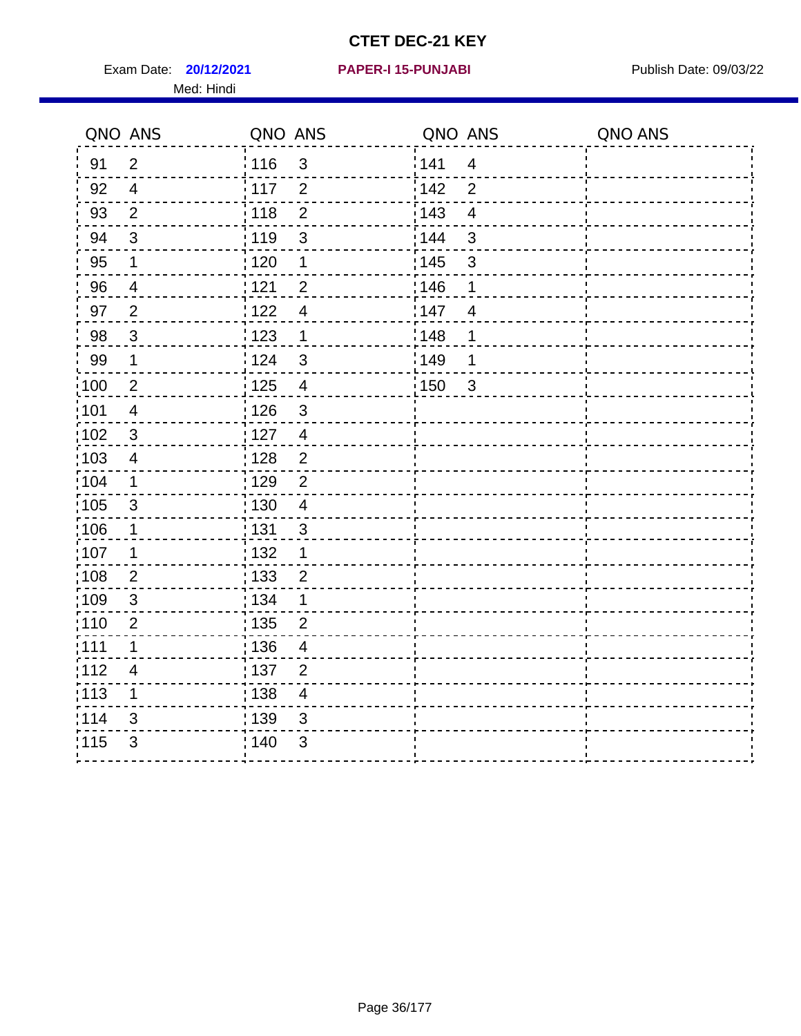# CTET DEC-21 KEY

Exam Date: **20/12/2021** **PAPER-I 15-PUNJABI** Publish Date: 09/03/22

Med: Hindi

| QNO | ANS | QNO | ANS | QNO | ANS | QNO | ANS |
|---|---|---|---|---|---|---|---|
| 91 | 2 | 116 | 3 | 141 | 4 | | |
| 92 | 4 | 117 | 2 | 142 | 2 | | |
| 93 | 2 | 118 | 2 | 143 | 4 | | |
| 94 | 3 | 119 | 3 | 144 | 3 | | |
| 95 | 1 | 120 | 1 | 145 | 3 | | |
| 96 | 4 | 121 | 2 | 146 | 1 | | |
| 97 | 2 | 122 | 4 | 147 | 4 | | |
| 98 | 3 | 123 | 1 | 148 | 1 | | |
| 99 | 1 | 124 | 3 | 149 | 1 | | |
| 100 | 2 | 125 | 4 | 150 | 3 | | |
| 101 | 4 | 126 | 3 | | | | |
| 102 | 3 | 127 | 4 | | | | |
| 103 | 4 | 128 | 2 | | | | |
| 104 | 1 | 129 | 2 | | | | |
| 105 | 3 | 130 | 4 | | | | |
| 106 | 1 | 131 | 3 | | | | |
| 107 | 1 | 132 | 1 | | | | |
| 108 | 2 | 133 | 2 | | | | |
| 109 | 3 | 134 | 1 | | | | |
| 110 | 2 | 135 | 2 | | | | |
| 111 | 1 | 136 | 4 | | | | |
| 112 | 4 | 137 | 2 | | | | |
| 113 | 1 | 138 | 4 | | | | |
| 114 | 3 | 139 | 3 | | | | |
| 115 | 3 | 140 | 3 | | | | |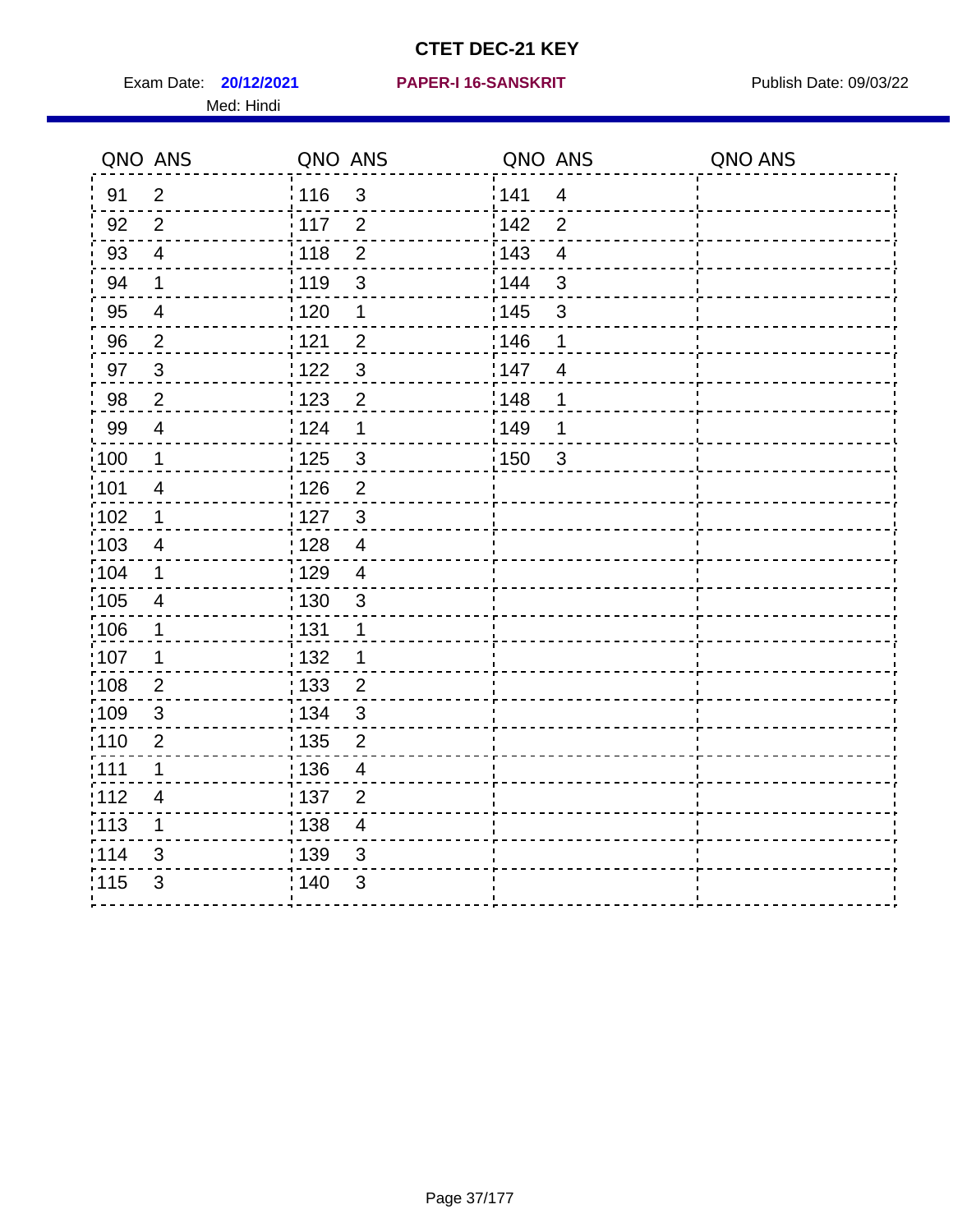# CTET DEC-21 KEY

Exam Date: **20/12/2021** **PAPER-I 16-SANSKRIT** Publish Date: 09/03/22

Med: Hindi

| QNO | ANS | QNO | ANS | QNO | ANS | QNO | ANS |
|---|---|---|---|---|---|---|---|
| 91 | 2 | 116 | 3 | 141 | 4 | | |
| 92 | 2 | 117 | 2 | 142 | 2 | | |
| 93 | 4 | 118 | 2 | 143 | 4 | | |
| 94 | 1 | 119 | 3 | 144 | 3 | | |
| 95 | 4 | 120 | 1 | 145 | 3 | | |
| 96 | 2 | 121 | 2 | 146 | 1 | | |
| 97 | 3 | 122 | 3 | 147 | 4 | | |
| 98 | 2 | 123 | 2 | 148 | 1 | | |
| 99 | 4 | 124 | 1 | 149 | 1 | | |
| 100 | 1 | 125 | 3 | 150 | 3 | | |
| 101 | 4 | 126 | 2 | | | | |
| 102 | 1 | 127 | 3 | | | | |
| 103 | 4 | 128 | 4 | | | | |
| 104 | 1 | 129 | 4 | | | | |
| 105 | 4 | 130 | 3 | | | | |
| 106 | 1 | 131 | 1 | | | | |
| 107 | 1 | 132 | 1 | | | | |
| 108 | 2 | 133 | 2 | | | | |
| 109 | 3 | 134 | 3 | | | | |
| 110 | 2 | 135 | 2 | | | | |
| 111 | 1 | 136 | 4 | | | | |
| 112 | 4 | 137 | 2 | | | | |
| 113 | 1 | 138 | 4 | | | | |
| 114 | 3 | 139 | 3 | | | | |
| 115 | 3 | 140 | 3 | | | | |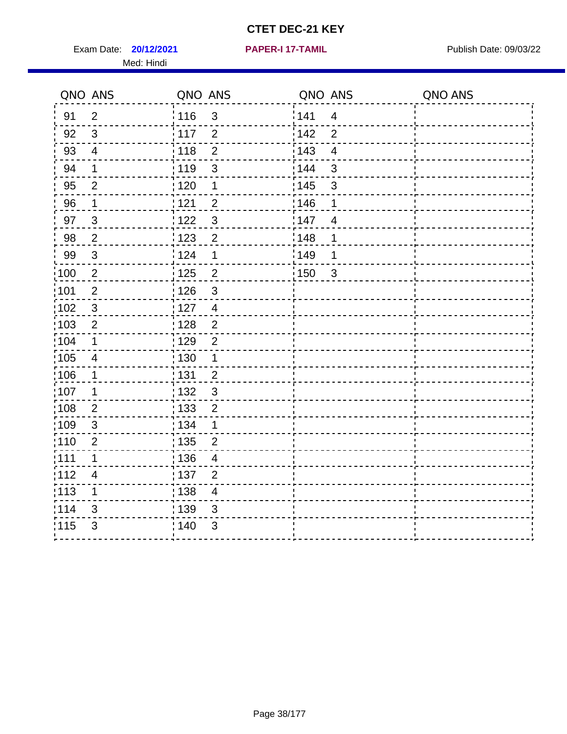# CTET DEC-21 KEY

Exam Date: **20/12/2021** **PAPER-I 17-TAMIL** Publish Date: 09/03/22

Med: Hindi

| QNO | ANS | QNO | ANS | QNO | ANS | QNO | ANS |
|---|---|---|---|---|---|---|---|
| 91 | 2 | 116 | 3 | 141 | 4 | | |
| 92 | 3 | 117 | 2 | 142 | 2 | | |
| 93 | 4 | 118 | 2 | 143 | 4 | | |
| 94 | 1 | 119 | 3 | 144 | 3 | | |
| 95 | 2 | 120 | 1 | 145 | 3 | | |
| 96 | 1 | 121 | 2 | 146 | 1 | | |
| 97 | 3 | 122 | 3 | 147 | 4 | | |
| 98 | 2 | 123 | 2 | 148 | 1 | | |
| 99 | 3 | 124 | 1 | 149 | 1 | | |
| 100 | 2 | 125 | 2 | 150 | 3 | | |
| 101 | 2 | 126 | 3 | | | | |
| 102 | 3 | 127 | 4 | | | | |
| 103 | 2 | 128 | 2 | | | | |
| 104 | 1 | 129 | 2 | | | | |
| 105 | 4 | 130 | 1 | | | | |
| 106 | 1 | 131 | 2 | | | | |
| 107 | 1 | 132 | 3 | | | | |
| 108 | 2 | 133 | 2 | | | | |
| 109 | 3 | 134 | 1 | | | | |
| 110 | 2 | 135 | 2 | | | | |
| 111 | 1 | 136 | 4 | | | | |
| 112 | 4 | 137 | 2 | | | | |
| 113 | 1 | 138 | 4 | | | | |
| 114 | 3 | 139 | 3 | | | | |
| 115 | 3 | 140 | 3 | | | | |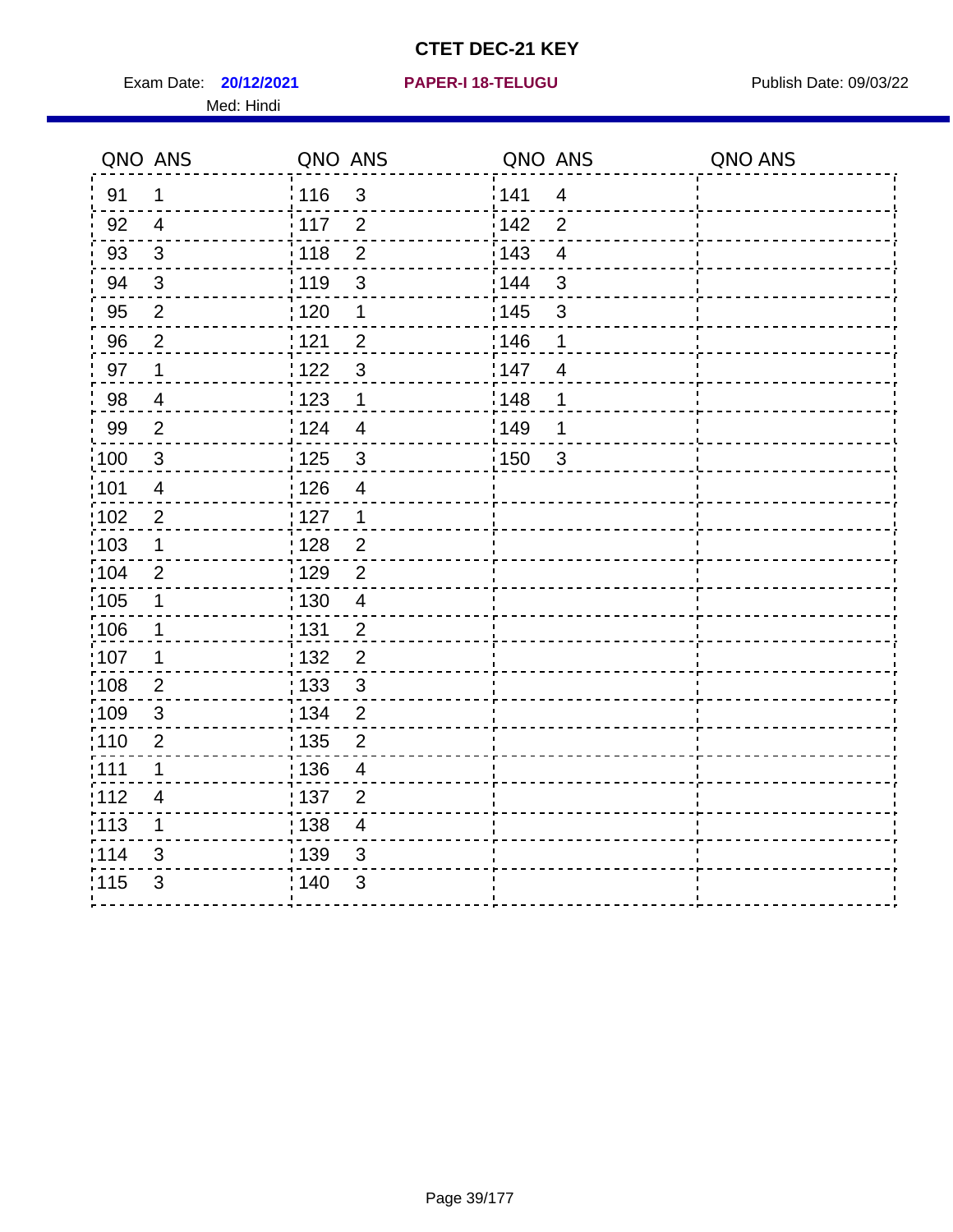# CTET DEC-21 KEY

Exam Date: **20/12/2021** **PAPER-I 18-TELUGU** Publish Date: 09/03/22

Med: Hindi

| QNO | ANS | QNO | ANS | QNO | ANS | QNO | ANS |
|---|---|---|---|---|---|---|---|
| 91 | 1 | 116 | 3 | 141 | 4 | | |
| 92 | 4 | 117 | 2 | 142 | 2 | | |
| 93 | 3 | 118 | 2 | 143 | 4 | | |
| 94 | 3 | 119 | 3 | 144 | 3 | | |
| 95 | 2 | 120 | 1 | 145 | 3 | | |
| 96 | 2 | 121 | 2 | 146 | 1 | | |
| 97 | 1 | 122 | 3 | 147 | 4 | | |
| 98 | 4 | 123 | 1 | 148 | 1 | | |
| 99 | 2 | 124 | 4 | 149 | 1 | | |
| 100 | 3 | 125 | 3 | 150 | 3 | | |
| 101 | 4 | 126 | 4 | | | | |
| 102 | 2 | 127 | 1 | | | | |
| 103 | 1 | 128 | 2 | | | | |
| 104 | 2 | 129 | 2 | | | | |
| 105 | 1 | 130 | 4 | | | | |
| 106 | 1 | 131 | 2 | | | | |
| 107 | 1 | 132 | 2 | | | | |
| 108 | 2 | 133 | 3 | | | | |
| 109 | 3 | 134 | 2 | | | | |
| 110 | 2 | 135 | 2 | | | | |
| 111 | 1 | 136 | 4 | | | | |
| 112 | 4 | 137 | 2 | | | | |
| 113 | 1 | 138 | 4 | | | | |
| 114 | 3 | 139 | 3 | | | | |
| 115 | 3 | 140 | 3 | | | | |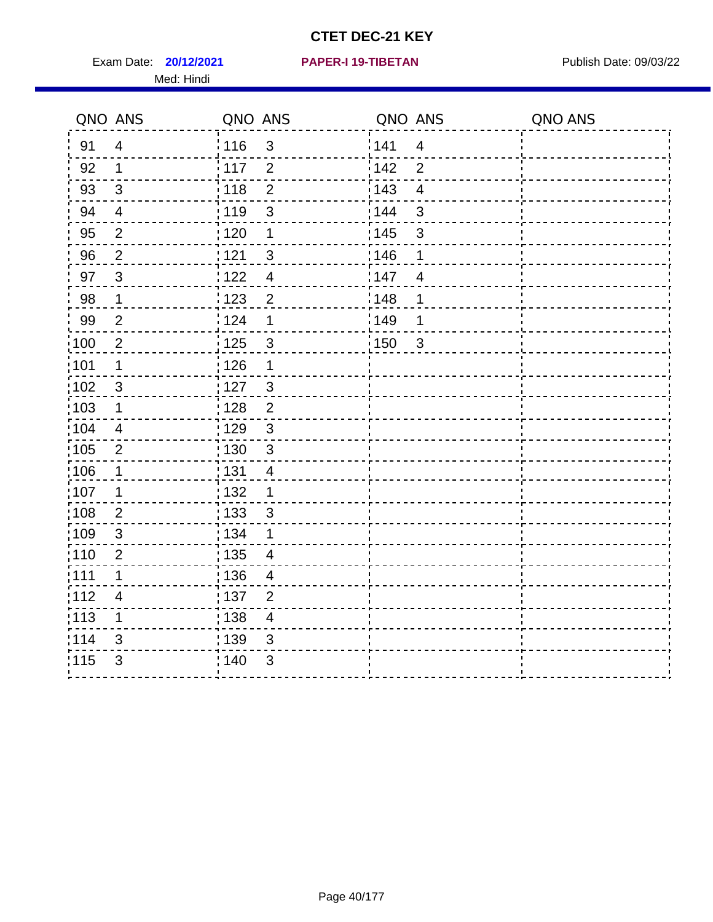# CTET DEC-21 KEY

Exam Date: **20/12/2021** **PAPER-I 19-TIBETAN** Publish Date: 09/03/22

Med: Hindi

| QNO | ANS | QNO | ANS | QNO | ANS | QNO | ANS |
|---|---|---|---|---|---|---|---|
| 91 | 4 | 116 | 3 | 141 | 4 | | |
| 92 | 1 | 117 | 2 | 142 | 2 | | |
| 93 | 3 | 118 | 2 | 143 | 4 | | |
| 94 | 4 | 119 | 3 | 144 | 3 | | |
| 95 | 2 | 120 | 1 | 145 | 3 | | |
| 96 | 2 | 121 | 3 | 146 | 1 | | |
| 97 | 3 | 122 | 4 | 147 | 4 | | |
| 98 | 1 | 123 | 2 | 148 | 1 | | |
| 99 | 2 | 124 | 1 | 149 | 1 | | |
| 100 | 2 | 125 | 3 | 150 | 3 | | |
| 101 | 1 | 126 | 1 | | | | |
| 102 | 3 | 127 | 3 | | | | |
| 103 | 1 | 128 | 2 | | | | |
| 104 | 4 | 129 | 3 | | | | |
| 105 | 2 | 130 | 3 | | | | |
| 106 | 1 | 131 | 4 | | | | |
| 107 | 1 | 132 | 1 | | | | |
| 108 | 2 | 133 | 3 | | | | |
| 109 | 3 | 134 | 1 | | | | |
| 110 | 2 | 135 | 4 | | | | |
| 111 | 1 | 136 | 4 | | | | |
| 112 | 4 | 137 | 2 | | | | |
| 113 | 1 | 138 | 4 | | | | |
| 114 | 3 | 139 | 3 | | | | |
| 115 | 3 | 140 | 3 | | | | |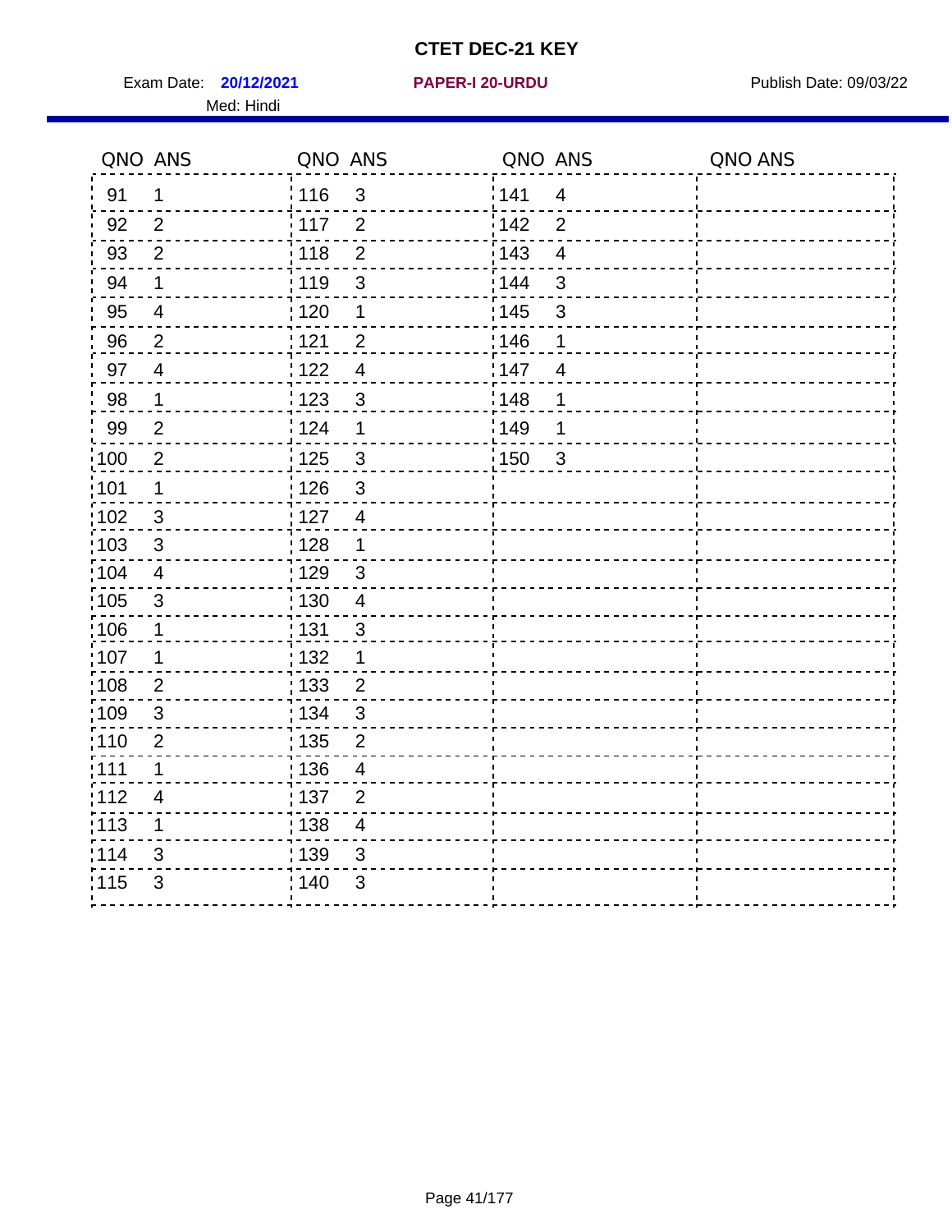# CTET DEC-21 KEY

Exam Date: **20/12/2021** **PAPER-I 20-URDU** Publish Date: 09/03/22

Med: Hindi

| QNO | ANS | QNO | ANS | QNO | ANS | QNO | ANS |
|---|---|---|---|---|---|---|---|
| 91 | 1 | 116 | 3 | 141 | 4 | | |
| 92 | 2 | 117 | 2 | 142 | 2 | | |
| 93 | 2 | 118 | 2 | 143 | 4 | | |
| 94 | 1 | 119 | 3 | 144 | 3 | | |
| 95 | 4 | 120 | 1 | 145 | 3 | | |
| 96 | 2 | 121 | 2 | 146 | 1 | | |
| 97 | 4 | 122 | 4 | 147 | 4 | | |
| 98 | 1 | 123 | 3 | 148 | 1 | | |
| 99 | 2 | 124 | 1 | 149 | 1 | | |
| 100 | 2 | 125 | 3 | 150 | 3 | | |
| 101 | 1 | 126 | 3 | | | | |
| 102 | 3 | 127 | 4 | | | | |
| 103 | 3 | 128 | 1 | | | | |
| 104 | 4 | 129 | 3 | | | | |
| 105 | 3 | 130 | 4 | | | | |
| 106 | 1 | 131 | 3 | | | | |
| 107 | 1 | 132 | 1 | | | | |
| 108 | 2 | 133 | 2 | | | | |
| 109 | 3 | 134 | 3 | | | | |
| 110 | 2 | 135 | 2 | | | | |
| 111 | 1 | 136 | 4 | | | | |
| 112 | 4 | 137 | 2 | | | | |
| 113 | 1 | 138 | 4 | | | | |
| 114 | 3 | 139 | 3 | | | | |
| 115 | 3 | 140 | 3 | | | | |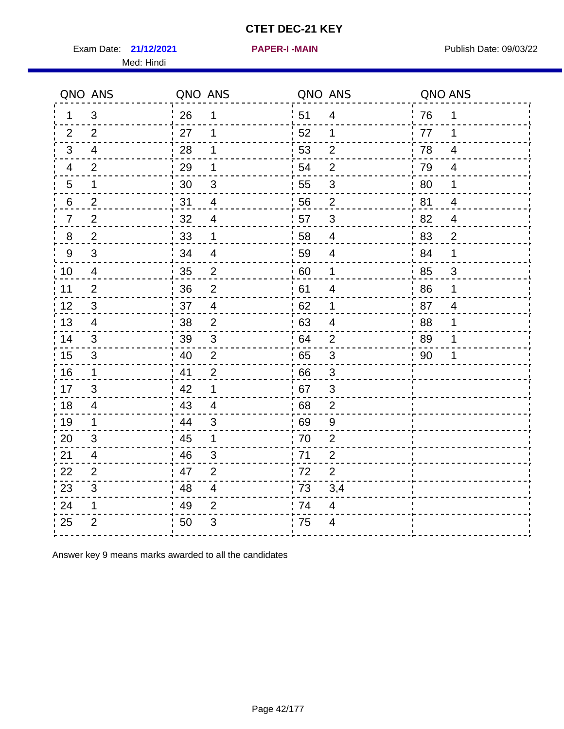# CTET DEC-21 KEY

Exam Date: **21/12/2021** **PAPER-I -MAIN** Publish Date: 09/03/22

Med: Hindi

| QNO | ANS | QNO | ANS | QNO | ANS | QNO | ANS |
|---|---|---|---|---|---|---|---|
| 1 | 3 | 26 | 1 | 51 | 4 | 76 | 1 |
| 2 | 2 | 27 | 1 | 52 | 1 | 77 | 1 |
| 3 | 4 | 28 | 1 | 53 | 2 | 78 | 4 |
| 4 | 2 | 29 | 1 | 54 | 2 | 79 | 4 |
| 5 | 1 | 30 | 3 | 55 | 3 | 80 | 1 |
| 6 | 2 | 31 | 4 | 56 | 2 | 81 | 4 |
| 7 | 2 | 32 | 4 | 57 | 3 | 82 | 4 |
| 8 | 2 | 33 | 1 | 58 | 4 | 83 | 2 |
| 9 | 3 | 34 | 4 | 59 | 4 | 84 | 1 |
| 10 | 4 | 35 | 2 | 60 | 1 | 85 | 3 |
| 11 | 2 | 36 | 2 | 61 | 4 | 86 | 1 |
| 12 | 3 | 37 | 4 | 62 | 1 | 87 | 4 |
| 13 | 4 | 38 | 2 | 63 | 4 | 88 | 1 |
| 14 | 3 | 39 | 3 | 64 | 2 | 89 | 1 |
| 15 | 3 | 40 | 2 | 65 | 3 | 90 | 1 |
| 16 | 1 | 41 | 2 | 66 | 3 | | |
| 17 | 3 | 42 | 1 | 67 | 3 | | |
| 18 | 4 | 43 | 4 | 68 | 2 | | |
| 19 | 1 | 44 | 3 | 69 | 9 | | |
| 20 | 3 | 45 | 1 | 70 | 2 | | |
| 21 | 4 | 46 | 3 | 71 | 2 | | |
| 22 | 2 | 47 | 2 | 72 | 2 | | |
| 23 | 3 | 48 | 4 | 73 | 3,4 | | |
| 24 | 1 | 49 | 2 | 74 | 4 | | |
| 25 | 2 | 50 | 3 | 75 | 4 | | |

Answer key 9 means marks awarded to all the candidates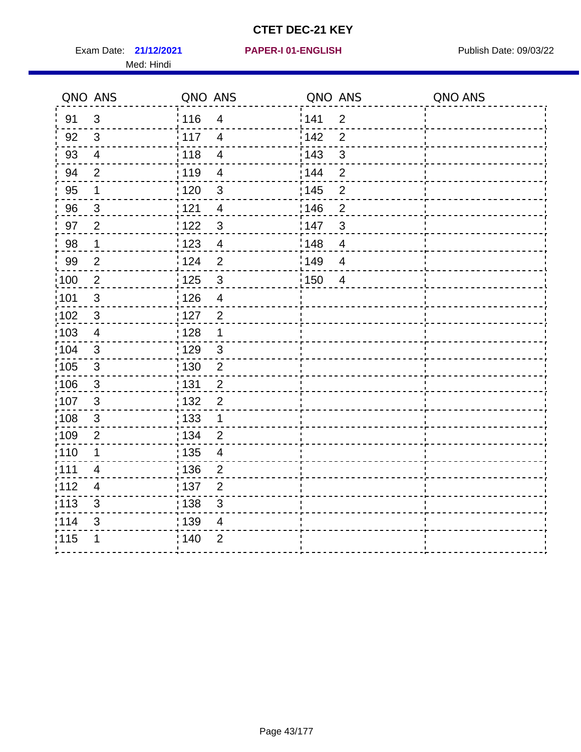# CTET DEC-21 KEY

Exam Date: **21/12/2021** **PAPER-I 01-ENGLISH** Publish Date: 09/03/22

Med: Hindi

| QNO | ANS | QNO | ANS | QNO | ANS | QNO | ANS |
|---|---|---|---|---|---|---|---|
| 91 | 3 | 116 | 4 | 141 | 2 | | |
| 92 | 3 | 117 | 4 | 142 | 2 | | |
| 93 | 4 | 118 | 4 | 143 | 3 | | |
| 94 | 2 | 119 | 4 | 144 | 2 | | |
| 95 | 1 | 120 | 3 | 145 | 2 | | |
| 96 | 3 | 121 | 4 | 146 | 2 | | |
| 97 | 2 | 122 | 3 | 147 | 3 | | |
| 98 | 1 | 123 | 4 | 148 | 4 | | |
| 99 | 2 | 124 | 2 | 149 | 4 | | |
| 100 | 2 | 125 | 3 | 150 | 4 | | |
| 101 | 3 | 126 | 4 | | | | |
| 102 | 3 | 127 | 2 | | | | |
| 103 | 4 | 128 | 1 | | | | |
| 104 | 3 | 129 | 3 | | | | |
| 105 | 3 | 130 | 2 | | | | |
| 106 | 3 | 131 | 2 | | | | |
| 107 | 3 | 132 | 2 | | | | |
| 108 | 3 | 133 | 1 | | | | |
| 109 | 2 | 134 | 2 | | | | |
| 110 | 1 | 135 | 4 | | | | |
| 111 | 4 | 136 | 2 | | | | |
| 112 | 4 | 137 | 2 | | | | |
| 113 | 3 | 138 | 3 | | | | |
| 114 | 3 | 139 | 4 | | | | |
| 115 | 1 | 140 | 2 | | | | |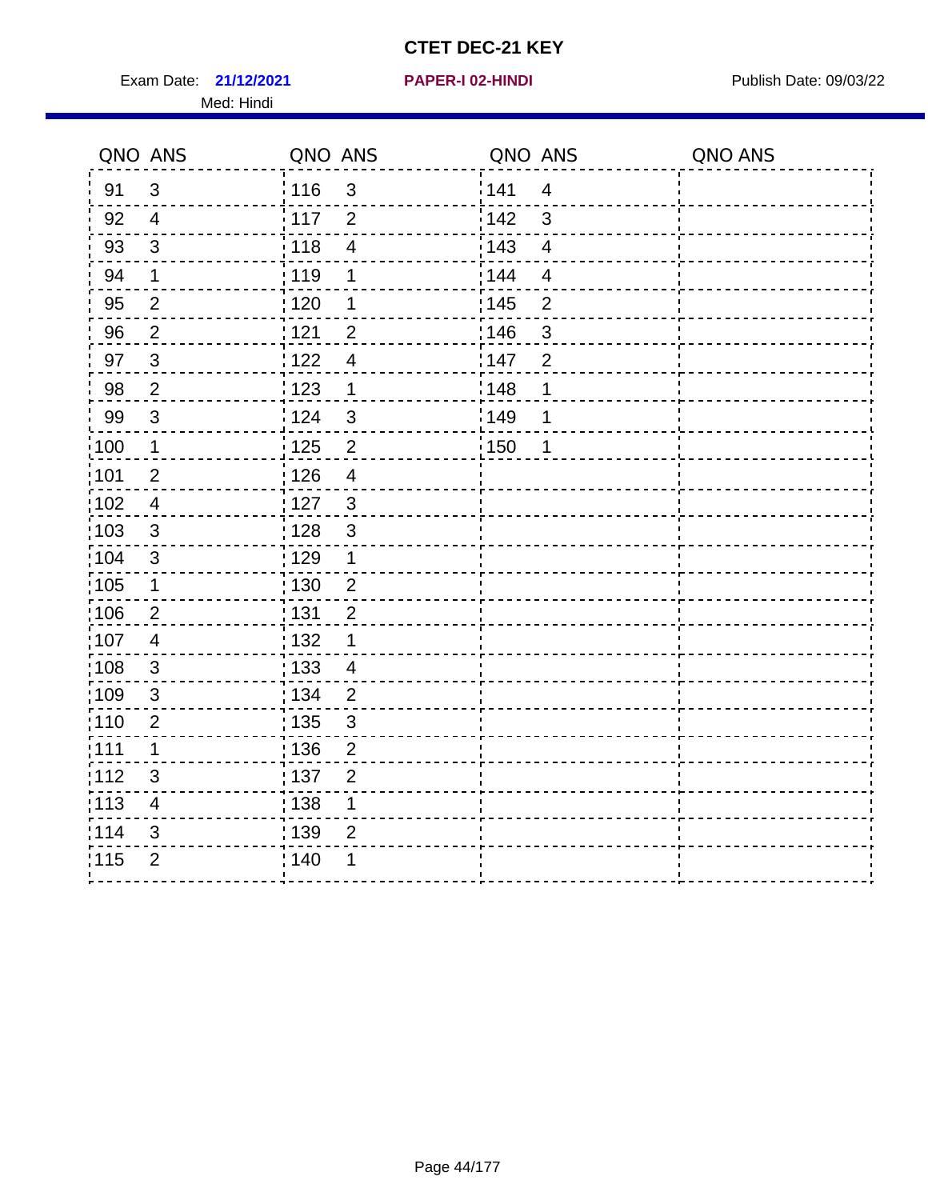# CTET DEC-21 KEY

Exam Date: **21/12/2021** **PAPER-I 02-HINDI** Publish Date: 09/03/22

Med: Hindi

| QNO | ANS | QNO | ANS | QNO | ANS | QNO | ANS |
|---|---|---|---|---|---|---|---|
| 91 | 3 | 116 | 3 | 141 | 4 | | |
| 92 | 4 | 117 | 2 | 142 | 3 | | |
| 93 | 3 | 118 | 4 | 143 | 4 | | |
| 94 | 1 | 119 | 1 | 144 | 4 | | |
| 95 | 2 | 120 | 1 | 145 | 2 | | |
| 96 | 2 | 121 | 2 | 146 | 3 | | |
| 97 | 3 | 122 | 4 | 147 | 2 | | |
| 98 | 2 | 123 | 1 | 148 | 1 | | |
| 99 | 3 | 124 | 3 | 149 | 1 | | |
| 100 | 1 | 125 | 2 | 150 | 1 | | |
| 101 | 2 | 126 | 4 | | | | |
| 102 | 4 | 127 | 3 | | | | |
| 103 | 3 | 128 | 3 | | | | |
| 104 | 3 | 129 | 1 | | | | |
| 105 | 1 | 130 | 2 | | | | |
| 106 | 2 | 131 | 2 | | | | |
| 107 | 4 | 132 | 1 | | | | |
| 108 | 3 | 133 | 4 | | | | |
| 109 | 3 | 134 | 2 | | | | |
| 110 | 2 | 135 | 3 | | | | |
| 111 | 1 | 136 | 2 | | | | |
| 112 | 3 | 137 | 2 | | | | |
| 113 | 4 | 138 | 1 | | | | |
| 114 | 3 | 139 | 2 | | | | |
| 115 | 2 | 140 | 1 | | | | |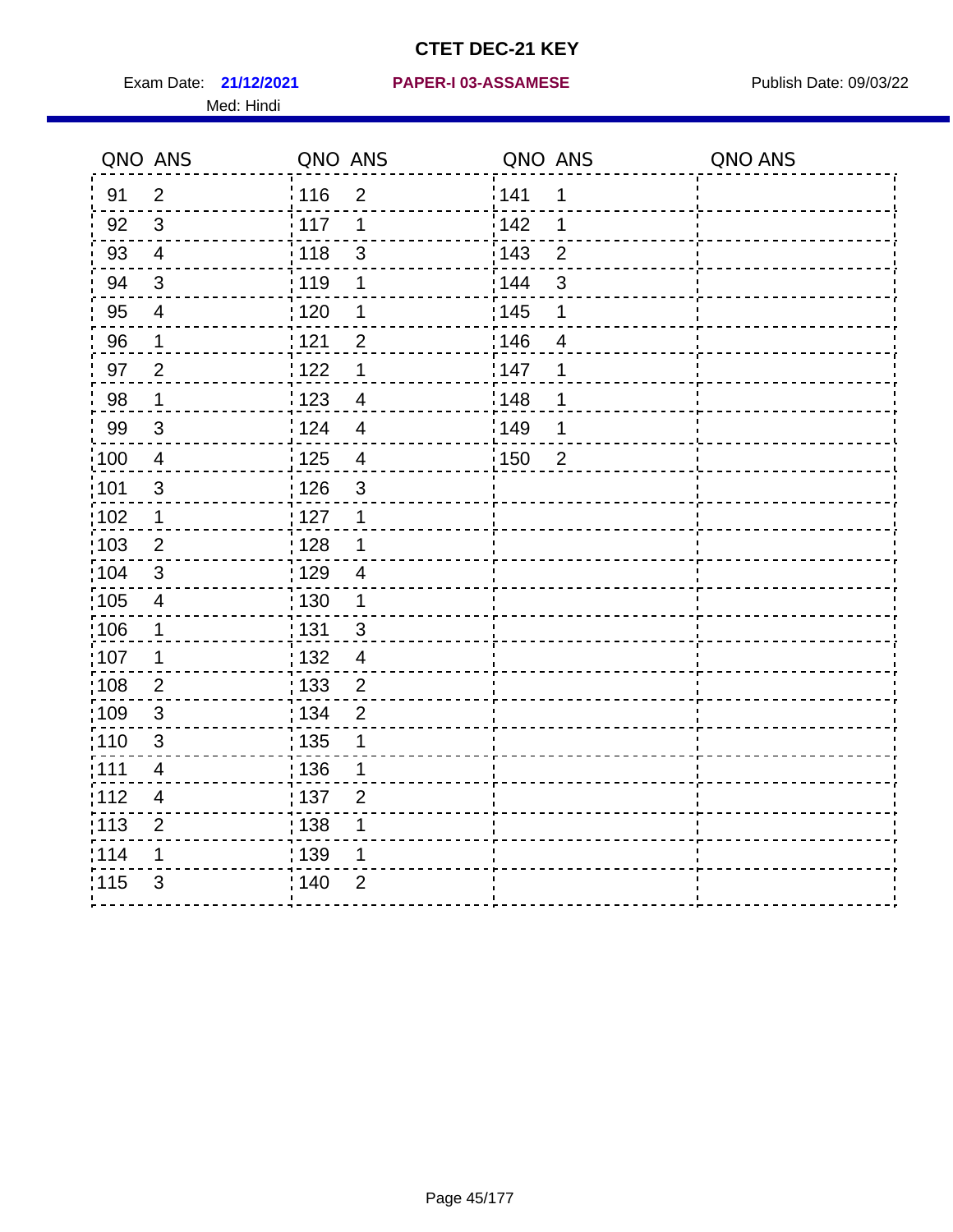# CTET DEC-21 KEY

Exam Date: **21/12/2021** **PAPER-I 03-ASSAMESE** Publish Date: 09/03/22

Med: Hindi

| QNO | ANS | QNO | ANS | QNO | ANS | QNO | ANS |
|---|---|---|---|---|---|---|---|
| 91 | 2 | 116 | 2 | 141 | 1 | | |
| 92 | 3 | 117 | 1 | 142 | 1 | | |
| 93 | 4 | 118 | 3 | 143 | 2 | | |
| 94 | 3 | 119 | 1 | 144 | 3 | | |
| 95 | 4 | 120 | 1 | 145 | 1 | | |
| 96 | 1 | 121 | 2 | 146 | 4 | | |
| 97 | 2 | 122 | 1 | 147 | 1 | | |
| 98 | 1 | 123 | 4 | 148 | 1 | | |
| 99 | 3 | 124 | 4 | 149 | 1 | | |
| 100 | 4 | 125 | 4 | 150 | 2 | | |
| 101 | 3 | 126 | 3 | | | | |
| 102 | 1 | 127 | 1 | | | | |
| 103 | 2 | 128 | 1 | | | | |
| 104 | 3 | 129 | 4 | | | | |
| 105 | 4 | 130 | 1 | | | | |
| 106 | 1 | 131 | 3 | | | | |
| 107 | 1 | 132 | 4 | | | | |
| 108 | 2 | 133 | 2 | | | | |
| 109 | 3 | 134 | 2 | | | | |
| 110 | 3 | 135 | 1 | | | | |
| 111 | 4 | 136 | 1 | | | | |
| 112 | 4 | 137 | 2 | | | | |
| 113 | 2 | 138 | 1 | | | | |
| 114 | 1 | 139 | 1 | | | | |
| 115 | 3 | 140 | 2 | | | | |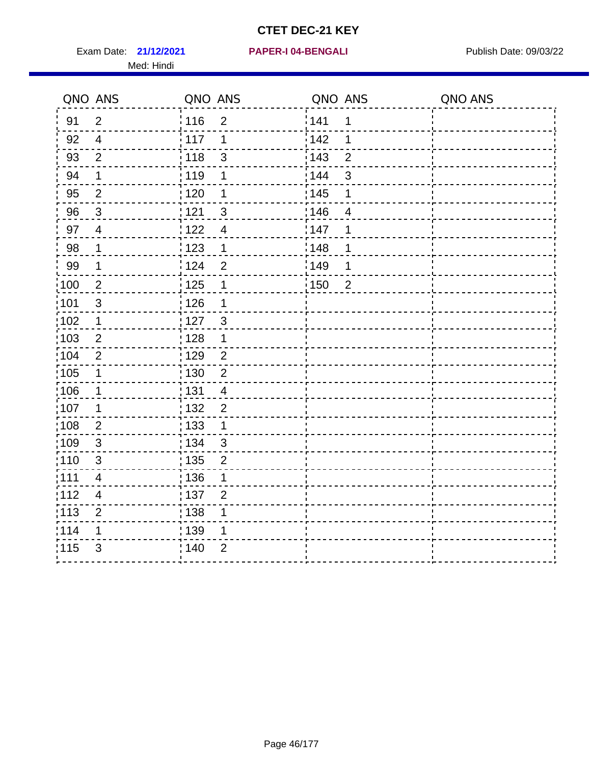# CTET DEC-21 KEY

Exam Date: **21/12/2021** **PAPER-I 04-BENGALI** Publish Date: 09/03/22

Med: Hindi

| QNO | ANS | QNO | ANS | QNO | ANS | QNO | ANS |
|---|---|---|---|---|---|---|---|
| 91 | 2 | 116 | 2 | 141 | 1 | | |
| 92 | 4 | 117 | 1 | 142 | 1 | | |
| 93 | 2 | 118 | 3 | 143 | 2 | | |
| 94 | 1 | 119 | 1 | 144 | 3 | | |
| 95 | 2 | 120 | 1 | 145 | 1 | | |
| 96 | 3 | 121 | 3 | 146 | 4 | | |
| 97 | 4 | 122 | 4 | 147 | 1 | | |
| 98 | 1 | 123 | 1 | 148 | 1 | | |
| 99 | 1 | 124 | 2 | 149 | 1 | | |
| 100 | 2 | 125 | 1 | 150 | 2 | | |
| 101 | 3 | 126 | 1 | | | | |
| 102 | 1 | 127 | 3 | | | | |
| 103 | 2 | 128 | 1 | | | | |
| 104 | 2 | 129 | 2 | | | | |
| 105 | 1 | 130 | 2 | | | | |
| 106 | 1 | 131 | 4 | | | | |
| 107 | 1 | 132 | 2 | | | | |
| 108 | 2 | 133 | 1 | | | | |
| 109 | 3 | 134 | 3 | | | | |
| 110 | 3 | 135 | 2 | | | | |
| 111 | 4 | 136 | 1 | | | | |
| 112 | 4 | 137 | 2 | | | | |
| 113 | 2 | 138 | 1 | | | | |
| 114 | 1 | 139 | 1 | | | | |
| 115 | 3 | 140 | 2 | | | | |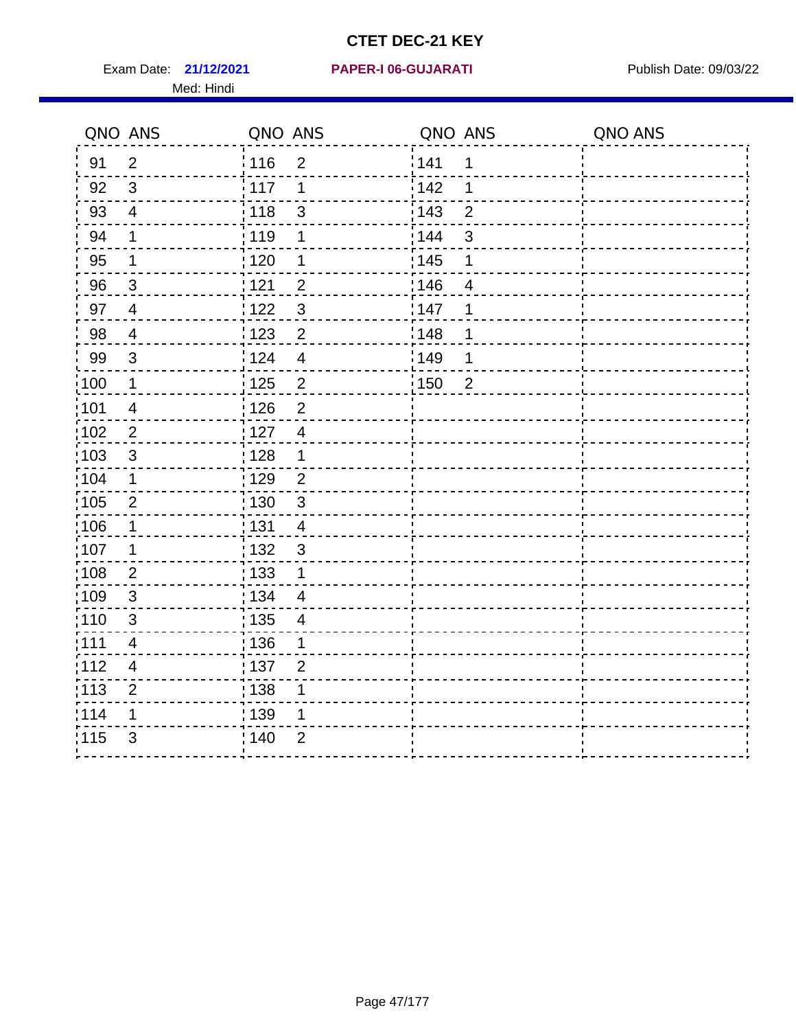# CTET DEC-21 KEY

Exam Date: **21/12/2021** **PAPER-I 06-GUJARATI** Publish Date: 09/03/22

Med: Hindi

| QNO | ANS | QNO | ANS | QNO | ANS | QNO | ANS |
|---|---|---|---|---|---|---|---|
| 91 | 2 | 116 | 2 | 141 | 1 | | |
| 92 | 3 | 117 | 1 | 142 | 1 | | |
| 93 | 4 | 118 | 3 | 143 | 2 | | |
| 94 | 1 | 119 | 1 | 144 | 3 | | |
| 95 | 1 | 120 | 1 | 145 | 1 | | |
| 96 | 3 | 121 | 2 | 146 | 4 | | |
| 97 | 4 | 122 | 3 | 147 | 1 | | |
| 98 | 4 | 123 | 2 | 148 | 1 | | |
| 99 | 3 | 124 | 4 | 149 | 1 | | |
| 100 | 1 | 125 | 2 | 150 | 2 | | |
| 101 | 4 | 126 | 2 | | | | |
| 102 | 2 | 127 | 4 | | | | |
| 103 | 3 | 128 | 1 | | | | |
| 104 | 1 | 129 | 2 | | | | |
| 105 | 2 | 130 | 3 | | | | |
| 106 | 1 | 131 | 4 | | | | |
| 107 | 1 | 132 | 3 | | | | |
| 108 | 2 | 133 | 1 | | | | |
| 109 | 3 | 134 | 4 | | | | |
| 110 | 3 | 135 | 4 | | | | |
| 111 | 4 | 136 | 1 | | | | |
| 112 | 4 | 137 | 2 | | | | |
| 113 | 2 | 138 | 1 | | | | |
| 114 | 1 | 139 | 1 | | | | |
| 115 | 3 | 140 | 2 | | | | |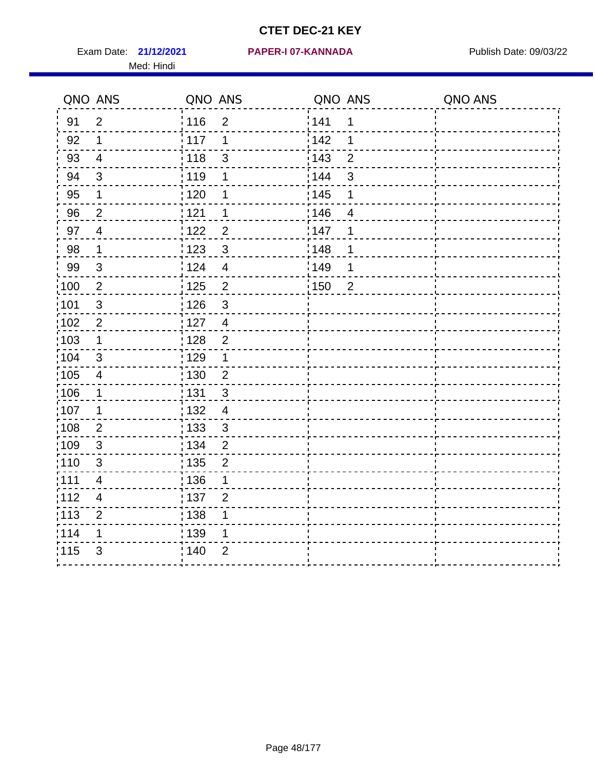# CTET DEC-21 KEY

Exam Date: **21/12/2021** **PAPER-I 07-KANNADA** Publish Date: 09/03/22

Med: Hindi

| QNO | ANS | QNO | ANS | QNO | ANS | QNO | ANS |
|---|---|---|---|---|---|---|---|
| 91 | 2 | 116 | 2 | 141 | 1 | | |
| 92 | 1 | 117 | 1 | 142 | 1 | | |
| 93 | 4 | 118 | 3 | 143 | 2 | | |
| 94 | 3 | 119 | 1 | 144 | 3 | | |
| 95 | 1 | 120 | 1 | 145 | 1 | | |
| 96 | 2 | 121 | 1 | 146 | 4 | | |
| 97 | 4 | 122 | 2 | 147 | 1 | | |
| 98 | 1 | 123 | 3 | 148 | 1 | | |
| 99 | 3 | 124 | 4 | 149 | 1 | | |
| 100 | 2 | 125 | 2 | 150 | 2 | | |
| 101 | 3 | 126 | 3 | | | | |
| 102 | 2 | 127 | 4 | | | | |
| 103 | 1 | 128 | 2 | | | | |
| 104 | 3 | 129 | 1 | | | | |
| 105 | 4 | 130 | 2 | | | | |
| 106 | 1 | 131 | 3 | | | | |
| 107 | 1 | 132 | 4 | | | | |
| 108 | 2 | 133 | 3 | | | | |
| 109 | 3 | 134 | 2 | | | | |
| 110 | 3 | 135 | 2 | | | | |
| 111 | 4 | 136 | 1 | | | | |
| 112 | 4 | 137 | 2 | | | | |
| 113 | 2 | 138 | 1 | | | | |
| 114 | 1 | 139 | 1 | | | | |
| 115 | 3 | 140 | 2 | | | | |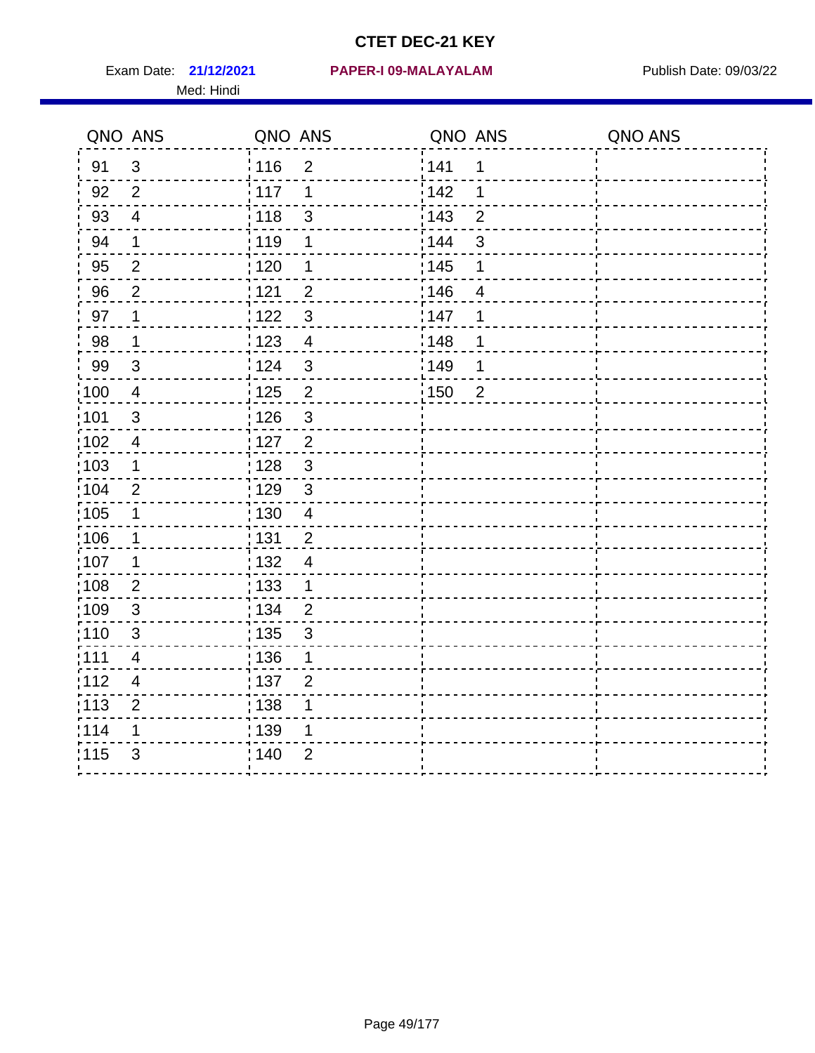# CTET DEC-21 KEY

Exam Date: **21/12/2021** **PAPER-I 09-MALAYALAM** Publish Date: 09/03/22

Med: Hindi

| QNO | ANS | QNO | ANS | QNO | ANS | QNO | ANS |
|---|---|---|---|---|---|---|---|
| 91 | 3 | 116 | 2 | 141 | 1 | | |
| 92 | 2 | 117 | 1 | 142 | 1 | | |
| 93 | 4 | 118 | 3 | 143 | 2 | | |
| 94 | 1 | 119 | 1 | 144 | 3 | | |
| 95 | 2 | 120 | 1 | 145 | 1 | | |
| 96 | 2 | 121 | 2 | 146 | 4 | | |
| 97 | 1 | 122 | 3 | 147 | 1 | | |
| 98 | 1 | 123 | 4 | 148 | 1 | | |
| 99 | 3 | 124 | 3 | 149 | 1 | | |
| 100 | 4 | 125 | 2 | 150 | 2 | | |
| 101 | 3 | 126 | 3 | | | | |
| 102 | 4 | 127 | 2 | | | | |
| 103 | 1 | 128 | 3 | | | | |
| 104 | 2 | 129 | 3 | | | | |
| 105 | 1 | 130 | 4 | | | | |
| 106 | 1 | 131 | 2 | | | | |
| 107 | 1 | 132 | 4 | | | | |
| 108 | 2 | 133 | 1 | | | | |
| 109 | 3 | 134 | 2 | | | | |
| 110 | 3 | 135 | 3 | | | | |
| 111 | 4 | 136 | 1 | | | | |
| 112 | 4 | 137 | 2 | | | | |
| 113 | 2 | 138 | 1 | | | | |
| 114 | 1 | 139 | 1 | | | | |
| 115 | 3 | 140 | 2 | | | | |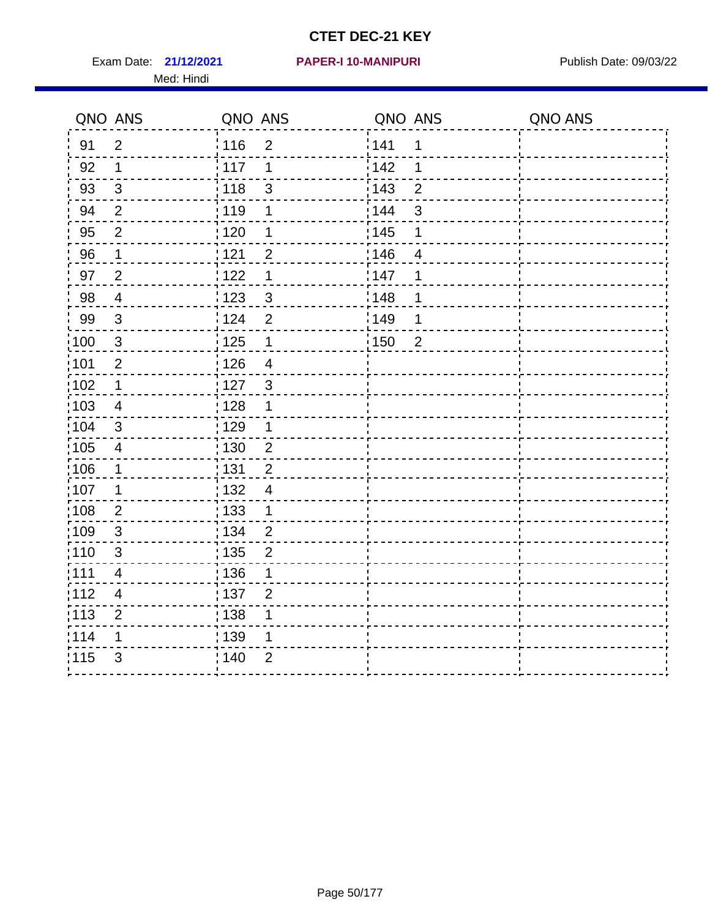# CTET DEC-21 KEY

Exam Date: **21/12/2021** **PAPER-I 10-MANIPURI** Publish Date: 09/03/22

Med: Hindi

| QNO | ANS | QNO | ANS | QNO | ANS | QNO | ANS |
|---|---|---|---|---|---|---|---|
| 91 | 2 | 116 | 2 | 141 | 1 | | |
| 92 | 1 | 117 | 1 | 142 | 1 | | |
| 93 | 3 | 118 | 3 | 143 | 2 | | |
| 94 | 2 | 119 | 1 | 144 | 3 | | |
| 95 | 2 | 120 | 1 | 145 | 1 | | |
| 96 | 1 | 121 | 2 | 146 | 4 | | |
| 97 | 2 | 122 | 1 | 147 | 1 | | |
| 98 | 4 | 123 | 3 | 148 | 1 | | |
| 99 | 3 | 124 | 2 | 149 | 1 | | |
| 100 | 3 | 125 | 1 | 150 | 2 | | |
| 101 | 2 | 126 | 4 | | | | |
| 102 | 1 | 127 | 3 | | | | |
| 103 | 4 | 128 | 1 | | | | |
| 104 | 3 | 129 | 1 | | | | |
| 105 | 4 | 130 | 2 | | | | |
| 106 | 1 | 131 | 2 | | | | |
| 107 | 1 | 132 | 4 | | | | |
| 108 | 2 | 133 | 1 | | | | |
| 109 | 3 | 134 | 2 | | | | |
| 110 | 3 | 135 | 2 | | | | |
| 111 | 4 | 136 | 1 | | | | |
| 112 | 4 | 137 | 2 | | | | |
| 113 | 2 | 138 | 1 | | | | |
| 114 | 1 | 139 | 1 | | | | |
| 115 | 3 | 140 | 2 | | | | |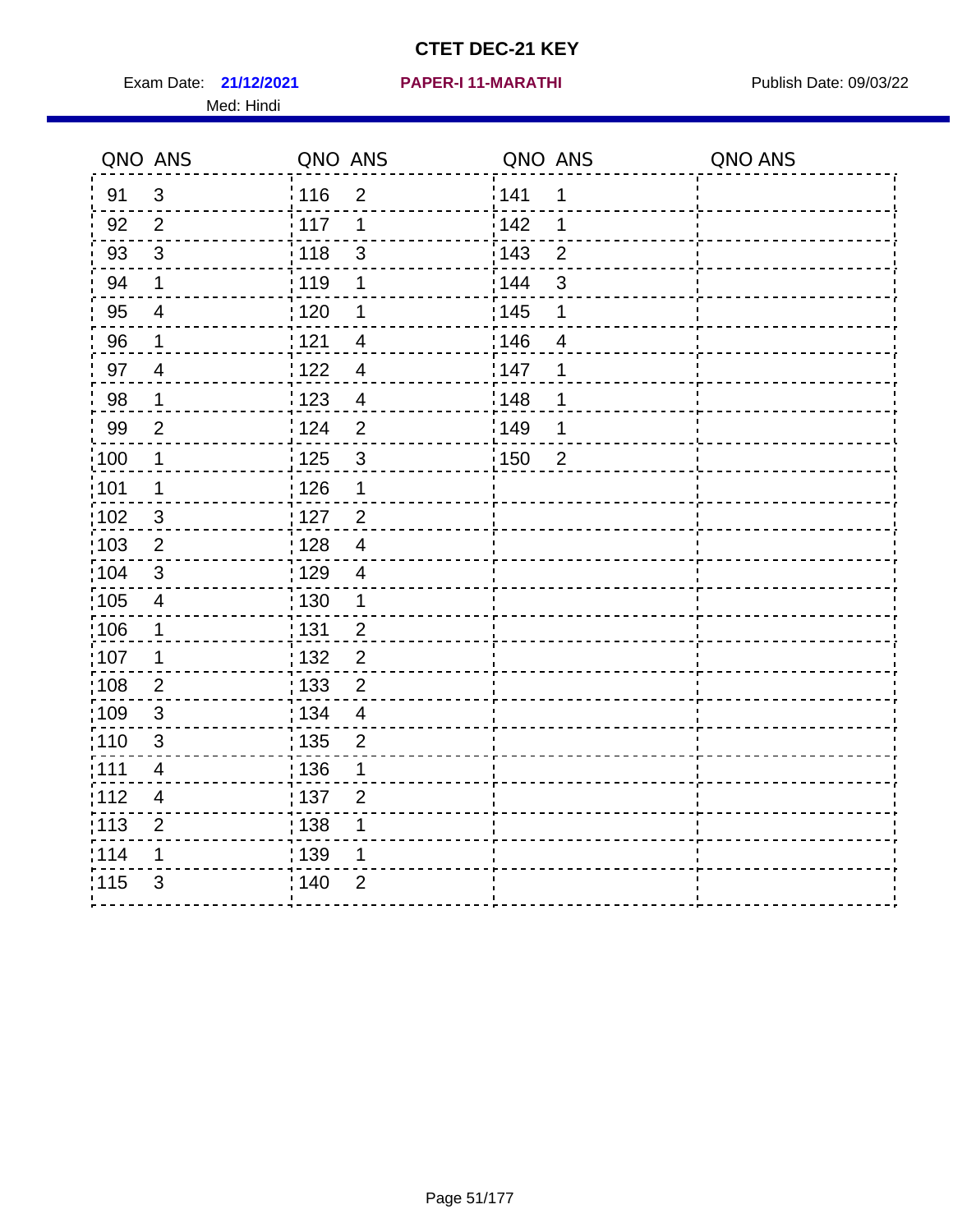# CTET DEC-21 KEY

Exam Date: **21/12/2021** **PAPER-I 11-MARATHI** Publish Date: 09/03/22

Med: Hindi

| QNO | ANS | QNO | ANS | QNO | ANS | QNO | ANS |
|---|---|---|---|---|---|---|---|
| 91 | 3 | 116 | 2 | 141 | 1 | | |
| 92 | 2 | 117 | 1 | 142 | 1 | | |
| 93 | 3 | 118 | 3 | 143 | 2 | | |
| 94 | 1 | 119 | 1 | 144 | 3 | | |
| 95 | 4 | 120 | 1 | 145 | 1 | | |
| 96 | 1 | 121 | 4 | 146 | 4 | | |
| 97 | 4 | 122 | 4 | 147 | 1 | | |
| 98 | 1 | 123 | 4 | 148 | 1 | | |
| 99 | 2 | 124 | 2 | 149 | 1 | | |
| 100 | 1 | 125 | 3 | 150 | 2 | | |
| 101 | 1 | 126 | 1 | | | | |
| 102 | 3 | 127 | 2 | | | | |
| 103 | 2 | 128 | 4 | | | | |
| 104 | 3 | 129 | 4 | | | | |
| 105 | 4 | 130 | 1 | | | | |
| 106 | 1 | 131 | 2 | | | | |
| 107 | 1 | 132 | 2 | | | | |
| 108 | 2 | 133 | 2 | | | | |
| 109 | 3 | 134 | 4 | | | | |
| 110 | 3 | 135 | 2 | | | | |
| 111 | 4 | 136 | 1 | | | | |
| 112 | 4 | 137 | 2 | | | | |
| 113 | 2 | 138 | 1 | | | | |
| 114 | 1 | 139 | 1 | | | | |
| 115 | 3 | 140 | 2 | | | | |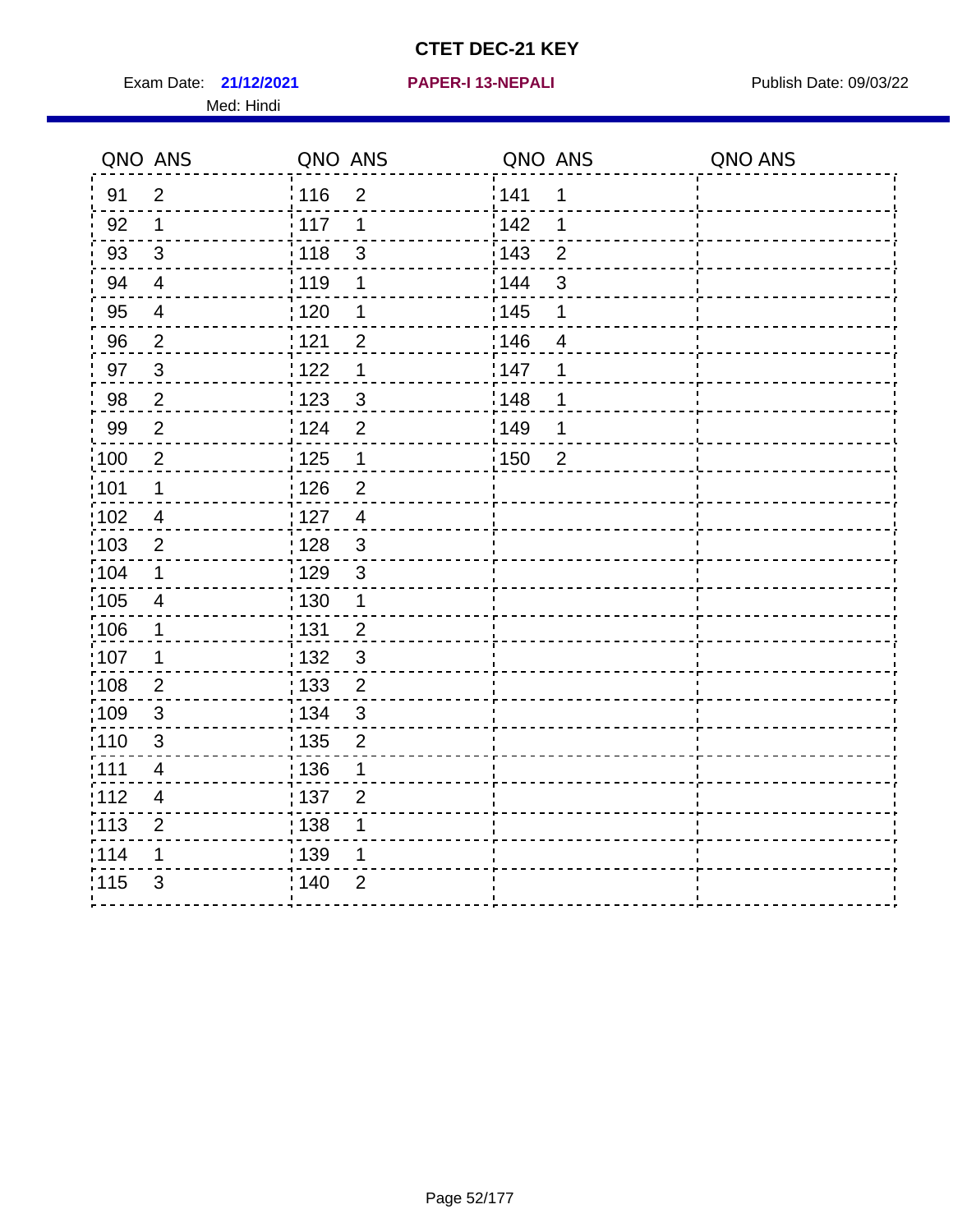# CTET DEC-21 KEY

Exam Date: **21/12/2021** **PAPER-I 13-NEPALI** Publish Date: 09/03/22

Med: Hindi

| QNO | ANS | QNO | ANS | QNO | ANS | QNO | ANS |
|---|---|---|---|---|---|---|---|
| 91 | 2 | 116 | 2 | 141 | 1 | | |
| 92 | 1 | 117 | 1 | 142 | 1 | | |
| 93 | 3 | 118 | 3 | 143 | 2 | | |
| 94 | 4 | 119 | 1 | 144 | 3 | | |
| 95 | 4 | 120 | 1 | 145 | 1 | | |
| 96 | 2 | 121 | 2 | 146 | 4 | | |
| 97 | 3 | 122 | 1 | 147 | 1 | | |
| 98 | 2 | 123 | 3 | 148 | 1 | | |
| 99 | 2 | 124 | 2 | 149 | 1 | | |
| 100 | 2 | 125 | 1 | 150 | 2 | | |
| 101 | 1 | 126 | 2 | | | | |
| 102 | 4 | 127 | 4 | | | | |
| 103 | 2 | 128 | 3 | | | | |
| 104 | 1 | 129 | 3 | | | | |
| 105 | 4 | 130 | 1 | | | | |
| 106 | 1 | 131 | 2 | | | | |
| 107 | 1 | 132 | 3 | | | | |
| 108 | 2 | 133 | 2 | | | | |
| 109 | 3 | 134 | 3 | | | | |
| 110 | 3 | 135 | 2 | | | | |
| 111 | 4 | 136 | 1 | | | | |
| 112 | 4 | 137 | 2 | | | | |
| 113 | 2 | 138 | 1 | | | | |
| 114 | 1 | 139 | 1 | | | | |
| 115 | 3 | 140 | 2 | | | | |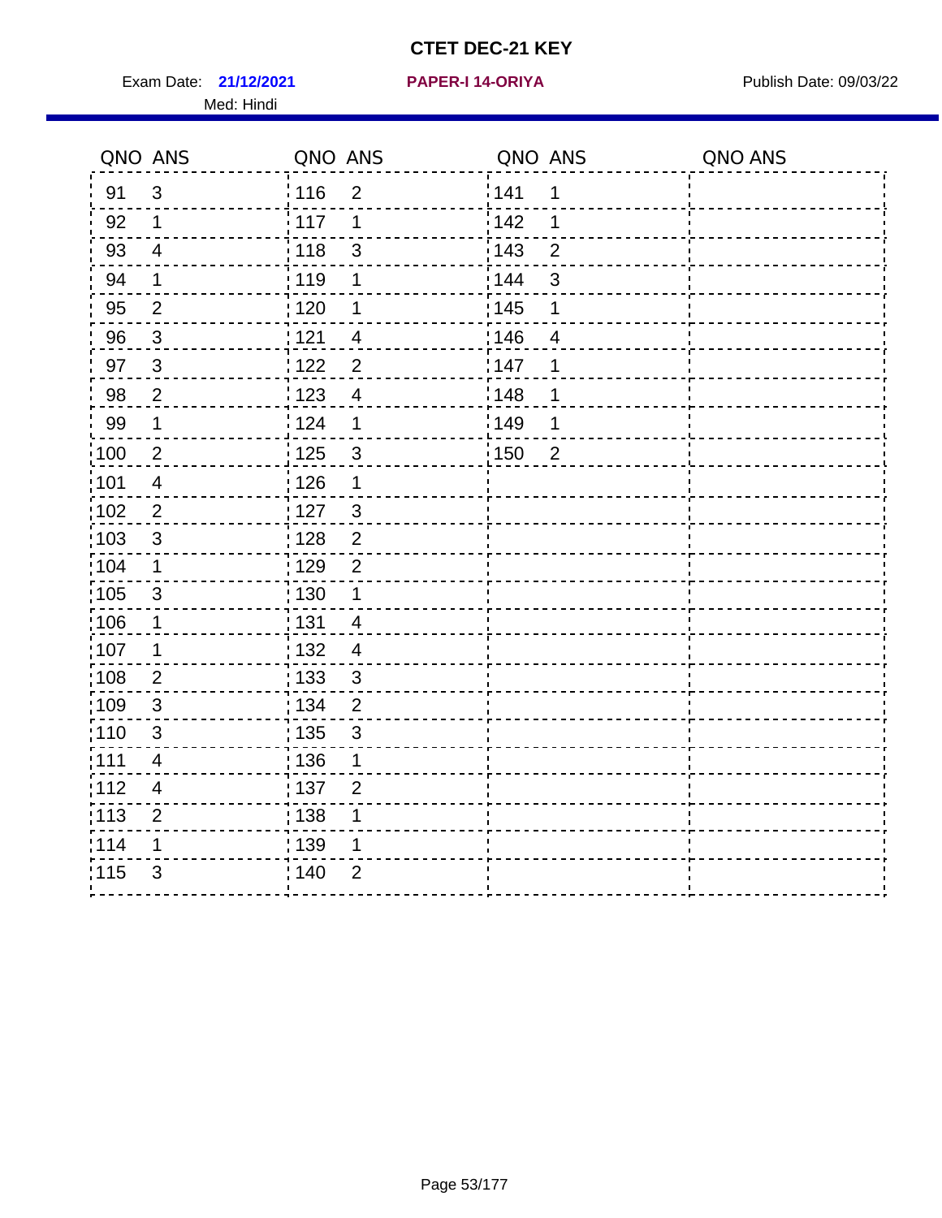# CTET DEC-21 KEY

Exam Date: **21/12/2021** **PAPER-I 14-ORIYA** Publish Date: 09/03/22

Med: Hindi

| QNO | ANS | QNO | ANS | QNO | ANS | QNO | ANS |
|---|---|---|---|---|---|---|---|
| 91 | 3 | 116 | 2 | 141 | 1 | | |
| 92 | 1 | 117 | 1 | 142 | 1 | | |
| 93 | 4 | 118 | 3 | 143 | 2 | | |
| 94 | 1 | 119 | 1 | 144 | 3 | | |
| 95 | 2 | 120 | 1 | 145 | 1 | | |
| 96 | 3 | 121 | 4 | 146 | 4 | | |
| 97 | 3 | 122 | 2 | 147 | 1 | | |
| 98 | 2 | 123 | 4 | 148 | 1 | | |
| 99 | 1 | 124 | 1 | 149 | 1 | | |
| 100 | 2 | 125 | 3 | 150 | 2 | | |
| 101 | 4 | 126 | 1 | | | | |
| 102 | 2 | 127 | 3 | | | | |
| 103 | 3 | 128 | 2 | | | | |
| 104 | 1 | 129 | 2 | | | | |
| 105 | 3 | 130 | 1 | | | | |
| 106 | 1 | 131 | 4 | | | | |
| 107 | 1 | 132 | 4 | | | | |
| 108 | 2 | 133 | 3 | | | | |
| 109 | 3 | 134 | 2 | | | | |
| 110 | 3 | 135 | 3 | | | | |
| 111 | 4 | 136 | 1 | | | | |
| 112 | 4 | 137 | 2 | | | | |
| 113 | 2 | 138 | 1 | | | | |
| 114 | 1 | 139 | 1 | | | | |
| 115 | 3 | 140 | 2 | | | | |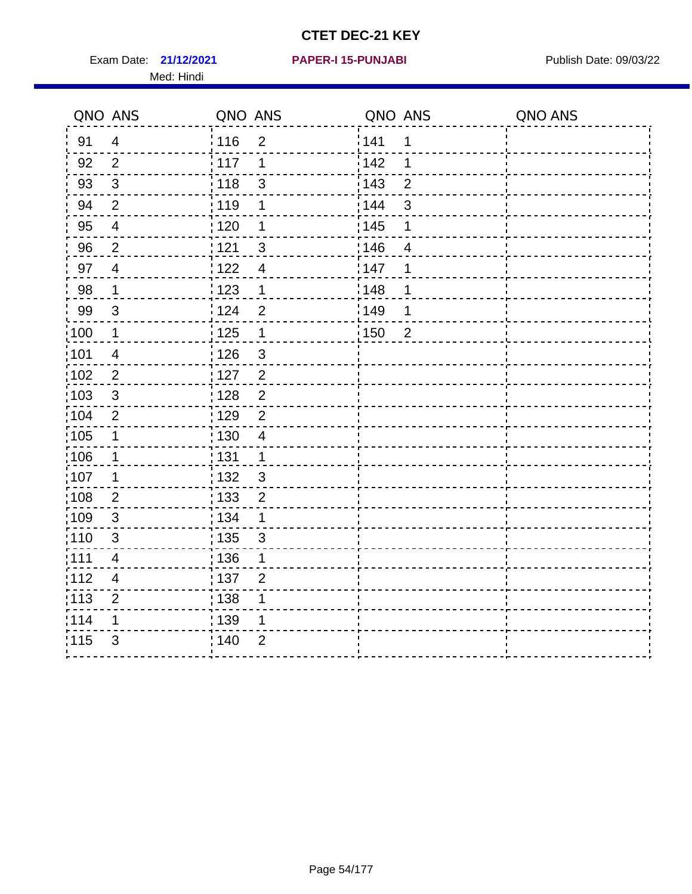# CTET DEC-21 KEY

Exam Date: **21/12/2021** **PAPER-I 15-PUNJABI** Publish Date: 09/03/22

Med: Hindi

| QNO | ANS | QNO | ANS | QNO | ANS | QNO | ANS |
|---|---|---|---|---|---|---|---|
| 91 | 4 | 116 | 2 | 141 | 1 | | |
| 92 | 2 | 117 | 1 | 142 | 1 | | |
| 93 | 3 | 118 | 3 | 143 | 2 | | |
| 94 | 2 | 119 | 1 | 144 | 3 | | |
| 95 | 4 | 120 | 1 | 145 | 1 | | |
| 96 | 2 | 121 | 3 | 146 | 4 | | |
| 97 | 4 | 122 | 4 | 147 | 1 | | |
| 98 | 1 | 123 | 1 | 148 | 1 | | |
| 99 | 3 | 124 | 2 | 149 | 1 | | |
| 100 | 1 | 125 | 1 | 150 | 2 | | |
| 101 | 4 | 126 | 3 | | | | |
| 102 | 2 | 127 | 2 | | | | |
| 103 | 3 | 128 | 2 | | | | |
| 104 | 2 | 129 | 2 | | | | |
| 105 | 1 | 130 | 4 | | | | |
| 106 | 1 | 131 | 1 | | | | |
| 107 | 1 | 132 | 3 | | | | |
| 108 | 2 | 133 | 2 | | | | |
| 109 | 3 | 134 | 1 | | | | |
| 110 | 3 | 135 | 3 | | | | |
| 111 | 4 | 136 | 1 | | | | |
| 112 | 4 | 137 | 2 | | | | |
| 113 | 2 | 138 | 1 | | | | |
| 114 | 1 | 139 | 1 | | | | |
| 115 | 3 | 140 | 2 | | | | |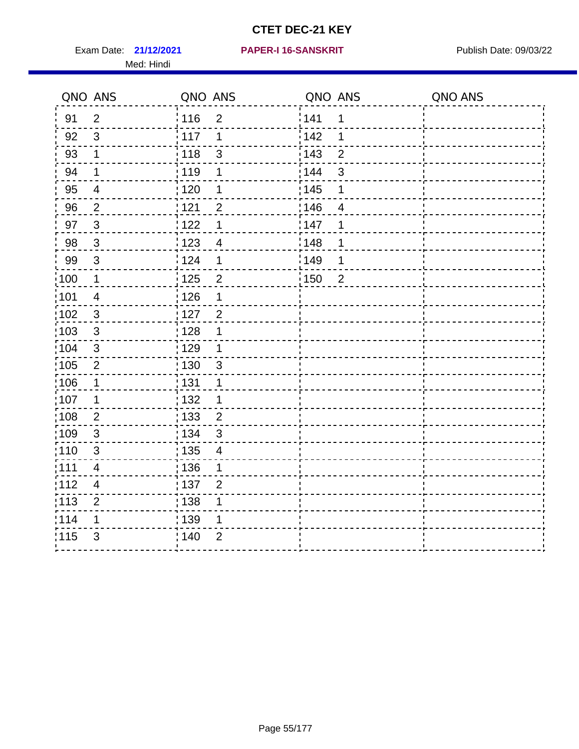# CTET DEC-21 KEY

Exam Date: **21/12/2021** **PAPER-I 16-SANSKRIT** Publish Date: 09/03/22

Med: Hindi

| QNO | ANS | QNO | ANS | QNO | ANS | QNO | ANS |
|---|---|---|---|---|---|---|---|
| 91 | 2 | 116 | 2 | 141 | 1 | | |
| 92 | 3 | 117 | 1 | 142 | 1 | | |
| 93 | 1 | 118 | 3 | 143 | 2 | | |
| 94 | 1 | 119 | 1 | 144 | 3 | | |
| 95 | 4 | 120 | 1 | 145 | 1 | | |
| 96 | 2 | 121 | 2 | 146 | 4 | | |
| 97 | 3 | 122 | 1 | 147 | 1 | | |
| 98 | 3 | 123 | 4 | 148 | 1 | | |
| 99 | 3 | 124 | 1 | 149 | 1 | | |
| 100 | 1 | 125 | 2 | 150 | 2 | | |
| 101 | 4 | 126 | 1 | | | | |
| 102 | 3 | 127 | 2 | | | | |
| 103 | 3 | 128 | 1 | | | | |
| 104 | 3 | 129 | 1 | | | | |
| 105 | 2 | 130 | 3 | | | | |
| 106 | 1 | 131 | 1 | | | | |
| 107 | 1 | 132 | 1 | | | | |
| 108 | 2 | 133 | 2 | | | | |
| 109 | 3 | 134 | 3 | | | | |
| 110 | 3 | 135 | 4 | | | | |
| 111 | 4 | 136 | 1 | | | | |
| 112 | 4 | 137 | 2 | | | | |
| 113 | 2 | 138 | 1 | | | | |
| 114 | 1 | 139 | 1 | | | | |
| 115 | 3 | 140 | 2 | | | | |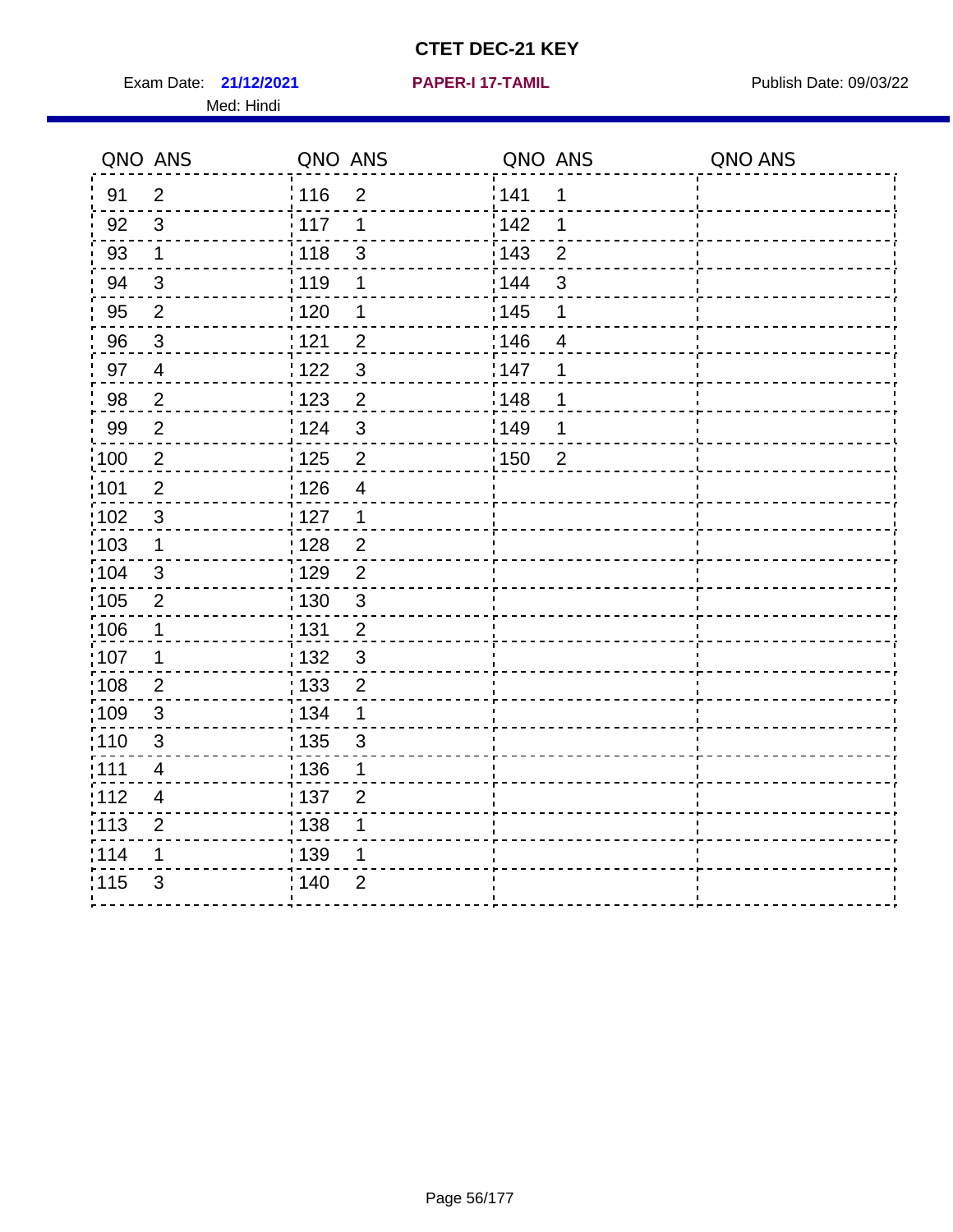# CTET DEC-21 KEY

Exam Date: **21/12/2021** **PAPER-I 17-TAMIL** Publish Date: 09/03/22

Med: Hindi

| QNO | ANS | QNO | ANS | QNO | ANS | QNO | ANS |
|---|---|---|---|---|---|---|---|
| 91 | 2 | 116 | 2 | 141 | 1 | | |
| 92 | 3 | 117 | 1 | 142 | 1 | | |
| 93 | 1 | 118 | 3 | 143 | 2 | | |
| 94 | 3 | 119 | 1 | 144 | 3 | | |
| 95 | 2 | 120 | 1 | 145 | 1 | | |
| 96 | 3 | 121 | 2 | 146 | 4 | | |
| 97 | 4 | 122 | 3 | 147 | 1 | | |
| 98 | 2 | 123 | 2 | 148 | 1 | | |
| 99 | 2 | 124 | 3 | 149 | 1 | | |
| 100 | 2 | 125 | 2 | 150 | 2 | | |
| 101 | 2 | 126 | 4 | | | | |
| 102 | 3 | 127 | 1 | | | | |
| 103 | 1 | 128 | 2 | | | | |
| 104 | 3 | 129 | 2 | | | | |
| 105 | 2 | 130 | 3 | | | | |
| 106 | 1 | 131 | 2 | | | | |
| 107 | 1 | 132 | 3 | | | | |
| 108 | 2 | 133 | 2 | | | | |
| 109 | 3 | 134 | 1 | | | | |
| 110 | 3 | 135 | 3 | | | | |
| 111 | 4 | 136 | 1 | | | | |
| 112 | 4 | 137 | 2 | | | | |
| 113 | 2 | 138 | 1 | | | | |
| 114 | 1 | 139 | 1 | | | | |
| 115 | 3 | 140 | 2 | | | | |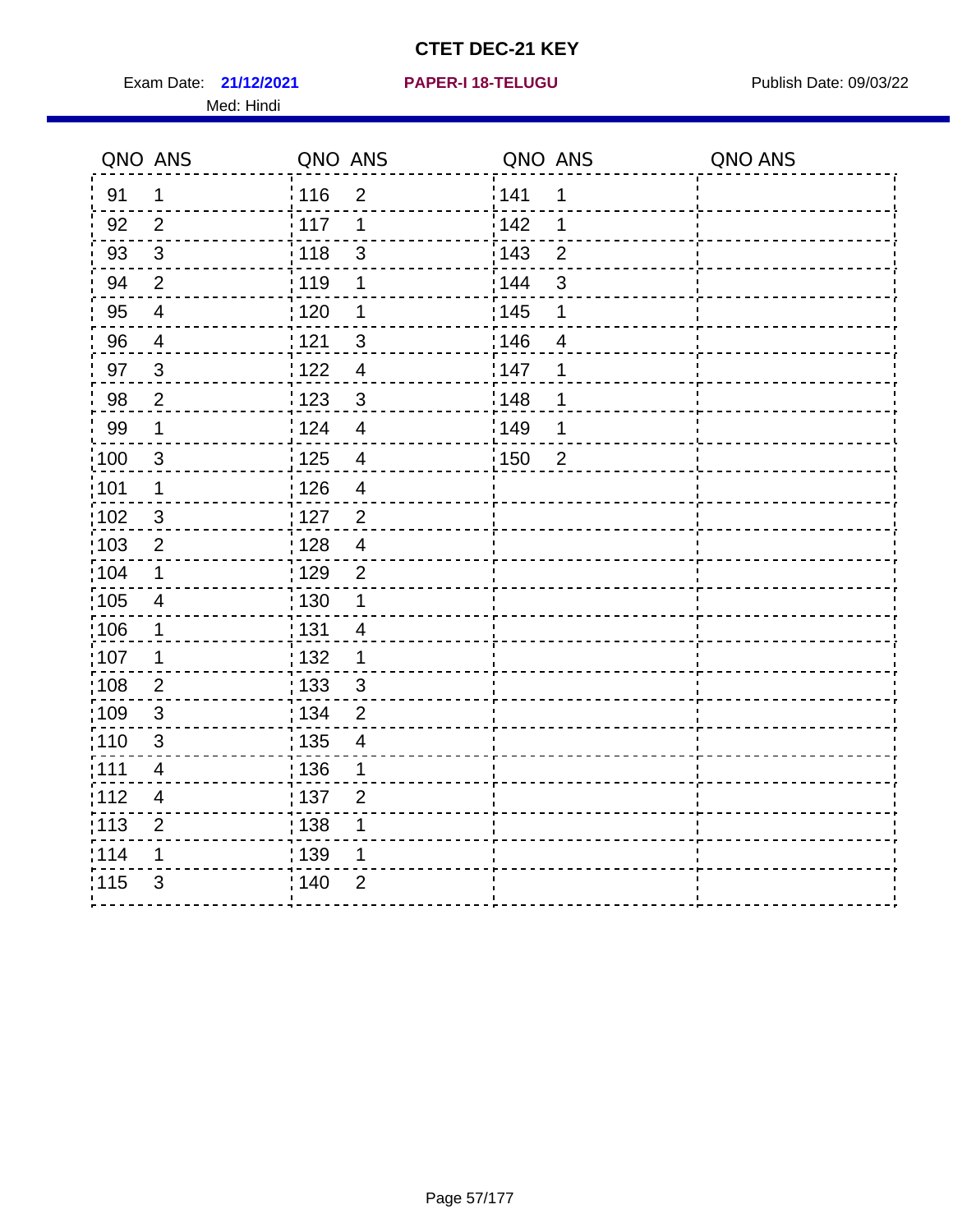# CTET DEC-21 KEY

Exam Date: **21/12/2021** **PAPER-I 18-TELUGU** Publish Date: 09/03/22

Med: Hindi

| QNO | ANS | QNO | ANS | QNO | ANS | QNO | ANS |
|---|---|---|---|---|---|---|---|
| 91 | 1 | 116 | 2 | 141 | 1 | | |
| 92 | 2 | 117 | 1 | 142 | 1 | | |
| 93 | 3 | 118 | 3 | 143 | 2 | | |
| 94 | 2 | 119 | 1 | 144 | 3 | | |
| 95 | 4 | 120 | 1 | 145 | 1 | | |
| 96 | 4 | 121 | 3 | 146 | 4 | | |
| 97 | 3 | 122 | 4 | 147 | 1 | | |
| 98 | 2 | 123 | 3 | 148 | 1 | | |
| 99 | 1 | 124 | 4 | 149 | 1 | | |
| 100 | 3 | 125 | 4 | 150 | 2 | | |
| 101 | 1 | 126 | 4 | | | | |
| 102 | 3 | 127 | 2 | | | | |
| 103 | 2 | 128 | 4 | | | | |
| 104 | 1 | 129 | 2 | | | | |
| 105 | 4 | 130 | 1 | | | | |
| 106 | 1 | 131 | 4 | | | | |
| 107 | 1 | 132 | 1 | | | | |
| 108 | 2 | 133 | 3 | | | | |
| 109 | 3 | 134 | 2 | | | | |
| 110 | 3 | 135 | 4 | | | | |
| 111 | 4 | 136 | 1 | | | | |
| 112 | 4 | 137 | 2 | | | | |
| 113 | 2 | 138 | 1 | | | | |
| 114 | 1 | 139 | 1 | | | | |
| 115 | 3 | 140 | 2 | | | | |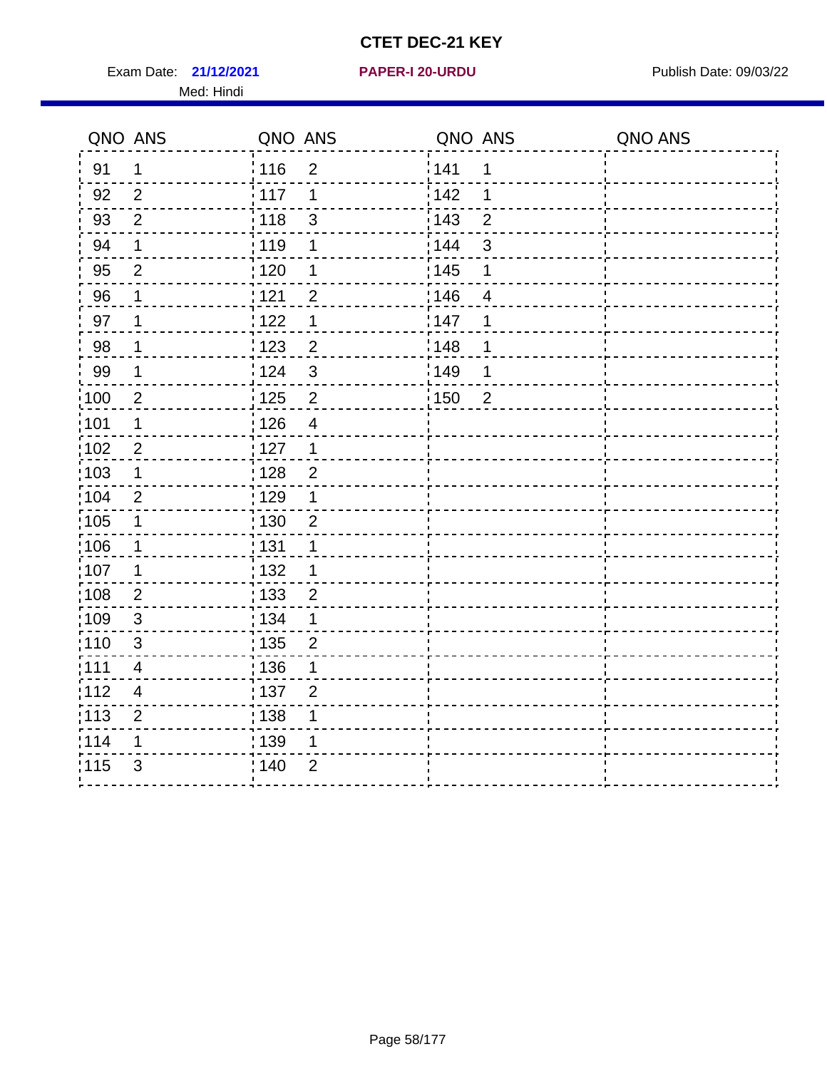# CTET DEC-21 KEY

Exam Date: **21/12/2021** **PAPER-I 20-URDU** Publish Date: 09/03/22

Med: Hindi

| QNO | ANS | QNO | ANS | QNO | ANS | QNO | ANS |
|---|---|---|---|---|---|---|---|
| 91 | 1 | 116 | 2 | 141 | 1 | | |
| 92 | 2 | 117 | 1 | 142 | 1 | | |
| 93 | 2 | 118 | 3 | 143 | 2 | | |
| 94 | 1 | 119 | 1 | 144 | 3 | | |
| 95 | 2 | 120 | 1 | 145 | 1 | | |
| 96 | 1 | 121 | 2 | 146 | 4 | | |
| 97 | 1 | 122 | 1 | 147 | 1 | | |
| 98 | 1 | 123 | 2 | 148 | 1 | | |
| 99 | 1 | 124 | 3 | 149 | 1 | | |
| 100 | 2 | 125 | 2 | 150 | 2 | | |
| 101 | 1 | 126 | 4 | | | | |
| 102 | 2 | 127 | 1 | | | | |
| 103 | 1 | 128 | 2 | | | | |
| 104 | 2 | 129 | 1 | | | | |
| 105 | 1 | 130 | 2 | | | | |
| 106 | 1 | 131 | 1 | | | | |
| 107 | 1 | 132 | 1 | | | | |
| 108 | 2 | 133 | 2 | | | | |
| 109 | 3 | 134 | 1 | | | | |
| 110 | 3 | 135 | 2 | | | | |
| 111 | 4 | 136 | 1 | | | | |
| 112 | 4 | 137 | 2 | | | | |
| 113 | 2 | 138 | 1 | | | | |
| 114 | 1 | 139 | 1 | | | | |
| 115 | 3 | 140 | 2 | | | | |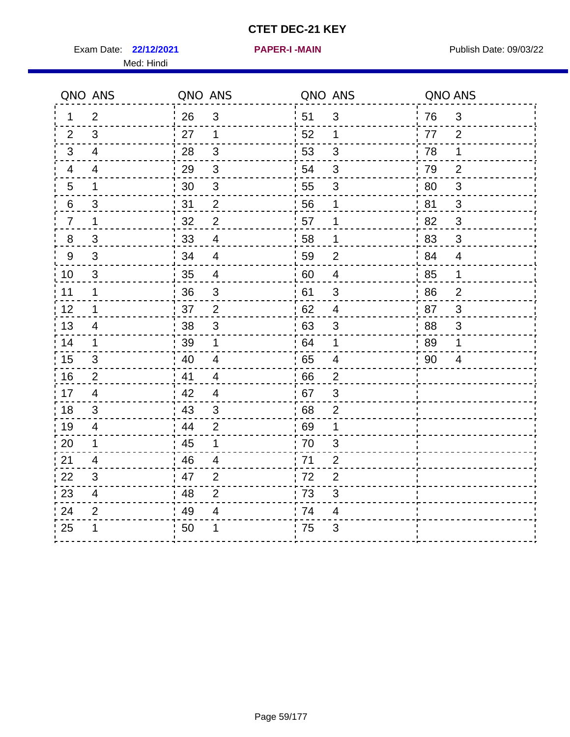# CTET DEC-21 KEY

Exam Date: **22/12/2021** | **PAPER-I -MAIN** | Publish Date: 09/03/22

Med: Hindi

| QNO | ANS | QNO | ANS | QNO | ANS | QNO | ANS |
|---|---|---|---|---|---|---|---|
| 1 | 2 | 26 | 3 | 51 | 3 | 76 | 3 |
| 2 | 3 | 27 | 1 | 52 | 1 | 77 | 2 |
| 3 | 4 | 28 | 3 | 53 | 3 | 78 | 1 |
| 4 | 4 | 29 | 3 | 54 | 3 | 79 | 2 |
| 5 | 1 | 30 | 3 | 55 | 3 | 80 | 3 |
| 6 | 3 | 31 | 2 | 56 | 1 | 81 | 3 |
| 7 | 1 | 32 | 2 | 57 | 1 | 82 | 3 |
| 8 | 3 | 33 | 4 | 58 | 1 | 83 | 3 |
| 9 | 3 | 34 | 4 | 59 | 2 | 84 | 4 |
| 10 | 3 | 35 | 4 | 60 | 4 | 85 | 1 |
| 11 | 1 | 36 | 3 | 61 | 3 | 86 | 2 |
| 12 | 1 | 37 | 2 | 62 | 4 | 87 | 3 |
| 13 | 4 | 38 | 3 | 63 | 3 | 88 | 3 |
| 14 | 1 | 39 | 1 | 64 | 1 | 89 | 1 |
| 15 | 3 | 40 | 4 | 65 | 4 | 90 | 4 |
| 16 | 2 | 41 | 4 | 66 | 2 | | |
| 17 | 4 | 42 | 4 | 67 | 3 | | |
| 18 | 3 | 43 | 3 | 68 | 2 | | |
| 19 | 4 | 44 | 2 | 69 | 1 | | |
| 20 | 1 | 45 | 1 | 70 | 3 | | |
| 21 | 4 | 46 | 4 | 71 | 2 | | |
| 22 | 3 | 47 | 2 | 72 | 2 | | |
| 23 | 4 | 48 | 2 | 73 | 3 | | |
| 24 | 2 | 49 | 4 | 74 | 4 | | |
| 25 | 1 | 50 | 1 | 75 | 3 | | |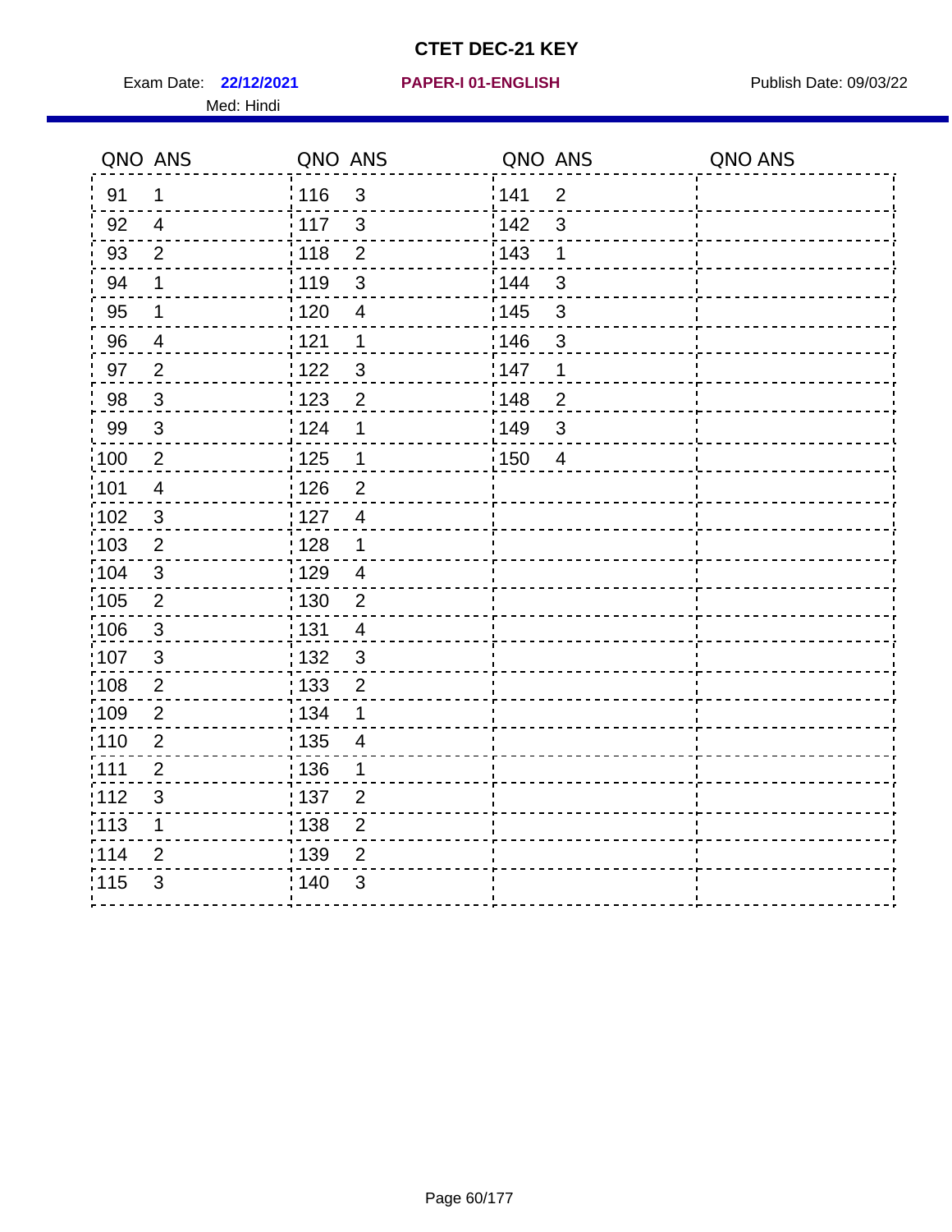# CTET DEC-21 KEY

Exam Date: **22/12/2021** **PAPER-I 01-ENGLISH** Publish Date: 09/03/22

Med: Hindi

| QNO | ANS | QNO | ANS | QNO | ANS | QNO | ANS |
|---|---|---|---|---|---|---|---|
| 91 | 1 | 116 | 3 | 141 | 2 | | |
| 92 | 4 | 117 | 3 | 142 | 3 | | |
| 93 | 2 | 118 | 2 | 143 | 1 | | |
| 94 | 1 | 119 | 3 | 144 | 3 | | |
| 95 | 1 | 120 | 4 | 145 | 3 | | |
| 96 | 4 | 121 | 1 | 146 | 3 | | |
| 97 | 2 | 122 | 3 | 147 | 1 | | |
| 98 | 3 | 123 | 2 | 148 | 2 | | |
| 99 | 3 | 124 | 1 | 149 | 3 | | |
| 100 | 2 | 125 | 1 | 150 | 4 | | |
| 101 | 4 | 126 | 2 | | | | |
| 102 | 3 | 127 | 4 | | | | |
| 103 | 2 | 128 | 1 | | | | |
| 104 | 3 | 129 | 4 | | | | |
| 105 | 2 | 130 | 2 | | | | |
| 106 | 3 | 131 | 4 | | | | |
| 107 | 3 | 132 | 3 | | | | |
| 108 | 2 | 133 | 2 | | | | |
| 109 | 2 | 134 | 1 | | | | |
| 110 | 2 | 135 | 4 | | | | |
| 111 | 2 | 136 | 1 | | | | |
| 112 | 3 | 137 | 2 | | | | |
| 113 | 1 | 138 | 2 | | | | |
| 114 | 2 | 139 | 2 | | | | |
| 115 | 3 | 140 | 3 | | | | |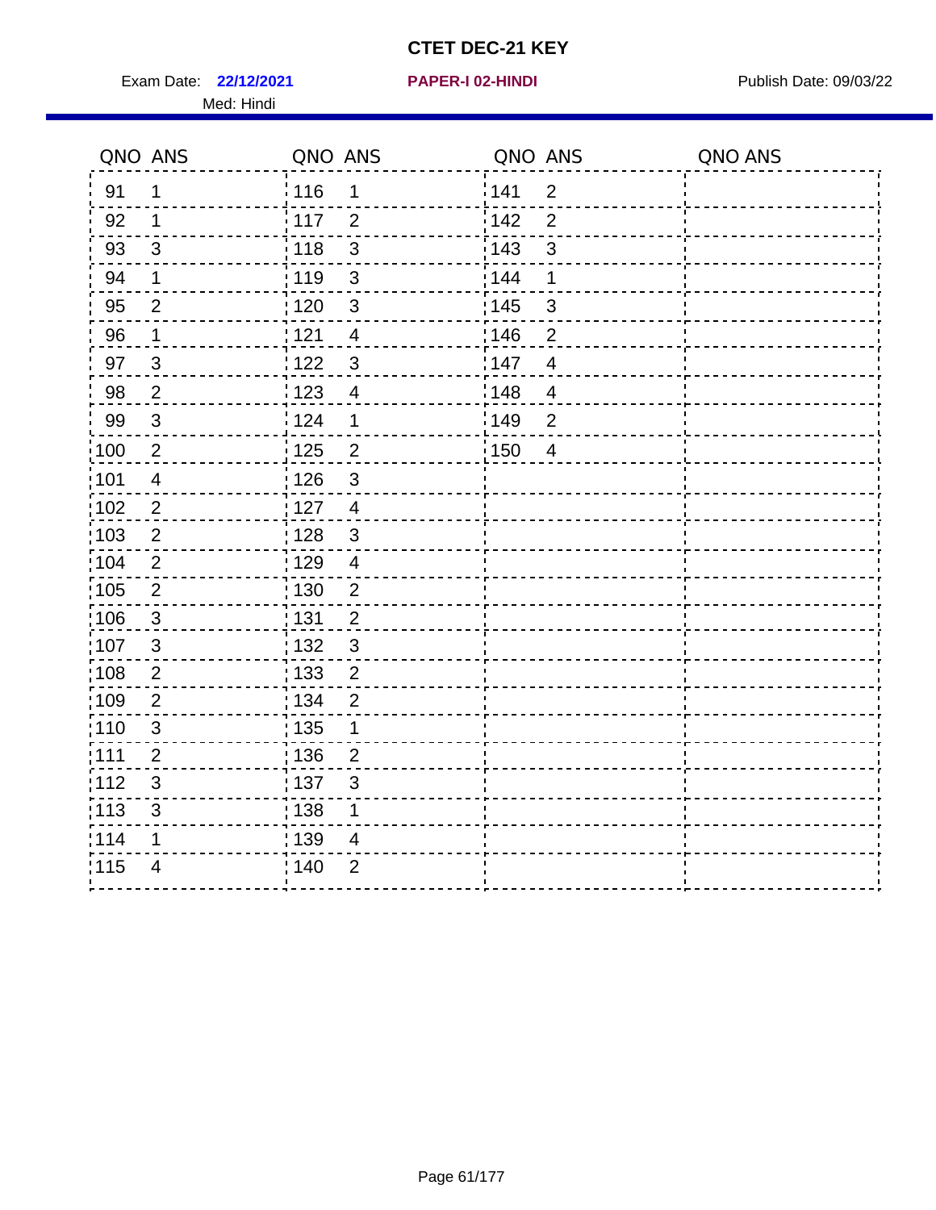# CTET DEC-21 KEY

Exam Date: **22/12/2021** **PAPER-I 02-HINDI** Publish Date: 09/03/22

Med: Hindi

| QNO | ANS | QNO | ANS | QNO | ANS | QNO | ANS |
|---|---|---|---|---|---|---|---|
| 91 | 1 | 116 | 1 | 141 | 2 | | |
| 92 | 1 | 117 | 2 | 142 | 2 | | |
| 93 | 3 | 118 | 3 | 143 | 3 | | |
| 94 | 1 | 119 | 3 | 144 | 1 | | |
| 95 | 2 | 120 | 3 | 145 | 3 | | |
| 96 | 1 | 121 | 4 | 146 | 2 | | |
| 97 | 3 | 122 | 3 | 147 | 4 | | |
| 98 | 2 | 123 | 4 | 148 | 4 | | |
| 99 | 3 | 124 | 1 | 149 | 2 | | |
| 100 | 2 | 125 | 2 | 150 | 4 | | |
| 101 | 4 | 126 | 3 | | | | |
| 102 | 2 | 127 | 4 | | | | |
| 103 | 2 | 128 | 3 | | | | |
| 104 | 2 | 129 | 4 | | | | |
| 105 | 2 | 130 | 2 | | | | |
| 106 | 3 | 131 | 2 | | | | |
| 107 | 3 | 132 | 3 | | | | |
| 108 | 2 | 133 | 2 | | | | |
| 109 | 2 | 134 | 2 | | | | |
| 110 | 3 | 135 | 1 | | | | |
| 111 | 2 | 136 | 2 | | | | |
| 112 | 3 | 137 | 3 | | | | |
| 113 | 3 | 138 | 1 | | | | |
| 114 | 1 | 139 | 4 | | | | |
| 115 | 4 | 140 | 2 | | | | |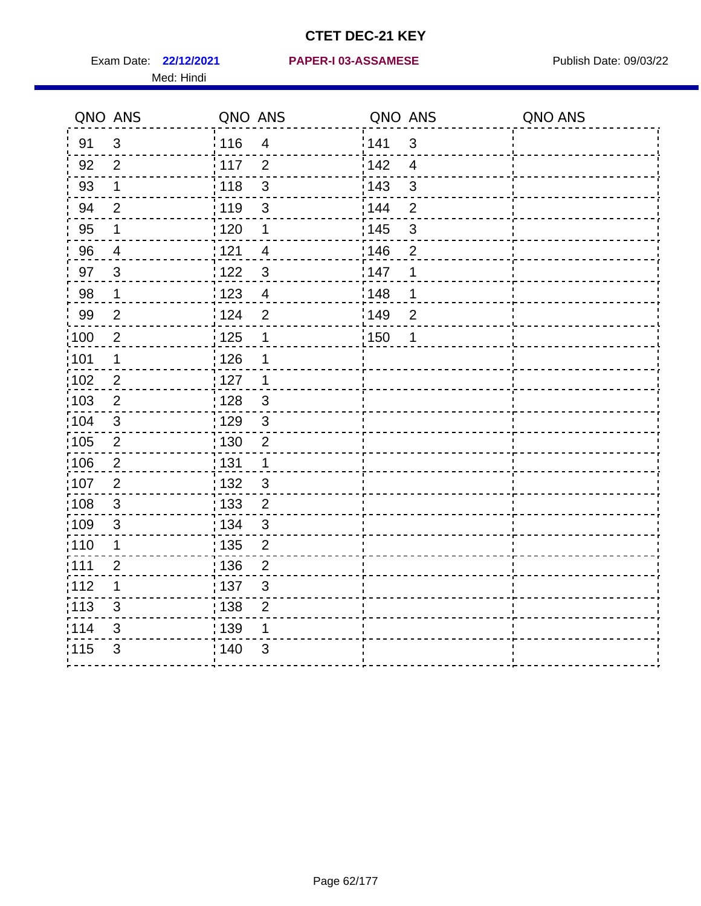# CTET DEC-21 KEY

Exam Date: **22/12/2021** **PAPER-I 03-ASSAMESE** Publish Date: 09/03/22

Med: Hindi

| QNO | ANS | QNO | ANS | QNO | ANS | QNO | ANS |
|---|---|---|---|---|---|---|---|
| 91 | 3 | 116 | 4 | 141 | 3 | | |
| 92 | 2 | 117 | 2 | 142 | 4 | | |
| 93 | 1 | 118 | 3 | 143 | 3 | | |
| 94 | 2 | 119 | 3 | 144 | 2 | | |
| 95 | 1 | 120 | 1 | 145 | 3 | | |
| 96 | 4 | 121 | 4 | 146 | 2 | | |
| 97 | 3 | 122 | 3 | 147 | 1 | | |
| 98 | 1 | 123 | 4 | 148 | 1 | | |
| 99 | 2 | 124 | 2 | 149 | 2 | | |
| 100 | 2 | 125 | 1 | 150 | 1 | | |
| 101 | 1 | 126 | 1 | | | | |
| 102 | 2 | 127 | 1 | | | | |
| 103 | 2 | 128 | 3 | | | | |
| 104 | 3 | 129 | 3 | | | | |
| 105 | 2 | 130 | 2 | | | | |
| 106 | 2 | 131 | 1 | | | | |
| 107 | 2 | 132 | 3 | | | | |
| 108 | 3 | 133 | 2 | | | | |
| 109 | 3 | 134 | 3 | | | | |
| 110 | 1 | 135 | 2 | | | | |
| 111 | 2 | 136 | 2 | | | | |
| 112 | 1 | 137 | 3 | | | | |
| 113 | 3 | 138 | 2 | | | | |
| 114 | 3 | 139 | 1 | | | | |
| 115 | 3 | 140 | 3 | | | | |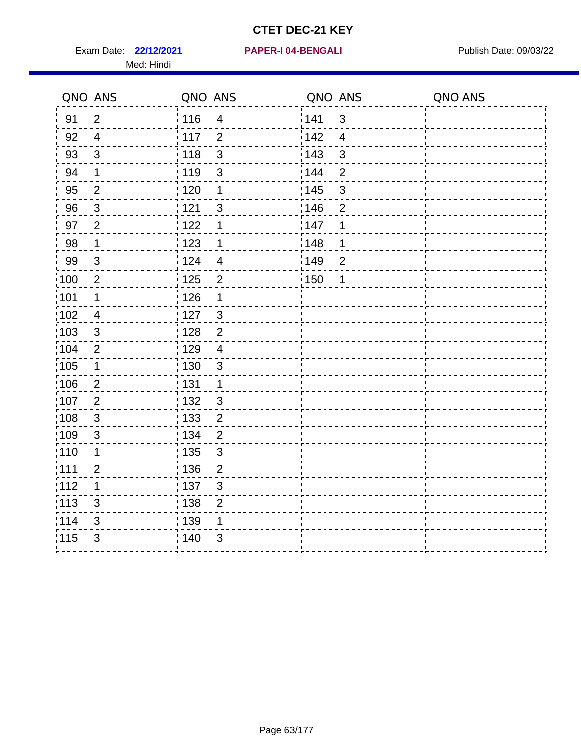# CTET DEC-21 KEY

Exam Date: **22/12/2021** **PAPER-I 04-BENGALI** Publish Date: 09/03/22

Med: Hindi

| QNO | ANS | QNO | ANS | QNO | ANS | QNO | ANS |
|---|---|---|---|---|---|---|---|
| 91 | 2 | 116 | 4 | 141 | 3 | | |
| 92 | 4 | 117 | 2 | 142 | 4 | | |
| 93 | 3 | 118 | 3 | 143 | 3 | | |
| 94 | 1 | 119 | 3 | 144 | 2 | | |
| 95 | 2 | 120 | 1 | 145 | 3 | | |
| 96 | 3 | 121 | 3 | 146 | 2 | | |
| 97 | 2 | 122 | 1 | 147 | 1 | | |
| 98 | 1 | 123 | 1 | 148 | 1 | | |
| 99 | 3 | 124 | 4 | 149 | 2 | | |
| 100 | 2 | 125 | 2 | 150 | 1 | | |
| 101 | 1 | 126 | 1 | | | | |
| 102 | 4 | 127 | 3 | | | | |
| 103 | 3 | 128 | 2 | | | | |
| 104 | 2 | 129 | 4 | | | | |
| 105 | 1 | 130 | 3 | | | | |
| 106 | 2 | 131 | 1 | | | | |
| 107 | 2 | 132 | 3 | | | | |
| 108 | 3 | 133 | 2 | | | | |
| 109 | 3 | 134 | 2 | | | | |
| 110 | 1 | 135 | 3 | | | | |
| 111 | 2 | 136 | 2 | | | | |
| 112 | 1 | 137 | 3 | | | | |
| 113 | 3 | 138 | 2 | | | | |
| 114 | 3 | 139 | 1 | | | | |
| 115 | 3 | 140 | 3 | | | | |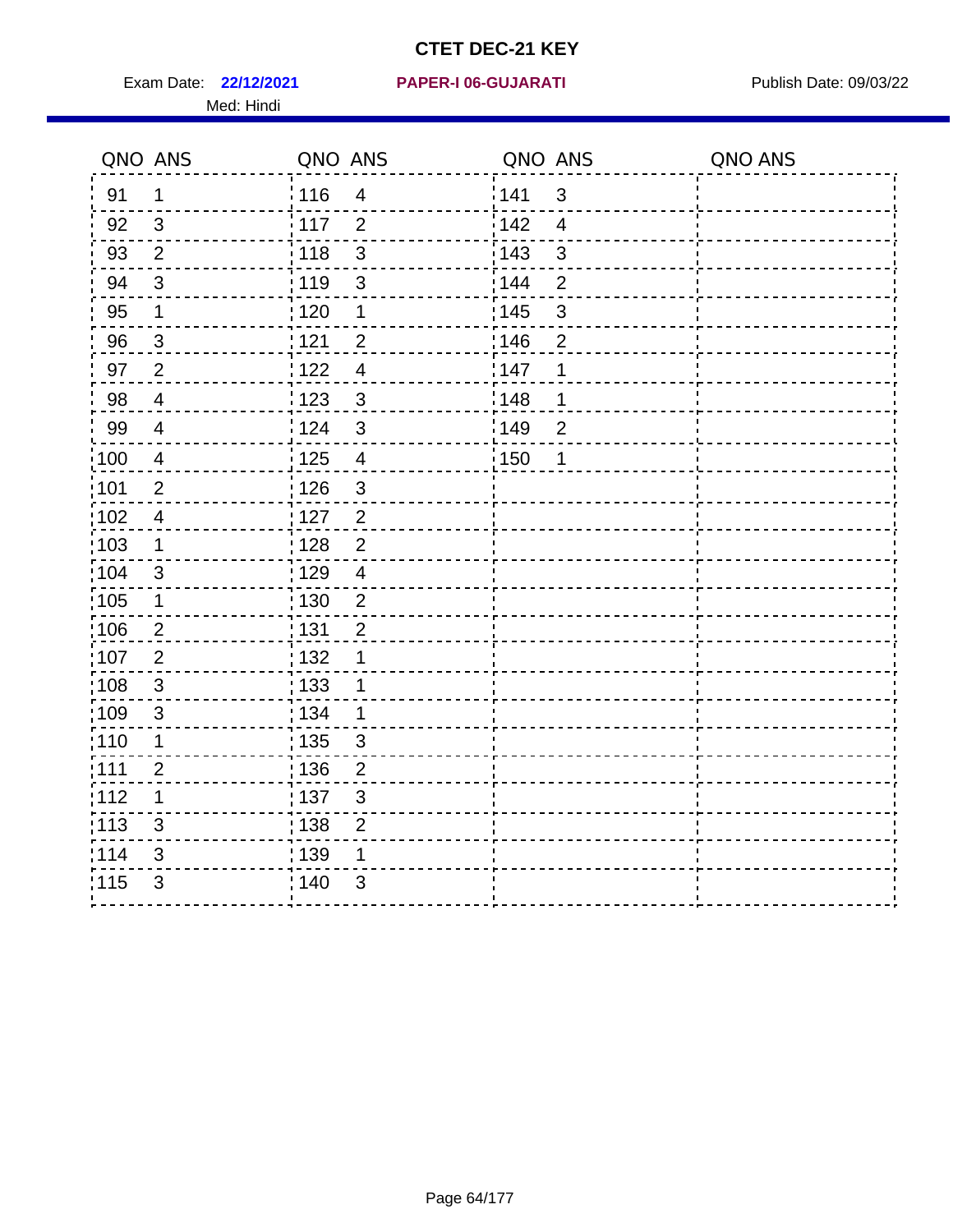# CTET DEC-21 KEY

Exam Date: **22/12/2021** | **PAPER-I 06-GUJARATI** | Publish Date: 09/03/22

Med: Hindi

| QNO | ANS | QNO | ANS | QNO | ANS | QNO | ANS |
|---|---|---|---|---|---|---|---|
| 91 | 1 | 116 | 4 | 141 | 3 | | |
| 92 | 3 | 117 | 2 | 142 | 4 | | |
| 93 | 2 | 118 | 3 | 143 | 3 | | |
| 94 | 3 | 119 | 3 | 144 | 2 | | |
| 95 | 1 | 120 | 1 | 145 | 3 | | |
| 96 | 3 | 121 | 2 | 146 | 2 | | |
| 97 | 2 | 122 | 4 | 147 | 1 | | |
| 98 | 4 | 123 | 3 | 148 | 1 | | |
| 99 | 4 | 124 | 3 | 149 | 2 | | |
| 100 | 4 | 125 | 4 | 150 | 1 | | |
| 101 | 2 | 126 | 3 | | | | |
| 102 | 4 | 127 | 2 | | | | |
| 103 | 1 | 128 | 2 | | | | |
| 104 | 3 | 129 | 4 | | | | |
| 105 | 1 | 130 | 2 | | | | |
| 106 | 2 | 131 | 2 | | | | |
| 107 | 2 | 132 | 1 | | | | |
| 108 | 3 | 133 | 1 | | | | |
| 109 | 3 | 134 | 1 | | | | |
| 110 | 1 | 135 | 3 | | | | |
| 111 | 2 | 136 | 2 | | | | |
| 112 | 1 | 137 | 3 | | | | |
| 113 | 3 | 138 | 2 | | | | |
| 114 | 3 | 139 | 1 | | | | |
| 115 | 3 | 140 | 3 | | | | |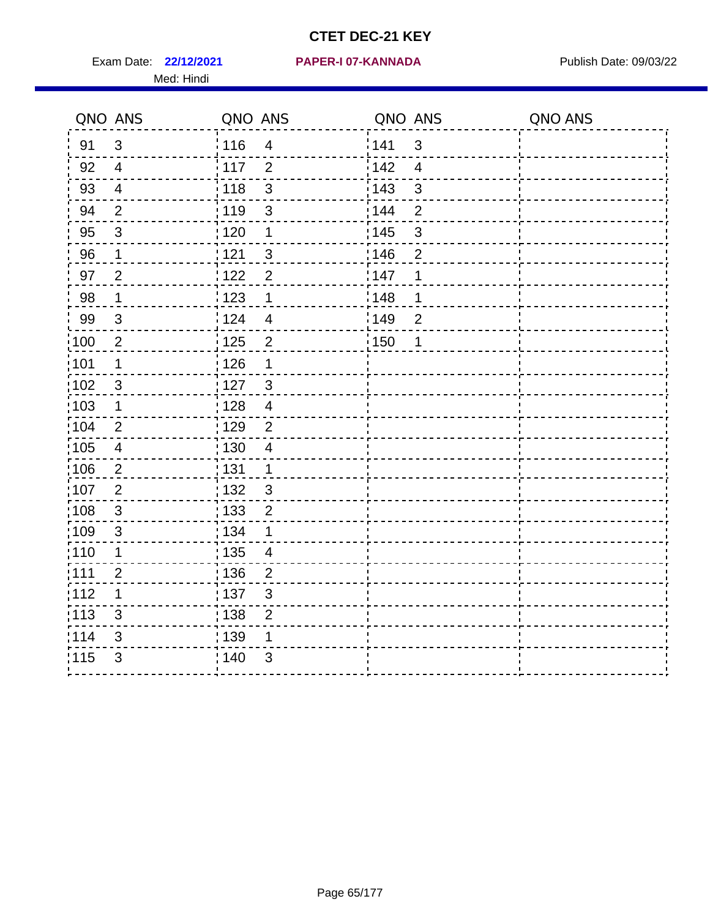# CTET DEC-21 KEY

Exam Date: **22/12/2021** **PAPER-I 07-KANNADA** Publish Date: 09/03/22

Med: Hindi

| QNO | ANS | QNO | ANS | QNO | ANS | QNO | ANS |
|---|---|---|---|---|---|---|---|
| 91 | 3 | 116 | 4 | 141 | 3 | | |
| 92 | 4 | 117 | 2 | 142 | 4 | | |
| 93 | 4 | 118 | 3 | 143 | 3 | | |
| 94 | 2 | 119 | 3 | 144 | 2 | | |
| 95 | 3 | 120 | 1 | 145 | 3 | | |
| 96 | 1 | 121 | 3 | 146 | 2 | | |
| 97 | 2 | 122 | 2 | 147 | 1 | | |
| 98 | 1 | 123 | 1 | 148 | 1 | | |
| 99 | 3 | 124 | 4 | 149 | 2 | | |
| 100 | 2 | 125 | 2 | 150 | 1 | | |
| 101 | 1 | 126 | 1 | | | | |
| 102 | 3 | 127 | 3 | | | | |
| 103 | 1 | 128 | 4 | | | | |
| 104 | 2 | 129 | 2 | | | | |
| 105 | 4 | 130 | 4 | | | | |
| 106 | 2 | 131 | 1 | | | | |
| 107 | 2 | 132 | 3 | | | | |
| 108 | 3 | 133 | 2 | | | | |
| 109 | 3 | 134 | 1 | | | | |
| 110 | 1 | 135 | 4 | | | | |
| 111 | 2 | 136 | 2 | | | | |
| 112 | 1 | 137 | 3 | | | | |
| 113 | 3 | 138 | 2 | | | | |
| 114 | 3 | 139 | 1 | | | | |
| 115 | 3 | 140 | 3 | | | | |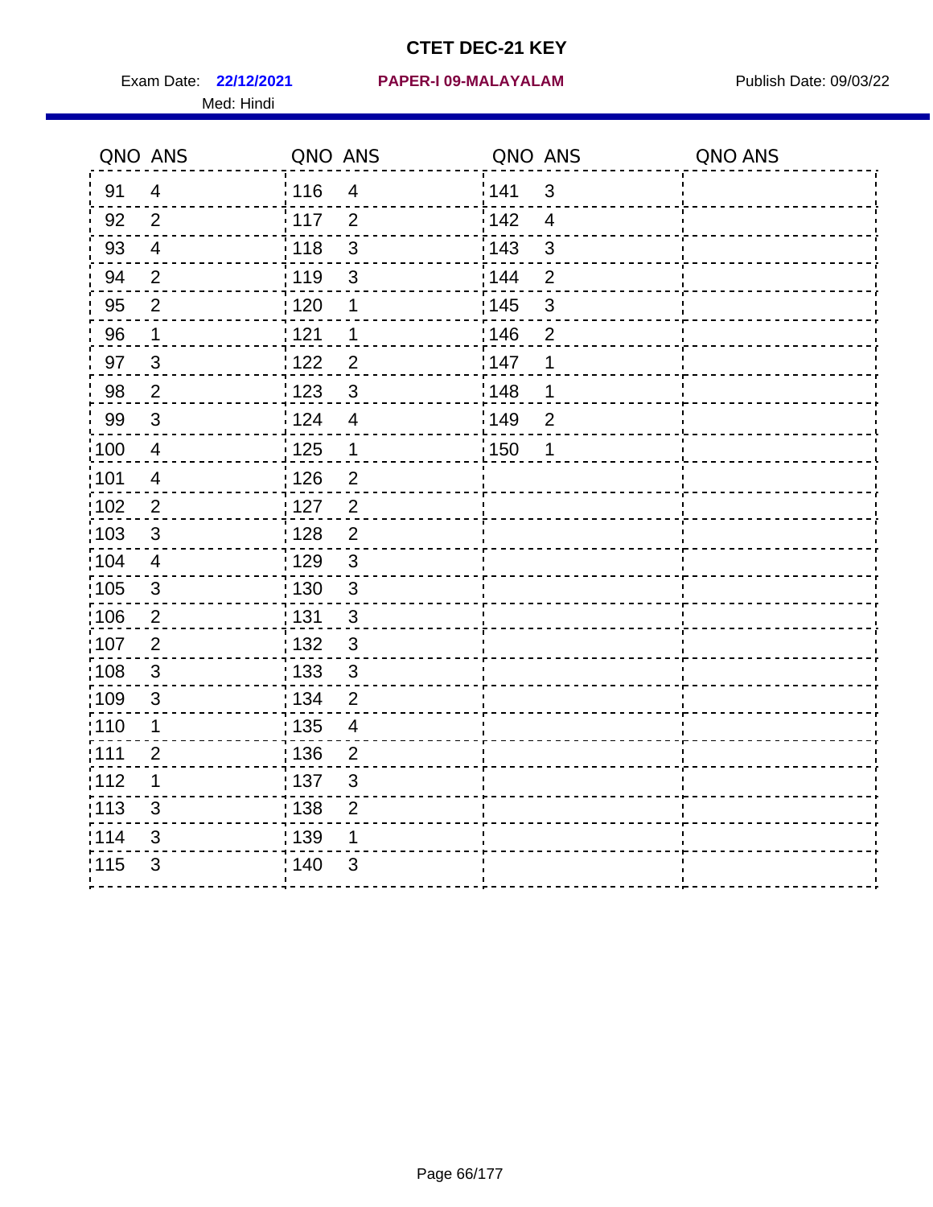# CTET DEC-21 KEY

Exam Date: **22/12/2021** **PAPER-I 09-MALAYALAM** Publish Date: 09/03/22

Med: Hindi

| QNO | ANS | QNO | ANS | QNO | ANS | QNO | ANS |
|---|---|---|---|---|---|---|---|
| 91 | 4 | 116 | 4 | 141 | 3 | | |
| 92 | 2 | 117 | 2 | 142 | 4 | | |
| 93 | 4 | 118 | 3 | 143 | 3 | | |
| 94 | 2 | 119 | 3 | 144 | 2 | | |
| 95 | 2 | 120 | 1 | 145 | 3 | | |
| 96 | 1 | 121 | 1 | 146 | 2 | | |
| 97 | 3 | 122 | 2 | 147 | 1 | | |
| 98 | 2 | 123 | 3 | 148 | 1 | | |
| 99 | 3 | 124 | 4 | 149 | 2 | | |
| 100 | 4 | 125 | 1 | 150 | 1 | | |
| 101 | 4 | 126 | 2 | | | | |
| 102 | 2 | 127 | 2 | | | | |
| 103 | 3 | 128 | 2 | | | | |
| 104 | 4 | 129 | 3 | | | | |
| 105 | 3 | 130 | 3 | | | | |
| 106 | 2 | 131 | 3 | | | | |
| 107 | 2 | 132 | 3 | | | | |
| 108 | 3 | 133 | 3 | | | | |
| 109 | 3 | 134 | 2 | | | | |
| 110 | 1 | 135 | 4 | | | | |
| 111 | 2 | 136 | 2 | | | | |
| 112 | 1 | 137 | 3 | | | | |
| 113 | 3 | 138 | 2 | | | | |
| 114 | 3 | 139 | 1 | | | | |
| 115 | 3 | 140 | 3 | | | | |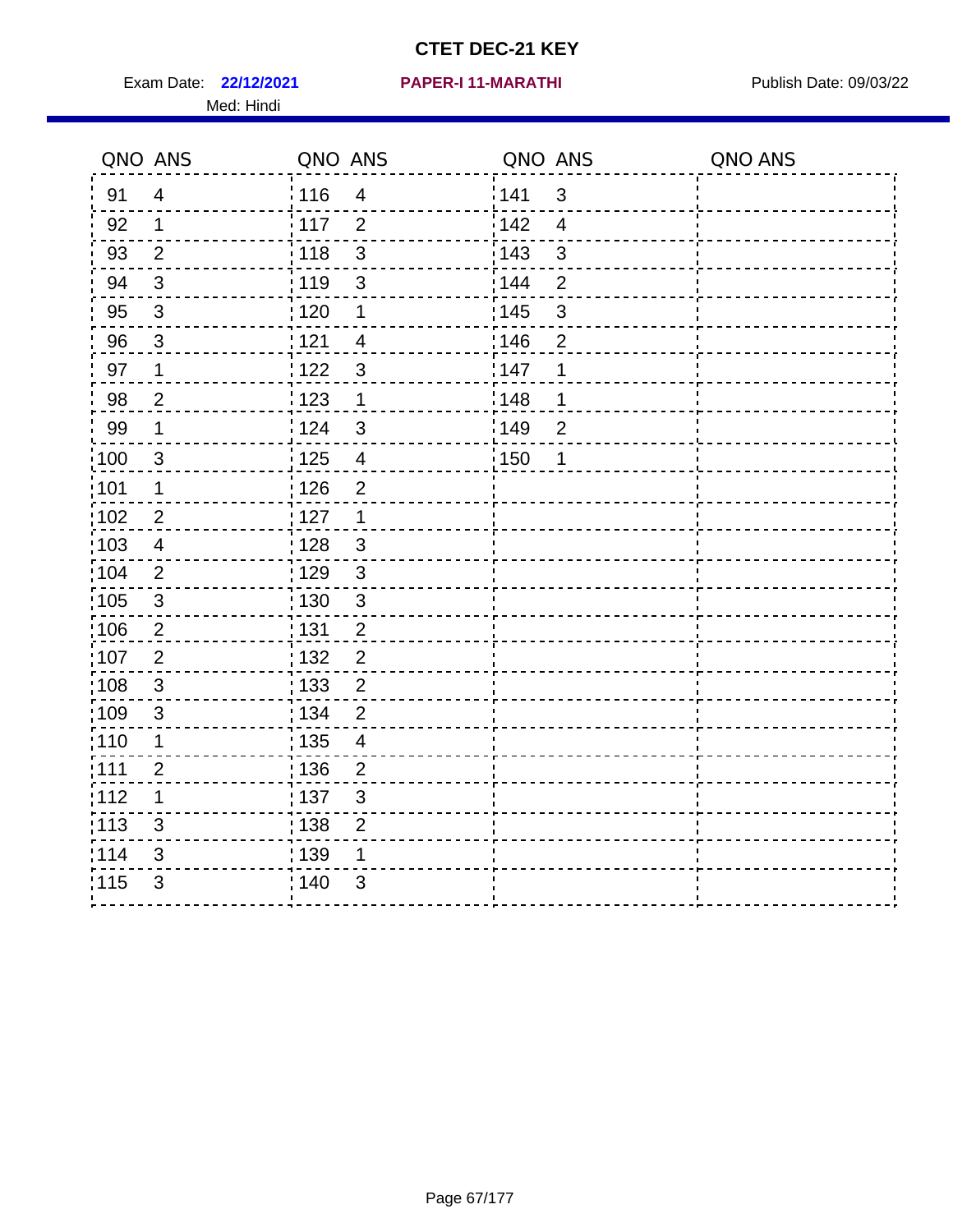# CTET DEC-21 KEY

Exam Date: **22/12/2021** **PAPER-I 11-MARATHI** Publish Date: 09/03/22

Med: Hindi

| QNO | ANS | QNO | ANS | QNO | ANS | QNO | ANS |
|---|---|---|---|---|---|---|---|
| 91 | 4 | 116 | 4 | 141 | 3 | | |
| 92 | 1 | 117 | 2 | 142 | 4 | | |
| 93 | 2 | 118 | 3 | 143 | 3 | | |
| 94 | 3 | 119 | 3 | 144 | 2 | | |
| 95 | 3 | 120 | 1 | 145 | 3 | | |
| 96 | 3 | 121 | 4 | 146 | 2 | | |
| 97 | 1 | 122 | 3 | 147 | 1 | | |
| 98 | 2 | 123 | 1 | 148 | 1 | | |
| 99 | 1 | 124 | 3 | 149 | 2 | | |
| 100 | 3 | 125 | 4 | 150 | 1 | | |
| 101 | 1 | 126 | 2 | | | | |
| 102 | 2 | 127 | 1 | | | | |
| 103 | 4 | 128 | 3 | | | | |
| 104 | 2 | 129 | 3 | | | | |
| 105 | 3 | 130 | 3 | | | | |
| 106 | 2 | 131 | 2 | | | | |
| 107 | 2 | 132 | 2 | | | | |
| 108 | 3 | 133 | 2 | | | | |
| 109 | 3 | 134 | 2 | | | | |
| 110 | 1 | 135 | 4 | | | | |
| 111 | 2 | 136 | 2 | | | | |
| 112 | 1 | 137 | 3 | | | | |
| 113 | 3 | 138 | 2 | | | | |
| 114 | 3 | 139 | 1 | | | | |
| 115 | 3 | 140 | 3 | | | | |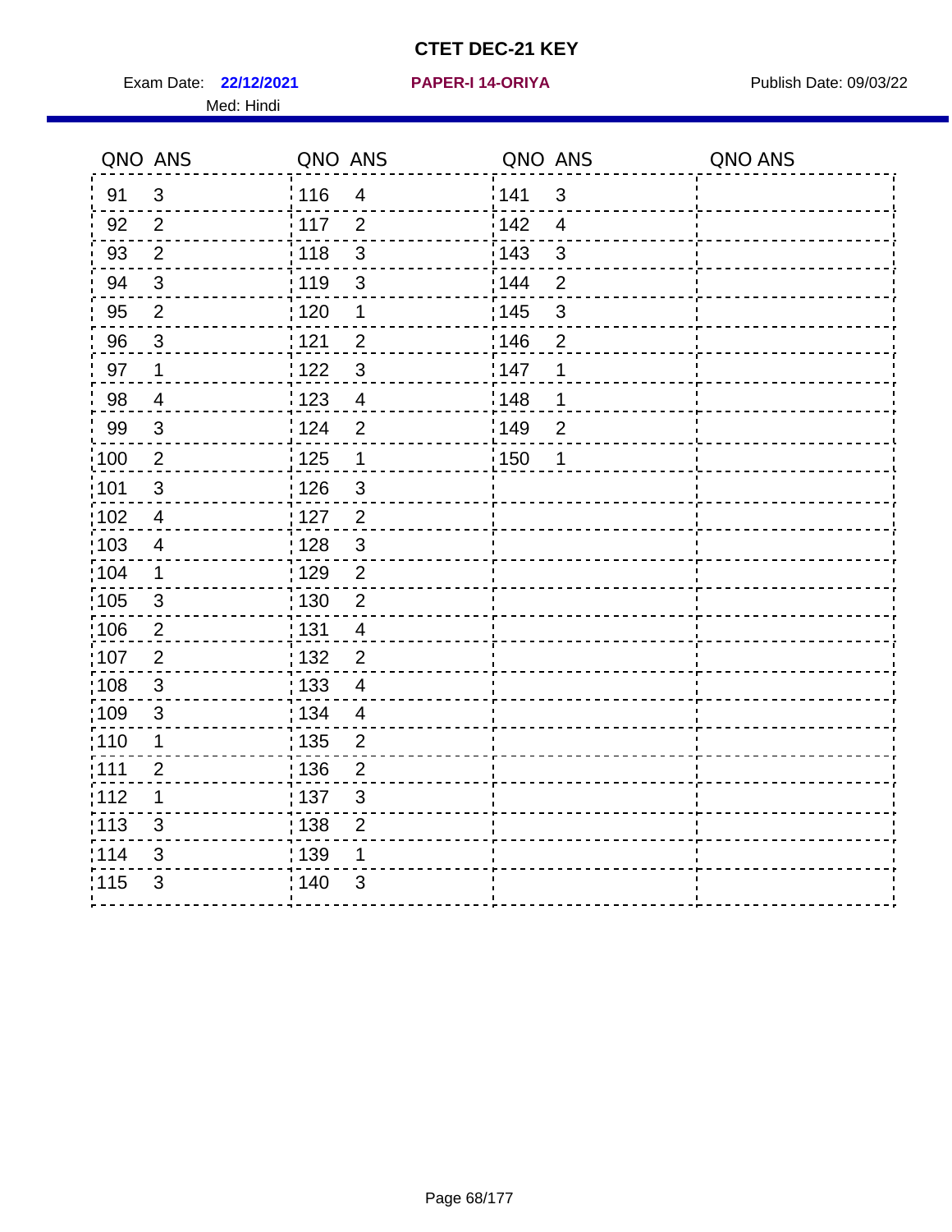# CTET DEC-21 KEY

Exam Date: **22/12/2021** **PAPER-I 14-ORIYA** Publish Date: 09/03/22

Med: Hindi

| QNO | ANS | QNO | ANS | QNO | ANS | QNO | ANS |
|---|---|---|---|---|---|---|---|
| 91 | 3 | 116 | 4 | 141 | 3 | | |
| 92 | 2 | 117 | 2 | 142 | 4 | | |
| 93 | 2 | 118 | 3 | 143 | 3 | | |
| 94 | 3 | 119 | 3 | 144 | 2 | | |
| 95 | 2 | 120 | 1 | 145 | 3 | | |
| 96 | 3 | 121 | 2 | 146 | 2 | | |
| 97 | 1 | 122 | 3 | 147 | 1 | | |
| 98 | 4 | 123 | 4 | 148 | 1 | | |
| 99 | 3 | 124 | 2 | 149 | 2 | | |
| 100 | 2 | 125 | 1 | 150 | 1 | | |
| 101 | 3 | 126 | 3 | | | | |
| 102 | 4 | 127 | 2 | | | | |
| 103 | 4 | 128 | 3 | | | | |
| 104 | 1 | 129 | 2 | | | | |
| 105 | 3 | 130 | 2 | | | | |
| 106 | 2 | 131 | 4 | | | | |
| 107 | 2 | 132 | 2 | | | | |
| 108 | 3 | 133 | 4 | | | | |
| 109 | 3 | 134 | 4 | | | | |
| 110 | 1 | 135 | 2 | | | | |
| 111 | 2 | 136 | 2 | | | | |
| 112 | 1 | 137 | 3 | | | | |
| 113 | 3 | 138 | 2 | | | | |
| 114 | 3 | 139 | 1 | | | | |
| 115 | 3 | 140 | 3 | | | | |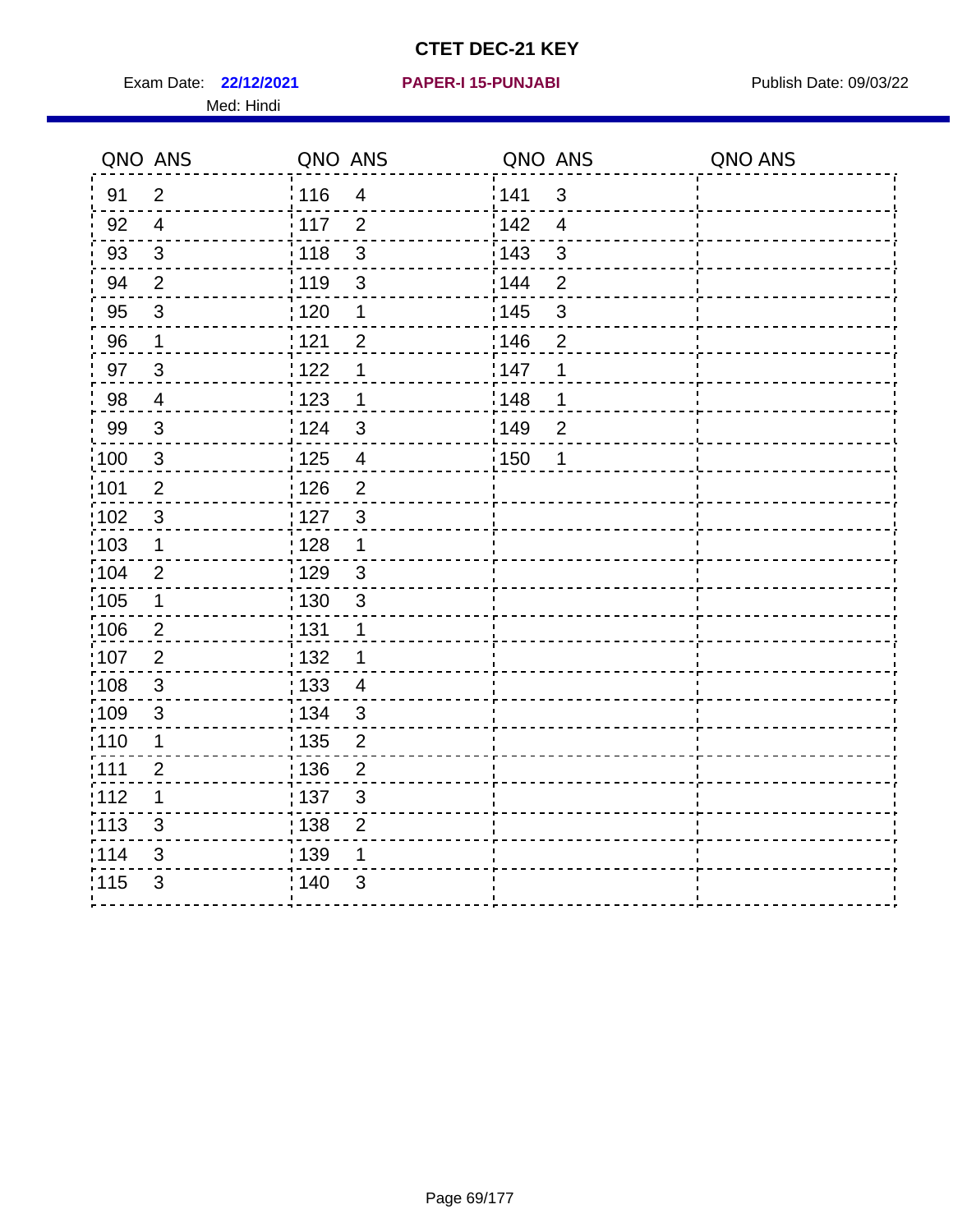# CTET DEC-21 KEY

Exam Date: **22/12/2021** **PAPER-I 15-PUNJABI** Publish Date: 09/03/22

Med: Hindi

| QNO | ANS | QNO | ANS | QNO | ANS | QNO | ANS |
|---|---|---|---|---|---|---|---|
| 91 | 2 | 116 | 4 | 141 | 3 | | |
| 92 | 4 | 117 | 2 | 142 | 4 | | |
| 93 | 3 | 118 | 3 | 143 | 3 | | |
| 94 | 2 | 119 | 3 | 144 | 2 | | |
| 95 | 3 | 120 | 1 | 145 | 3 | | |
| 96 | 1 | 121 | 2 | 146 | 2 | | |
| 97 | 3 | 122 | 1 | 147 | 1 | | |
| 98 | 4 | 123 | 1 | 148 | 1 | | |
| 99 | 3 | 124 | 3 | 149 | 2 | | |
| 100 | 3 | 125 | 4 | 150 | 1 | | |
| 101 | 2 | 126 | 2 | | | | |
| 102 | 3 | 127 | 3 | | | | |
| 103 | 1 | 128 | 1 | | | | |
| 104 | 2 | 129 | 3 | | | | |
| 105 | 1 | 130 | 3 | | | | |
| 106 | 2 | 131 | 1 | | | | |
| 107 | 2 | 132 | 1 | | | | |
| 108 | 3 | 133 | 4 | | | | |
| 109 | 3 | 134 | 3 | | | | |
| 110 | 1 | 135 | 2 | | | | |
| 111 | 2 | 136 | 2 | | | | |
| 112 | 1 | 137 | 3 | | | | |
| 113 | 3 | 138 | 2 | | | | |
| 114 | 3 | 139 | 1 | | | | |
| 115 | 3 | 140 | 3 | | | | |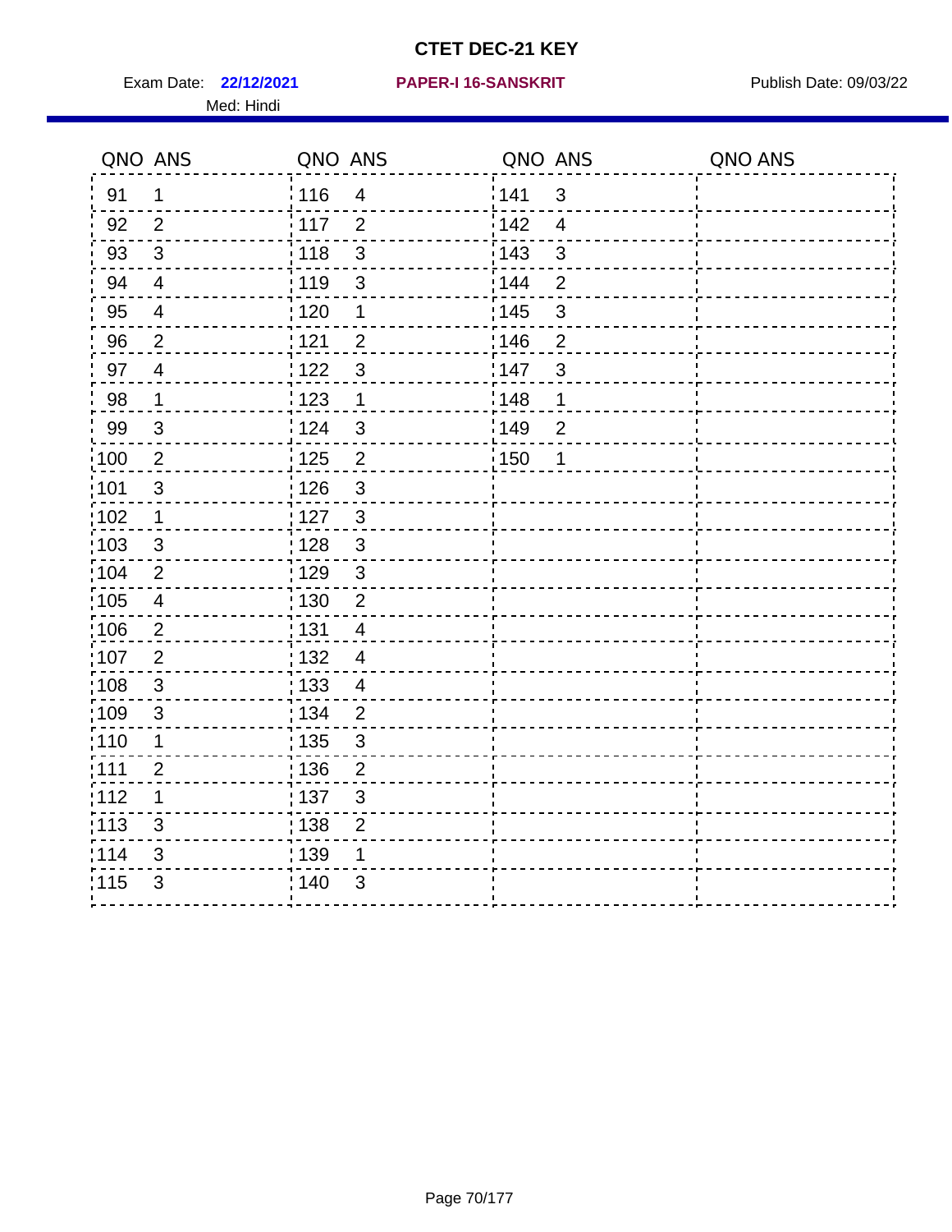# CTET DEC-21 KEY

Exam Date: **22/12/2021** **PAPER-I 16-SANSKRIT** Publish Date: 09/03/22

Med: Hindi

| QNO | ANS | QNO | ANS | QNO | ANS | QNO | ANS |
|---|---|---|---|---|---|---|---|
| 91 | 1 | 116 | 4 | 141 | 3 | | |
| 92 | 2 | 117 | 2 | 142 | 4 | | |
| 93 | 3 | 118 | 3 | 143 | 3 | | |
| 94 | 4 | 119 | 3 | 144 | 2 | | |
| 95 | 4 | 120 | 1 | 145 | 3 | | |
| 96 | 2 | 121 | 2 | 146 | 2 | | |
| 97 | 4 | 122 | 3 | 147 | 3 | | |
| 98 | 1 | 123 | 1 | 148 | 1 | | |
| 99 | 3 | 124 | 3 | 149 | 2 | | |
| 100 | 2 | 125 | 2 | 150 | 1 | | |
| 101 | 3 | 126 | 3 | | | | |
| 102 | 1 | 127 | 3 | | | | |
| 103 | 3 | 128 | 3 | | | | |
| 104 | 2 | 129 | 3 | | | | |
| 105 | 4 | 130 | 2 | | | | |
| 106 | 2 | 131 | 4 | | | | |
| 107 | 2 | 132 | 4 | | | | |
| 108 | 3 | 133 | 4 | | | | |
| 109 | 3 | 134 | 2 | | | | |
| 110 | 1 | 135 | 3 | | | | |
| 111 | 2 | 136 | 2 | | | | |
| 112 | 1 | 137 | 3 | | | | |
| 113 | 3 | 138 | 2 | | | | |
| 114 | 3 | 139 | 1 | | | | |
| 115 | 3 | 140 | 3 | | | | |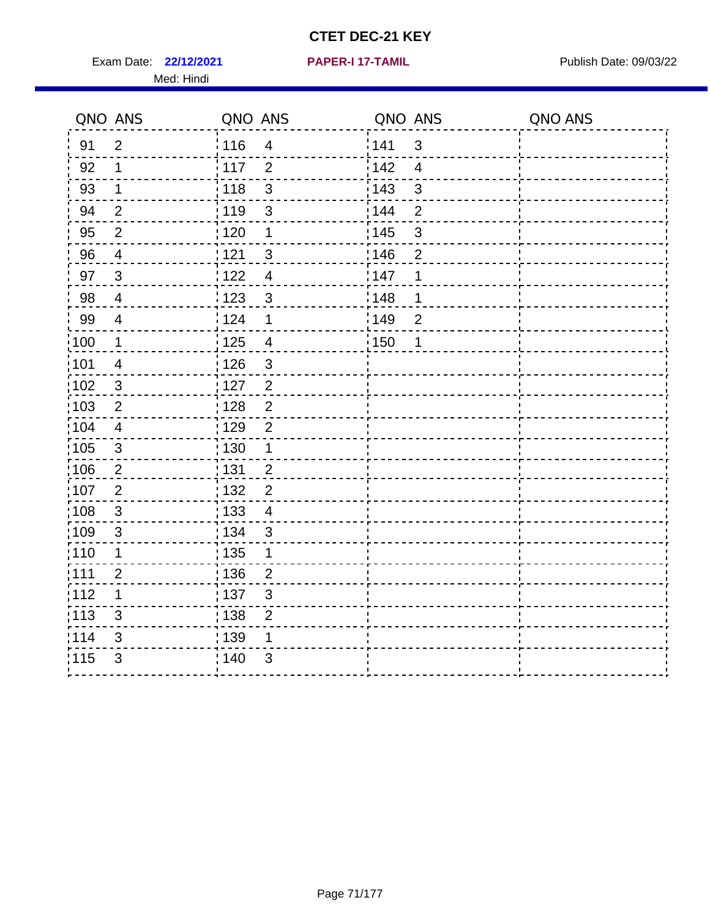# CTET DEC-21 KEY

Exam Date: **22/12/2021** **PAPER-I 17-TAMIL** Publish Date: 09/03/22

Med: Hindi

| QNO | ANS | QNO | ANS | QNO | ANS | QNO | ANS |
|---|---|---|---|---|---|---|---|
| 91 | 2 | 116 | 4 | 141 | 3 | | |
| 92 | 1 | 117 | 2 | 142 | 4 | | |
| 93 | 1 | 118 | 3 | 143 | 3 | | |
| 94 | 2 | 119 | 3 | 144 | 2 | | |
| 95 | 2 | 120 | 1 | 145 | 3 | | |
| 96 | 4 | 121 | 3 | 146 | 2 | | |
| 97 | 3 | 122 | 4 | 147 | 1 | | |
| 98 | 4 | 123 | 3 | 148 | 1 | | |
| 99 | 4 | 124 | 1 | 149 | 2 | | |
| 100 | 1 | 125 | 4 | 150 | 1 | | |
| 101 | 4 | 126 | 3 | | | | |
| 102 | 3 | 127 | 2 | | | | |
| 103 | 2 | 128 | 2 | | | | |
| 104 | 4 | 129 | 2 | | | | |
| 105 | 3 | 130 | 1 | | | | |
| 106 | 2 | 131 | 2 | | | | |
| 107 | 2 | 132 | 2 | | | | |
| 108 | 3 | 133 | 4 | | | | |
| 109 | 3 | 134 | 3 | | | | |
| 110 | 1 | 135 | 1 | | | | |
| 111 | 2 | 136 | 2 | | | | |
| 112 | 1 | 137 | 3 | | | | |
| 113 | 3 | 138 | 2 | | | | |
| 114 | 3 | 139 | 1 | | | | |
| 115 | 3 | 140 | 3 | | | | |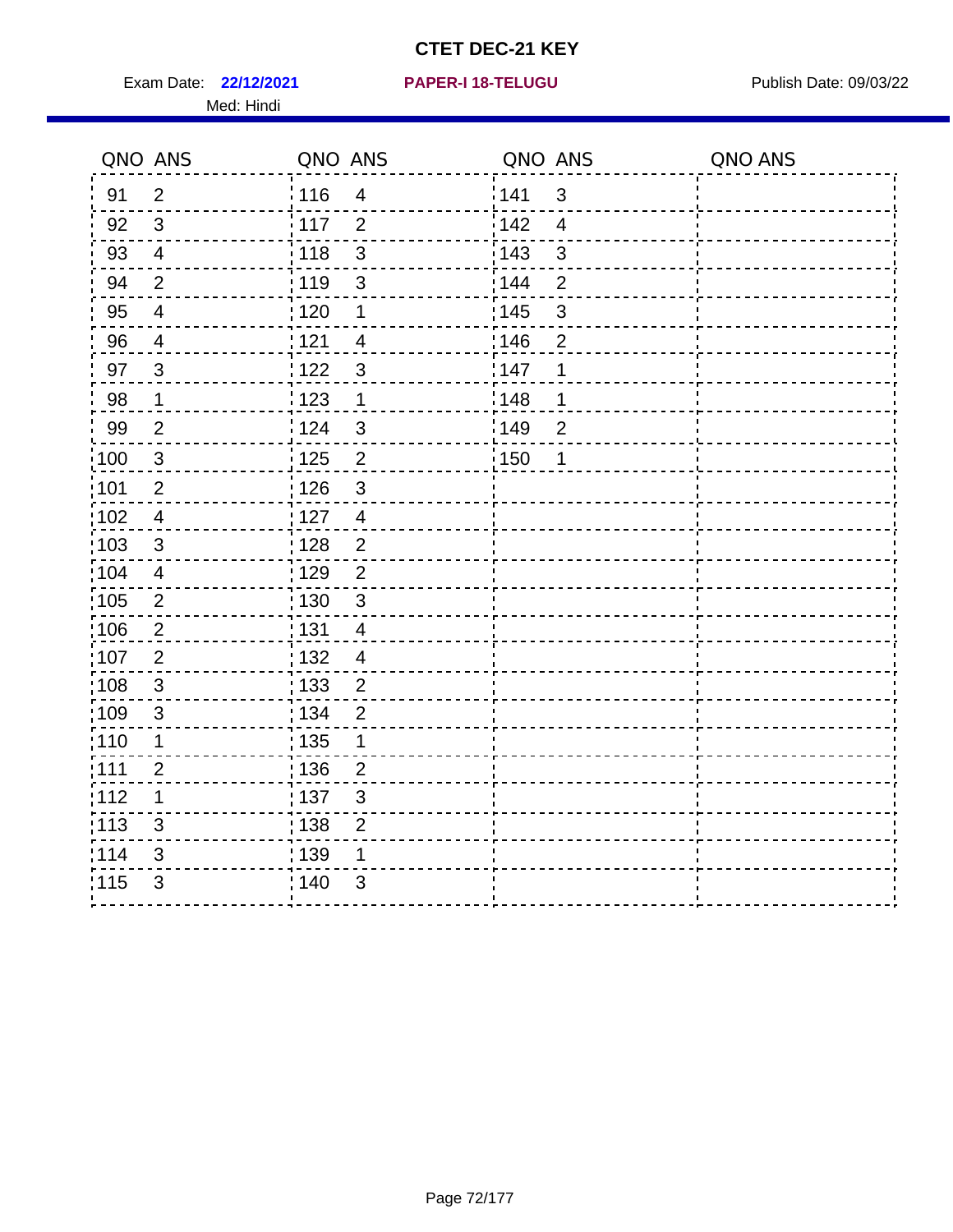# CTET DEC-21 KEY

Exam Date: **22/12/2021** **PAPER-I 18-TELUGU** Publish Date: 09/03/22

Med: Hindi

| QNO | ANS | QNO | ANS | QNO | ANS | QNO | ANS |
|---|---|---|---|---|---|---|---|
| 91 | 2 | 116 | 4 | 141 | 3 | | |
| 92 | 3 | 117 | 2 | 142 | 4 | | |
| 93 | 4 | 118 | 3 | 143 | 3 | | |
| 94 | 2 | 119 | 3 | 144 | 2 | | |
| 95 | 4 | 120 | 1 | 145 | 3 | | |
| 96 | 4 | 121 | 4 | 146 | 2 | | |
| 97 | 3 | 122 | 3 | 147 | 1 | | |
| 98 | 1 | 123 | 1 | 148 | 1 | | |
| 99 | 2 | 124 | 3 | 149 | 2 | | |
| 100 | 3 | 125 | 2 | 150 | 1 | | |
| 101 | 2 | 126 | 3 | | | | |
| 102 | 4 | 127 | 4 | | | | |
| 103 | 3 | 128 | 2 | | | | |
| 104 | 4 | 129 | 2 | | | | |
| 105 | 2 | 130 | 3 | | | | |
| 106 | 2 | 131 | 4 | | | | |
| 107 | 2 | 132 | 4 | | | | |
| 108 | 3 | 133 | 2 | | | | |
| 109 | 3 | 134 | 2 | | | | |
| 110 | 1 | 135 | 1 | | | | |
| 111 | 2 | 136 | 2 | | | | |
| 112 | 1 | 137 | 3 | | | | |
| 113 | 3 | 138 | 2 | | | | |
| 114 | 3 | 139 | 1 | | | | |
| 115 | 3 | 140 | 3 | | | | |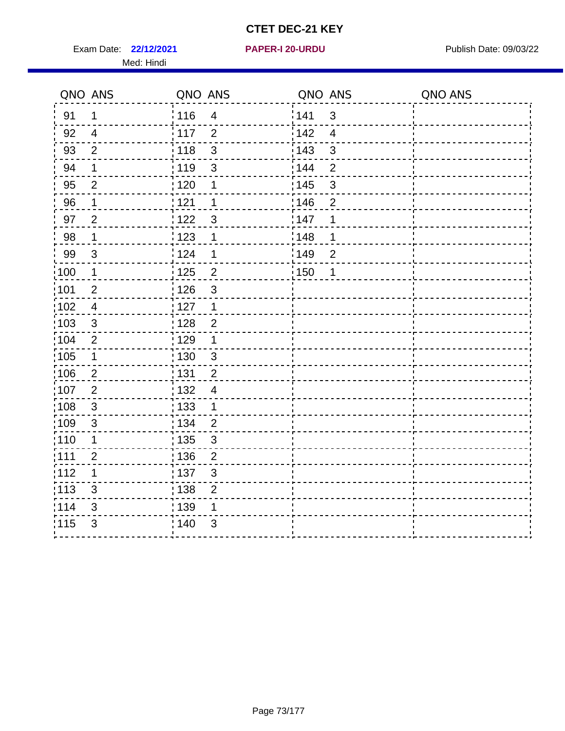# CTET DEC-21 KEY

Exam Date: **22/12/2021** **PAPER-I 20-URDU** Publish Date: 09/03/22

Med: Hindi

| QNO | ANS | QNO | ANS | QNO | ANS | QNO | ANS |
|---|---|---|---|---|---|---|---|
| 91 | 1 | 116 | 4 | 141 | 3 | | |
| 92 | 4 | 117 | 2 | 142 | 4 | | |
| 93 | 2 | 118 | 3 | 143 | 3 | | |
| 94 | 1 | 119 | 3 | 144 | 2 | | |
| 95 | 2 | 120 | 1 | 145 | 3 | | |
| 96 | 1 | 121 | 1 | 146 | 2 | | |
| 97 | 2 | 122 | 3 | 147 | 1 | | |
| 98 | 1 | 123 | 1 | 148 | 1 | | |
| 99 | 3 | 124 | 1 | 149 | 2 | | |
| 100 | 1 | 125 | 2 | 150 | 1 | | |
| 101 | 2 | 126 | 3 | | | | |
| 102 | 4 | 127 | 1 | | | | |
| 103 | 3 | 128 | 2 | | | | |
| 104 | 2 | 129 | 1 | | | | |
| 105 | 1 | 130 | 3 | | | | |
| 106 | 2 | 131 | 2 | | | | |
| 107 | 2 | 132 | 4 | | | | |
| 108 | 3 | 133 | 1 | | | | |
| 109 | 3 | 134 | 2 | | | | |
| 110 | 1 | 135 | 3 | | | | |
| 111 | 2 | 136 | 2 | | | | |
| 112 | 1 | 137 | 3 | | | | |
| 113 | 3 | 138 | 2 | | | | |
| 114 | 3 | 139 | 1 | | | | |
| 115 | 3 | 140 | 3 | | | | |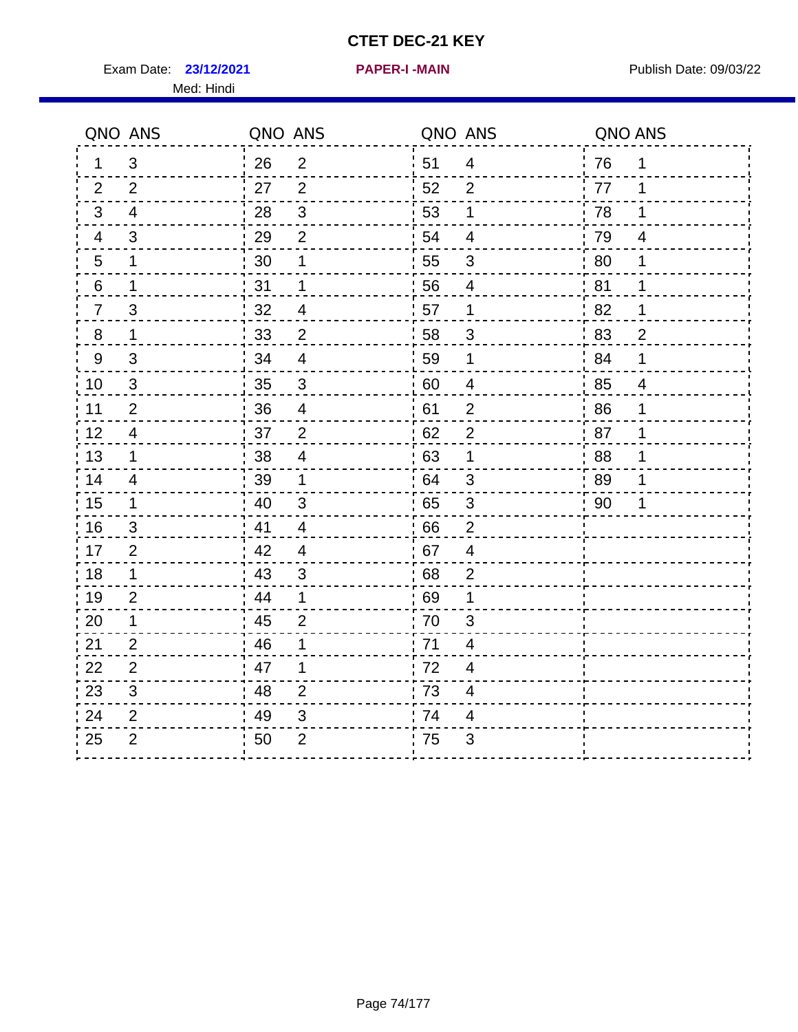# CTET DEC-21 KEY

Exam Date: **23/12/2021** **PAPER-I -MAIN** Publish Date: 09/03/22

Med: Hindi

| QNO | ANS | QNO | ANS | QNO | ANS | QNO | ANS |
|---|---|---|---|---|---|---|---|
| 1 | 3 | 26 | 2 | 51 | 4 | 76 | 1 |
| 2 | 2 | 27 | 2 | 52 | 2 | 77 | 1 |
| 3 | 4 | 28 | 3 | 53 | 1 | 78 | 1 |
| 4 | 3 | 29 | 2 | 54 | 4 | 79 | 4 |
| 5 | 1 | 30 | 1 | 55 | 3 | 80 | 1 |
| 6 | 1 | 31 | 1 | 56 | 4 | 81 | 1 |
| 7 | 3 | 32 | 4 | 57 | 1 | 82 | 1 |
| 8 | 1 | 33 | 2 | 58 | 3 | 83 | 2 |
| 9 | 3 | 34 | 4 | 59 | 1 | 84 | 1 |
| 10 | 3 | 35 | 3 | 60 | 4 | 85 | 4 |
| 11 | 2 | 36 | 4 | 61 | 2 | 86 | 1 |
| 12 | 4 | 37 | 2 | 62 | 2 | 87 | 1 |
| 13 | 1 | 38 | 4 | 63 | 1 | 88 | 1 |
| 14 | 4 | 39 | 1 | 64 | 3 | 89 | 1 |
| 15 | 1 | 40 | 3 | 65 | 3 | 90 | 1 |
| 16 | 3 | 41 | 4 | 66 | 2 | | |
| 17 | 2 | 42 | 4 | 67 | 4 | | |
| 18 | 1 | 43 | 3 | 68 | 2 | | |
| 19 | 2 | 44 | 1 | 69 | 1 | | |
| 20 | 1 | 45 | 2 | 70 | 3 | | |
| 21 | 2 | 46 | 1 | 71 | 4 | | |
| 22 | 2 | 47 | 1 | 72 | 4 | | |
| 23 | 3 | 48 | 2 | 73 | 4 | | |
| 24 | 2 | 49 | 3 | 74 | 4 | | |
| 25 | 2 | 50 | 2 | 75 | 3 | | |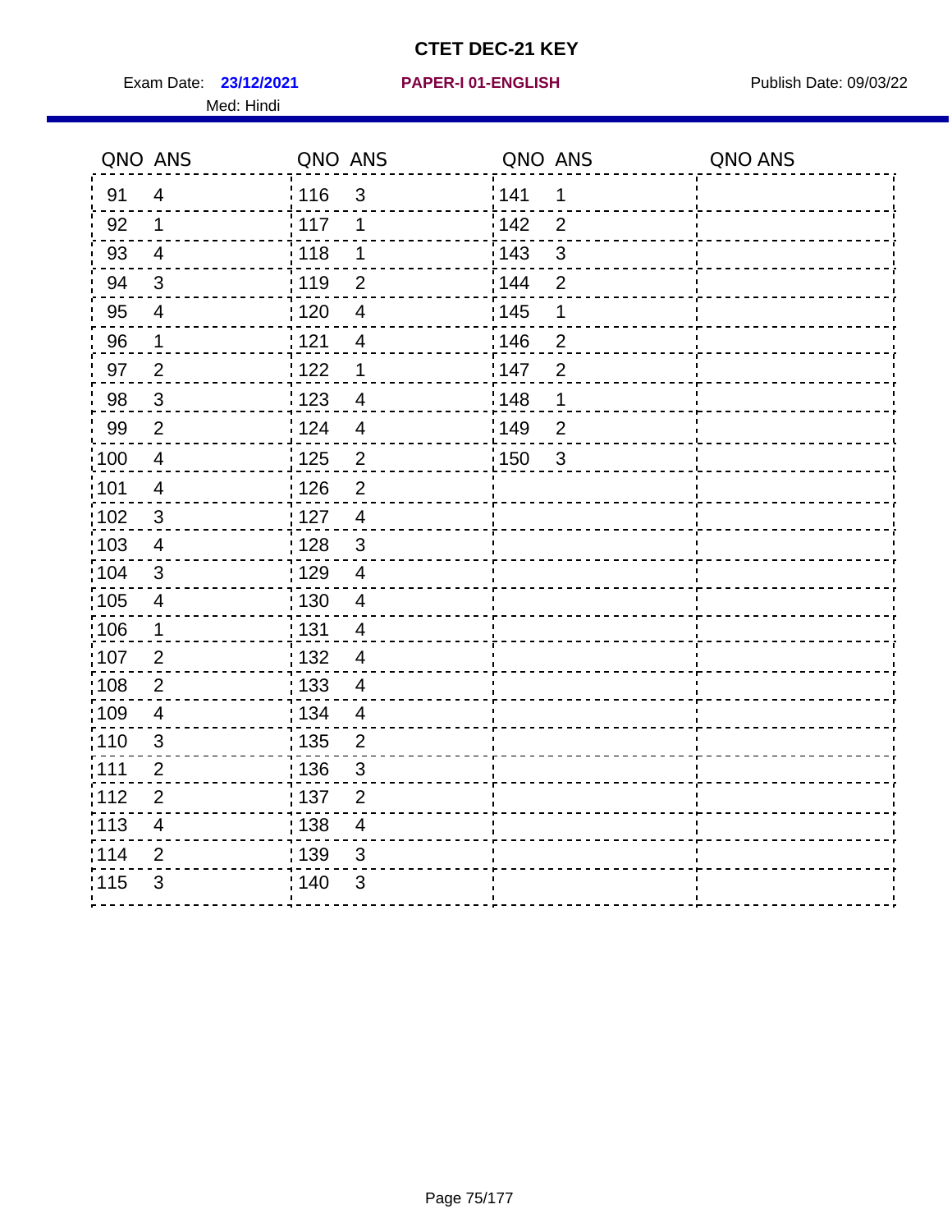# CTET DEC-21 KEY

Exam Date: **23/12/2021** **PAPER-I 01-ENGLISH** Publish Date: 09/03/22

Med: Hindi

| QNO | ANS | QNO | ANS | QNO | ANS | QNO | ANS |
|---|---|---|---|---|---|---|---|
| 91 | 4 | 116 | 3 | 141 | 1 | | |
| 92 | 1 | 117 | 1 | 142 | 2 | | |
| 93 | 4 | 118 | 1 | 143 | 3 | | |
| 94 | 3 | 119 | 2 | 144 | 2 | | |
| 95 | 4 | 120 | 4 | 145 | 1 | | |
| 96 | 1 | 121 | 4 | 146 | 2 | | |
| 97 | 2 | 122 | 1 | 147 | 2 | | |
| 98 | 3 | 123 | 4 | 148 | 1 | | |
| 99 | 2 | 124 | 4 | 149 | 2 | | |
| 100 | 4 | 125 | 2 | 150 | 3 | | |
| 101 | 4 | 126 | 2 | | | | |
| 102 | 3 | 127 | 4 | | | | |
| 103 | 4 | 128 | 3 | | | | |
| 104 | 3 | 129 | 4 | | | | |
| 105 | 4 | 130 | 4 | | | | |
| 106 | 1 | 131 | 4 | | | | |
| 107 | 2 | 132 | 4 | | | | |
| 108 | 2 | 133 | 4 | | | | |
| 109 | 4 | 134 | 4 | | | | |
| 110 | 3 | 135 | 2 | | | | |
| 111 | 2 | 136 | 3 | | | | |
| 112 | 2 | 137 | 2 | | | | |
| 113 | 4 | 138 | 4 | | | | |
| 114 | 2 | 139 | 3 | | | | |
| 115 | 3 | 140 | 3 | | | | |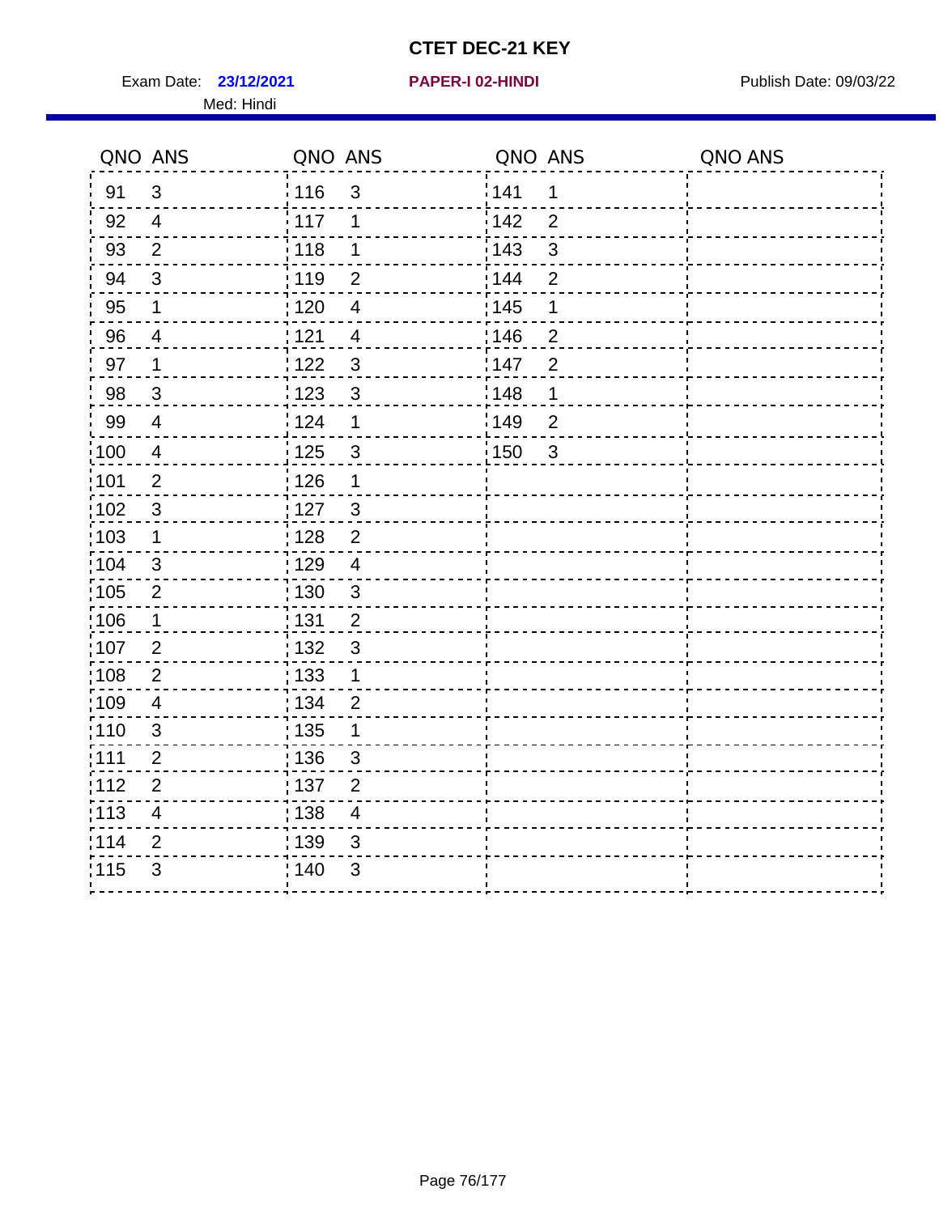# CTET DEC-21 KEY

Exam Date: **23/12/2021** **PAPER-I 02-HINDI** Publish Date: 09/03/22

Med: Hindi

| QNO | ANS | QNO | ANS | QNO | ANS | QNO | ANS |
|---|---|---|---|---|---|---|---|
| 91 | 3 | 116 | 3 | 141 | 1 | | |
| 92 | 4 | 117 | 1 | 142 | 2 | | |
| 93 | 2 | 118 | 1 | 143 | 3 | | |
| 94 | 3 | 119 | 2 | 144 | 2 | | |
| 95 | 1 | 120 | 4 | 145 | 1 | | |
| 96 | 4 | 121 | 4 | 146 | 2 | | |
| 97 | 1 | 122 | 3 | 147 | 2 | | |
| 98 | 3 | 123 | 3 | 148 | 1 | | |
| 99 | 4 | 124 | 1 | 149 | 2 | | |
| 100 | 4 | 125 | 3 | 150 | 3 | | |
| 101 | 2 | 126 | 1 | | | | |
| 102 | 3 | 127 | 3 | | | | |
| 103 | 1 | 128 | 2 | | | | |
| 104 | 3 | 129 | 4 | | | | |
| 105 | 2 | 130 | 3 | | | | |
| 106 | 1 | 131 | 2 | | | | |
| 107 | 2 | 132 | 3 | | | | |
| 108 | 2 | 133 | 1 | | | | |
| 109 | 4 | 134 | 2 | | | | |
| 110 | 3 | 135 | 1 | | | | |
| 111 | 2 | 136 | 3 | | | | |
| 112 | 2 | 137 | 2 | | | | |
| 113 | 4 | 138 | 4 | | | | |
| 114 | 2 | 139 | 3 | | | | |
| 115 | 3 | 140 | 3 | | | | |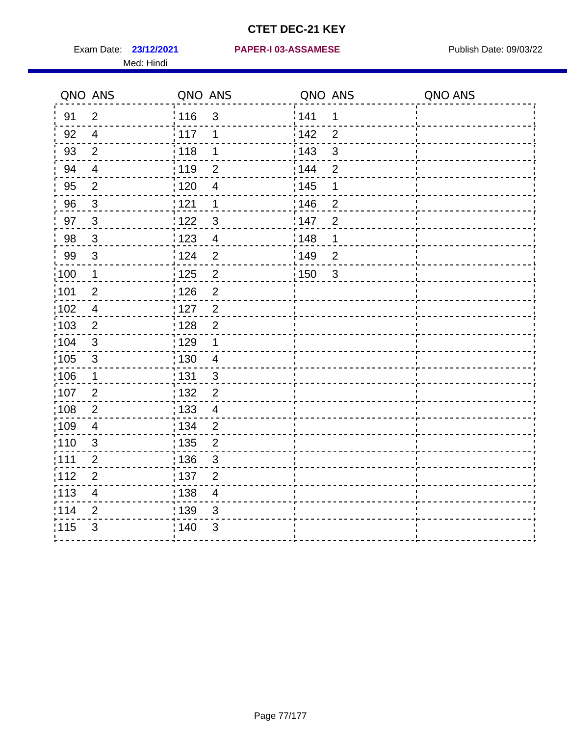# CTET DEC-21 KEY

Exam Date: **23/12/2021** **PAPER-I 03-ASSAMESE** Publish Date: 09/03/22

Med: Hindi

| QNO | ANS | QNO | ANS | QNO | ANS | QNO | ANS |
|---|---|---|---|---|---|---|---|
| 91 | 2 | 116 | 3 | 141 | 1 | | |
| 92 | 4 | 117 | 1 | 142 | 2 | | |
| 93 | 2 | 118 | 1 | 143 | 3 | | |
| 94 | 4 | 119 | 2 | 144 | 2 | | |
| 95 | 2 | 120 | 4 | 145 | 1 | | |
| 96 | 3 | 121 | 1 | 146 | 2 | | |
| 97 | 3 | 122 | 3 | 147 | 2 | | |
| 98 | 3 | 123 | 4 | 148 | 1 | | |
| 99 | 3 | 124 | 2 | 149 | 2 | | |
| 100 | 1 | 125 | 2 | 150 | 3 | | |
| 101 | 2 | 126 | 2 | | | | |
| 102 | 4 | 127 | 2 | | | | |
| 103 | 2 | 128 | 2 | | | | |
| 104 | 3 | 129 | 1 | | | | |
| 105 | 3 | 130 | 4 | | | | |
| 106 | 1 | 131 | 3 | | | | |
| 107 | 2 | 132 | 2 | | | | |
| 108 | 2 | 133 | 4 | | | | |
| 109 | 4 | 134 | 2 | | | | |
| 110 | 3 | 135 | 2 | | | | |
| 111 | 2 | 136 | 3 | | | | |
| 112 | 2 | 137 | 2 | | | | |
| 113 | 4 | 138 | 4 | | | | |
| 114 | 2 | 139 | 3 | | | | |
| 115 | 3 | 140 | 3 | | | | |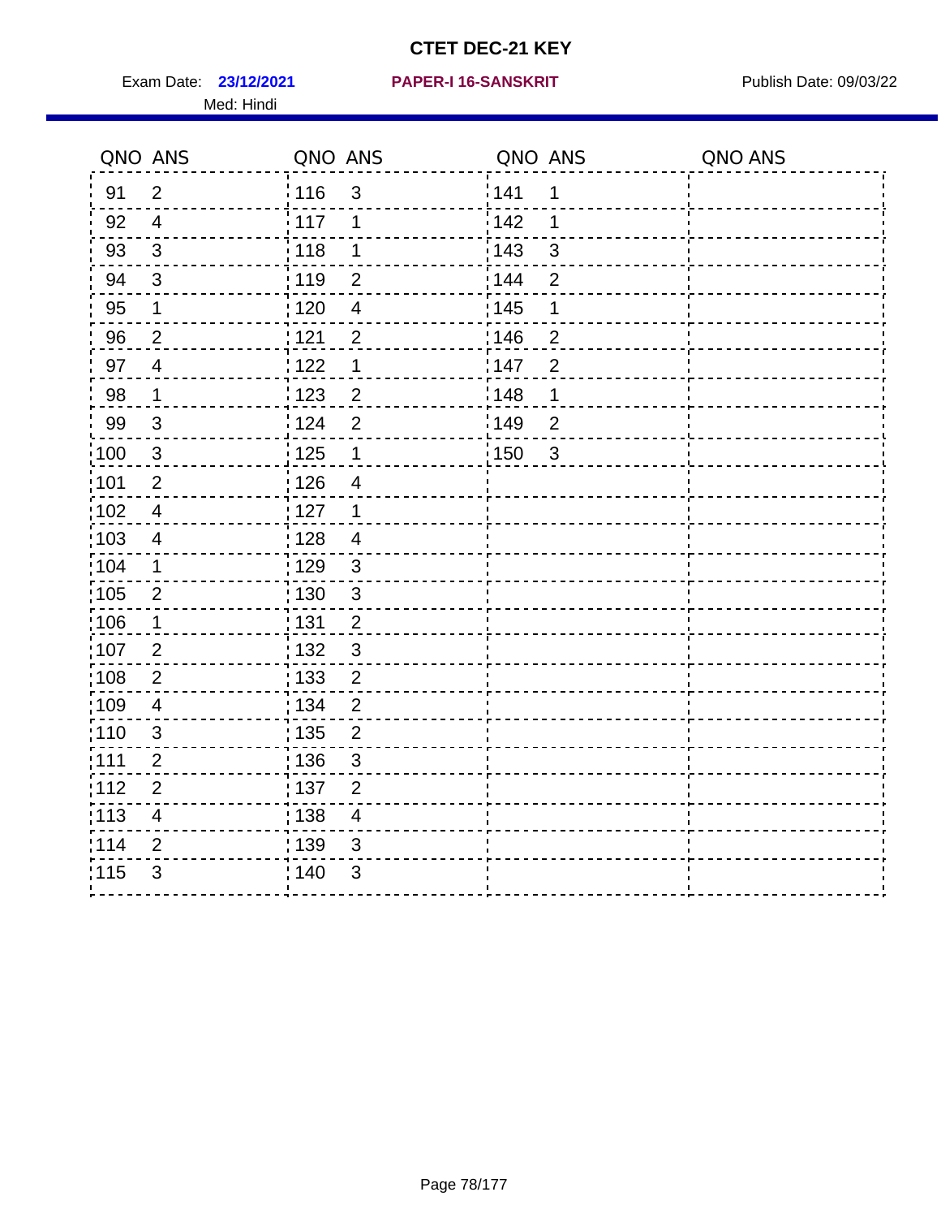# CTET DEC-21 KEY

Exam Date: **23/12/2021** **PAPER-I 16-SANSKRIT** Publish Date: 09/03/22

Med: Hindi

| QNO | ANS | QNO | ANS | QNO | ANS | QNO | ANS |
|---|---|---|---|---|---|---|---|
| 91 | 2 | 116 | 3 | 141 | 1 | | |
| 92 | 4 | 117 | 1 | 142 | 1 | | |
| 93 | 3 | 118 | 1 | 143 | 3 | | |
| 94 | 3 | 119 | 2 | 144 | 2 | | |
| 95 | 1 | 120 | 4 | 145 | 1 | | |
| 96 | 2 | 121 | 2 | 146 | 2 | | |
| 97 | 4 | 122 | 1 | 147 | 2 | | |
| 98 | 1 | 123 | 2 | 148 | 1 | | |
| 99 | 3 | 124 | 2 | 149 | 2 | | |
| 100 | 3 | 125 | 1 | 150 | 3 | | |
| 101 | 2 | 126 | 4 | | | | |
| 102 | 4 | 127 | 1 | | | | |
| 103 | 4 | 128 | 4 | | | | |
| 104 | 1 | 129 | 3 | | | | |
| 105 | 2 | 130 | 3 | | | | |
| 106 | 1 | 131 | 2 | | | | |
| 107 | 2 | 132 | 3 | | | | |
| 108 | 2 | 133 | 2 | | | | |
| 109 | 4 | 134 | 2 | | | | |
| 110 | 3 | 135 | 2 | | | | |
| 111 | 2 | 136 | 3 | | | | |
| 112 | 2 | 137 | 2 | | | | |
| 113 | 4 | 138 | 4 | | | | |
| 114 | 2 | 139 | 3 | | | | |
| 115 | 3 | 140 | 3 | | | | |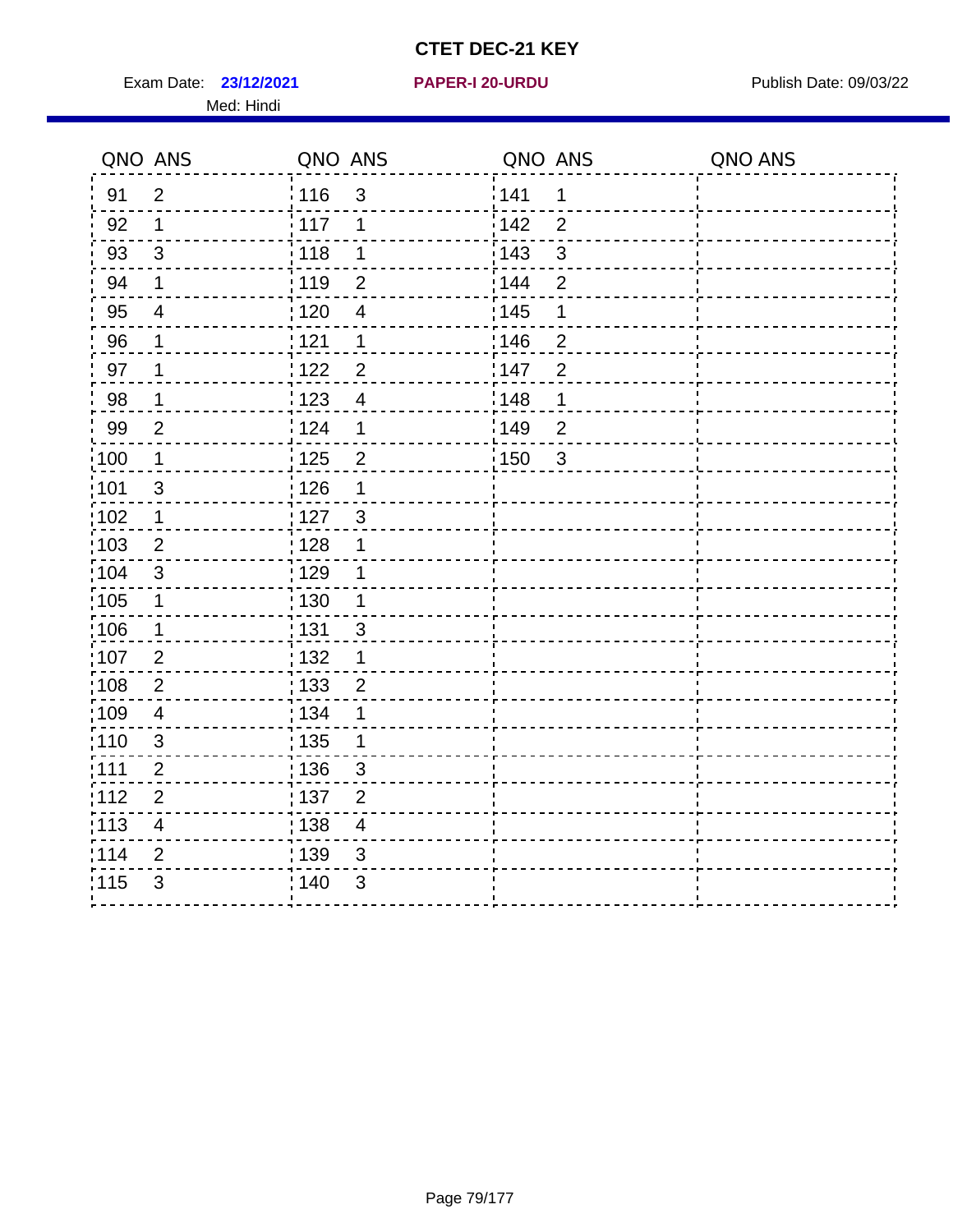# CTET DEC-21 KEY

Exam Date: **23/12/2021** **PAPER-I 20-URDU** Publish Date: 09/03/22

Med: Hindi

| QNO | ANS | QNO | ANS | QNO | ANS | QNO | ANS |
|---|---|---|---|---|---|---|---|
| 91 | 2 | 116 | 3 | 141 | 1 | | |
| 92 | 1 | 117 | 1 | 142 | 2 | | |
| 93 | 3 | 118 | 1 | 143 | 3 | | |
| 94 | 1 | 119 | 2 | 144 | 2 | | |
| 95 | 4 | 120 | 4 | 145 | 1 | | |
| 96 | 1 | 121 | 1 | 146 | 2 | | |
| 97 | 1 | 122 | 2 | 147 | 2 | | |
| 98 | 1 | 123 | 4 | 148 | 1 | | |
| 99 | 2 | 124 | 1 | 149 | 2 | | |
| 100 | 1 | 125 | 2 | 150 | 3 | | |
| 101 | 3 | 126 | 1 | | | | |
| 102 | 1 | 127 | 3 | | | | |
| 103 | 2 | 128 | 1 | | | | |
| 104 | 3 | 129 | 1 | | | | |
| 105 | 1 | 130 | 1 | | | | |
| 106 | 1 | 131 | 3 | | | | |
| 107 | 2 | 132 | 1 | | | | |
| 108 | 2 | 133 | 2 | | | | |
| 109 | 4 | 134 | 1 | | | | |
| 110 | 3 | 135 | 1 | | | | |
| 111 | 2 | 136 | 3 | | | | |
| 112 | 2 | 137 | 2 | | | | |
| 113 | 4 | 138 | 4 | | | | |
| 114 | 2 | 139 | 3 | | | | |
| 115 | 3 | 140 | 3 | | | | |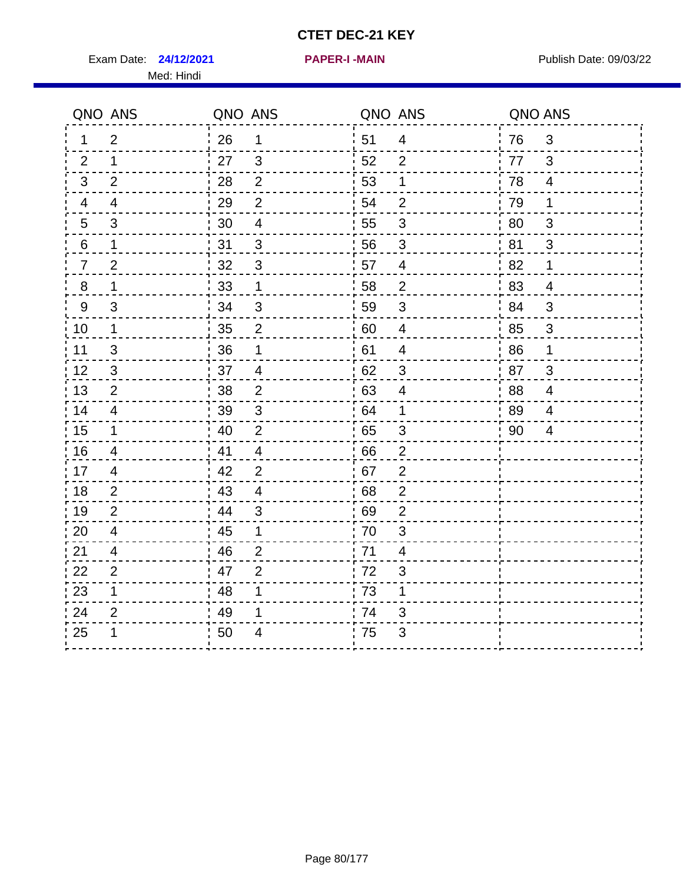# CTET DEC-21 KEY

Exam Date: **24/12/2021** **PAPER-I -MAIN** Publish Date: 09/03/22

Med: Hindi

| QNO | ANS | QNO | ANS | QNO | ANS | QNO | ANS |
|---|---|---|---|---|---|---|---|
| 1 | 2 | 26 | 1 | 51 | 4 | 76 | 3 |
| 2 | 1 | 27 | 3 | 52 | 2 | 77 | 3 |
| 3 | 2 | 28 | 2 | 53 | 1 | 78 | 4 |
| 4 | 4 | 29 | 2 | 54 | 2 | 79 | 1 |
| 5 | 3 | 30 | 4 | 55 | 3 | 80 | 3 |
| 6 | 1 | 31 | 3 | 56 | 3 | 81 | 3 |
| 7 | 2 | 32 | 3 | 57 | 4 | 82 | 1 |
| 8 | 1 | 33 | 1 | 58 | 2 | 83 | 4 |
| 9 | 3 | 34 | 3 | 59 | 3 | 84 | 3 |
| 10 | 1 | 35 | 2 | 60 | 4 | 85 | 3 |
| 11 | 3 | 36 | 1 | 61 | 4 | 86 | 1 |
| 12 | 3 | 37 | 4 | 62 | 3 | 87 | 3 |
| 13 | 2 | 38 | 2 | 63 | 4 | 88 | 4 |
| 14 | 4 | 39 | 3 | 64 | 1 | 89 | 4 |
| 15 | 1 | 40 | 2 | 65 | 3 | 90 | 4 |
| 16 | 4 | 41 | 4 | 66 | 2 | | |
| 17 | 4 | 42 | 2 | 67 | 2 | | |
| 18 | 2 | 43 | 4 | 68 | 2 | | |
| 19 | 2 | 44 | 3 | 69 | 2 | | |
| 20 | 4 | 45 | 1 | 70 | 3 | | |
| 21 | 4 | 46 | 2 | 71 | 4 | | |
| 22 | 2 | 47 | 2 | 72 | 3 | | |
| 23 | 1 | 48 | 1 | 73 | 1 | | |
| 24 | 2 | 49 | 1 | 74 | 3 | | |
| 25 | 1 | 50 | 4 | 75 | 3 | | |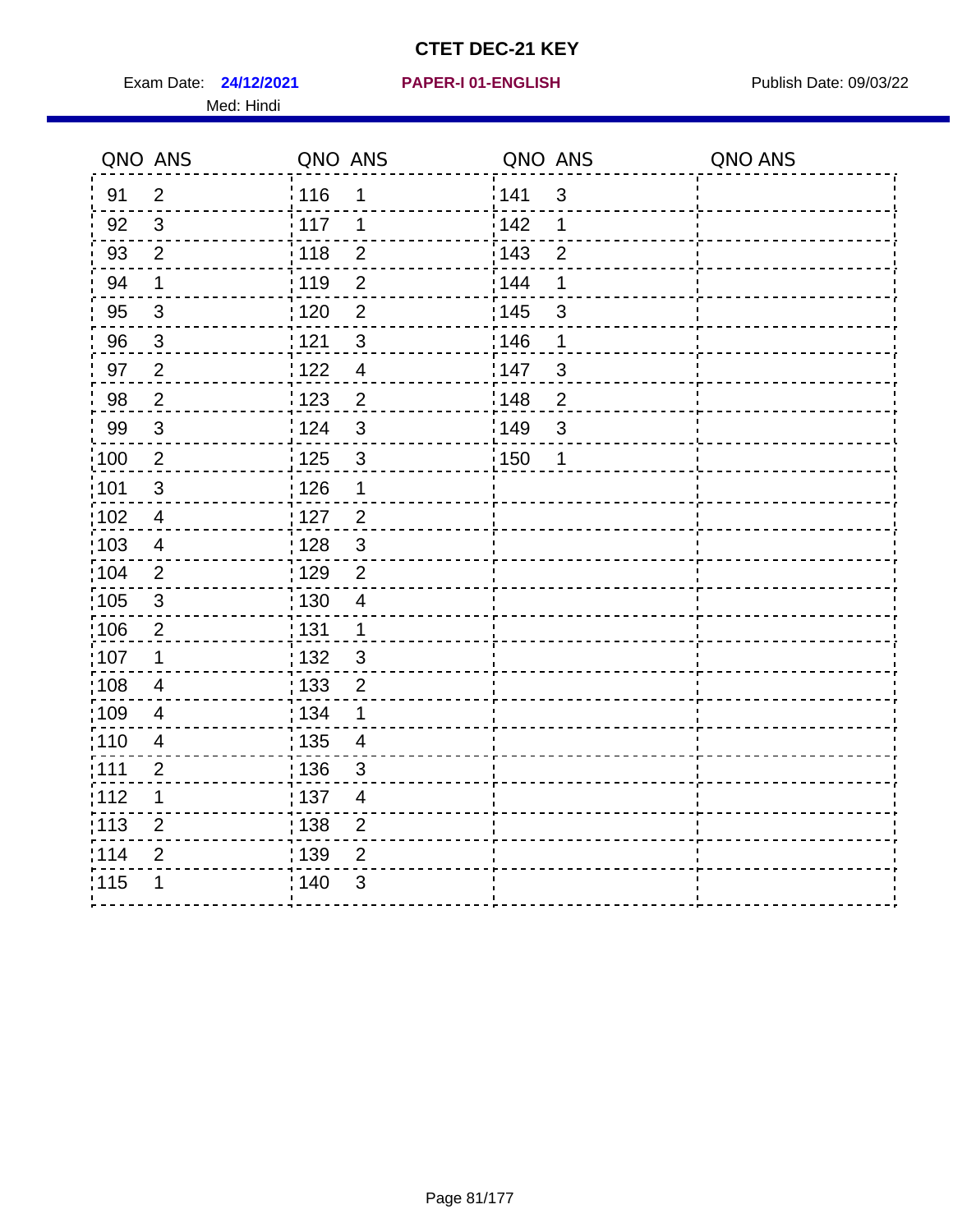# CTET DEC-21 KEY

Exam Date: **24/12/2021** **PAPER-I 01-ENGLISH** Publish Date: 09/03/22

Med: Hindi

| QNO | ANS | QNO | ANS | QNO | ANS | QNO | ANS |
|---|---|---|---|---|---|---|---|
| 91 | 2 | 116 | 1 | 141 | 3 | | |
| 92 | 3 | 117 | 1 | 142 | 1 | | |
| 93 | 2 | 118 | 2 | 143 | 2 | | |
| 94 | 1 | 119 | 2 | 144 | 1 | | |
| 95 | 3 | 120 | 2 | 145 | 3 | | |
| 96 | 3 | 121 | 3 | 146 | 1 | | |
| 97 | 2 | 122 | 4 | 147 | 3 | | |
| 98 | 2 | 123 | 2 | 148 | 2 | | |
| 99 | 3 | 124 | 3 | 149 | 3 | | |
| 100 | 2 | 125 | 3 | 150 | 1 | | |
| 101 | 3 | 126 | 1 | | | | |
| 102 | 4 | 127 | 2 | | | | |
| 103 | 4 | 128 | 3 | | | | |
| 104 | 2 | 129 | 2 | | | | |
| 105 | 3 | 130 | 4 | | | | |
| 106 | 2 | 131 | 1 | | | | |
| 107 | 1 | 132 | 3 | | | | |
| 108 | 4 | 133 | 2 | | | | |
| 109 | 4 | 134 | 1 | | | | |
| 110 | 4 | 135 | 4 | | | | |
| 111 | 2 | 136 | 3 | | | | |
| 112 | 1 | 137 | 4 | | | | |
| 113 | 2 | 138 | 2 | | | | |
| 114 | 2 | 139 | 2 | | | | |
| 115 | 1 | 140 | 3 | | | | |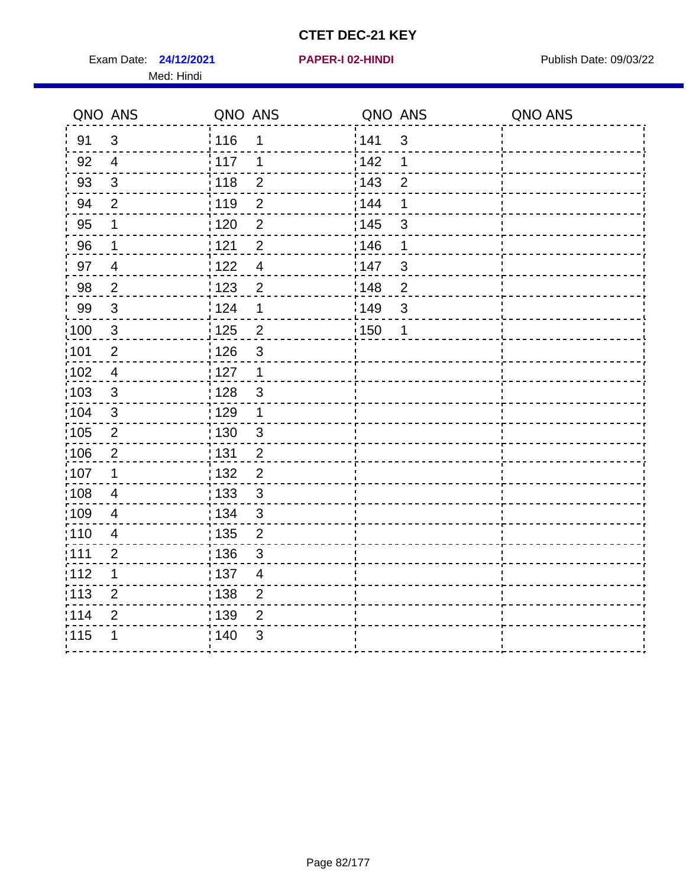# CTET DEC-21 KEY

Exam Date: **24/12/2021** **PAPER-I 02-HINDI** Publish Date: 09/03/22

Med: Hindi

| QNO | ANS | QNO | ANS | QNO | ANS | QNO | ANS |
|---|---|---|---|---|---|---|---|
| 91 | 3 | 116 | 1 | 141 | 3 | | |
| 92 | 4 | 117 | 1 | 142 | 1 | | |
| 93 | 3 | 118 | 2 | 143 | 2 | | |
| 94 | 2 | 119 | 2 | 144 | 1 | | |
| 95 | 1 | 120 | 2 | 145 | 3 | | |
| 96 | 1 | 121 | 2 | 146 | 1 | | |
| 97 | 4 | 122 | 4 | 147 | 3 | | |
| 98 | 2 | 123 | 2 | 148 | 2 | | |
| 99 | 3 | 124 | 1 | 149 | 3 | | |
| 100 | 3 | 125 | 2 | 150 | 1 | | |
| 101 | 2 | 126 | 3 | | | | |
| 102 | 4 | 127 | 1 | | | | |
| 103 | 3 | 128 | 3 | | | | |
| 104 | 3 | 129 | 1 | | | | |
| 105 | 2 | 130 | 3 | | | | |
| 106 | 2 | 131 | 2 | | | | |
| 107 | 1 | 132 | 2 | | | | |
| 108 | 4 | 133 | 3 | | | | |
| 109 | 4 | 134 | 3 | | | | |
| 110 | 4 | 135 | 2 | | | | |
| 111 | 2 | 136 | 3 | | | | |
| 112 | 1 | 137 | 4 | | | | |
| 113 | 2 | 138 | 2 | | | | |
| 114 | 2 | 139 | 2 | | | | |
| 115 | 1 | 140 | 3 | | | | |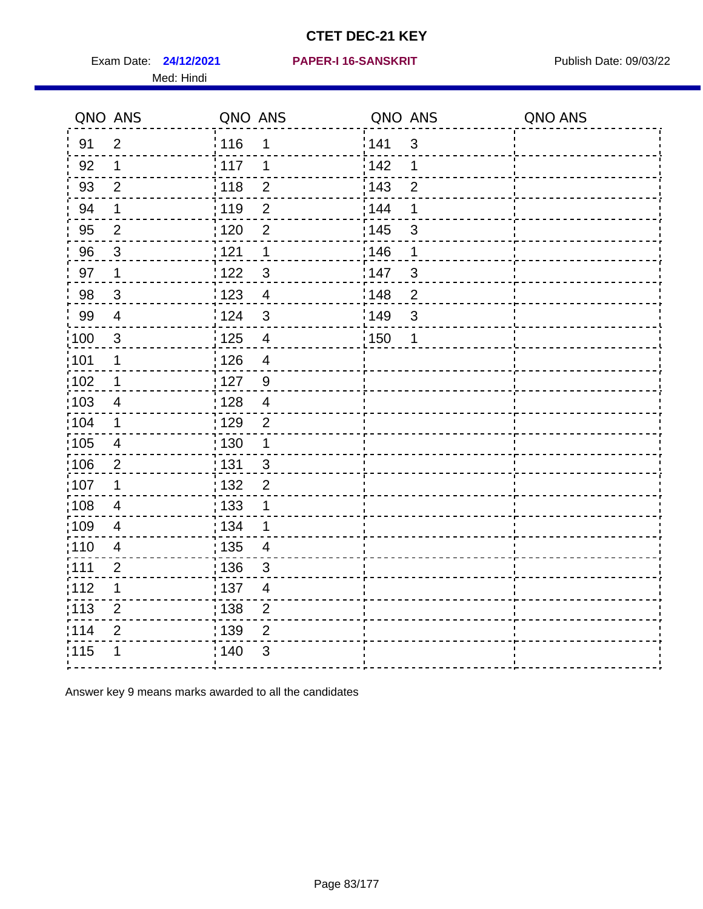# CTET DEC-21 KEY

Exam Date: **24/12/2021** **PAPER-I 16-SANSKRIT** Publish Date: 09/03/22

Med: Hindi

| QNO | ANS | QNO | ANS | QNO | ANS | QNO | ANS |
|---|---|---|---|---|---|---|---|
| 91 | 2 | 116 | 1 | 141 | 3 | | |
| 92 | 1 | 117 | 1 | 142 | 1 | | |
| 93 | 2 | 118 | 2 | 143 | 2 | | |
| 94 | 1 | 119 | 2 | 144 | 1 | | |
| 95 | 2 | 120 | 2 | 145 | 3 | | |
| 96 | 3 | 121 | 1 | 146 | 1 | | |
| 97 | 1 | 122 | 3 | 147 | 3 | | |
| 98 | 3 | 123 | 4 | 148 | 2 | | |
| 99 | 4 | 124 | 3 | 149 | 3 | | |
| 100 | 3 | 125 | 4 | 150 | 1 | | |
| 101 | 1 | 126 | 4 | | | | |
| 102 | 1 | 127 | 9 | | | | |
| 103 | 4 | 128 | 4 | | | | |
| 104 | 1 | 129 | 2 | | | | |
| 105 | 4 | 130 | 1 | | | | |
| 106 | 2 | 131 | 3 | | | | |
| 107 | 1 | 132 | 2 | | | | |
| 108 | 4 | 133 | 1 | | | | |
| 109 | 4 | 134 | 1 | | | | |
| 110 | 4 | 135 | 4 | | | | |
| 111 | 2 | 136 | 3 | | | | |
| 112 | 1 | 137 | 4 | | | | |
| 113 | 2 | 138 | 2 | | | | |
| 114 | 2 | 139 | 2 | | | | |
| 115 | 1 | 140 | 3 | | | | |

Answer key 9 means marks awarded to all the candidates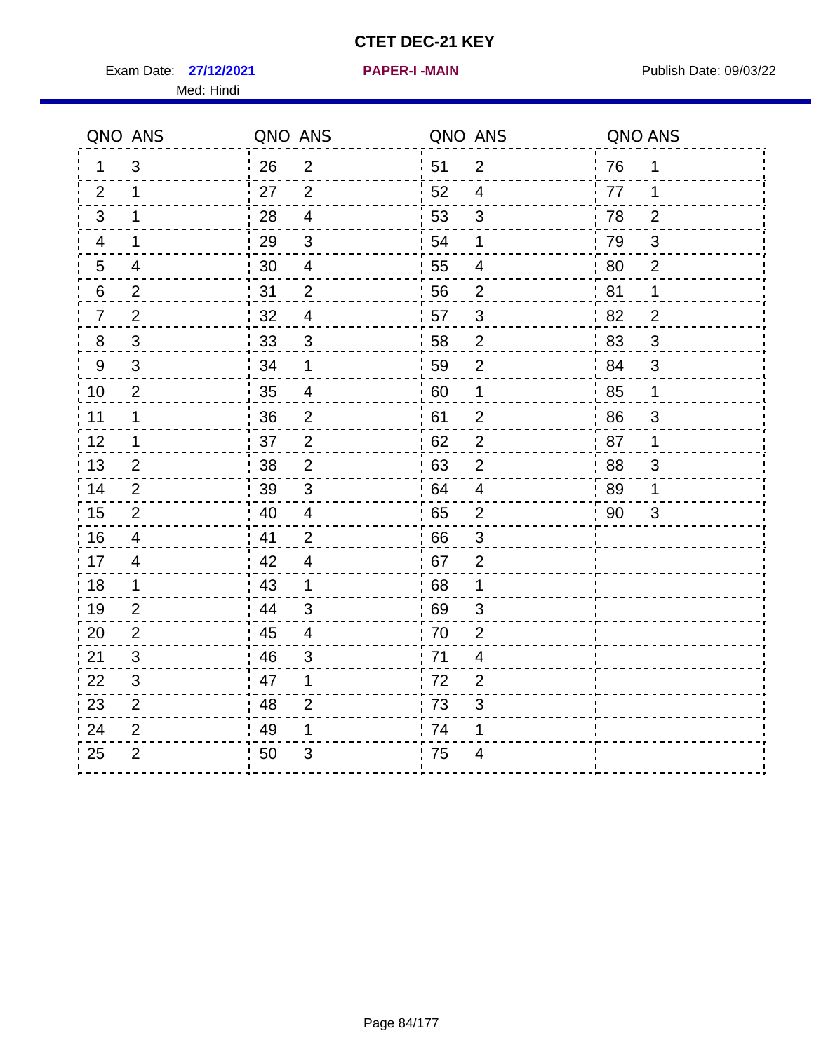# CTET DEC-21 KEY

Exam Date: **27/12/2021** **PAPER-I -MAIN** Publish Date: 09/03/22

Med: Hindi

| QNO | ANS | QNO | ANS | QNO | ANS | QNO | ANS |
|---|---|---|---|---|---|---|---|
| 1 | 3 | 26 | 2 | 51 | 2 | 76 | 1 |
| 2 | 1 | 27 | 2 | 52 | 4 | 77 | 1 |
| 3 | 1 | 28 | 4 | 53 | 3 | 78 | 2 |
| 4 | 1 | 29 | 3 | 54 | 1 | 79 | 3 |
| 5 | 4 | 30 | 4 | 55 | 4 | 80 | 2 |
| 6 | 2 | 31 | 2 | 56 | 2 | 81 | 1 |
| 7 | 2 | 32 | 4 | 57 | 3 | 82 | 2 |
| 8 | 3 | 33 | 3 | 58 | 2 | 83 | 3 |
| 9 | 3 | 34 | 1 | 59 | 2 | 84 | 3 |
| 10 | 2 | 35 | 4 | 60 | 1 | 85 | 1 |
| 11 | 1 | 36 | 2 | 61 | 2 | 86 | 3 |
| 12 | 1 | 37 | 2 | 62 | 2 | 87 | 1 |
| 13 | 2 | 38 | 2 | 63 | 2 | 88 | 3 |
| 14 | 2 | 39 | 3 | 64 | 4 | 89 | 1 |
| 15 | 2 | 40 | 4 | 65 | 2 | 90 | 3 |
| 16 | 4 | 41 | 2 | 66 | 3 | | |
| 17 | 4 | 42 | 4 | 67 | 2 | | |
| 18 | 1 | 43 | 1 | 68 | 1 | | |
| 19 | 2 | 44 | 3 | 69 | 3 | | |
| 20 | 2 | 45 | 4 | 70 | 2 | | |
| 21 | 3 | 46 | 3 | 71 | 4 | | |
| 22 | 3 | 47 | 1 | 72 | 2 | | |
| 23 | 2 | 48 | 2 | 73 | 3 | | |
| 24 | 2 | 49 | 1 | 74 | 1 | | |
| 25 | 2 | 50 | 3 | 75 | 4 | | |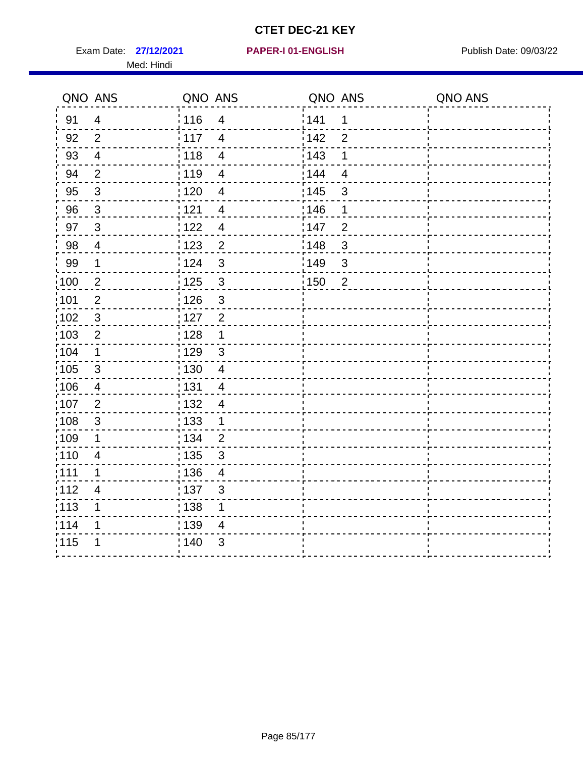# CTET DEC-21 KEY

Exam Date: **27/12/2021** **PAPER-I 01-ENGLISH** Publish Date: 09/03/22

Med: Hindi

| QNO | ANS | QNO | ANS | QNO | ANS | QNO | ANS |
|---|---|---|---|---|---|---|---|
| 91 | 4 | 116 | 4 | 141 | 1 | | |
| 92 | 2 | 117 | 4 | 142 | 2 | | |
| 93 | 4 | 118 | 4 | 143 | 1 | | |
| 94 | 2 | 119 | 4 | 144 | 4 | | |
| 95 | 3 | 120 | 4 | 145 | 3 | | |
| 96 | 3 | 121 | 4 | 146 | 1 | | |
| 97 | 3 | 122 | 4 | 147 | 2 | | |
| 98 | 4 | 123 | 2 | 148 | 3 | | |
| 99 | 1 | 124 | 3 | 149 | 3 | | |
| 100 | 2 | 125 | 3 | 150 | 2 | | |
| 101 | 2 | 126 | 3 | | | | |
| 102 | 3 | 127 | 2 | | | | |
| 103 | 2 | 128 | 1 | | | | |
| 104 | 1 | 129 | 3 | | | | |
| 105 | 3 | 130 | 4 | | | | |
| 106 | 4 | 131 | 4 | | | | |
| 107 | 2 | 132 | 4 | | | | |
| 108 | 3 | 133 | 1 | | | | |
| 109 | 1 | 134 | 2 | | | | |
| 110 | 4 | 135 | 3 | | | | |
| 111 | 1 | 136 | 4 | | | | |
| 112 | 4 | 137 | 3 | | | | |
| 113 | 1 | 138 | 1 | | | | |
| 114 | 1 | 139 | 4 | | | | |
| 115 | 1 | 140 | 3 | | | | |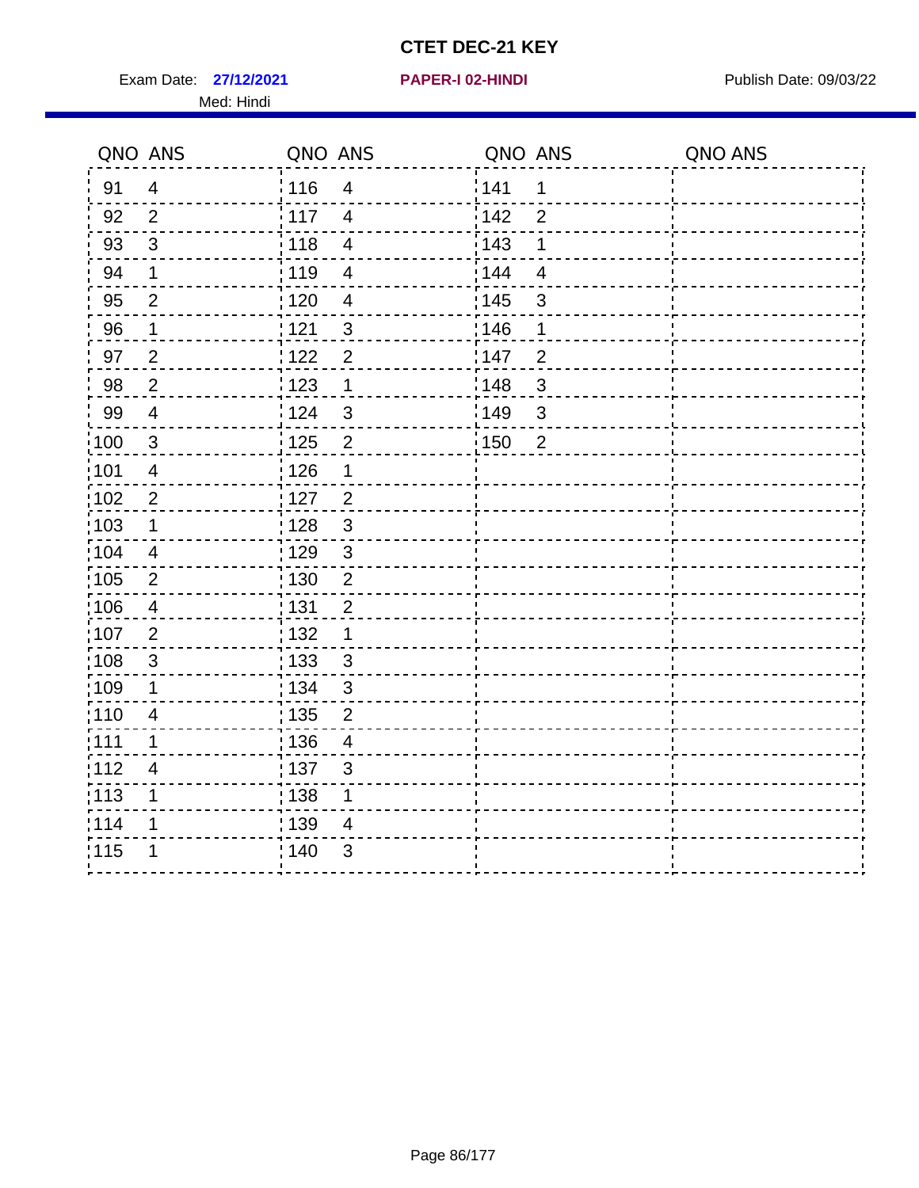# CTET DEC-21 KEY

Exam Date: **27/12/2021** **PAPER-I 02-HINDI** Publish Date: 09/03/22

Med: Hindi

| QNO | ANS | QNO | ANS | QNO | ANS | QNO | ANS |
|---|---|---|---|---|---|---|---|
| 91 | 4 | 116 | 4 | 141 | 1 | | |
| 92 | 2 | 117 | 4 | 142 | 2 | | |
| 93 | 3 | 118 | 4 | 143 | 1 | | |
| 94 | 1 | 119 | 4 | 144 | 4 | | |
| 95 | 2 | 120 | 4 | 145 | 3 | | |
| 96 | 1 | 121 | 3 | 146 | 1 | | |
| 97 | 2 | 122 | 2 | 147 | 2 | | |
| 98 | 2 | 123 | 1 | 148 | 3 | | |
| 99 | 4 | 124 | 3 | 149 | 3 | | |
| 100 | 3 | 125 | 2 | 150 | 2 | | |
| 101 | 4 | 126 | 1 | | | | |
| 102 | 2 | 127 | 2 | | | | |
| 103 | 1 | 128 | 3 | | | | |
| 104 | 4 | 129 | 3 | | | | |
| 105 | 2 | 130 | 2 | | | | |
| 106 | 4 | 131 | 2 | | | | |
| 107 | 2 | 132 | 1 | | | | |
| 108 | 3 | 133 | 3 | | | | |
| 109 | 1 | 134 | 3 | | | | |
| 110 | 4 | 135 | 2 | | | | |
| 111 | 1 | 136 | 4 | | | | |
| 112 | 4 | 137 | 3 | | | | |
| 113 | 1 | 138 | 1 | | | | |
| 114 | 1 | 139 | 4 | | | | |
| 115 | 1 | 140 | 3 | | | | |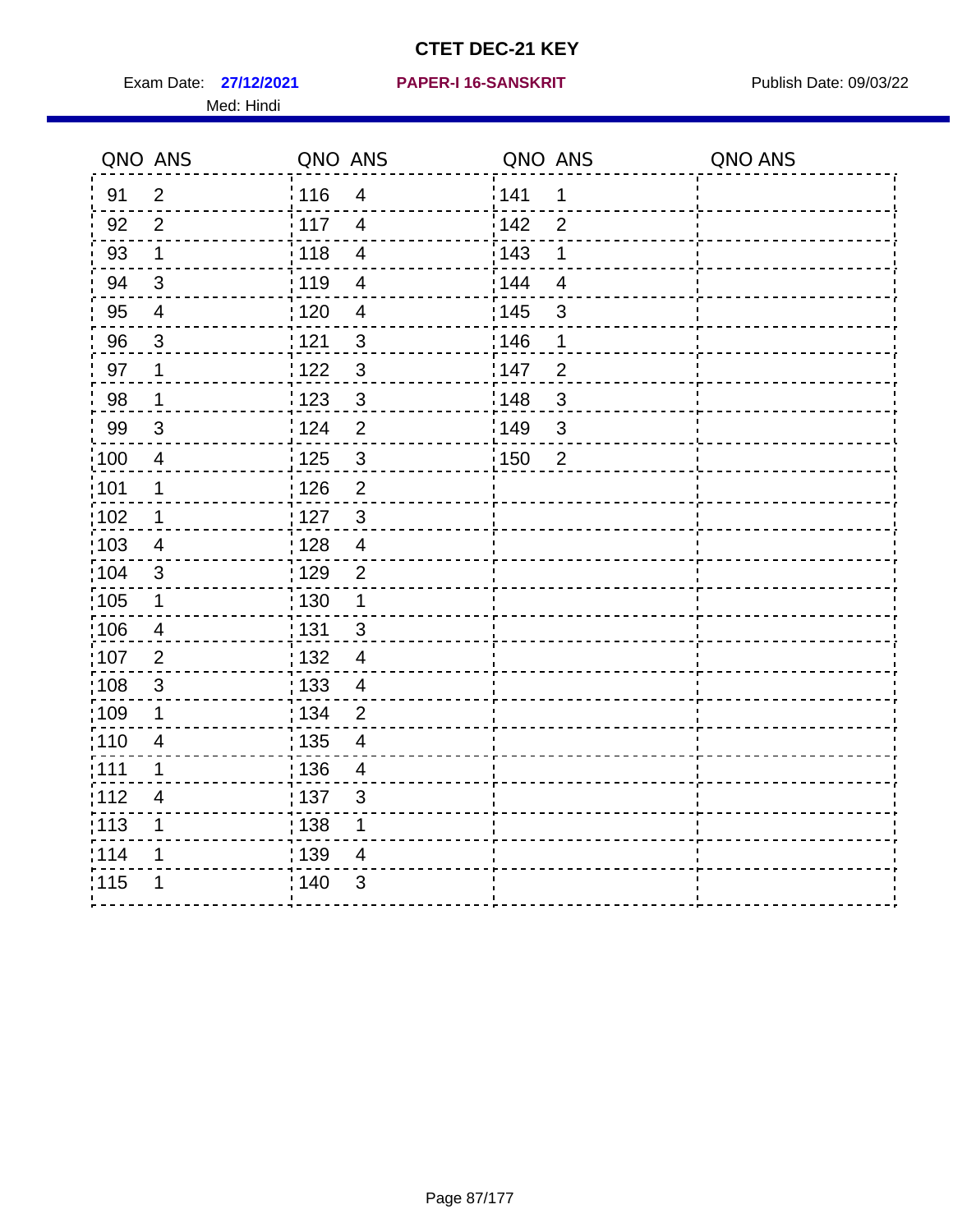# CTET DEC-21 KEY

Exam Date: **27/12/2021** **PAPER-I 16-SANSKRIT** Publish Date: 09/03/22

Med: Hindi

| QNO | ANS | QNO | ANS | QNO | ANS | QNO | ANS |
|---|---|---|---|---|---|---|---|
| 91 | 2 | 116 | 4 | 141 | 1 | | |
| 92 | 2 | 117 | 4 | 142 | 2 | | |
| 93 | 1 | 118 | 4 | 143 | 1 | | |
| 94 | 3 | 119 | 4 | 144 | 4 | | |
| 95 | 4 | 120 | 4 | 145 | 3 | | |
| 96 | 3 | 121 | 3 | 146 | 1 | | |
| 97 | 1 | 122 | 3 | 147 | 2 | | |
| 98 | 1 | 123 | 3 | 148 | 3 | | |
| 99 | 3 | 124 | 2 | 149 | 3 | | |
| 100 | 4 | 125 | 3 | 150 | 2 | | |
| 101 | 1 | 126 | 2 | | | | |
| 102 | 1 | 127 | 3 | | | | |
| 103 | 4 | 128 | 4 | | | | |
| 104 | 3 | 129 | 2 | | | | |
| 105 | 1 | 130 | 1 | | | | |
| 106 | 4 | 131 | 3 | | | | |
| 107 | 2 | 132 | 4 | | | | |
| 108 | 3 | 133 | 4 | | | | |
| 109 | 1 | 134 | 2 | | | | |
| 110 | 4 | 135 | 4 | | | | |
| 111 | 1 | 136 | 4 | | | | |
| 112 | 4 | 137 | 3 | | | | |
| 113 | 1 | 138 | 1 | | | | |
| 114 | 1 | 139 | 4 | | | | |
| 115 | 1 | 140 | 3 | | | | |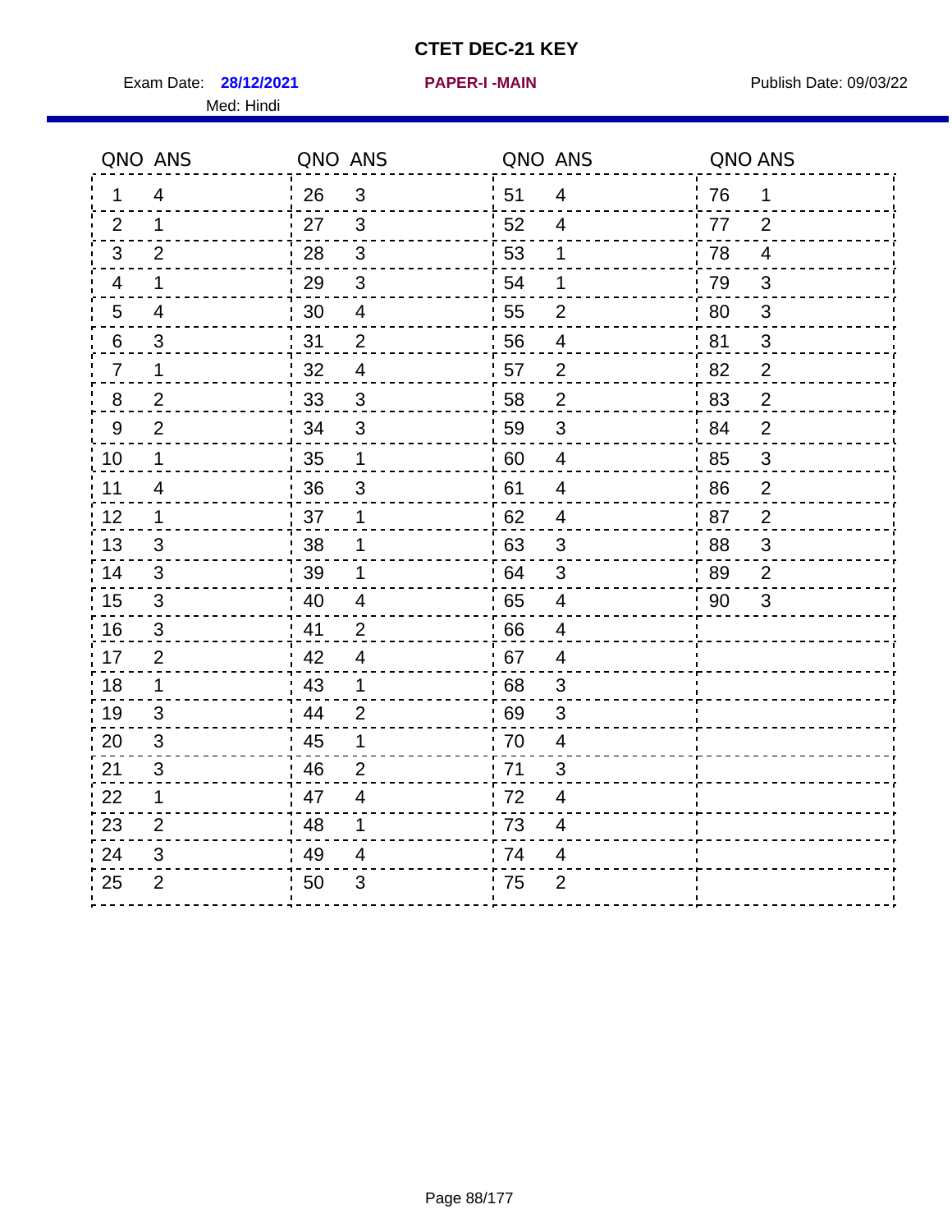# CTET DEC-21 KEY

Exam Date: **28/12/2021** | **PAPER-I -MAIN** | Publish Date: 09/03/22

Med: Hindi

| QNO | ANS | QNO | ANS | QNO | ANS | QNO | ANS |
|---|---|---|---|---|---|---|---|
| 1 | 4 | 26 | 3 | 51 | 4 | 76 | 1 |
| 2 | 1 | 27 | 3 | 52 | 4 | 77 | 2 |
| 3 | 2 | 28 | 3 | 53 | 1 | 78 | 4 |
| 4 | 1 | 29 | 3 | 54 | 1 | 79 | 3 |
| 5 | 4 | 30 | 4 | 55 | 2 | 80 | 3 |
| 6 | 3 | 31 | 2 | 56 | 4 | 81 | 3 |
| 7 | 1 | 32 | 4 | 57 | 2 | 82 | 2 |
| 8 | 2 | 33 | 3 | 58 | 2 | 83 | 2 |
| 9 | 2 | 34 | 3 | 59 | 3 | 84 | 2 |
| 10 | 1 | 35 | 1 | 60 | 4 | 85 | 3 |
| 11 | 4 | 36 | 3 | 61 | 4 | 86 | 2 |
| 12 | 1 | 37 | 1 | 62 | 4 | 87 | 2 |
| 13 | 3 | 38 | 1 | 63 | 3 | 88 | 3 |
| 14 | 3 | 39 | 1 | 64 | 3 | 89 | 2 |
| 15 | 3 | 40 | 4 | 65 | 4 | 90 | 3 |
| 16 | 3 | 41 | 2 | 66 | 4 | | |
| 17 | 2 | 42 | 4 | 67 | 4 | | |
| 18 | 1 | 43 | 1 | 68 | 3 | | |
| 19 | 3 | 44 | 2 | 69 | 3 | | |
| 20 | 3 | 45 | 1 | 70 | 4 | | |
| 21 | 3 | 46 | 2 | 71 | 3 | | |
| 22 | 1 | 47 | 4 | 72 | 4 | | |
| 23 | 2 | 48 | 1 | 73 | 4 | | |
| 24 | 3 | 49 | 4 | 74 | 4 | | |
| 25 | 2 | 50 | 3 | 75 | 2 | | |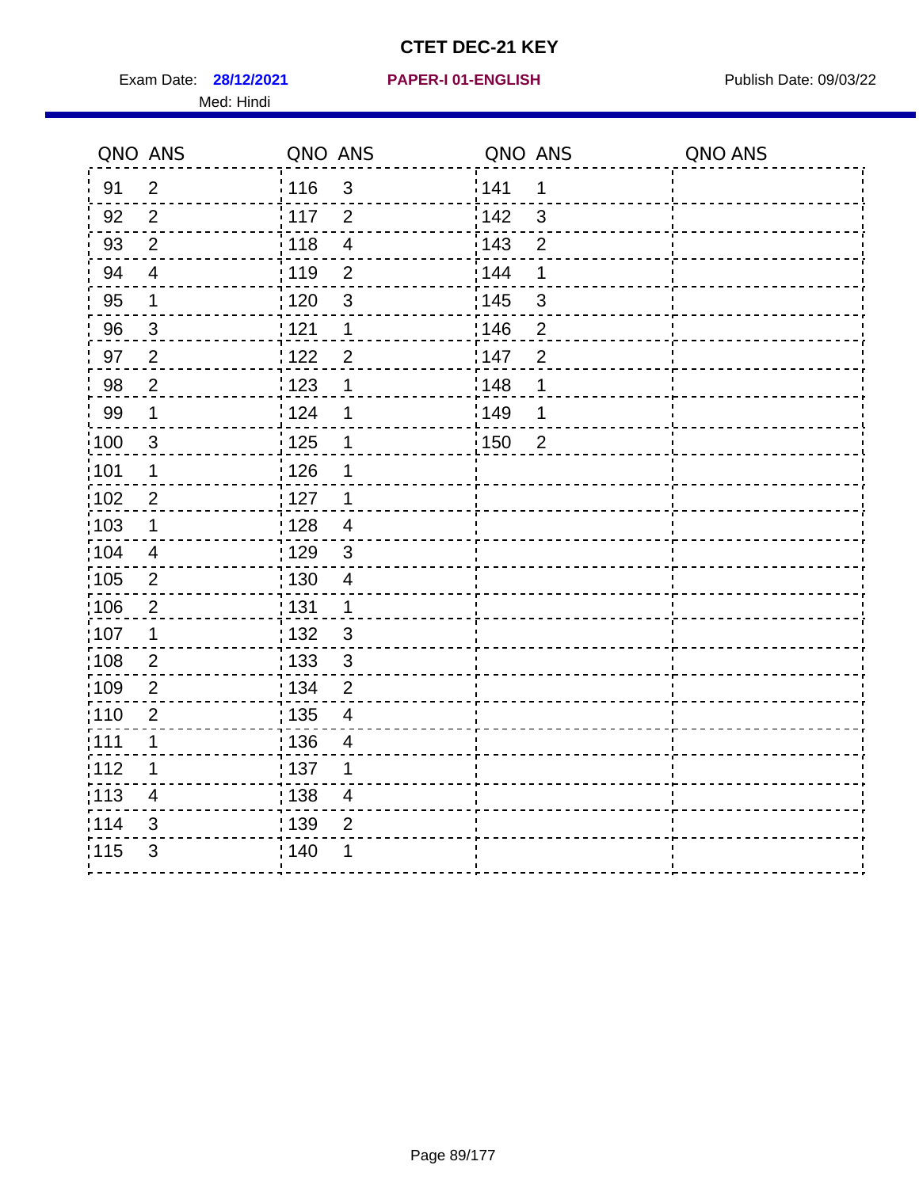# CTET DEC-21 KEY

Exam Date: **28/12/2021** **PAPER-I 01-ENGLISH** Publish Date: 09/03/22

Med: Hindi

| QNO | ANS | QNO | ANS | QNO | ANS | QNO | ANS |
|---|---|---|---|---|---|---|---|
| 91 | 2 | 116 | 3 | 141 | 1 | | |
| 92 | 2 | 117 | 2 | 142 | 3 | | |
| 93 | 2 | 118 | 4 | 143 | 2 | | |
| 94 | 4 | 119 | 2 | 144 | 1 | | |
| 95 | 1 | 120 | 3 | 145 | 3 | | |
| 96 | 3 | 121 | 1 | 146 | 2 | | |
| 97 | 2 | 122 | 2 | 147 | 2 | | |
| 98 | 2 | 123 | 1 | 148 | 1 | | |
| 99 | 1 | 124 | 1 | 149 | 1 | | |
| 100 | 3 | 125 | 1 | 150 | 2 | | |
| 101 | 1 | 126 | 1 | | | | |
| 102 | 2 | 127 | 1 | | | | |
| 103 | 1 | 128 | 4 | | | | |
| 104 | 4 | 129 | 3 | | | | |
| 105 | 2 | 130 | 4 | | | | |
| 106 | 2 | 131 | 1 | | | | |
| 107 | 1 | 132 | 3 | | | | |
| 108 | 2 | 133 | 3 | | | | |
| 109 | 2 | 134 | 2 | | | | |
| 110 | 2 | 135 | 4 | | | | |
| 111 | 1 | 136 | 4 | | | | |
| 112 | 1 | 137 | 1 | | | | |
| 113 | 4 | 138 | 4 | | | | |
| 114 | 3 | 139 | 2 | | | | |
| 115 | 3 | 140 | 1 | | | | |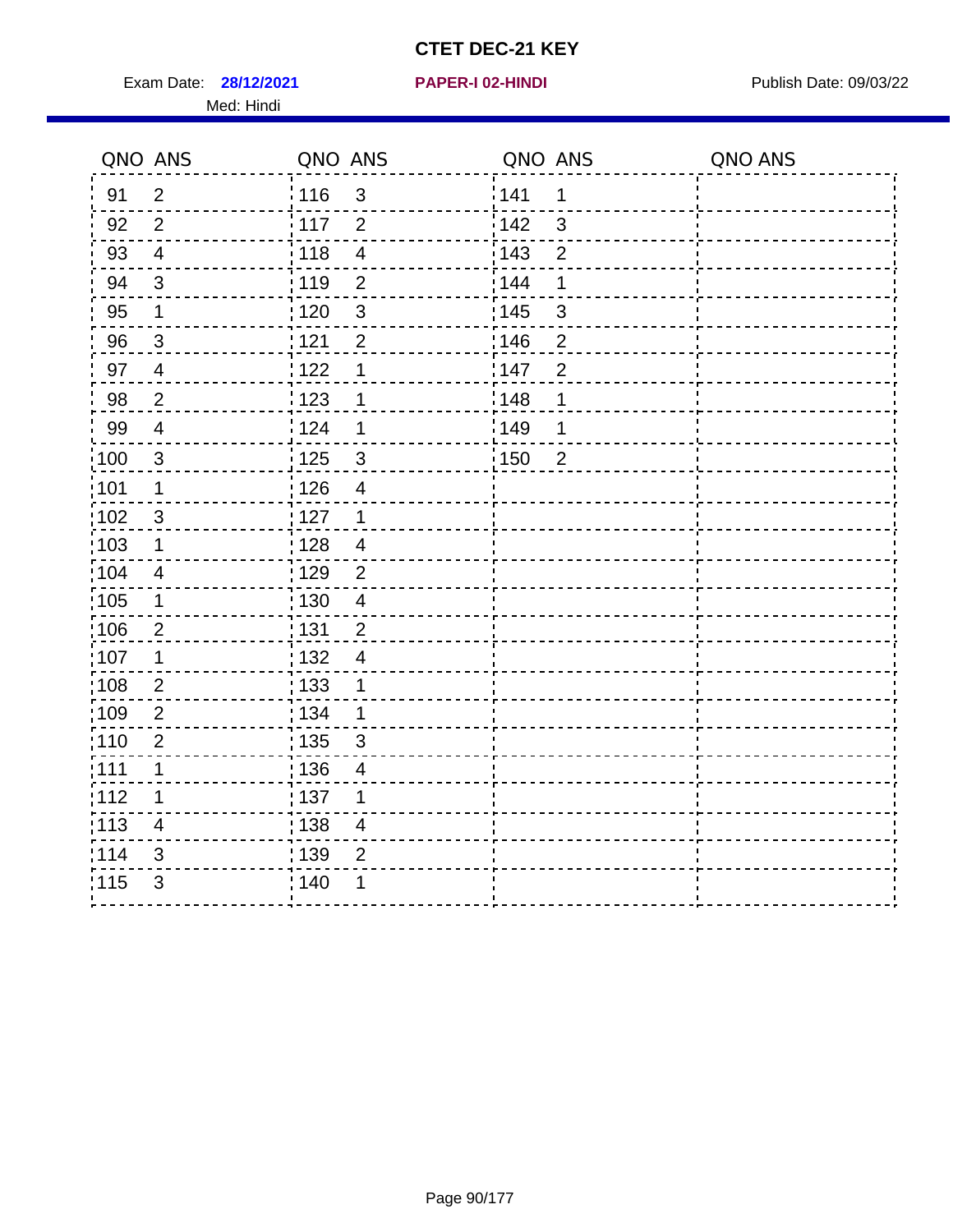# CTET DEC-21 KEY

Exam Date: **28/12/2021** **PAPER-I 02-HINDI** Publish Date: 09/03/22

Med: Hindi

| QNO | ANS | QNO | ANS | QNO | ANS | QNO | ANS |
|---|---|---|---|---|---|---|---|
| 91 | 2 | 116 | 3 | 141 | 1 | | |
| 92 | 2 | 117 | 2 | 142 | 3 | | |
| 93 | 4 | 118 | 4 | 143 | 2 | | |
| 94 | 3 | 119 | 2 | 144 | 1 | | |
| 95 | 1 | 120 | 3 | 145 | 3 | | |
| 96 | 3 | 121 | 2 | 146 | 2 | | |
| 97 | 4 | 122 | 1 | 147 | 2 | | |
| 98 | 2 | 123 | 1 | 148 | 1 | | |
| 99 | 4 | 124 | 1 | 149 | 1 | | |
| 100 | 3 | 125 | 3 | 150 | 2 | | |
| 101 | 1 | 126 | 4 | | | | |
| 102 | 3 | 127 | 1 | | | | |
| 103 | 1 | 128 | 4 | | | | |
| 104 | 4 | 129 | 2 | | | | |
| 105 | 1 | 130 | 4 | | | | |
| 106 | 2 | 131 | 2 | | | | |
| 107 | 1 | 132 | 4 | | | | |
| 108 | 2 | 133 | 1 | | | | |
| 109 | 2 | 134 | 1 | | | | |
| 110 | 2 | 135 | 3 | | | | |
| 111 | 1 | 136 | 4 | | | | |
| 112 | 1 | 137 | 1 | | | | |
| 113 | 4 | 138 | 4 | | | | |
| 114 | 3 | 139 | 2 | | | | |
| 115 | 3 | 140 | 1 | | | | |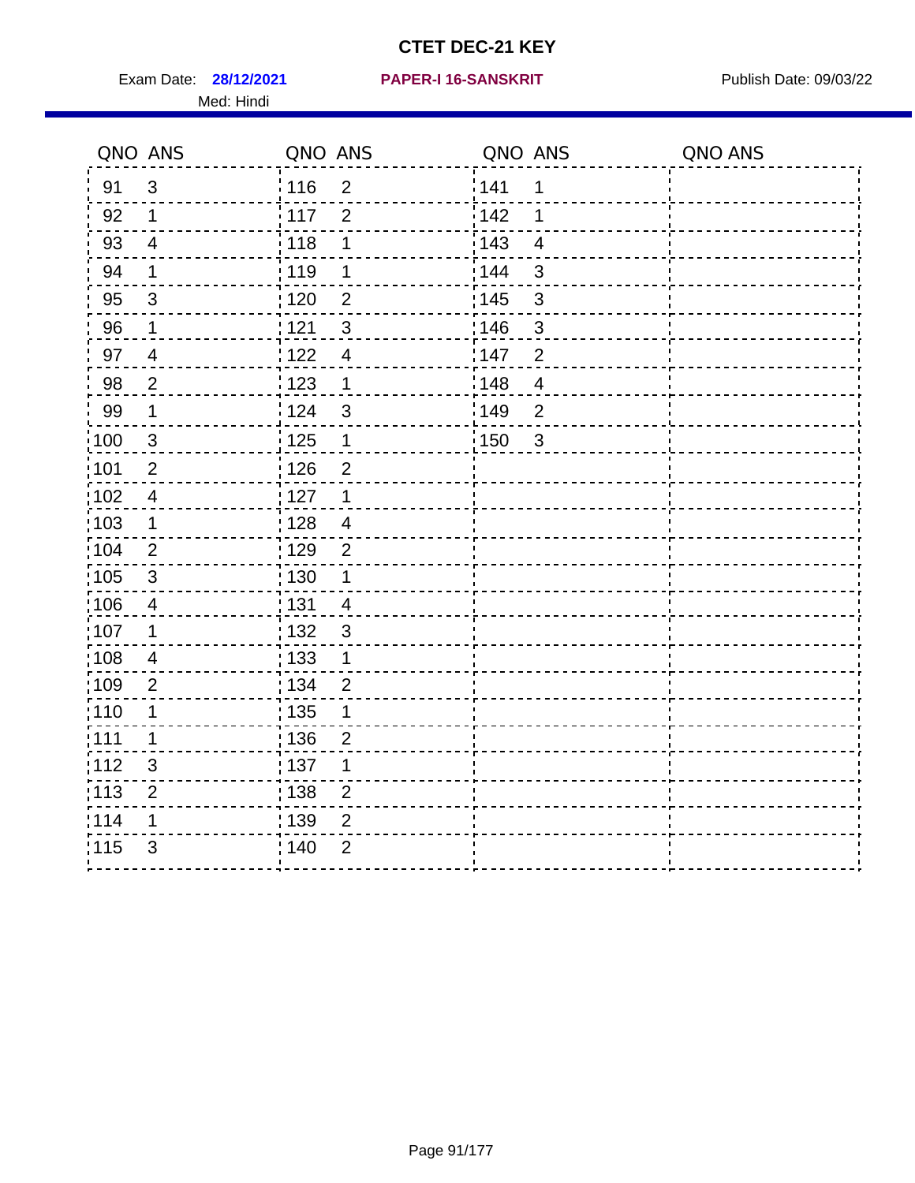# CTET DEC-21 KEY

Exam Date: **28/12/2021** **PAPER-I 16-SANSKRIT** Publish Date: 09/03/22

Med: Hindi

| QNO | ANS | QNO | ANS | QNO | ANS | QNO | ANS |
|---|---|---|---|---|---|---|---|
| 91 | 3 | 116 | 2 | 141 | 1 | | |
| 92 | 1 | 117 | 2 | 142 | 1 | | |
| 93 | 4 | 118 | 1 | 143 | 4 | | |
| 94 | 1 | 119 | 1 | 144 | 3 | | |
| 95 | 3 | 120 | 2 | 145 | 3 | | |
| 96 | 1 | 121 | 3 | 146 | 3 | | |
| 97 | 4 | 122 | 4 | 147 | 2 | | |
| 98 | 2 | 123 | 1 | 148 | 4 | | |
| 99 | 1 | 124 | 3 | 149 | 2 | | |
| 100 | 3 | 125 | 1 | 150 | 3 | | |
| 101 | 2 | 126 | 2 | | | | |
| 102 | 4 | 127 | 1 | | | | |
| 103 | 1 | 128 | 4 | | | | |
| 104 | 2 | 129 | 2 | | | | |
| 105 | 3 | 130 | 1 | | | | |
| 106 | 4 | 131 | 4 | | | | |
| 107 | 1 | 132 | 3 | | | | |
| 108 | 4 | 133 | 1 | | | | |
| 109 | 2 | 134 | 2 | | | | |
| 110 | 1 | 135 | 1 | | | | |
| 111 | 1 | 136 | 2 | | | | |
| 112 | 3 | 137 | 1 | | | | |
| 113 | 2 | 138 | 2 | | | | |
| 114 | 1 | 139 | 2 | | | | |
| 115 | 3 | 140 | 2 | | | | |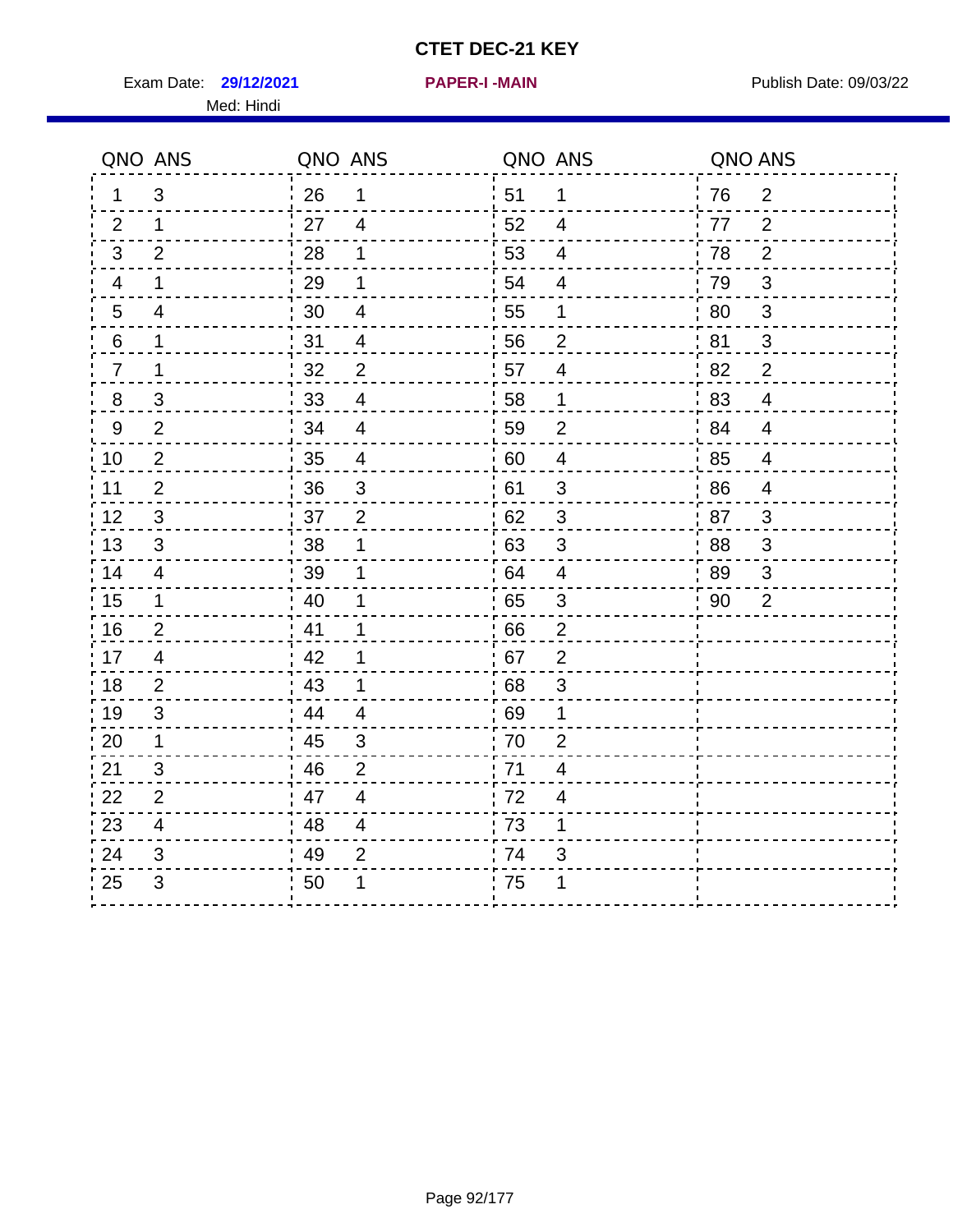# CTET DEC-21 KEY

Exam Date: **29/12/2021** **PAPER-I -MAIN** Publish Date: 09/03/22

Med: Hindi

| QNO | ANS | QNO | ANS | QNO | ANS | QNO | ANS |
|---|---|---|---|---|---|---|---|
| 1 | 3 | 26 | 1 | 51 | 1 | 76 | 2 |
| 2 | 1 | 27 | 4 | 52 | 4 | 77 | 2 |
| 3 | 2 | 28 | 1 | 53 | 4 | 78 | 2 |
| 4 | 1 | 29 | 1 | 54 | 4 | 79 | 3 |
| 5 | 4 | 30 | 4 | 55 | 1 | 80 | 3 |
| 6 | 1 | 31 | 4 | 56 | 2 | 81 | 3 |
| 7 | 1 | 32 | 2 | 57 | 4 | 82 | 2 |
| 8 | 3 | 33 | 4 | 58 | 1 | 83 | 4 |
| 9 | 2 | 34 | 4 | 59 | 2 | 84 | 4 |
| 10 | 2 | 35 | 4 | 60 | 4 | 85 | 4 |
| 11 | 2 | 36 | 3 | 61 | 3 | 86 | 4 |
| 12 | 3 | 37 | 2 | 62 | 3 | 87 | 3 |
| 13 | 3 | 38 | 1 | 63 | 3 | 88 | 3 |
| 14 | 4 | 39 | 1 | 64 | 4 | 89 | 3 |
| 15 | 1 | 40 | 1 | 65 | 3 | 90 | 2 |
| 16 | 2 | 41 | 1 | 66 | 2 | | |
| 17 | 4 | 42 | 1 | 67 | 2 | | |
| 18 | 2 | 43 | 1 | 68 | 3 | | |
| 19 | 3 | 44 | 4 | 69 | 1 | | |
| 20 | 1 | 45 | 3 | 70 | 2 | | |
| 21 | 3 | 46 | 2 | 71 | 4 | | |
| 22 | 2 | 47 | 4 | 72 | 4 | | |
| 23 | 4 | 48 | 4 | 73 | 1 | | |
| 24 | 3 | 49 | 2 | 74 | 3 | | |
| 25 | 3 | 50 | 1 | 75 | 1 | | |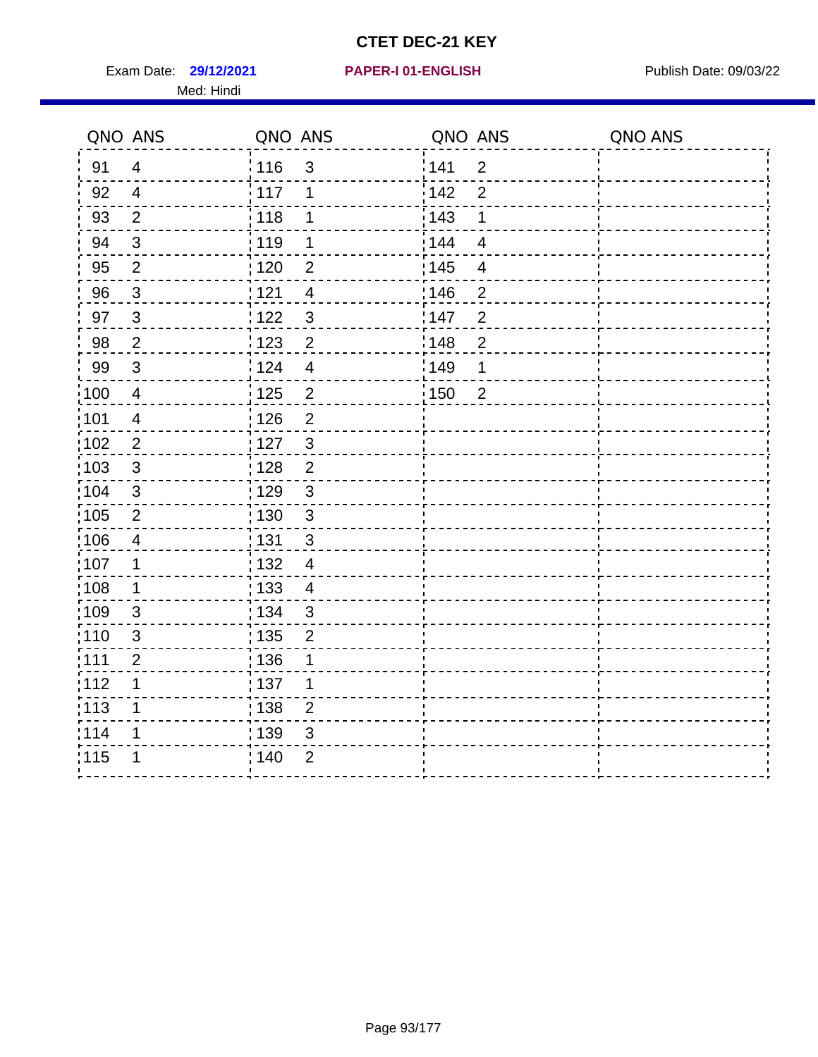# CTET DEC-21 KEY

Exam Date: **29/12/2021** **PAPER-I 01-ENGLISH** Publish Date: 09/03/22

Med: Hindi

| QNO | ANS | QNO | ANS | QNO | ANS | QNO | ANS |
|---|---|---|---|---|---|---|---|
| 91 | 4 | 116 | 3 | 141 | 2 | | |
| 92 | 4 | 117 | 1 | 142 | 2 | | |
| 93 | 2 | 118 | 1 | 143 | 1 | | |
| 94 | 3 | 119 | 1 | 144 | 4 | | |
| 95 | 2 | 120 | 2 | 145 | 4 | | |
| 96 | 3 | 121 | 4 | 146 | 2 | | |
| 97 | 3 | 122 | 3 | 147 | 2 | | |
| 98 | 2 | 123 | 2 | 148 | 2 | | |
| 99 | 3 | 124 | 4 | 149 | 1 | | |
| 100 | 4 | 125 | 2 | 150 | 2 | | |
| 101 | 4 | 126 | 2 | | | | |
| 102 | 2 | 127 | 3 | | | | |
| 103 | 3 | 128 | 2 | | | | |
| 104 | 3 | 129 | 3 | | | | |
| 105 | 2 | 130 | 3 | | | | |
| 106 | 4 | 131 | 3 | | | | |
| 107 | 1 | 132 | 4 | | | | |
| 108 | 1 | 133 | 4 | | | | |
| 109 | 3 | 134 | 3 | | | | |
| 110 | 3 | 135 | 2 | | | | |
| 111 | 2 | 136 | 1 | | | | |
| 112 | 1 | 137 | 1 | | | | |
| 113 | 1 | 138 | 2 | | | | |
| 114 | 1 | 139 | 3 | | | | |
| 115 | 1 | 140 | 2 | | | | |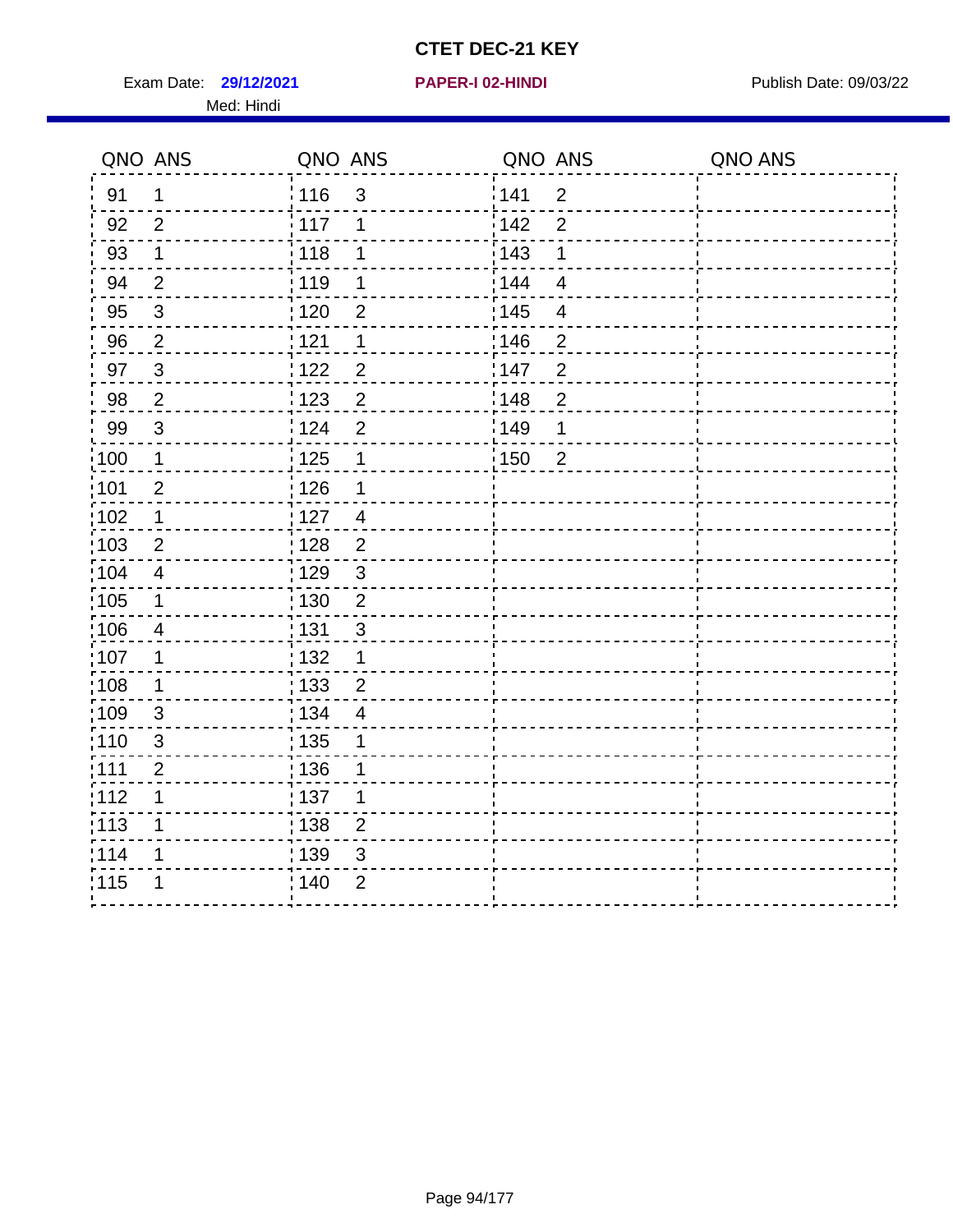# CTET DEC-21 KEY

Exam Date: **29/12/2021** **PAPER-I 02-HINDI** Publish Date: 09/03/22

Med: Hindi

| QNO | ANS | QNO | ANS | QNO | ANS | QNO | ANS |
|---|---|---|---|---|---|---|---|
| 91 | 1 | 116 | 3 | 141 | 2 | | |
| 92 | 2 | 117 | 1 | 142 | 2 | | |
| 93 | 1 | 118 | 1 | 143 | 1 | | |
| 94 | 2 | 119 | 1 | 144 | 4 | | |
| 95 | 3 | 120 | 2 | 145 | 4 | | |
| 96 | 2 | 121 | 1 | 146 | 2 | | |
| 97 | 3 | 122 | 2 | 147 | 2 | | |
| 98 | 2 | 123 | 2 | 148 | 2 | | |
| 99 | 3 | 124 | 2 | 149 | 1 | | |
| 100 | 1 | 125 | 1 | 150 | 2 | | |
| 101 | 2 | 126 | 1 | | | | |
| 102 | 1 | 127 | 4 | | | | |
| 103 | 2 | 128 | 2 | | | | |
| 104 | 4 | 129 | 3 | | | | |
| 105 | 1 | 130 | 2 | | | | |
| 106 | 4 | 131 | 3 | | | | |
| 107 | 1 | 132 | 1 | | | | |
| 108 | 1 | 133 | 2 | | | | |
| 109 | 3 | 134 | 4 | | | | |
| 110 | 3 | 135 | 1 | | | | |
| 111 | 2 | 136 | 1 | | | | |
| 112 | 1 | 137 | 1 | | | | |
| 113 | 1 | 138 | 2 | | | | |
| 114 | 1 | 139 | 3 | | | | |
| 115 | 1 | 140 | 2 | | | | |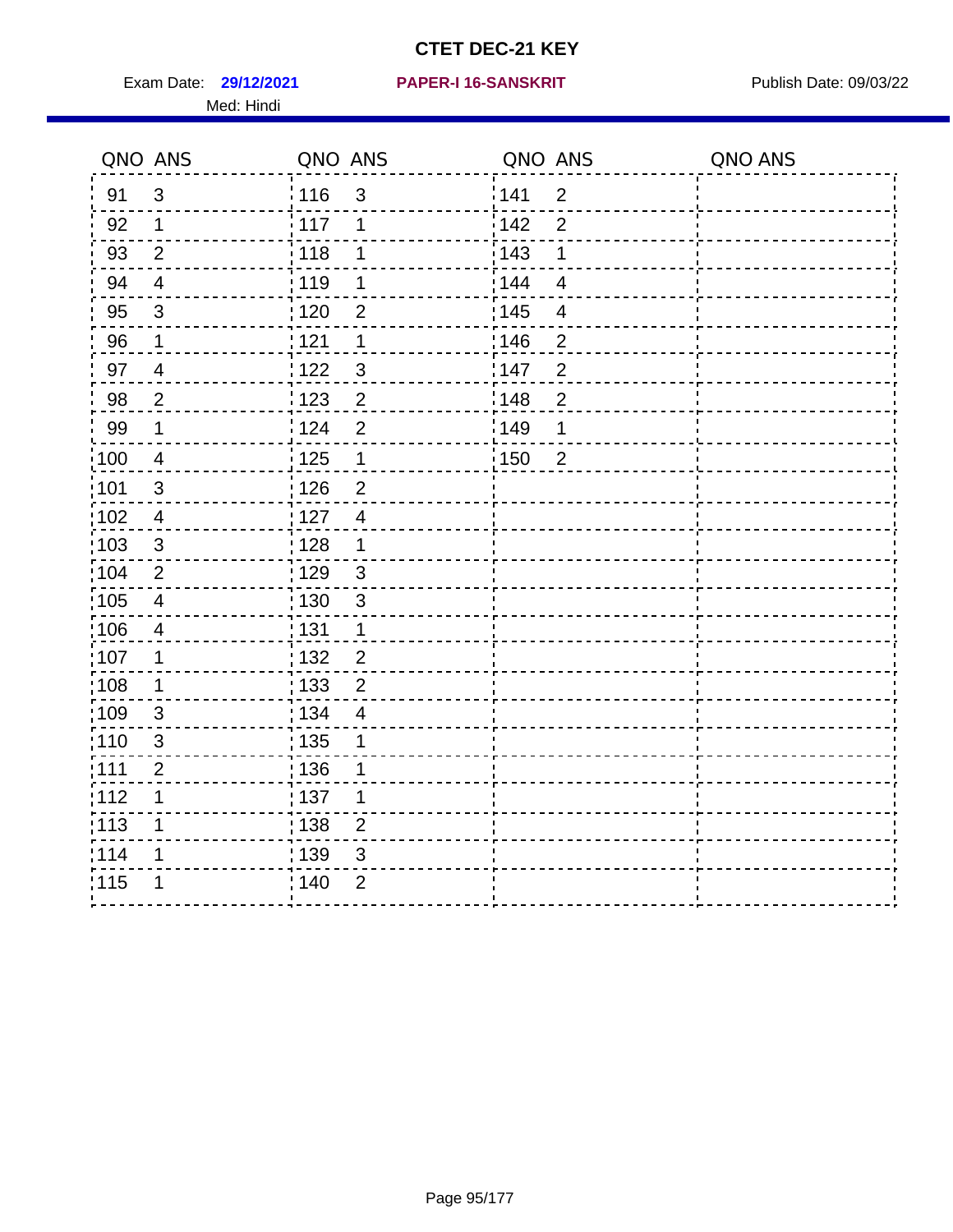# CTET DEC-21 KEY

Exam Date: **29/12/2021** **PAPER-I 16-SANSKRIT** Publish Date: 09/03/22

Med: Hindi

| QNO | ANS | QNO | ANS | QNO | ANS | QNO | ANS |
|---|---|---|---|---|---|---|---|
| 91 | 3 | 116 | 3 | 141 | 2 | | |
| 92 | 1 | 117 | 1 | 142 | 2 | | |
| 93 | 2 | 118 | 1 | 143 | 1 | | |
| 94 | 4 | 119 | 1 | 144 | 4 | | |
| 95 | 3 | 120 | 2 | 145 | 4 | | |
| 96 | 1 | 121 | 1 | 146 | 2 | | |
| 97 | 4 | 122 | 3 | 147 | 2 | | |
| 98 | 2 | 123 | 2 | 148 | 2 | | |
| 99 | 1 | 124 | 2 | 149 | 1 | | |
| 100 | 4 | 125 | 1 | 150 | 2 | | |
| 101 | 3 | 126 | 2 | | | | |
| 102 | 4 | 127 | 4 | | | | |
| 103 | 3 | 128 | 1 | | | | |
| 104 | 2 | 129 | 3 | | | | |
| 105 | 4 | 130 | 3 | | | | |
| 106 | 4 | 131 | 1 | | | | |
| 107 | 1 | 132 | 2 | | | | |
| 108 | 1 | 133 | 2 | | | | |
| 109 | 3 | 134 | 4 | | | | |
| 110 | 3 | 135 | 1 | | | | |
| 111 | 2 | 136 | 1 | | | | |
| 112 | 1 | 137 | 1 | | | | |
| 113 | 1 | 138 | 2 | | | | |
| 114 | 1 | 139 | 3 | | | | |
| 115 | 1 | 140 | 2 | | | | |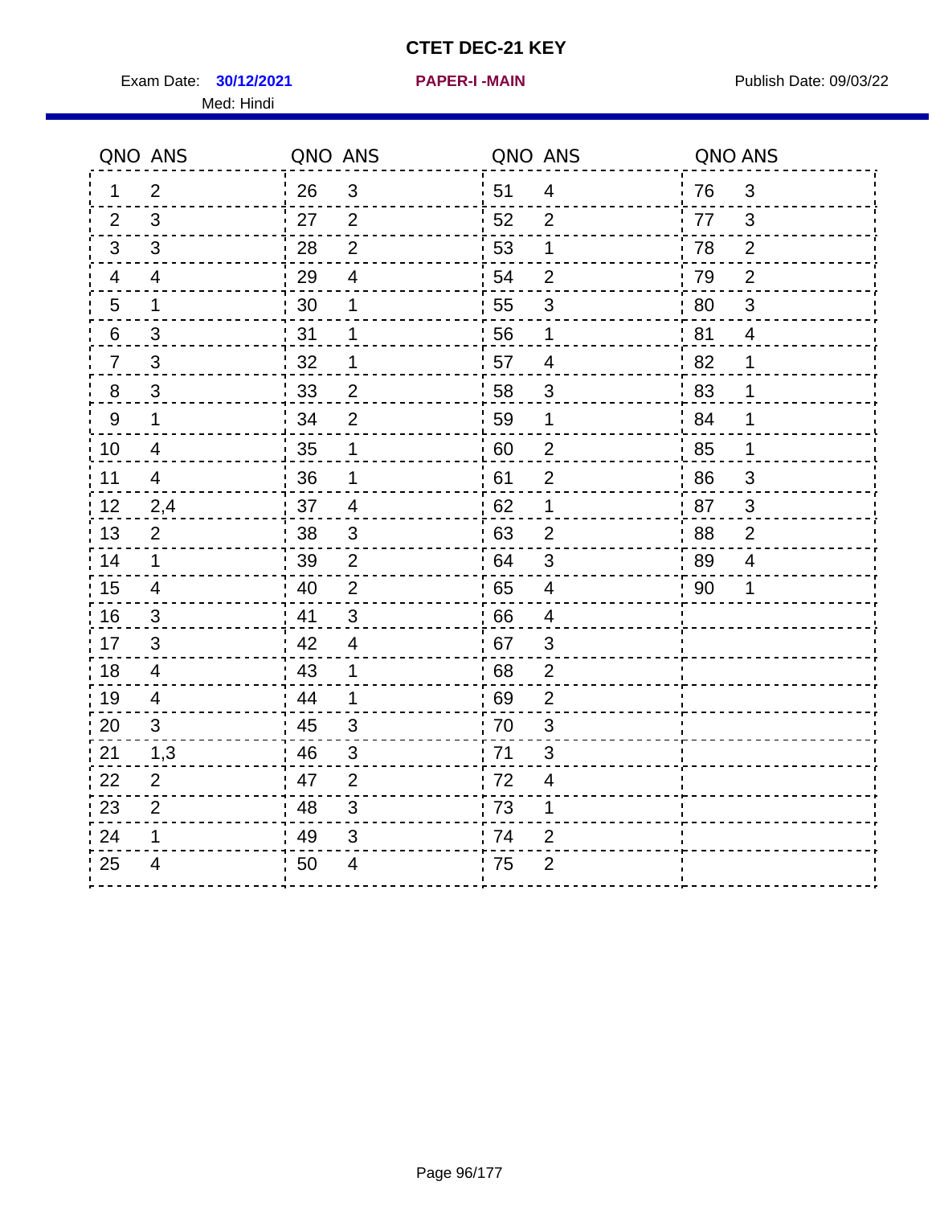# CTET DEC-21 KEY

Exam Date: **30/12/2021** **PAPER-I -MAIN** Publish Date: 09/03/22

Med: Hindi

| QNO | ANS | QNO | ANS | QNO | ANS | QNO | ANS |
|---|---|---|---|---|---|---|---|
| 1 | 2 | 26 | 3 | 51 | 4 | 76 | 3 |
| 2 | 3 | 27 | 2 | 52 | 2 | 77 | 3 |
| 3 | 3 | 28 | 2 | 53 | 1 | 78 | 2 |
| 4 | 4 | 29 | 4 | 54 | 2 | 79 | 2 |
| 5 | 1 | 30 | 1 | 55 | 3 | 80 | 3 |
| 6 | 3 | 31 | 1 | 56 | 1 | 81 | 4 |
| 7 | 3 | 32 | 1 | 57 | 4 | 82 | 1 |
| 8 | 3 | 33 | 2 | 58 | 3 | 83 | 1 |
| 9 | 1 | 34 | 2 | 59 | 1 | 84 | 1 |
| 10 | 4 | 35 | 1 | 60 | 2 | 85 | 1 |
| 11 | 4 | 36 | 1 | 61 | 2 | 86 | 3 |
| 12 | 2,4 | 37 | 4 | 62 | 1 | 87 | 3 |
| 13 | 2 | 38 | 3 | 63 | 2 | 88 | 2 |
| 14 | 1 | 39 | 2 | 64 | 3 | 89 | 4 |
| 15 | 4 | 40 | 2 | 65 | 4 | 90 | 1 |
| 16 | 3 | 41 | 3 | 66 | 4 | | |
| 17 | 3 | 42 | 4 | 67 | 3 | | |
| 18 | 4 | 43 | 1 | 68 | 2 | | |
| 19 | 4 | 44 | 1 | 69 | 2 | | |
| 20 | 3 | 45 | 3 | 70 | 3 | | |
| 21 | 1,3 | 46 | 3 | 71 | 3 | | |
| 22 | 2 | 47 | 2 | 72 | 4 | | |
| 23 | 2 | 48 | 3 | 73 | 1 | | |
| 24 | 1 | 49 | 3 | 74 | 2 | | |
| 25 | 4 | 50 | 4 | 75 | 2 | | |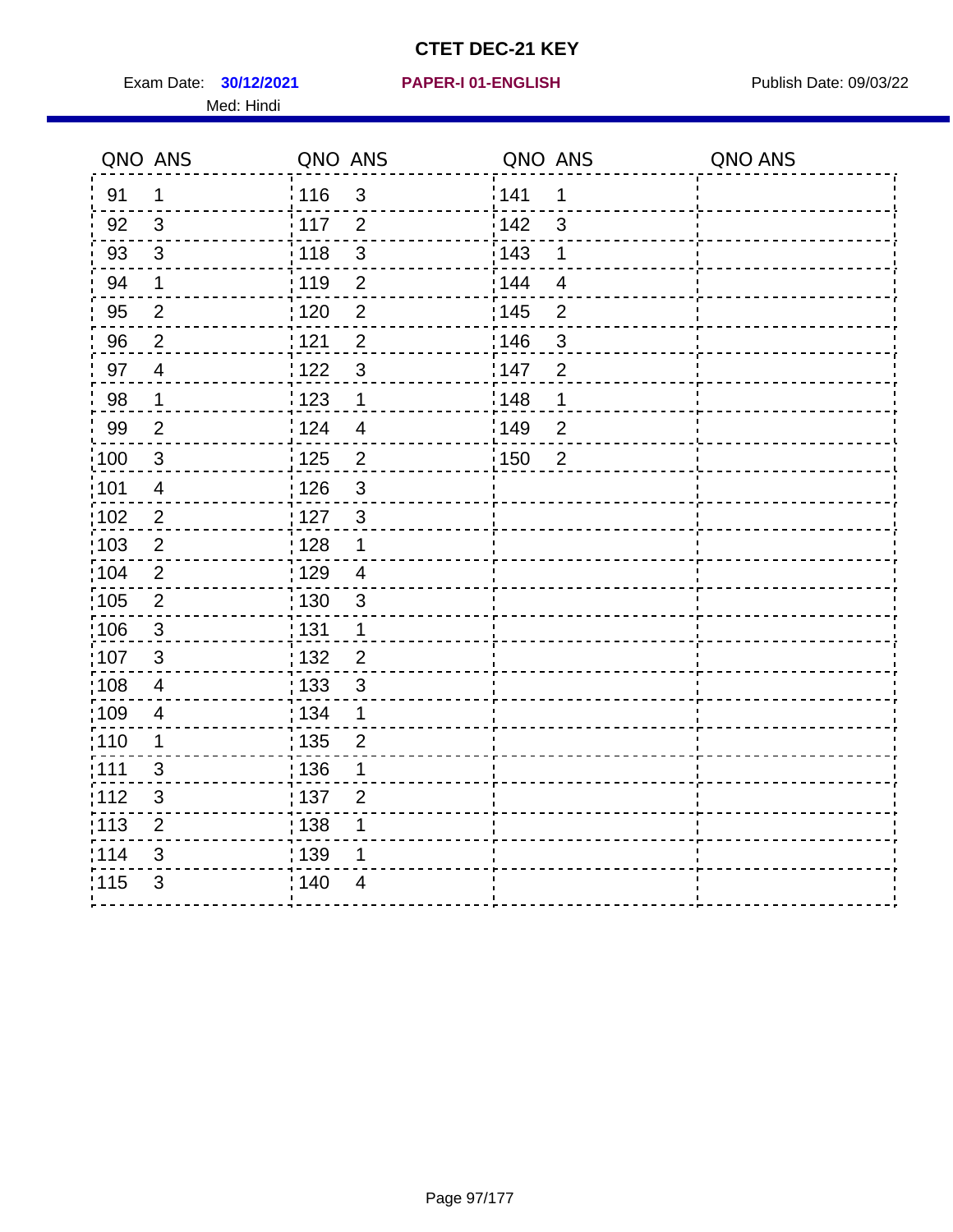# CTET DEC-21 KEY

Exam Date: **30/12/2021** **PAPER-I 01-ENGLISH** Publish Date: 09/03/22

Med: Hindi

| QNO | ANS | QNO | ANS | QNO | ANS | QNO | ANS |
|---|---|---|---|---|---|---|---|
| 91 | 1 | 116 | 3 | 141 | 1 | | |
| 92 | 3 | 117 | 2 | 142 | 3 | | |
| 93 | 3 | 118 | 3 | 143 | 1 | | |
| 94 | 1 | 119 | 2 | 144 | 4 | | |
| 95 | 2 | 120 | 2 | 145 | 2 | | |
| 96 | 2 | 121 | 2 | 146 | 3 | | |
| 97 | 4 | 122 | 3 | 147 | 2 | | |
| 98 | 1 | 123 | 1 | 148 | 1 | | |
| 99 | 2 | 124 | 4 | 149 | 2 | | |
| 100 | 3 | 125 | 2 | 150 | 2 | | |
| 101 | 4 | 126 | 3 | | | | |
| 102 | 2 | 127 | 3 | | | | |
| 103 | 2 | 128 | 1 | | | | |
| 104 | 2 | 129 | 4 | | | | |
| 105 | 2 | 130 | 3 | | | | |
| 106 | 3 | 131 | 1 | | | | |
| 107 | 3 | 132 | 2 | | | | |
| 108 | 4 | 133 | 3 | | | | |
| 109 | 4 | 134 | 1 | | | | |
| 110 | 1 | 135 | 2 | | | | |
| 111 | 3 | 136 | 1 | | | | |
| 112 | 3 | 137 | 2 | | | | |
| 113 | 2 | 138 | 1 | | | | |
| 114 | 3 | 139 | 1 | | | | |
| 115 | 3 | 140 | 4 | | | | |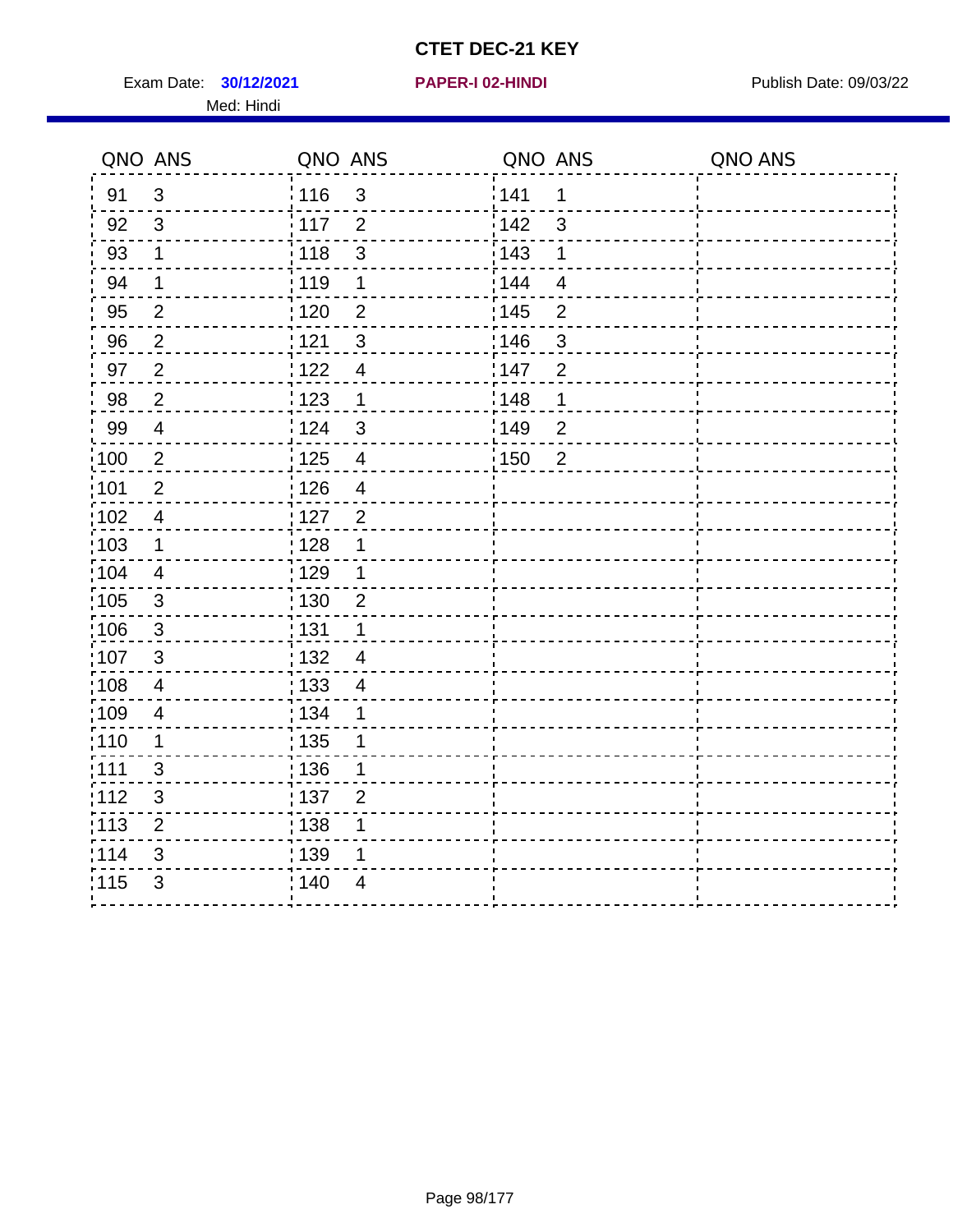# CTET DEC-21 KEY

Exam Date: **30/12/2021** **PAPER-I 02-HINDI** Publish Date: 09/03/22

Med: Hindi

| QNO | ANS | QNO | ANS | QNO | ANS | QNO | ANS |
|---|---|---|---|---|---|---|---|
| 91 | 3 | 116 | 3 | 141 | 1 | | |
| 92 | 3 | 117 | 2 | 142 | 3 | | |
| 93 | 1 | 118 | 3 | 143 | 1 | | |
| 94 | 1 | 119 | 1 | 144 | 4 | | |
| 95 | 2 | 120 | 2 | 145 | 2 | | |
| 96 | 2 | 121 | 3 | 146 | 3 | | |
| 97 | 2 | 122 | 4 | 147 | 2 | | |
| 98 | 2 | 123 | 1 | 148 | 1 | | |
| 99 | 4 | 124 | 3 | 149 | 2 | | |
| 100 | 2 | 125 | 4 | 150 | 2 | | |
| 101 | 2 | 126 | 4 | | | | |
| 102 | 4 | 127 | 2 | | | | |
| 103 | 1 | 128 | 1 | | | | |
| 104 | 4 | 129 | 1 | | | | |
| 105 | 3 | 130 | 2 | | | | |
| 106 | 3 | 131 | 1 | | | | |
| 107 | 3 | 132 | 4 | | | | |
| 108 | 4 | 133 | 4 | | | | |
| 109 | 4 | 134 | 1 | | | | |
| 110 | 1 | 135 | 1 | | | | |
| 111 | 3 | 136 | 1 | | | | |
| 112 | 3 | 137 | 2 | | | | |
| 113 | 2 | 138 | 1 | | | | |
| 114 | 3 | 139 | 1 | | | | |
| 115 | 3 | 140 | 4 | | | | |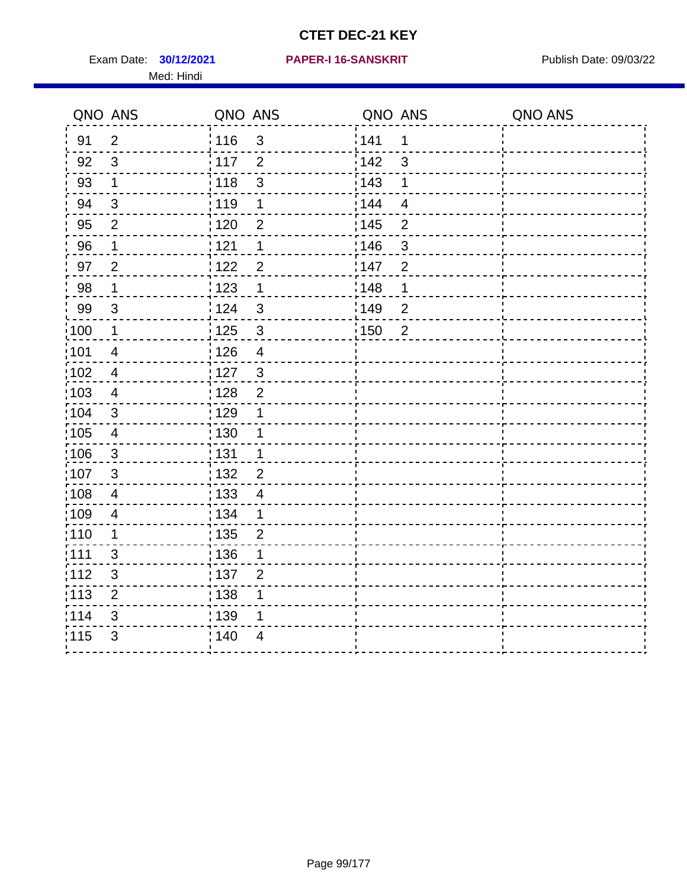# CTET DEC-21 KEY

Exam Date: **30/12/2021** **PAPER-I 16-SANSKRIT** Publish Date: 09/03/22

Med: Hindi

| QNO | ANS | QNO | ANS | QNO | ANS | QNO | ANS |
|---|---|---|---|---|---|---|---|
| 91 | 2 | 116 | 3 | 141 | 1 | | |
| 92 | 3 | 117 | 2 | 142 | 3 | | |
| 93 | 1 | 118 | 3 | 143 | 1 | | |
| 94 | 3 | 119 | 1 | 144 | 4 | | |
| 95 | 2 | 120 | 2 | 145 | 2 | | |
| 96 | 1 | 121 | 1 | 146 | 3 | | |
| 97 | 2 | 122 | 2 | 147 | 2 | | |
| 98 | 1 | 123 | 1 | 148 | 1 | | |
| 99 | 3 | 124 | 3 | 149 | 2 | | |
| 100 | 1 | 125 | 3 | 150 | 2 | | |
| 101 | 4 | 126 | 4 | | | | |
| 102 | 4 | 127 | 3 | | | | |
| 103 | 4 | 128 | 2 | | | | |
| 104 | 3 | 129 | 1 | | | | |
| 105 | 4 | 130 | 1 | | | | |
| 106 | 3 | 131 | 1 | | | | |
| 107 | 3 | 132 | 2 | | | | |
| 108 | 4 | 133 | 4 | | | | |
| 109 | 4 | 134 | 1 | | | | |
| 110 | 1 | 135 | 2 | | | | |
| 111 | 3 | 136 | 1 | | | | |
| 112 | 3 | 137 | 2 | | | | |
| 113 | 2 | 138 | 1 | | | | |
| 114 | 3 | 139 | 1 | | | | |
| 115 | 3 | 140 | 4 | | | | |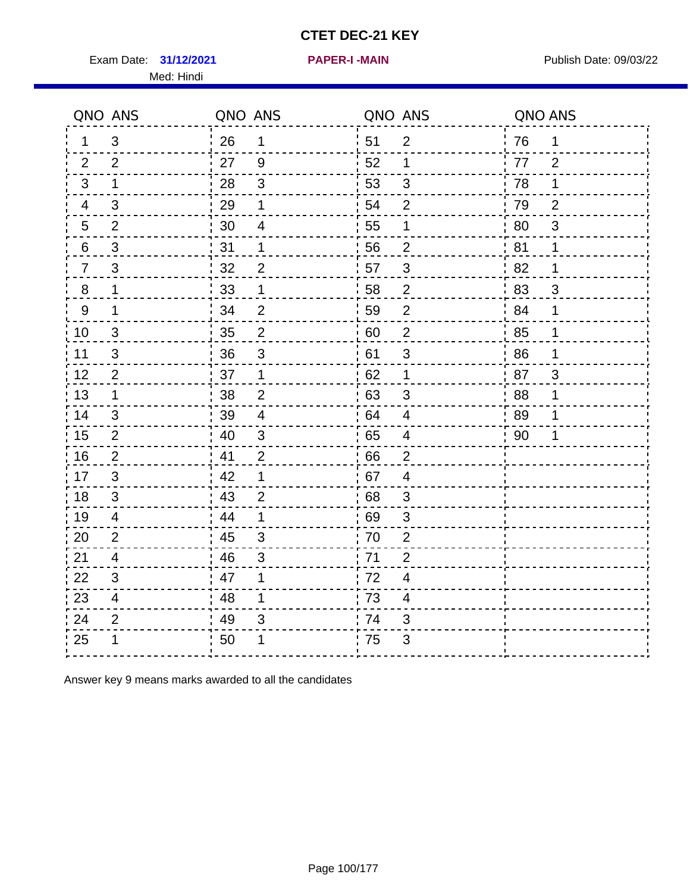# CTET DEC-21 KEY

Exam Date: **31/12/2021** **PAPER-I -MAIN** Publish Date: 09/03/22

Med: Hindi

| QNO | ANS | QNO | ANS | QNO | ANS | QNO | ANS |
|---|---|---|---|---|---|---|---|
| 1 | 3 | 26 | 1 | 51 | 2 | 76 | 1 |
| 2 | 2 | 27 | 9 | 52 | 1 | 77 | 2 |
| 3 | 1 | 28 | 3 | 53 | 3 | 78 | 1 |
| 4 | 3 | 29 | 1 | 54 | 2 | 79 | 2 |
| 5 | 2 | 30 | 4 | 55 | 1 | 80 | 3 |
| 6 | 3 | 31 | 1 | 56 | 2 | 81 | 1 |
| 7 | 3 | 32 | 2 | 57 | 3 | 82 | 1 |
| 8 | 1 | 33 | 1 | 58 | 2 | 83 | 3 |
| 9 | 1 | 34 | 2 | 59 | 2 | 84 | 1 |
| 10 | 3 | 35 | 2 | 60 | 2 | 85 | 1 |
| 11 | 3 | 36 | 3 | 61 | 3 | 86 | 1 |
| 12 | 2 | 37 | 1 | 62 | 1 | 87 | 3 |
| 13 | 1 | 38 | 2 | 63 | 3 | 88 | 1 |
| 14 | 3 | 39 | 4 | 64 | 4 | 89 | 1 |
| 15 | 2 | 40 | 3 | 65 | 4 | 90 | 1 |
| 16 | 2 | 41 | 2 | 66 | 2 | | |
| 17 | 3 | 42 | 1 | 67 | 4 | | |
| 18 | 3 | 43 | 2 | 68 | 3 | | |
| 19 | 4 | 44 | 1 | 69 | 3 | | |
| 20 | 2 | 45 | 3 | 70 | 2 | | |
| 21 | 4 | 46 | 3 | 71 | 2 | | |
| 22 | 3 | 47 | 1 | 72 | 4 | | |
| 23 | 4 | 48 | 1 | 73 | 4 | | |
| 24 | 2 | 49 | 3 | 74 | 3 | | |
| 25 | 1 | 50 | 1 | 75 | 3 | | |

Answer key 9 means marks awarded to all the candidates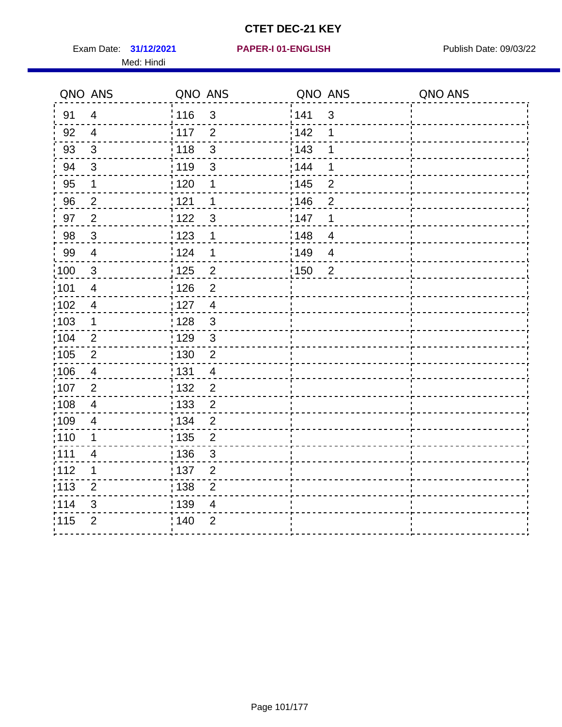# CTET DEC-21 KEY

Exam Date: **31/12/2021** **PAPER-I 01-ENGLISH** Publish Date: 09/03/22

Med: Hindi

| QNO | ANS | QNO | ANS | QNO | ANS | QNO | ANS |
|---|---|---|---|---|---|---|---|
| 91 | 4 | 116 | 3 | 141 | 3 | | |
| 92 | 4 | 117 | 2 | 142 | 1 | | |
| 93 | 3 | 118 | 3 | 143 | 1 | | |
| 94 | 3 | 119 | 3 | 144 | 1 | | |
| 95 | 1 | 120 | 1 | 145 | 2 | | |
| 96 | 2 | 121 | 1 | 146 | 2 | | |
| 97 | 2 | 122 | 3 | 147 | 1 | | |
| 98 | 3 | 123 | 1 | 148 | 4 | | |
| 99 | 4 | 124 | 1 | 149 | 4 | | |
| 100 | 3 | 125 | 2 | 150 | 2 | | |
| 101 | 4 | 126 | 2 | | | | |
| 102 | 4 | 127 | 4 | | | | |
| 103 | 1 | 128 | 3 | | | | |
| 104 | 2 | 129 | 3 | | | | |
| 105 | 2 | 130 | 2 | | | | |
| 106 | 4 | 131 | 4 | | | | |
| 107 | 2 | 132 | 2 | | | | |
| 108 | 4 | 133 | 2 | | | | |
| 109 | 4 | 134 | 2 | | | | |
| 110 | 1 | 135 | 2 | | | | |
| 111 | 4 | 136 | 3 | | | | |
| 112 | 1 | 137 | 2 | | | | |
| 113 | 2 | 138 | 2 | | | | |
| 114 | 3 | 139 | 4 | | | | |
| 115 | 2 | 140 | 2 | | | | |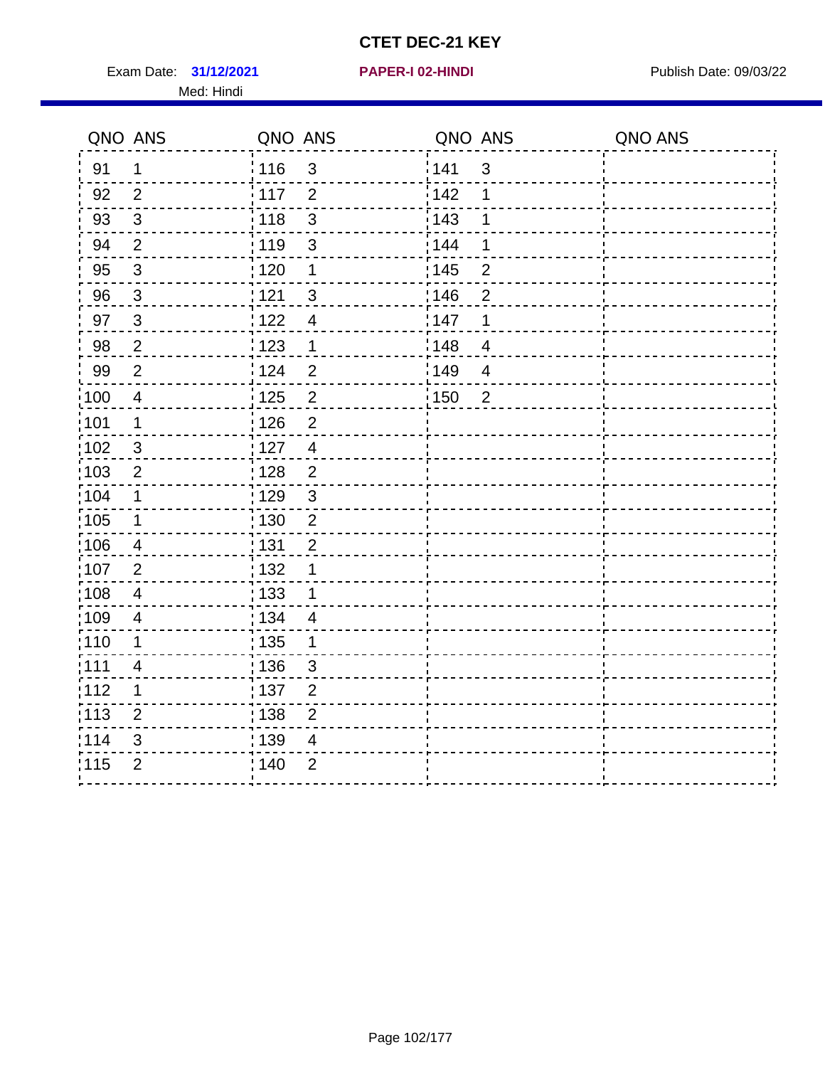# CTET DEC-21 KEY

Exam Date: **31/12/2021** **PAPER-I 02-HINDI** Publish Date: 09/03/22

Med: Hindi

| QNO | ANS | QNO | ANS | QNO | ANS | QNO | ANS |
|---|---|---|---|---|---|---|---|
| 91 | 1 | 116 | 3 | 141 | 3 | | |
| 92 | 2 | 117 | 2 | 142 | 1 | | |
| 93 | 3 | 118 | 3 | 143 | 1 | | |
| 94 | 2 | 119 | 3 | 144 | 1 | | |
| 95 | 3 | 120 | 1 | 145 | 2 | | |
| 96 | 3 | 121 | 3 | 146 | 2 | | |
| 97 | 3 | 122 | 4 | 147 | 1 | | |
| 98 | 2 | 123 | 1 | 148 | 4 | | |
| 99 | 2 | 124 | 2 | 149 | 4 | | |
| 100 | 4 | 125 | 2 | 150 | 2 | | |
| 101 | 1 | 126 | 2 | | | | |
| 102 | 3 | 127 | 4 | | | | |
| 103 | 2 | 128 | 2 | | | | |
| 104 | 1 | 129 | 3 | | | | |
| 105 | 1 | 130 | 2 | | | | |
| 106 | 4 | 131 | 2 | | | | |
| 107 | 2 | 132 | 1 | | | | |
| 108 | 4 | 133 | 1 | | | | |
| 109 | 4 | 134 | 4 | | | | |
| 110 | 1 | 135 | 1 | | | | |
| 111 | 4 | 136 | 3 | | | | |
| 112 | 1 | 137 | 2 | | | | |
| 113 | 2 | 138 | 2 | | | | |
| 114 | 3 | 139 | 4 | | | | |
| 115 | 2 | 140 | 2 | | | | |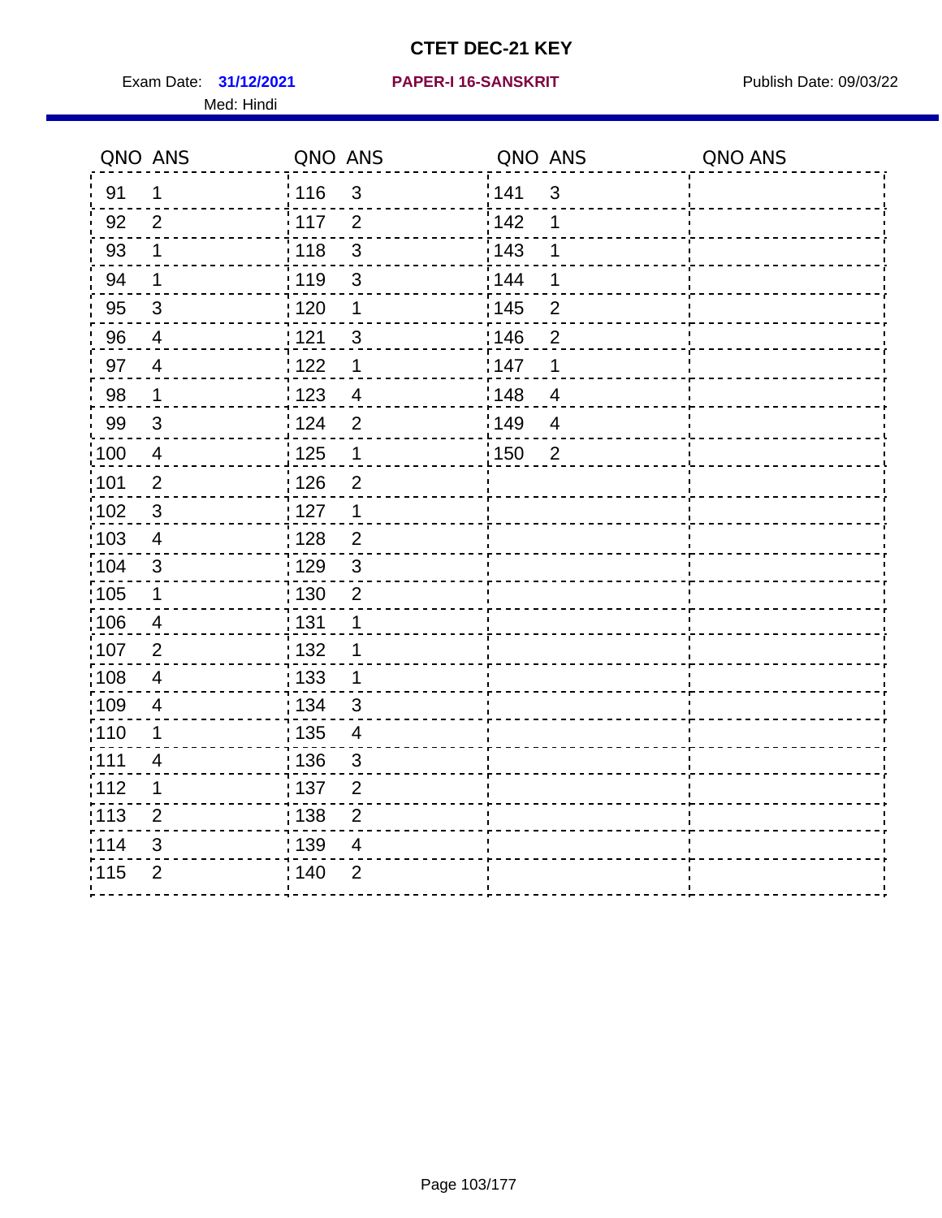# CTET DEC-21 KEY

Exam Date: **31/12/2021** **PAPER-I 16-SANSKRIT** Publish Date: 09/03/22

Med: Hindi

| QNO | ANS | QNO | ANS | QNO | ANS | QNO | ANS |
|---|---|---|---|---|---|---|---|
| 91 | 1 | 116 | 3 | 141 | 3 | | |
| 92 | 2 | 117 | 2 | 142 | 1 | | |
| 93 | 1 | 118 | 3 | 143 | 1 | | |
| 94 | 1 | 119 | 3 | 144 | 1 | | |
| 95 | 3 | 120 | 1 | 145 | 2 | | |
| 96 | 4 | 121 | 3 | 146 | 2 | | |
| 97 | 4 | 122 | 1 | 147 | 1 | | |
| 98 | 1 | 123 | 4 | 148 | 4 | | |
| 99 | 3 | 124 | 2 | 149 | 4 | | |
| 100 | 4 | 125 | 1 | 150 | 2 | | |
| 101 | 2 | 126 | 2 | | | | |
| 102 | 3 | 127 | 1 | | | | |
| 103 | 4 | 128 | 2 | | | | |
| 104 | 3 | 129 | 3 | | | | |
| 105 | 1 | 130 | 2 | | | | |
| 106 | 4 | 131 | 1 | | | | |
| 107 | 2 | 132 | 1 | | | | |
| 108 | 4 | 133 | 1 | | | | |
| 109 | 4 | 134 | 3 | | | | |
| 110 | 1 | 135 | 4 | | | | |
| 111 | 4 | 136 | 3 | | | | |
| 112 | 1 | 137 | 2 | | | | |
| 113 | 2 | 138 | 2 | | | | |
| 114 | 3 | 139 | 4 | | | | |
| 115 | 2 | 140 | 2 | | | | |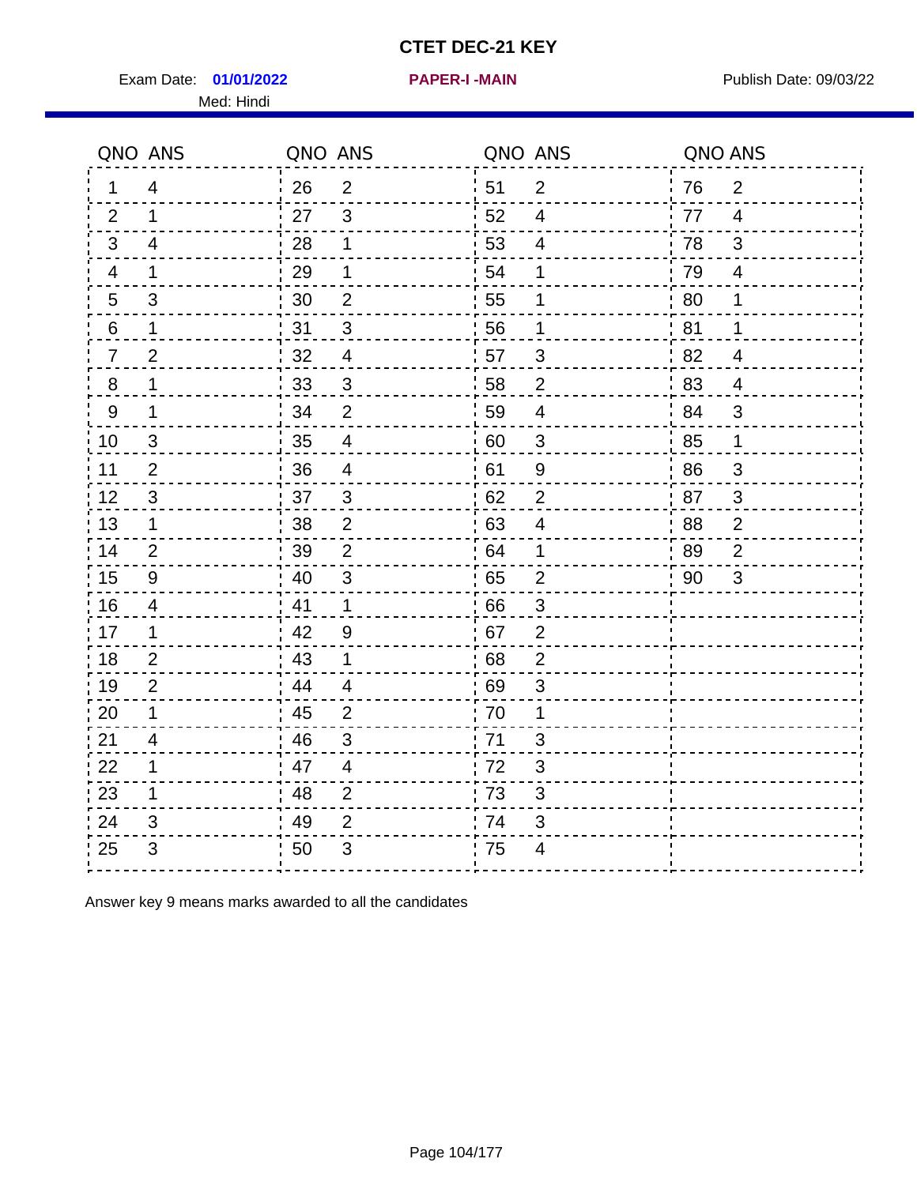# CTET DEC-21 KEY

Exam Date: **01/01/2022** **PAPER-I -MAIN** Publish Date: 09/03/22

Med: Hindi

| QNO | ANS | QNO | ANS | QNO | ANS | QNO | ANS |
|---|---|---|---|---|---|---|---|
| 1 | 4 | 26 | 2 | 51 | 2 | 76 | 2 |
| 2 | 1 | 27 | 3 | 52 | 4 | 77 | 4 |
| 3 | 4 | 28 | 1 | 53 | 4 | 78 | 3 |
| 4 | 1 | 29 | 1 | 54 | 1 | 79 | 4 |
| 5 | 3 | 30 | 2 | 55 | 1 | 80 | 1 |
| 6 | 1 | 31 | 3 | 56 | 1 | 81 | 1 |
| 7 | 2 | 32 | 4 | 57 | 3 | 82 | 4 |
| 8 | 1 | 33 | 3 | 58 | 2 | 83 | 4 |
| 9 | 1 | 34 | 2 | 59 | 4 | 84 | 3 |
| 10 | 3 | 35 | 4 | 60 | 3 | 85 | 1 |
| 11 | 2 | 36 | 4 | 61 | 9 | 86 | 3 |
| 12 | 3 | 37 | 3 | 62 | 2 | 87 | 3 |
| 13 | 1 | 38 | 2 | 63 | 4 | 88 | 2 |
| 14 | 2 | 39 | 2 | 64 | 1 | 89 | 2 |
| 15 | 9 | 40 | 3 | 65 | 2 | 90 | 3 |
| 16 | 4 | 41 | 1 | 66 | 3 | | |
| 17 | 1 | 42 | 9 | 67 | 2 | | |
| 18 | 2 | 43 | 1 | 68 | 2 | | |
| 19 | 2 | 44 | 4 | 69 | 3 | | |
| 20 | 1 | 45 | 2 | 70 | 1 | | |
| 21 | 4 | 46 | 3 | 71 | 3 | | |
| 22 | 1 | 47 | 4 | 72 | 3 | | |
| 23 | 1 | 48 | 2 | 73 | 3 | | |
| 24 | 3 | 49 | 2 | 74 | 3 | | |
| 25 | 3 | 50 | 3 | 75 | 4 | | |

Answer key 9 means marks awarded to all the candidates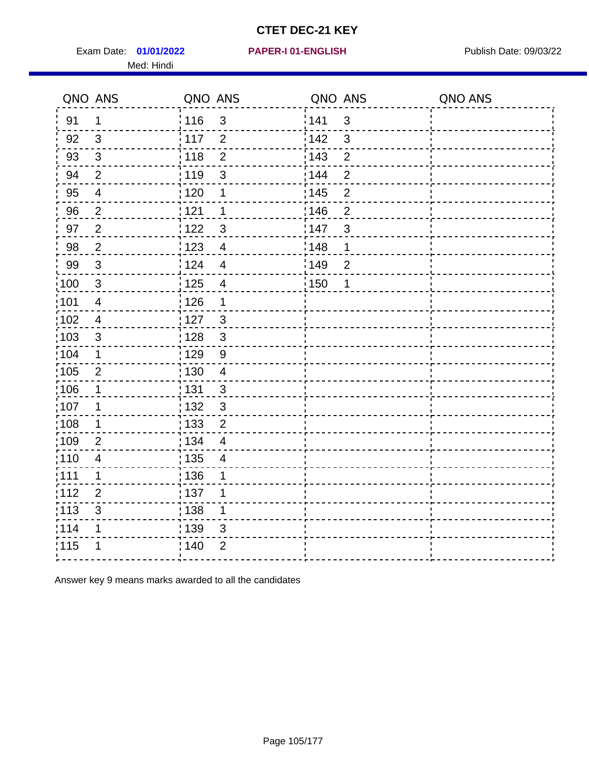# CTET DEC-21 KEY

Exam Date: **01/01/2022** **PAPER-I 01-ENGLISH** Publish Date: 09/03/22

Med: Hindi

| QNO | ANS | QNO | ANS | QNO | ANS | QNO | ANS |
|---|---|---|---|---|---|---|---|
| 91 | 1 | 116 | 3 | 141 | 3 | | |
| 92 | 3 | 117 | 2 | 142 | 3 | | |
| 93 | 3 | 118 | 2 | 143 | 2 | | |
| 94 | 2 | 119 | 3 | 144 | 2 | | |
| 95 | 4 | 120 | 1 | 145 | 2 | | |
| 96 | 2 | 121 | 1 | 146 | 2 | | |
| 97 | 2 | 122 | 3 | 147 | 3 | | |
| 98 | 2 | 123 | 4 | 148 | 1 | | |
| 99 | 3 | 124 | 4 | 149 | 2 | | |
| 100 | 3 | 125 | 4 | 150 | 1 | | |
| 101 | 4 | 126 | 1 | | | | |
| 102 | 4 | 127 | 3 | | | | |
| 103 | 3 | 128 | 3 | | | | |
| 104 | 1 | 129 | 9 | | | | |
| 105 | 2 | 130 | 4 | | | | |
| 106 | 1 | 131 | 3 | | | | |
| 107 | 1 | 132 | 3 | | | | |
| 108 | 1 | 133 | 2 | | | | |
| 109 | 2 | 134 | 4 | | | | |
| 110 | 4 | 135 | 4 | | | | |
| 111 | 1 | 136 | 1 | | | | |
| 112 | 2 | 137 | 1 | | | | |
| 113 | 3 | 138 | 1 | | | | |
| 114 | 1 | 139 | 3 | | | | |
| 115 | 1 | 140 | 2 | | | | |

Answer key 9 means marks awarded to all the candidates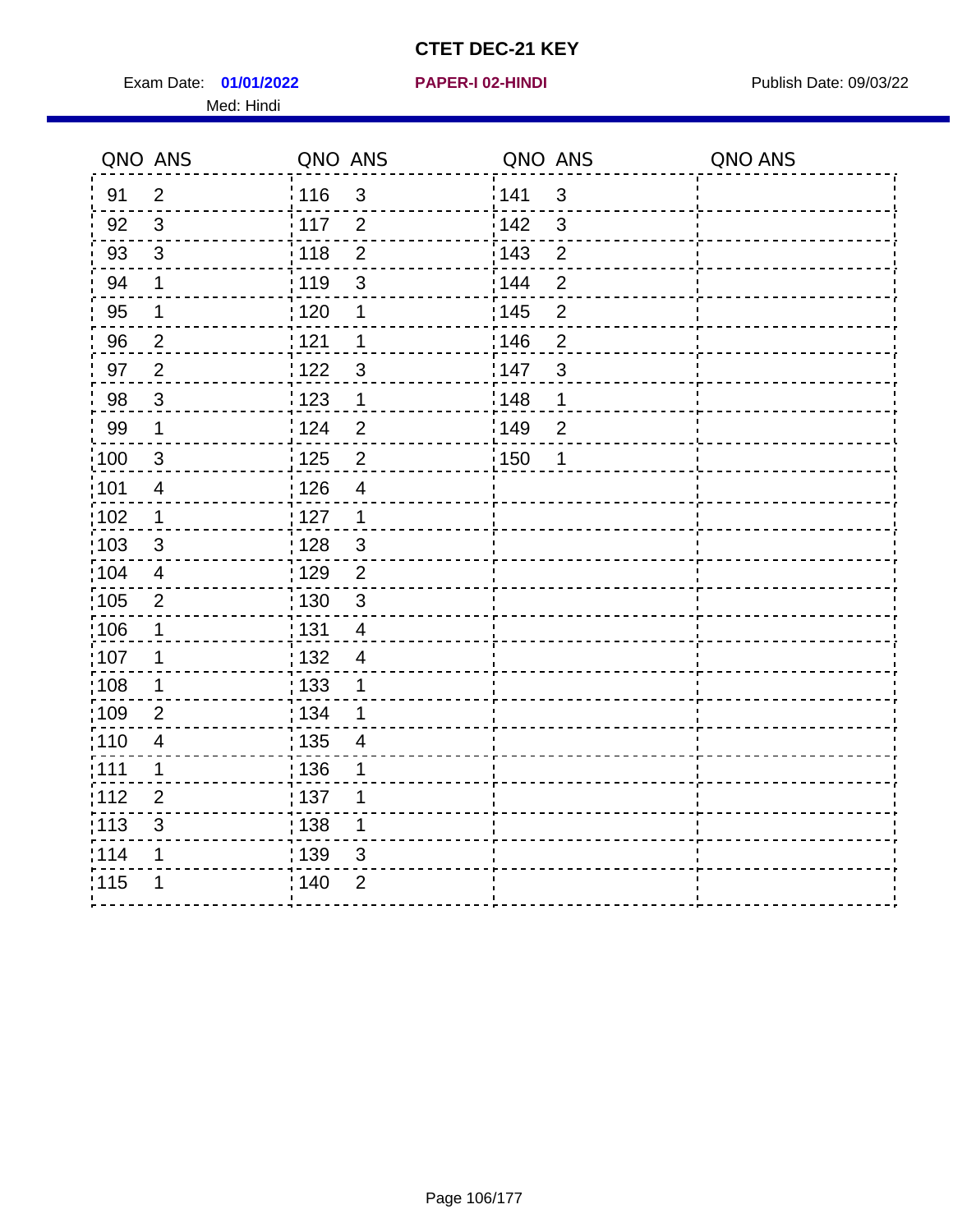# CTET DEC-21 KEY

Exam Date: **01/01/2022** **PAPER-I 02-HINDI** Publish Date: 09/03/22

Med: Hindi

| QNO | ANS | QNO | ANS | QNO | ANS | QNO | ANS |
|---|---|---|---|---|---|---|---|
| 91 | 2 | 116 | 3 | 141 | 3 | | |
| 92 | 3 | 117 | 2 | 142 | 3 | | |
| 93 | 3 | 118 | 2 | 143 | 2 | | |
| 94 | 1 | 119 | 3 | 144 | 2 | | |
| 95 | 1 | 120 | 1 | 145 | 2 | | |
| 96 | 2 | 121 | 1 | 146 | 2 | | |
| 97 | 2 | 122 | 3 | 147 | 3 | | |
| 98 | 3 | 123 | 1 | 148 | 1 | | |
| 99 | 1 | 124 | 2 | 149 | 2 | | |
| 100 | 3 | 125 | 2 | 150 | 1 | | |
| 101 | 4 | 126 | 4 | | | | |
| 102 | 1 | 127 | 1 | | | | |
| 103 | 3 | 128 | 3 | | | | |
| 104 | 4 | 129 | 2 | | | | |
| 105 | 2 | 130 | 3 | | | | |
| 106 | 1 | 131 | 4 | | | | |
| 107 | 1 | 132 | 4 | | | | |
| 108 | 1 | 133 | 1 | | | | |
| 109 | 2 | 134 | 1 | | | | |
| 110 | 4 | 135 | 4 | | | | |
| 111 | 1 | 136 | 1 | | | | |
| 112 | 2 | 137 | 1 | | | | |
| 113 | 3 | 138 | 1 | | | | |
| 114 | 1 | 139 | 3 | | | | |
| 115 | 1 | 140 | 2 | | | | |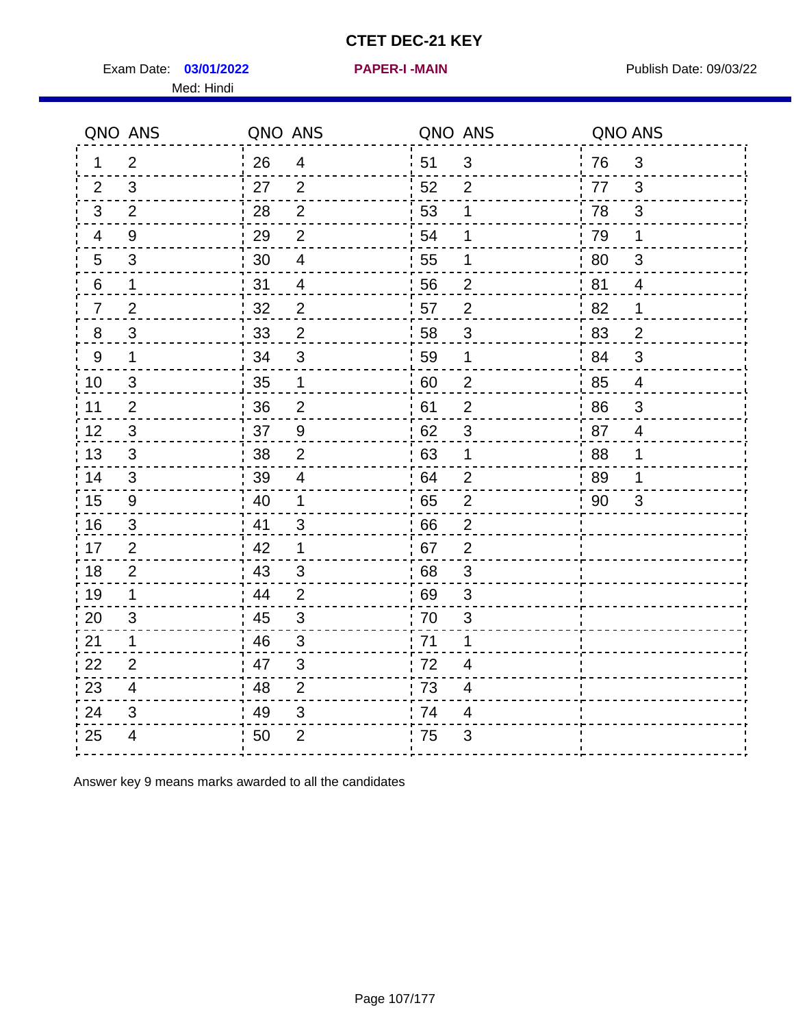# CTET DEC-21 KEY

Exam Date: **03/01/2022** **PAPER-I -MAIN** Publish Date: 09/03/22

Med: Hindi

| QNO | ANS | QNO | ANS | QNO | ANS | QNO | ANS |
|---|---|---|---|---|---|---|---|
| 1 | 2 | 26 | 4 | 51 | 3 | 76 | 3 |
| 2 | 3 | 27 | 2 | 52 | 2 | 77 | 3 |
| 3 | 2 | 28 | 2 | 53 | 1 | 78 | 3 |
| 4 | 9 | 29 | 2 | 54 | 1 | 79 | 1 |
| 5 | 3 | 30 | 4 | 55 | 1 | 80 | 3 |
| 6 | 1 | 31 | 4 | 56 | 2 | 81 | 4 |
| 7 | 2 | 32 | 2 | 57 | 2 | 82 | 1 |
| 8 | 3 | 33 | 2 | 58 | 3 | 83 | 2 |
| 9 | 1 | 34 | 3 | 59 | 1 | 84 | 3 |
| 10 | 3 | 35 | 1 | 60 | 2 | 85 | 4 |
| 11 | 2 | 36 | 2 | 61 | 2 | 86 | 3 |
| 12 | 3 | 37 | 9 | 62 | 3 | 87 | 4 |
| 13 | 3 | 38 | 2 | 63 | 1 | 88 | 1 |
| 14 | 3 | 39 | 4 | 64 | 2 | 89 | 1 |
| 15 | 9 | 40 | 1 | 65 | 2 | 90 | 3 |
| 16 | 3 | 41 | 3 | 66 | 2 | | |
| 17 | 2 | 42 | 1 | 67 | 2 | | |
| 18 | 2 | 43 | 3 | 68 | 3 | | |
| 19 | 1 | 44 | 2 | 69 | 3 | | |
| 20 | 3 | 45 | 3 | 70 | 3 | | |
| 21 | 1 | 46 | 3 | 71 | 1 | | |
| 22 | 2 | 47 | 3 | 72 | 4 | | |
| 23 | 4 | 48 | 2 | 73 | 4 | | |
| 24 | 3 | 49 | 3 | 74 | 4 | | |
| 25 | 4 | 50 | 2 | 75 | 3 | | |

Answer key 9 means marks awarded to all the candidates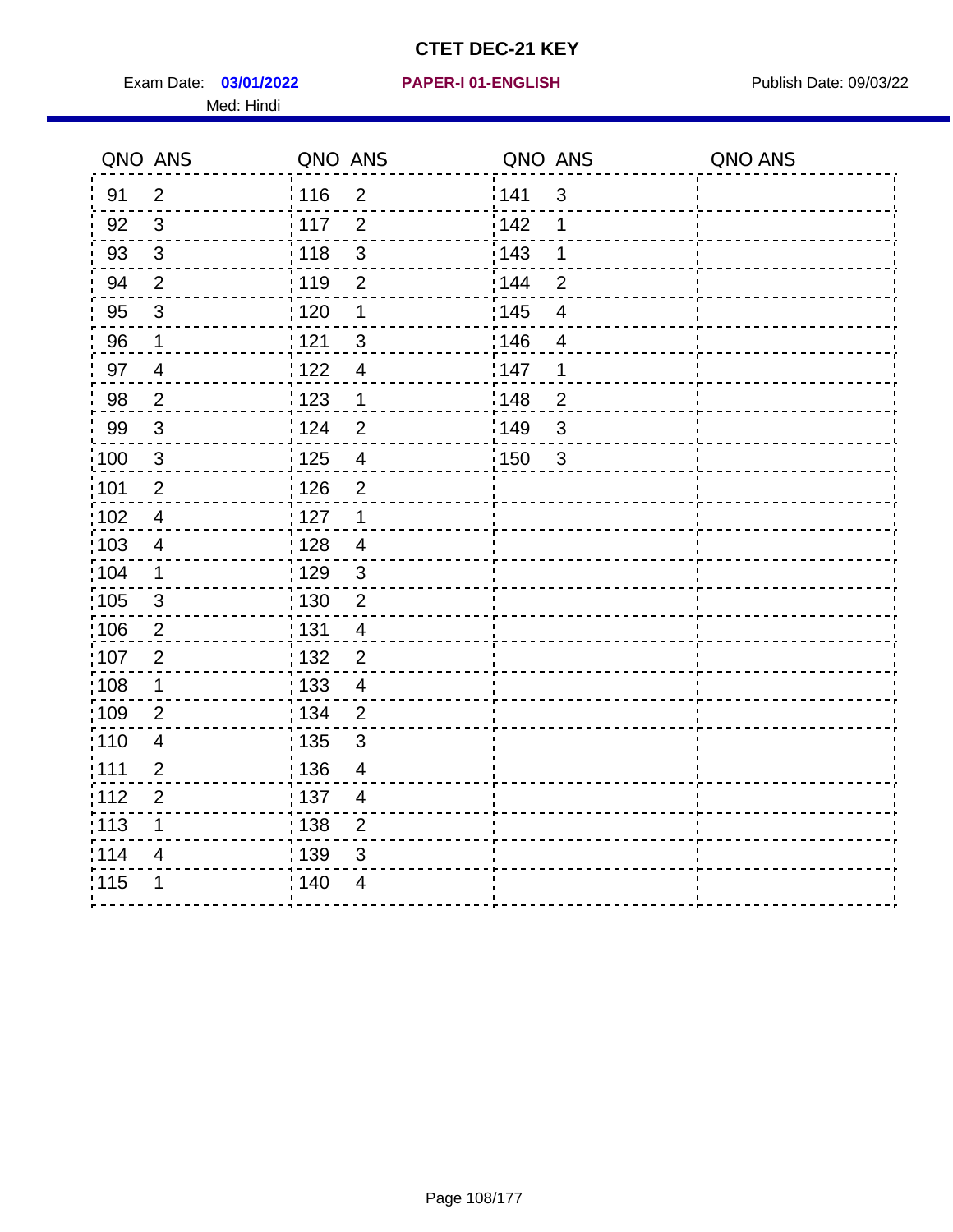# CTET DEC-21 KEY

Exam Date: **03/01/2022** **PAPER-I 01-ENGLISH** Publish Date: 09/03/22

Med: Hindi

| QNO | ANS | QNO | ANS | QNO | ANS | QNO | ANS |
|---|---|---|---|---|---|---|---|
| 91 | 2 | 116 | 2 | 141 | 3 | | |
| 92 | 3 | 117 | 2 | 142 | 1 | | |
| 93 | 3 | 118 | 3 | 143 | 1 | | |
| 94 | 2 | 119 | 2 | 144 | 2 | | |
| 95 | 3 | 120 | 1 | 145 | 4 | | |
| 96 | 1 | 121 | 3 | 146 | 4 | | |
| 97 | 4 | 122 | 4 | 147 | 1 | | |
| 98 | 2 | 123 | 1 | 148 | 2 | | |
| 99 | 3 | 124 | 2 | 149 | 3 | | |
| 100 | 3 | 125 | 4 | 150 | 3 | | |
| 101 | 2 | 126 | 2 | | | | |
| 102 | 4 | 127 | 1 | | | | |
| 103 | 4 | 128 | 4 | | | | |
| 104 | 1 | 129 | 3 | | | | |
| 105 | 3 | 130 | 2 | | | | |
| 106 | 2 | 131 | 4 | | | | |
| 107 | 2 | 132 | 2 | | | | |
| 108 | 1 | 133 | 4 | | | | |
| 109 | 2 | 134 | 2 | | | | |
| 110 | 4 | 135 | 3 | | | | |
| 111 | 2 | 136 | 4 | | | | |
| 112 | 2 | 137 | 4 | | | | |
| 113 | 1 | 138 | 2 | | | | |
| 114 | 4 | 139 | 3 | | | | |
| 115 | 1 | 140 | 4 | | | | |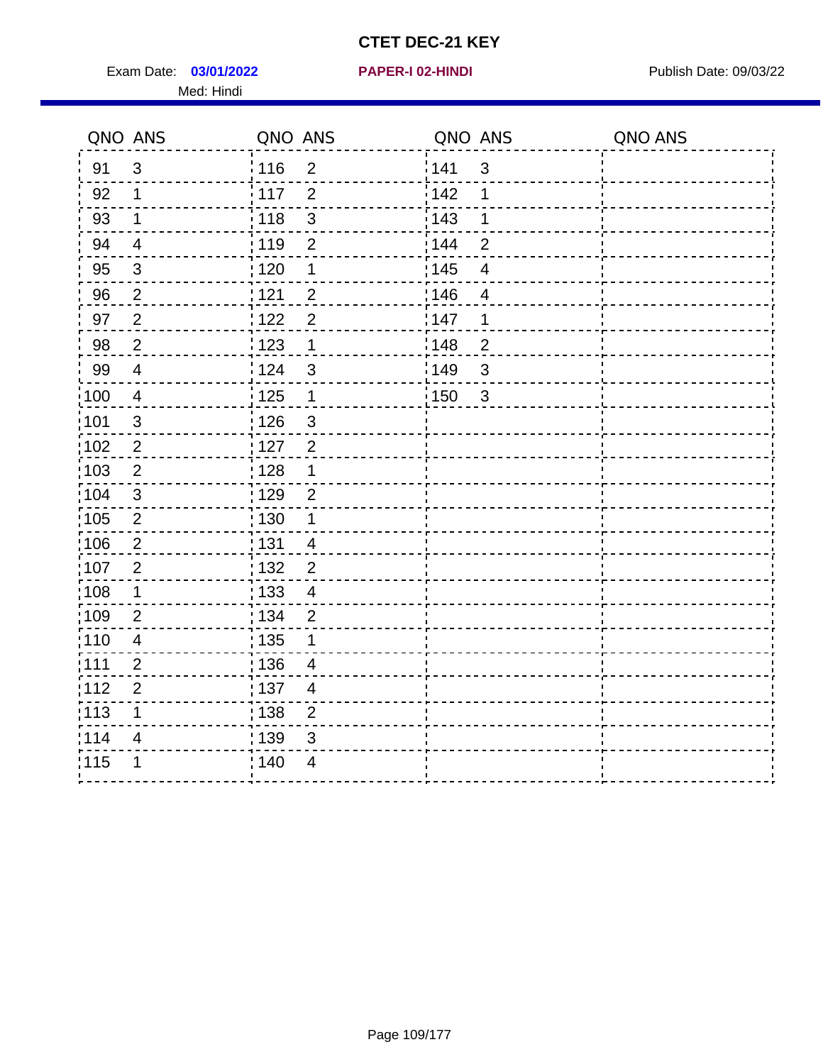# CTET DEC-21 KEY

Exam Date: **03/01/2022** **PAPER-I 02-HINDI** Publish Date: 09/03/22

Med: Hindi

| QNO | ANS | QNO | ANS | QNO | ANS | QNO | ANS |
|---|---|---|---|---|---|---|---|
| 91 | 3 | 116 | 2 | 141 | 3 | | |
| 92 | 1 | 117 | 2 | 142 | 1 | | |
| 93 | 1 | 118 | 3 | 143 | 1 | | |
| 94 | 4 | 119 | 2 | 144 | 2 | | |
| 95 | 3 | 120 | 1 | 145 | 4 | | |
| 96 | 2 | 121 | 2 | 146 | 4 | | |
| 97 | 2 | 122 | 2 | 147 | 1 | | |
| 98 | 2 | 123 | 1 | 148 | 2 | | |
| 99 | 4 | 124 | 3 | 149 | 3 | | |
| 100 | 4 | 125 | 1 | 150 | 3 | | |
| 101 | 3 | 126 | 3 | | | | |
| 102 | 2 | 127 | 2 | | | | |
| 103 | 2 | 128 | 1 | | | | |
| 104 | 3 | 129 | 2 | | | | |
| 105 | 2 | 130 | 1 | | | | |
| 106 | 2 | 131 | 4 | | | | |
| 107 | 2 | 132 | 2 | | | | |
| 108 | 1 | 133 | 4 | | | | |
| 109 | 2 | 134 | 2 | | | | |
| 110 | 4 | 135 | 1 | | | | |
| 111 | 2 | 136 | 4 | | | | |
| 112 | 2 | 137 | 4 | | | | |
| 113 | 1 | 138 | 2 | | | | |
| 114 | 4 | 139 | 3 | | | | |
| 115 | 1 | 140 | 4 | | | | |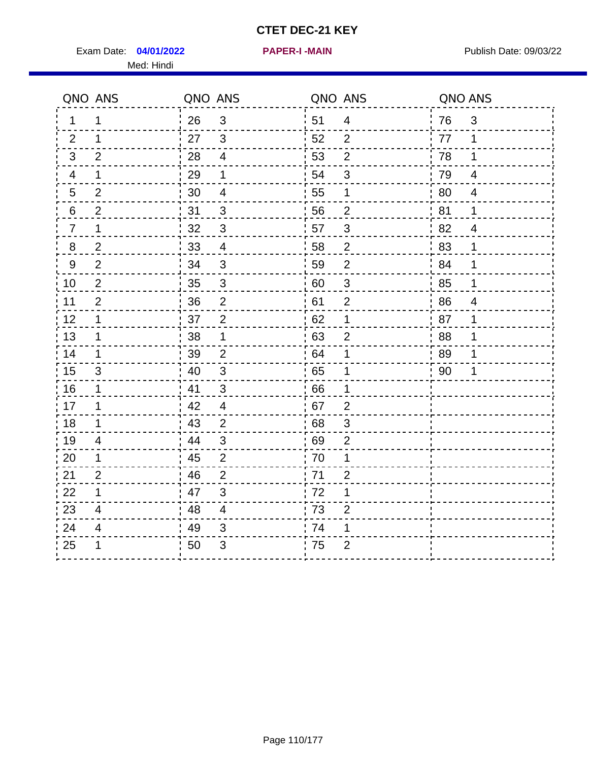# CTET DEC-21 KEY

Exam Date: **04/01/2022** **PAPER-I -MAIN** Publish Date: 09/03/22

Med: Hindi

| QNO | ANS | QNO | ANS | QNO | ANS | QNO | ANS |
|---|---|---|---|---|---|---|---|
| 1 | 1 | 26 | 3 | 51 | 4 | 76 | 3 |
| 2 | 1 | 27 | 3 | 52 | 2 | 77 | 1 |
| 3 | 2 | 28 | 4 | 53 | 2 | 78 | 1 |
| 4 | 1 | 29 | 1 | 54 | 3 | 79 | 4 |
| 5 | 2 | 30 | 4 | 55 | 1 | 80 | 4 |
| 6 | 2 | 31 | 3 | 56 | 2 | 81 | 1 |
| 7 | 1 | 32 | 3 | 57 | 3 | 82 | 4 |
| 8 | 2 | 33 | 4 | 58 | 2 | 83 | 1 |
| 9 | 2 | 34 | 3 | 59 | 2 | 84 | 1 |
| 10 | 2 | 35 | 3 | 60 | 3 | 85 | 1 |
| 11 | 2 | 36 | 2 | 61 | 2 | 86 | 4 |
| 12 | 1 | 37 | 2 | 62 | 1 | 87 | 1 |
| 13 | 1 | 38 | 1 | 63 | 2 | 88 | 1 |
| 14 | 1 | 39 | 2 | 64 | 1 | 89 | 1 |
| 15 | 3 | 40 | 3 | 65 | 1 | 90 | 1 |
| 16 | 1 | 41 | 3 | 66 | 1 | | |
| 17 | 1 | 42 | 4 | 67 | 2 | | |
| 18 | 1 | 43 | 2 | 68 | 3 | | |
| 19 | 4 | 44 | 3 | 69 | 2 | | |
| 20 | 1 | 45 | 2 | 70 | 1 | | |
| 21 | 2 | 46 | 2 | 71 | 2 | | |
| 22 | 1 | 47 | 3 | 72 | 1 | | |
| 23 | 4 | 48 | 4 | 73 | 2 | | |
| 24 | 4 | 49 | 3 | 74 | 1 | | |
| 25 | 1 | 50 | 3 | 75 | 2 | | |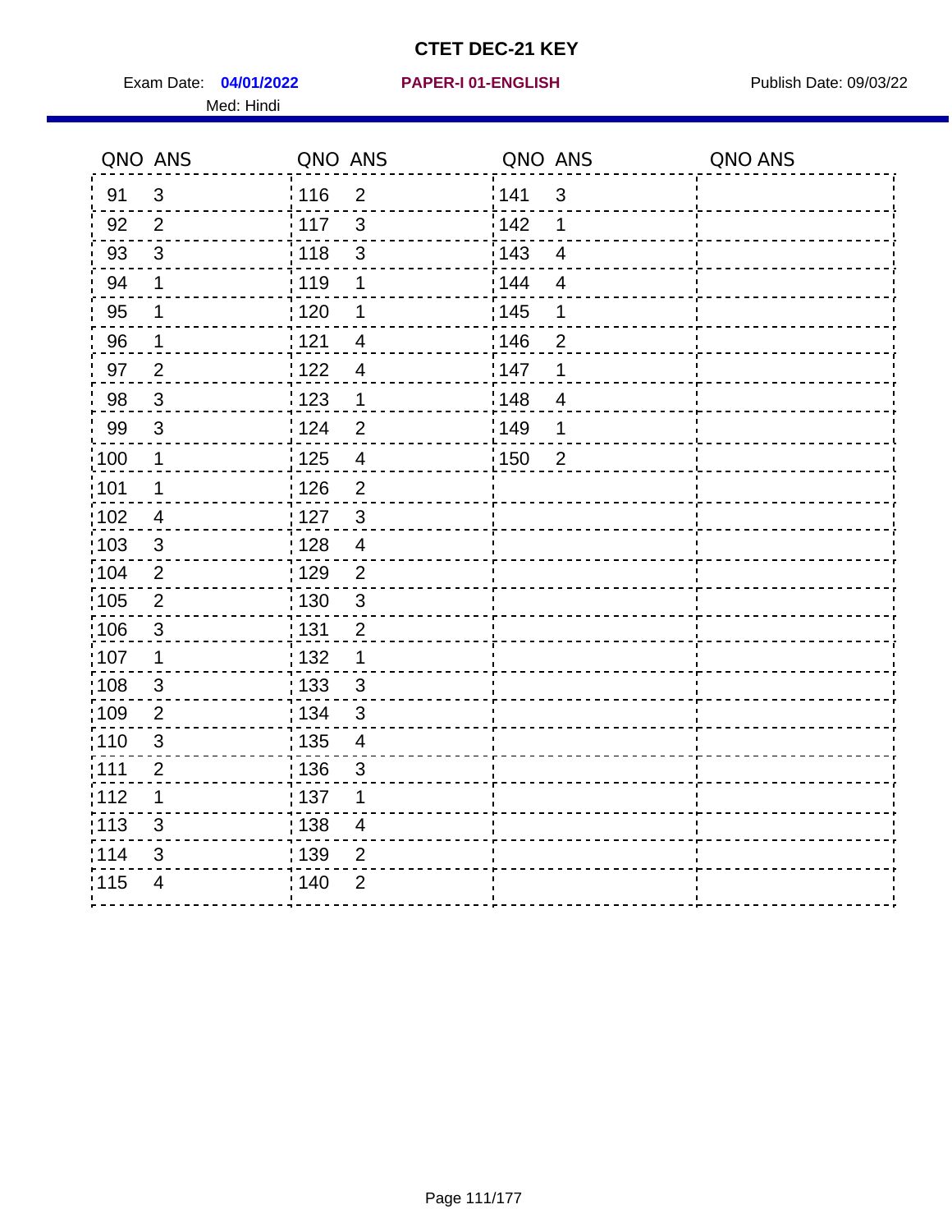# CTET DEC-21 KEY

Exam Date: **04/01/2022** **PAPER-I 01-ENGLISH** Publish Date: 09/03/22

Med: Hindi

| QNO | ANS | QNO | ANS | QNO | ANS | QNO | ANS |
|---|---|---|---|---|---|---|---|
| 91 | 3 | 116 | 2 | 141 | 3 | | |
| 92 | 2 | 117 | 3 | 142 | 1 | | |
| 93 | 3 | 118 | 3 | 143 | 4 | | |
| 94 | 1 | 119 | 1 | 144 | 4 | | |
| 95 | 1 | 120 | 1 | 145 | 1 | | |
| 96 | 1 | 121 | 4 | 146 | 2 | | |
| 97 | 2 | 122 | 4 | 147 | 1 | | |
| 98 | 3 | 123 | 1 | 148 | 4 | | |
| 99 | 3 | 124 | 2 | 149 | 1 | | |
| 100 | 1 | 125 | 4 | 150 | 2 | | |
| 101 | 1 | 126 | 2 | | | | |
| 102 | 4 | 127 | 3 | | | | |
| 103 | 3 | 128 | 4 | | | | |
| 104 | 2 | 129 | 2 | | | | |
| 105 | 2 | 130 | 3 | | | | |
| 106 | 3 | 131 | 2 | | | | |
| 107 | 1 | 132 | 1 | | | | |
| 108 | 3 | 133 | 3 | | | | |
| 109 | 2 | 134 | 3 | | | | |
| 110 | 3 | 135 | 4 | | | | |
| 111 | 2 | 136 | 3 | | | | |
| 112 | 1 | 137 | 1 | | | | |
| 113 | 3 | 138 | 4 | | | | |
| 114 | 3 | 139 | 2 | | | | |
| 115 | 4 | 140 | 2 | | | | |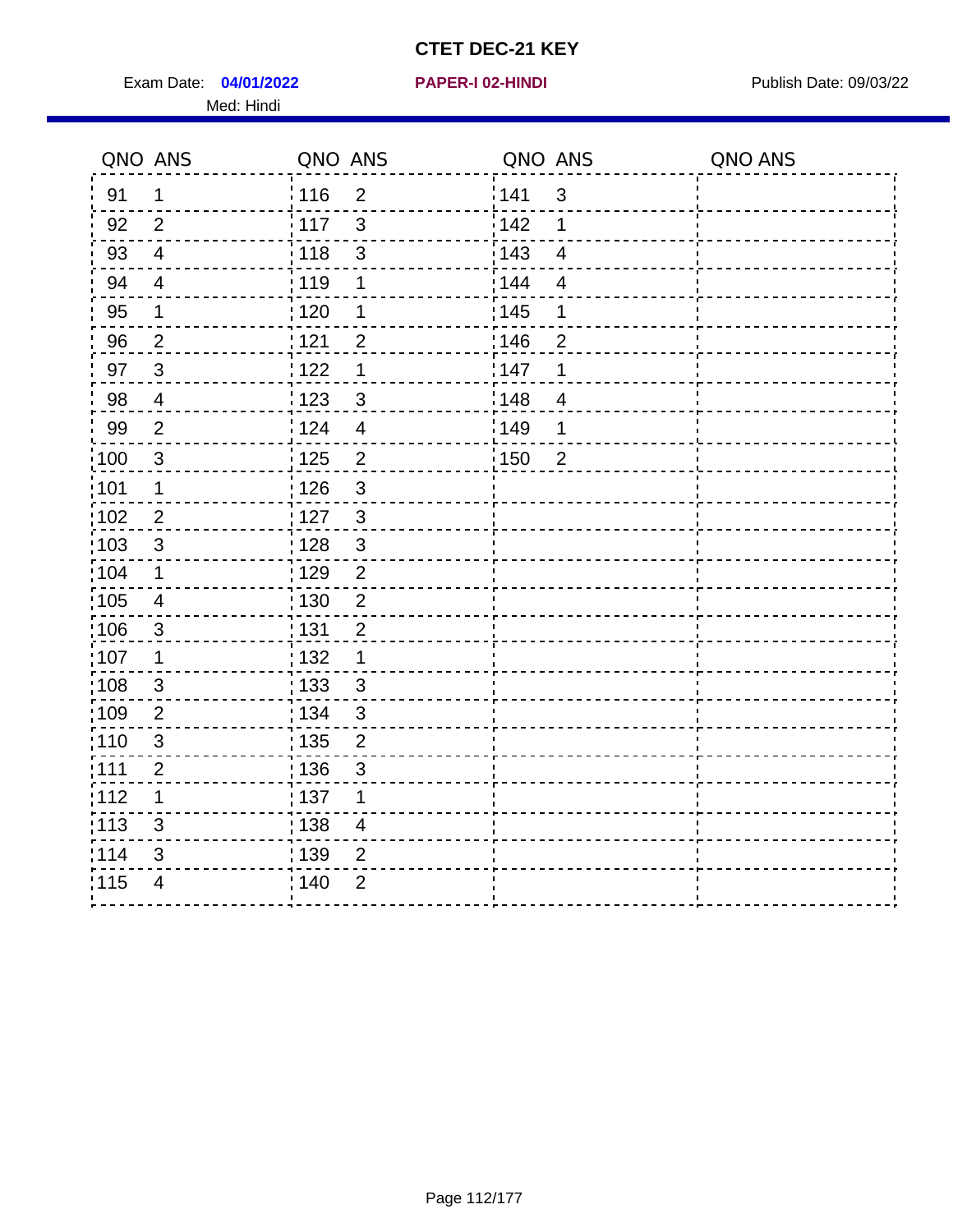# CTET DEC-21 KEY

Exam Date: **04/01/2022** **PAPER-I 02-HINDI** Publish Date: 09/03/22

Med: Hindi

| QNO | ANS | QNO | ANS | QNO | ANS | QNO | ANS |
|---|---|---|---|---|---|---|---|
| 91 | 1 | 116 | 2 | 141 | 3 | | |
| 92 | 2 | 117 | 3 | 142 | 1 | | |
| 93 | 4 | 118 | 3 | 143 | 4 | | |
| 94 | 4 | 119 | 1 | 144 | 4 | | |
| 95 | 1 | 120 | 1 | 145 | 1 | | |
| 96 | 2 | 121 | 2 | 146 | 2 | | |
| 97 | 3 | 122 | 1 | 147 | 1 | | |
| 98 | 4 | 123 | 3 | 148 | 4 | | |
| 99 | 2 | 124 | 4 | 149 | 1 | | |
| 100 | 3 | 125 | 2 | 150 | 2 | | |
| 101 | 1 | 126 | 3 | | | | |
| 102 | 2 | 127 | 3 | | | | |
| 103 | 3 | 128 | 3 | | | | |
| 104 | 1 | 129 | 2 | | | | |
| 105 | 4 | 130 | 2 | | | | |
| 106 | 3 | 131 | 2 | | | | |
| 107 | 1 | 132 | 1 | | | | |
| 108 | 3 | 133 | 3 | | | | |
| 109 | 2 | 134 | 3 | | | | |
| 110 | 3 | 135 | 2 | | | | |
| 111 | 2 | 136 | 3 | | | | |
| 112 | 1 | 137 | 1 | | | | |
| 113 | 3 | 138 | 4 | | | | |
| 114 | 3 | 139 | 2 | | | | |
| 115 | 4 | 140 | 2 | | | | |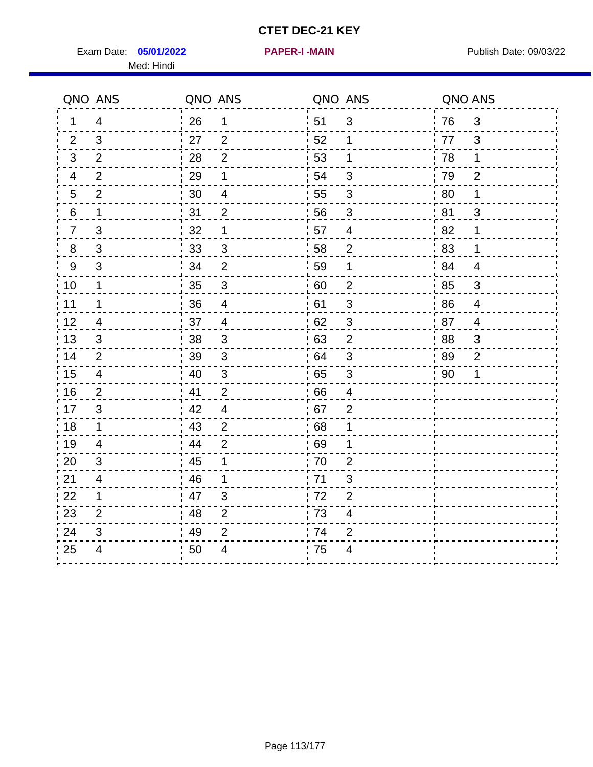# CTET DEC-21 KEY

Exam Date: **05/01/2022** **PAPER-I -MAIN** Publish Date: 09/03/22

Med: Hindi

| QNO | ANS | QNO | ANS | QNO | ANS | QNO | ANS |
|---|---|---|---|---|---|---|---|
| 1 | 4 | 26 | 1 | 51 | 3 | 76 | 3 |
| 2 | 3 | 27 | 2 | 52 | 1 | 77 | 3 |
| 3 | 2 | 28 | 2 | 53 | 1 | 78 | 1 |
| 4 | 2 | 29 | 1 | 54 | 3 | 79 | 2 |
| 5 | 2 | 30 | 4 | 55 | 3 | 80 | 1 |
| 6 | 1 | 31 | 2 | 56 | 3 | 81 | 3 |
| 7 | 3 | 32 | 1 | 57 | 4 | 82 | 1 |
| 8 | 3 | 33 | 3 | 58 | 2 | 83 | 1 |
| 9 | 3 | 34 | 2 | 59 | 1 | 84 | 4 |
| 10 | 1 | 35 | 3 | 60 | 2 | 85 | 3 |
| 11 | 1 | 36 | 4 | 61 | 3 | 86 | 4 |
| 12 | 4 | 37 | 4 | 62 | 3 | 87 | 4 |
| 13 | 3 | 38 | 3 | 63 | 2 | 88 | 3 |
| 14 | 2 | 39 | 3 | 64 | 3 | 89 | 2 |
| 15 | 4 | 40 | 3 | 65 | 3 | 90 | 1 |
| 16 | 2 | 41 | 2 | 66 | 4 | | |
| 17 | 3 | 42 | 4 | 67 | 2 | | |
| 18 | 1 | 43 | 2 | 68 | 1 | | |
| 19 | 4 | 44 | 2 | 69 | 1 | | |
| 20 | 3 | 45 | 1 | 70 | 2 | | |
| 21 | 4 | 46 | 1 | 71 | 3 | | |
| 22 | 1 | 47 | 3 | 72 | 2 | | |
| 23 | 2 | 48 | 2 | 73 | 4 | | |
| 24 | 3 | 49 | 2 | 74 | 2 | | |
| 25 | 4 | 50 | 4 | 75 | 4 | | |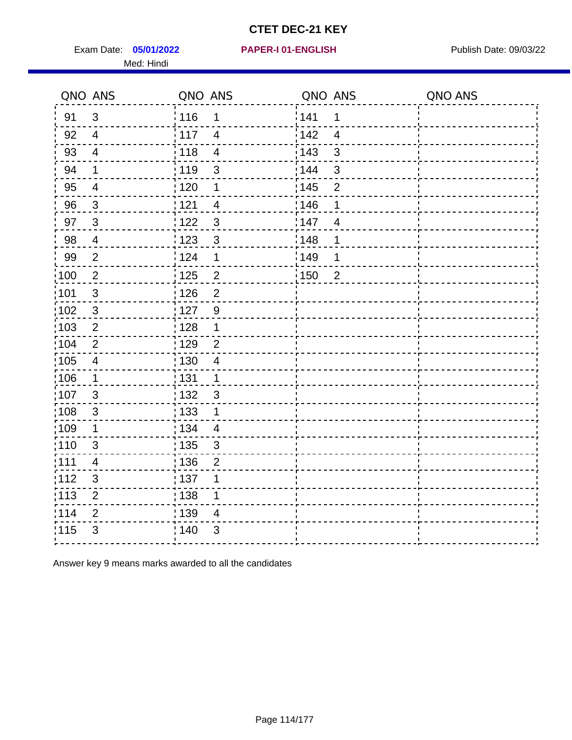# CTET DEC-21 KEY

Exam Date: **05/01/2022** **PAPER-I 01-ENGLISH** Publish Date: 09/03/22

Med: Hindi

| QNO | ANS | QNO | ANS | QNO | ANS | QNO | ANS |
|---|---|---|---|---|---|---|---|
| 91 | 3 | 116 | 1 | 141 | 1 | | |
| 92 | 4 | 117 | 4 | 142 | 4 | | |
| 93 | 4 | 118 | 4 | 143 | 3 | | |
| 94 | 1 | 119 | 3 | 144 | 3 | | |
| 95 | 4 | 120 | 1 | 145 | 2 | | |
| 96 | 3 | 121 | 4 | 146 | 1 | | |
| 97 | 3 | 122 | 3 | 147 | 4 | | |
| 98 | 4 | 123 | 3 | 148 | 1 | | |
| 99 | 2 | 124 | 1 | 149 | 1 | | |
| 100 | 2 | 125 | 2 | 150 | 2 | | |
| 101 | 3 | 126 | 2 | | | | |
| 102 | 3 | 127 | 9 | | | | |
| 103 | 2 | 128 | 1 | | | | |
| 104 | 2 | 129 | 2 | | | | |
| 105 | 4 | 130 | 4 | | | | |
| 106 | 1 | 131 | 1 | | | | |
| 107 | 3 | 132 | 3 | | | | |
| 108 | 3 | 133 | 1 | | | | |
| 109 | 1 | 134 | 4 | | | | |
| 110 | 3 | 135 | 3 | | | | |
| 111 | 4 | 136 | 2 | | | | |
| 112 | 3 | 137 | 1 | | | | |
| 113 | 2 | 138 | 1 | | | | |
| 114 | 2 | 139 | 4 | | | | |
| 115 | 3 | 140 | 3 | | | | |

Answer key 9 means marks awarded to all the candidates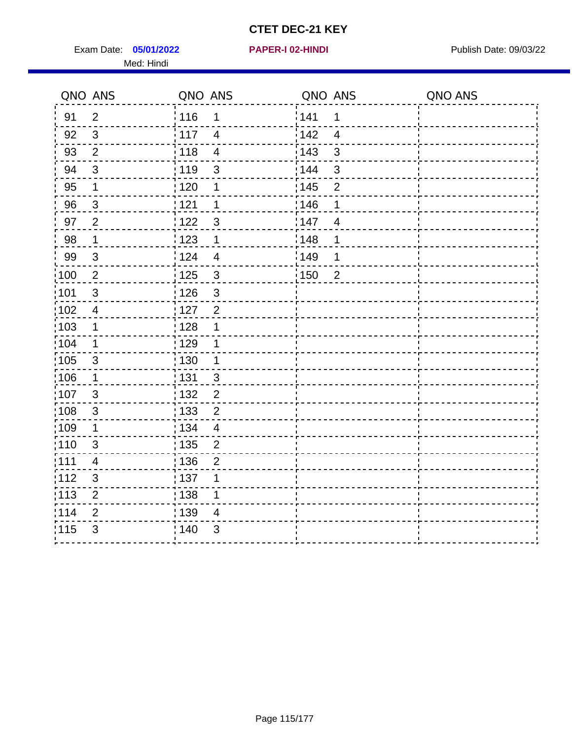# CTET DEC-21 KEY

Exam Date: **05/01/2022** **PAPER-I 02-HINDI** Publish Date: 09/03/22

Med: Hindi

| QNO | ANS | QNO | ANS | QNO | ANS | QNO | ANS |
|---|---|---|---|---|---|---|---|
| 91 | 2 | 116 | 1 | 141 | 1 | | |
| 92 | 3 | 117 | 4 | 142 | 4 | | |
| 93 | 2 | 118 | 4 | 143 | 3 | | |
| 94 | 3 | 119 | 3 | 144 | 3 | | |
| 95 | 1 | 120 | 1 | 145 | 2 | | |
| 96 | 3 | 121 | 1 | 146 | 1 | | |
| 97 | 2 | 122 | 3 | 147 | 4 | | |
| 98 | 1 | 123 | 1 | 148 | 1 | | |
| 99 | 3 | 124 | 4 | 149 | 1 | | |
| 100 | 2 | 125 | 3 | 150 | 2 | | |
| 101 | 3 | 126 | 3 | | | | |
| 102 | 4 | 127 | 2 | | | | |
| 103 | 1 | 128 | 1 | | | | |
| 104 | 1 | 129 | 1 | | | | |
| 105 | 3 | 130 | 1 | | | | |
| 106 | 1 | 131 | 3 | | | | |
| 107 | 3 | 132 | 2 | | | | |
| 108 | 3 | 133 | 2 | | | | |
| 109 | 1 | 134 | 4 | | | | |
| 110 | 3 | 135 | 2 | | | | |
| 111 | 4 | 136 | 2 | | | | |
| 112 | 3 | 137 | 1 | | | | |
| 113 | 2 | 138 | 1 | | | | |
| 114 | 2 | 139 | 4 | | | | |
| 115 | 3 | 140 | 3 | | | | |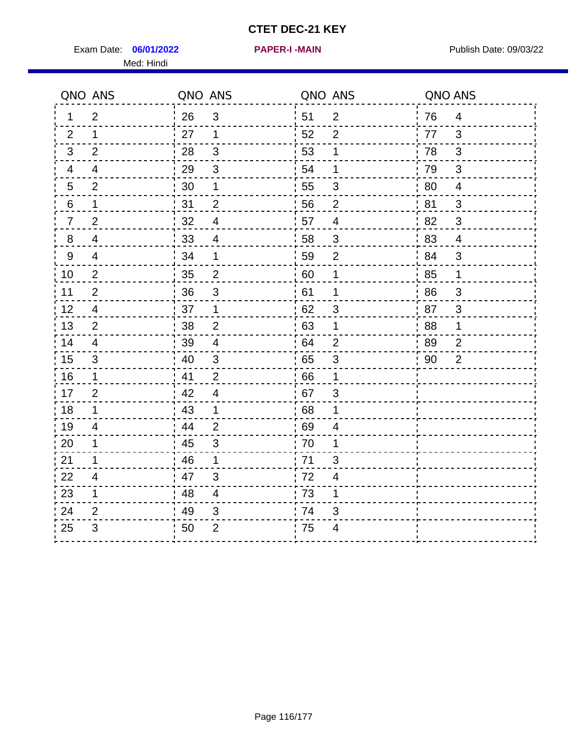# CTET DEC-21 KEY

Exam Date: **06/01/2022** **PAPER-I -MAIN** Publish Date: 09/03/22

Med: Hindi

| QNO | ANS | QNO | ANS | QNO | ANS | QNO | ANS |
|---|---|---|---|---|---|---|---|
| 1 | 2 | 26 | 3 | 51 | 2 | 76 | 4 |
| 2 | 1 | 27 | 1 | 52 | 2 | 77 | 3 |
| 3 | 2 | 28 | 3 | 53 | 1 | 78 | 3 |
| 4 | 4 | 29 | 3 | 54 | 1 | 79 | 3 |
| 5 | 2 | 30 | 1 | 55 | 3 | 80 | 4 |
| 6 | 1 | 31 | 2 | 56 | 2 | 81 | 3 |
| 7 | 2 | 32 | 4 | 57 | 4 | 82 | 3 |
| 8 | 4 | 33 | 4 | 58 | 3 | 83 | 4 |
| 9 | 4 | 34 | 1 | 59 | 2 | 84 | 3 |
| 10 | 2 | 35 | 2 | 60 | 1 | 85 | 1 |
| 11 | 2 | 36 | 3 | 61 | 1 | 86 | 3 |
| 12 | 4 | 37 | 1 | 62 | 3 | 87 | 3 |
| 13 | 2 | 38 | 2 | 63 | 1 | 88 | 1 |
| 14 | 4 | 39 | 4 | 64 | 2 | 89 | 2 |
| 15 | 3 | 40 | 3 | 65 | 3 | 90 | 2 |
| 16 | 1 | 41 | 2 | 66 | 1 | | |
| 17 | 2 | 42 | 4 | 67 | 3 | | |
| 18 | 1 | 43 | 1 | 68 | 1 | | |
| 19 | 4 | 44 | 2 | 69 | 4 | | |
| 20 | 1 | 45 | 3 | 70 | 1 | | |
| 21 | 1 | 46 | 1 | 71 | 3 | | |
| 22 | 4 | 47 | 3 | 72 | 4 | | |
| 23 | 1 | 48 | 4 | 73 | 1 | | |
| 24 | 2 | 49 | 3 | 74 | 3 | | |
| 25 | 3 | 50 | 2 | 75 | 4 | | |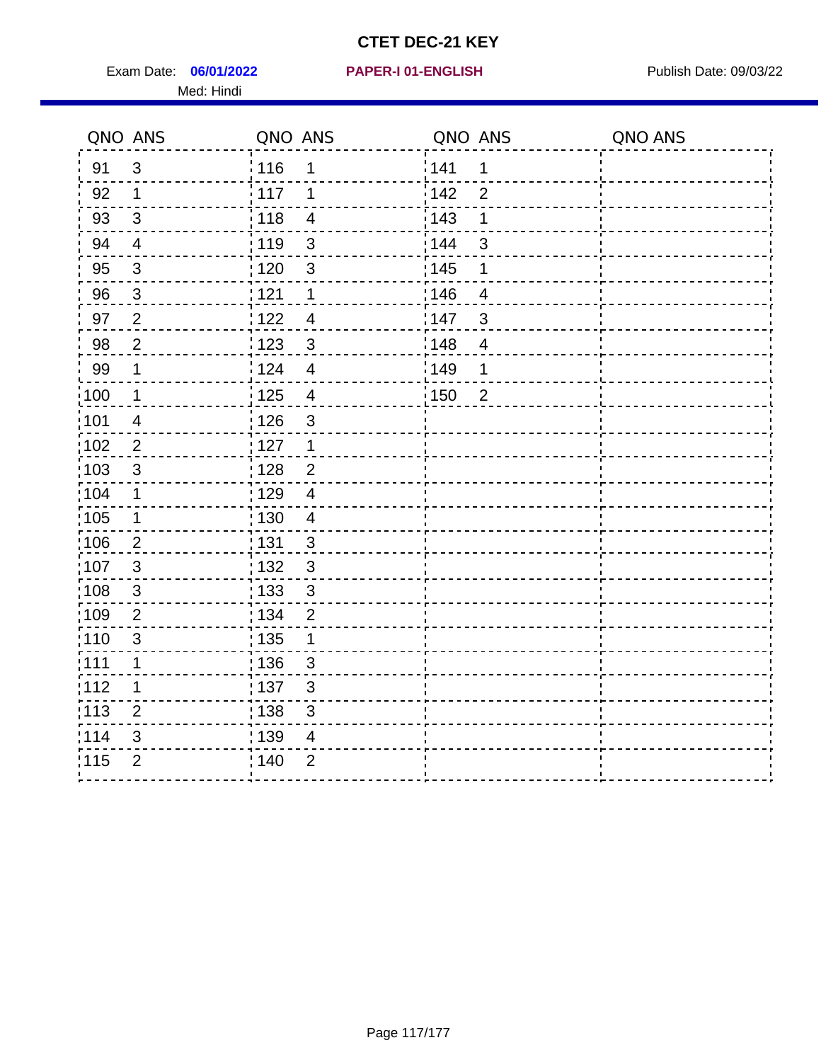# CTET DEC-21 KEY

Exam Date: **06/01/2022** **PAPER-I 01-ENGLISH** Publish Date: 09/03/22

Med: Hindi

| QNO | ANS | QNO | ANS | QNO | ANS | QNO | ANS |
|---|---|---|---|---|---|---|---|
| 91 | 3 | 116 | 1 | 141 | 1 | | |
| 92 | 1 | 117 | 1 | 142 | 2 | | |
| 93 | 3 | 118 | 4 | 143 | 1 | | |
| 94 | 4 | 119 | 3 | 144 | 3 | | |
| 95 | 3 | 120 | 3 | 145 | 1 | | |
| 96 | 3 | 121 | 1 | 146 | 4 | | |
| 97 | 2 | 122 | 4 | 147 | 3 | | |
| 98 | 2 | 123 | 3 | 148 | 4 | | |
| 99 | 1 | 124 | 4 | 149 | 1 | | |
| 100 | 1 | 125 | 4 | 150 | 2 | | |
| 101 | 4 | 126 | 3 | | | | |
| 102 | 2 | 127 | 1 | | | | |
| 103 | 3 | 128 | 2 | | | | |
| 104 | 1 | 129 | 4 | | | | |
| 105 | 1 | 130 | 4 | | | | |
| 106 | 2 | 131 | 3 | | | | |
| 107 | 3 | 132 | 3 | | | | |
| 108 | 3 | 133 | 3 | | | | |
| 109 | 2 | 134 | 2 | | | | |
| 110 | 3 | 135 | 1 | | | | |
| 111 | 1 | 136 | 3 | | | | |
| 112 | 1 | 137 | 3 | | | | |
| 113 | 2 | 138 | 3 | | | | |
| 114 | 3 | 139 | 4 | | | | |
| 115 | 2 | 140 | 2 | | | | |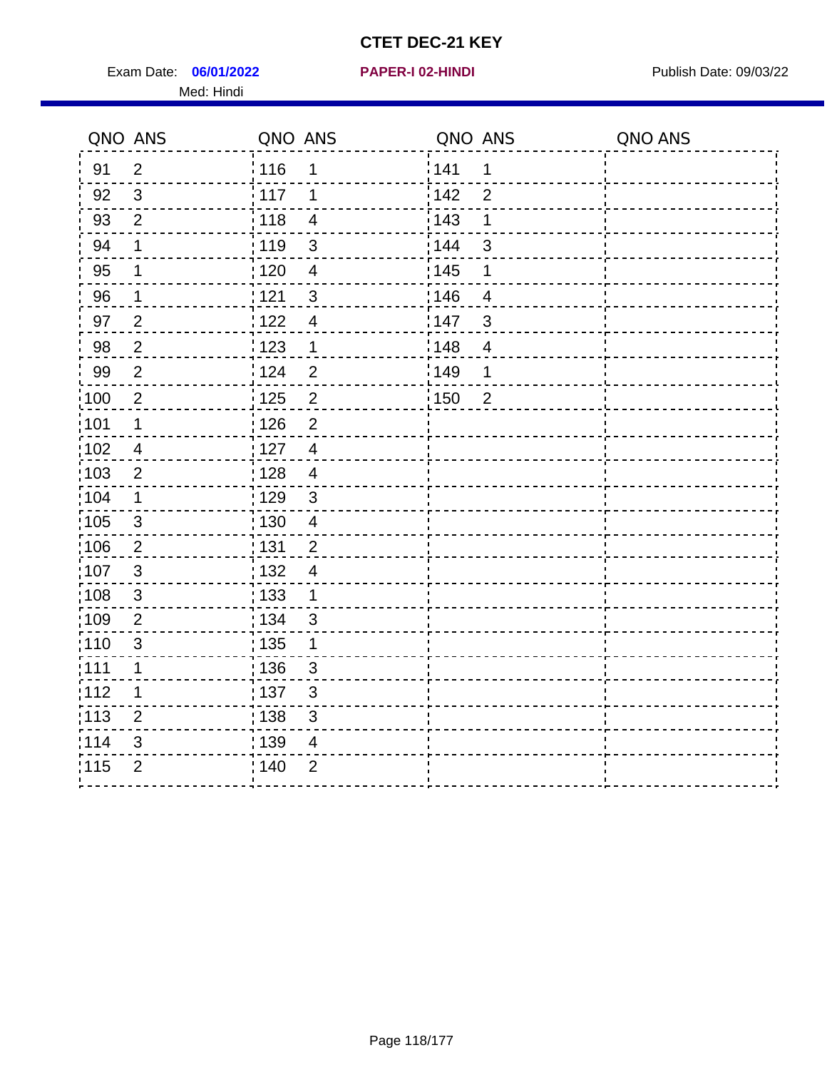# CTET DEC-21 KEY

Exam Date: **06/01/2022** **PAPER-I 02-HINDI** Publish Date: 09/03/22

Med: Hindi

| QNO | ANS | QNO | ANS | QNO | ANS | QNO | ANS |
|---|---|---|---|---|---|---|---|
| 91 | 2 | 116 | 1 | 141 | 1 | | |
| 92 | 3 | 117 | 1 | 142 | 2 | | |
| 93 | 2 | 118 | 4 | 143 | 1 | | |
| 94 | 1 | 119 | 3 | 144 | 3 | | |
| 95 | 1 | 120 | 4 | 145 | 1 | | |
| 96 | 1 | 121 | 3 | 146 | 4 | | |
| 97 | 2 | 122 | 4 | 147 | 3 | | |
| 98 | 2 | 123 | 1 | 148 | 4 | | |
| 99 | 2 | 124 | 2 | 149 | 1 | | |
| 100 | 2 | 125 | 2 | 150 | 2 | | |
| 101 | 1 | 126 | 2 | | | | |
| 102 | 4 | 127 | 4 | | | | |
| 103 | 2 | 128 | 4 | | | | |
| 104 | 1 | 129 | 3 | | | | |
| 105 | 3 | 130 | 4 | | | | |
| 106 | 2 | 131 | 2 | | | | |
| 107 | 3 | 132 | 4 | | | | |
| 108 | 3 | 133 | 1 | | | | |
| 109 | 2 | 134 | 3 | | | | |
| 110 | 3 | 135 | 1 | | | | |
| 111 | 1 | 136 | 3 | | | | |
| 112 | 1 | 137 | 3 | | | | |
| 113 | 2 | 138 | 3 | | | | |
| 114 | 3 | 139 | 4 | | | | |
| 115 | 2 | 140 | 2 | | | | |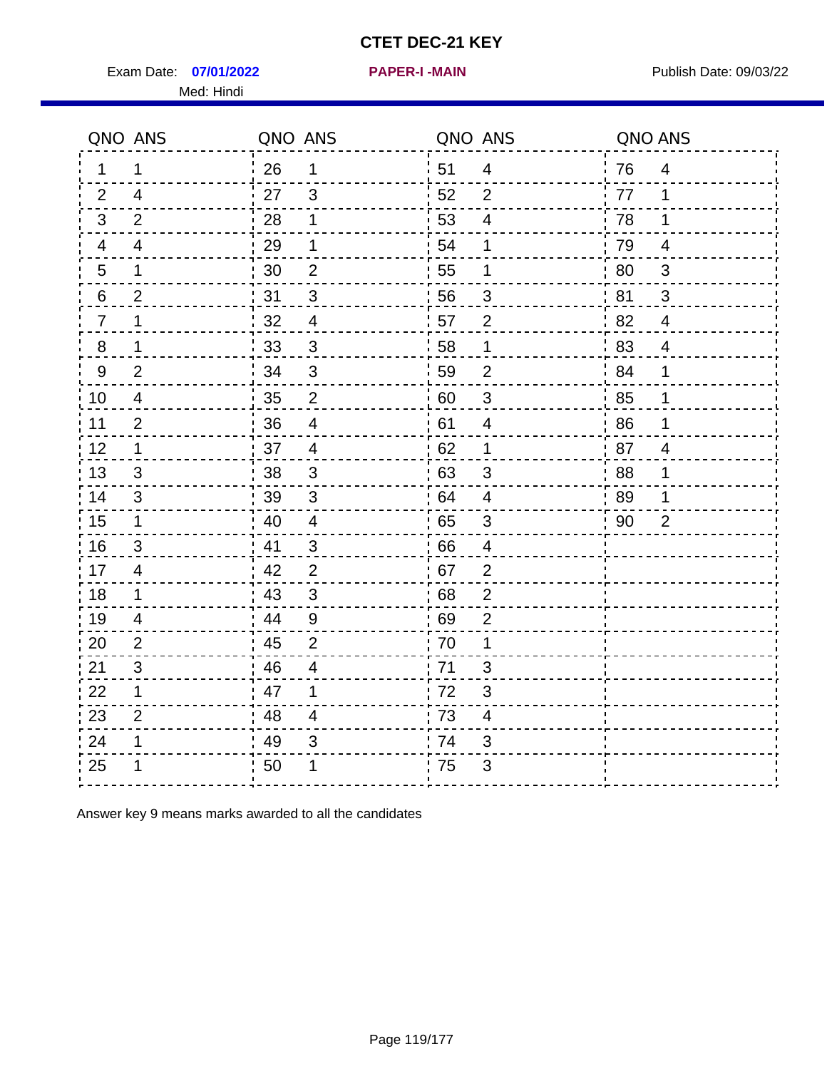# CTET DEC-21 KEY

Exam Date: **07/01/2022** **PAPER-I -MAIN** Publish Date: 09/03/22

Med: Hindi

| QNO | ANS | QNO | ANS | QNO | ANS | QNO | ANS |
|---|---|---|---|---|---|---|---|
| 1 | 1 | 26 | 1 | 51 | 4 | 76 | 4 |
| 2 | 4 | 27 | 3 | 52 | 2 | 77 | 1 |
| 3 | 2 | 28 | 1 | 53 | 4 | 78 | 1 |
| 4 | 4 | 29 | 1 | 54 | 1 | 79 | 4 |
| 5 | 1 | 30 | 2 | 55 | 1 | 80 | 3 |
| 6 | 2 | 31 | 3 | 56 | 3 | 81 | 3 |
| 7 | 1 | 32 | 4 | 57 | 2 | 82 | 4 |
| 8 | 1 | 33 | 3 | 58 | 1 | 83 | 4 |
| 9 | 2 | 34 | 3 | 59 | 2 | 84 | 1 |
| 10 | 4 | 35 | 2 | 60 | 3 | 85 | 1 |
| 11 | 2 | 36 | 4 | 61 | 4 | 86 | 1 |
| 12 | 1 | 37 | 4 | 62 | 1 | 87 | 4 |
| 13 | 3 | 38 | 3 | 63 | 3 | 88 | 1 |
| 14 | 3 | 39 | 3 | 64 | 4 | 89 | 1 |
| 15 | 1 | 40 | 4 | 65 | 3 | 90 | 2 |
| 16 | 3 | 41 | 3 | 66 | 4 | | |
| 17 | 4 | 42 | 2 | 67 | 2 | | |
| 18 | 1 | 43 | 3 | 68 | 2 | | |
| 19 | 4 | 44 | 9 | 69 | 2 | | |
| 20 | 2 | 45 | 2 | 70 | 1 | | |
| 21 | 3 | 46 | 4 | 71 | 3 | | |
| 22 | 1 | 47 | 1 | 72 | 3 | | |
| 23 | 2 | 48 | 4 | 73 | 4 | | |
| 24 | 1 | 49 | 3 | 74 | 3 | | |
| 25 | 1 | 50 | 1 | 75 | 3 | | |

Answer key 9 means marks awarded to all the candidates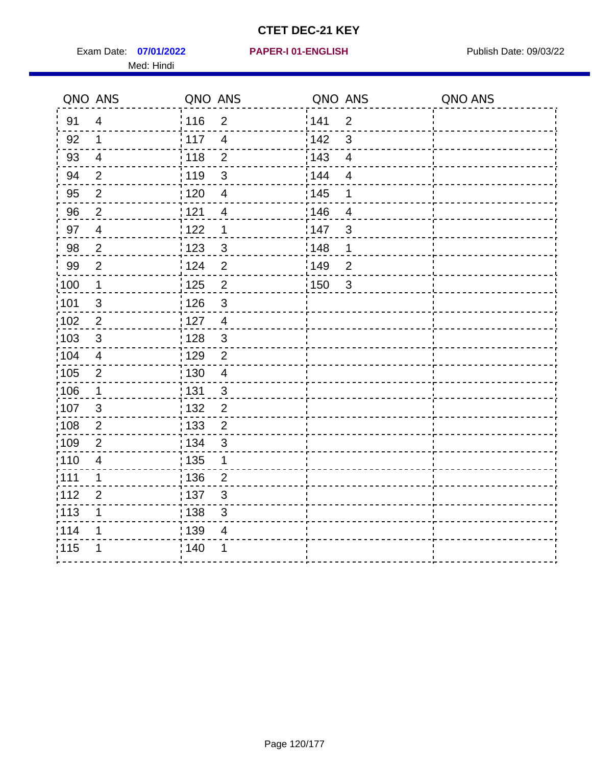# CTET DEC-21 KEY

Exam Date: **07/01/2022** **PAPER-I 01-ENGLISH** Publish Date: 09/03/22

Med: Hindi

| QNO | ANS | QNO | ANS | QNO | ANS | QNO | ANS |
|---|---|---|---|---|---|---|---|
| 91 | 4 | 116 | 2 | 141 | 2 | | |
| 92 | 1 | 117 | 4 | 142 | 3 | | |
| 93 | 4 | 118 | 2 | 143 | 4 | | |
| 94 | 2 | 119 | 3 | 144 | 4 | | |
| 95 | 2 | 120 | 4 | 145 | 1 | | |
| 96 | 2 | 121 | 4 | 146 | 4 | | |
| 97 | 4 | 122 | 1 | 147 | 3 | | |
| 98 | 2 | 123 | 3 | 148 | 1 | | |
| 99 | 2 | 124 | 2 | 149 | 2 | | |
| 100 | 1 | 125 | 2 | 150 | 3 | | |
| 101 | 3 | 126 | 3 | | | | |
| 102 | 2 | 127 | 4 | | | | |
| 103 | 3 | 128 | 3 | | | | |
| 104 | 4 | 129 | 2 | | | | |
| 105 | 2 | 130 | 4 | | | | |
| 106 | 1 | 131 | 3 | | | | |
| 107 | 3 | 132 | 2 | | | | |
| 108 | 2 | 133 | 2 | | | | |
| 109 | 2 | 134 | 3 | | | | |
| 110 | 4 | 135 | 1 | | | | |
| 111 | 1 | 136 | 2 | | | | |
| 112 | 2 | 137 | 3 | | | | |
| 113 | 1 | 138 | 3 | | | | |
| 114 | 1 | 139 | 4 | | | | |
| 115 | 1 | 140 | 1 | | | | |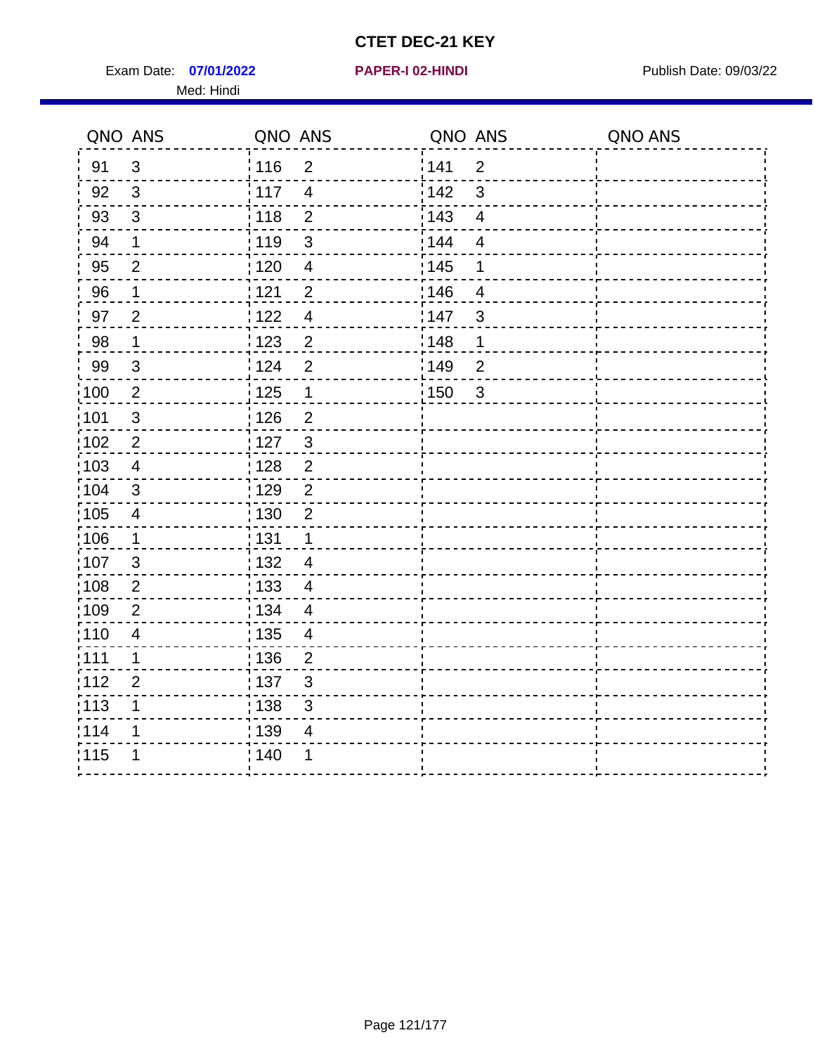# CTET DEC-21 KEY

Exam Date: **07/01/2022** **PAPER-I 02-HINDI** Publish Date: 09/03/22

Med: Hindi

| QNO | ANS | QNO | ANS | QNO | ANS | QNO | ANS |
|---|---|---|---|---|---|---|---|
| 91 | 3 | 116 | 2 | 141 | 2 | | |
| 92 | 3 | 117 | 4 | 142 | 3 | | |
| 93 | 3 | 118 | 2 | 143 | 4 | | |
| 94 | 1 | 119 | 3 | 144 | 4 | | |
| 95 | 2 | 120 | 4 | 145 | 1 | | |
| 96 | 1 | 121 | 2 | 146 | 4 | | |
| 97 | 2 | 122 | 4 | 147 | 3 | | |
| 98 | 1 | 123 | 2 | 148 | 1 | | |
| 99 | 3 | 124 | 2 | 149 | 2 | | |
| 100 | 2 | 125 | 1 | 150 | 3 | | |
| 101 | 3 | 126 | 2 | | | | |
| 102 | 2 | 127 | 3 | | | | |
| 103 | 4 | 128 | 2 | | | | |
| 104 | 3 | 129 | 2 | | | | |
| 105 | 4 | 130 | 2 | | | | |
| 106 | 1 | 131 | 1 | | | | |
| 107 | 3 | 132 | 4 | | | | |
| 108 | 2 | 133 | 4 | | | | |
| 109 | 2 | 134 | 4 | | | | |
| 110 | 4 | 135 | 4 | | | | |
| 111 | 1 | 136 | 2 | | | | |
| 112 | 2 | 137 | 3 | | | | |
| 113 | 1 | 138 | 3 | | | | |
| 114 | 1 | 139 | 4 | | | | |
| 115 | 1 | 140 | 1 | | | | |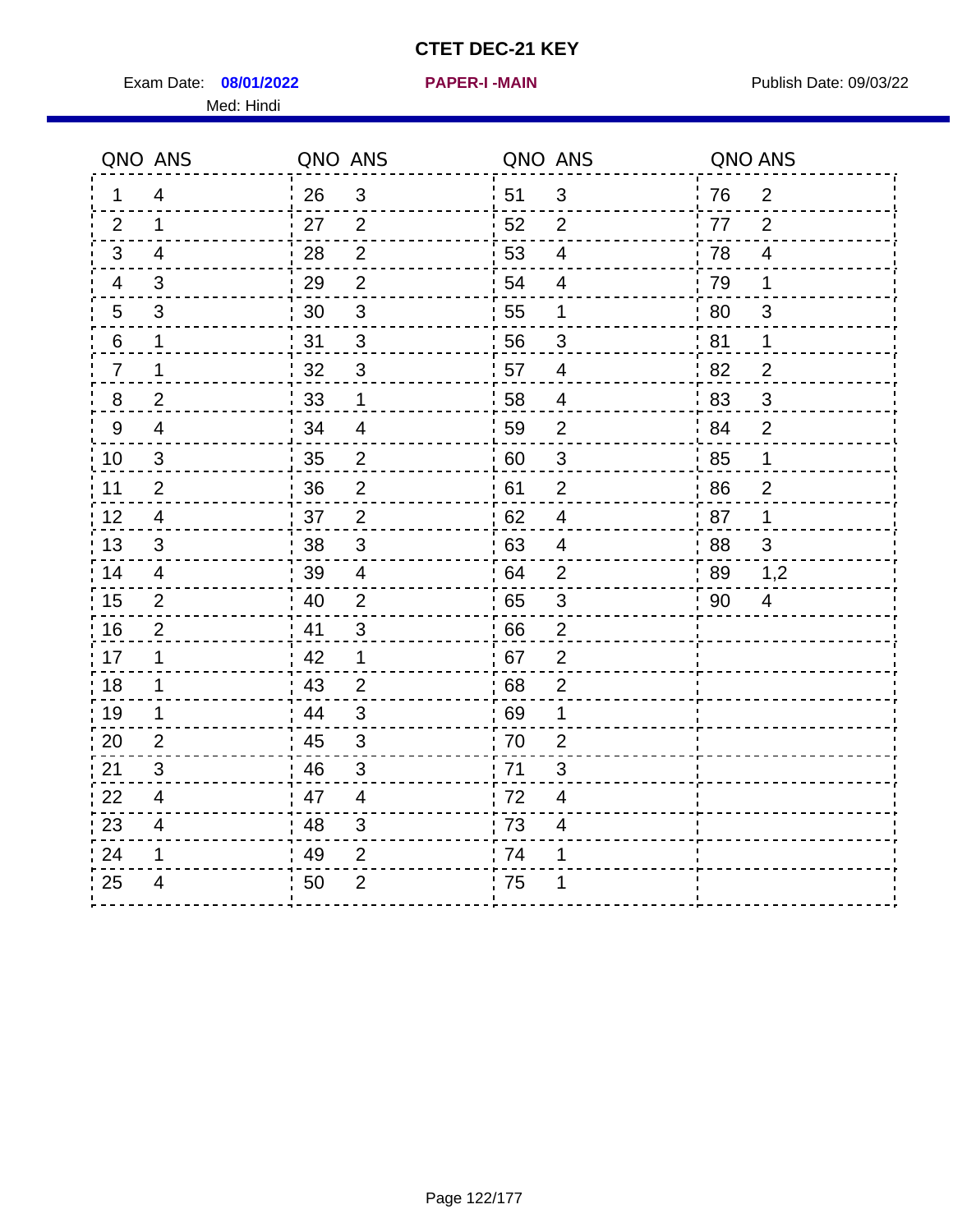# CTET DEC-21 KEY

Exam Date: **08/01/2022** **PAPER-I -MAIN** Publish Date: 09/03/22

Med: Hindi

| QNO | ANS | QNO | ANS | QNO | ANS | QNO | ANS |
|---|---|---|---|---|---|---|---|
| 1 | 4 | 26 | 3 | 51 | 3 | 76 | 2 |
| 2 | 1 | 27 | 2 | 52 | 2 | 77 | 2 |
| 3 | 4 | 28 | 2 | 53 | 4 | 78 | 4 |
| 4 | 3 | 29 | 2 | 54 | 4 | 79 | 1 |
| 5 | 3 | 30 | 3 | 55 | 1 | 80 | 3 |
| 6 | 1 | 31 | 3 | 56 | 3 | 81 | 1 |
| 7 | 1 | 32 | 3 | 57 | 4 | 82 | 2 |
| 8 | 2 | 33 | 1 | 58 | 4 | 83 | 3 |
| 9 | 4 | 34 | 4 | 59 | 2 | 84 | 2 |
| 10 | 3 | 35 | 2 | 60 | 3 | 85 | 1 |
| 11 | 2 | 36 | 2 | 61 | 2 | 86 | 2 |
| 12 | 4 | 37 | 2 | 62 | 4 | 87 | 1 |
| 13 | 3 | 38 | 3 | 63 | 4 | 88 | 3 |
| 14 | 4 | 39 | 4 | 64 | 2 | 89 | 1,2 |
| 15 | 2 | 40 | 2 | 65 | 3 | 90 | 4 |
| 16 | 2 | 41 | 3 | 66 | 2 | | |
| 17 | 1 | 42 | 1 | 67 | 2 | | |
| 18 | 1 | 43 | 2 | 68 | 2 | | |
| 19 | 1 | 44 | 3 | 69 | 1 | | |
| 20 | 2 | 45 | 3 | 70 | 2 | | |
| 21 | 3 | 46 | 3 | 71 | 3 | | |
| 22 | 4 | 47 | 4 | 72 | 4 | | |
| 23 | 4 | 48 | 3 | 73 | 4 | | |
| 24 | 1 | 49 | 2 | 74 | 1 | | |
| 25 | 4 | 50 | 2 | 75 | 1 | | |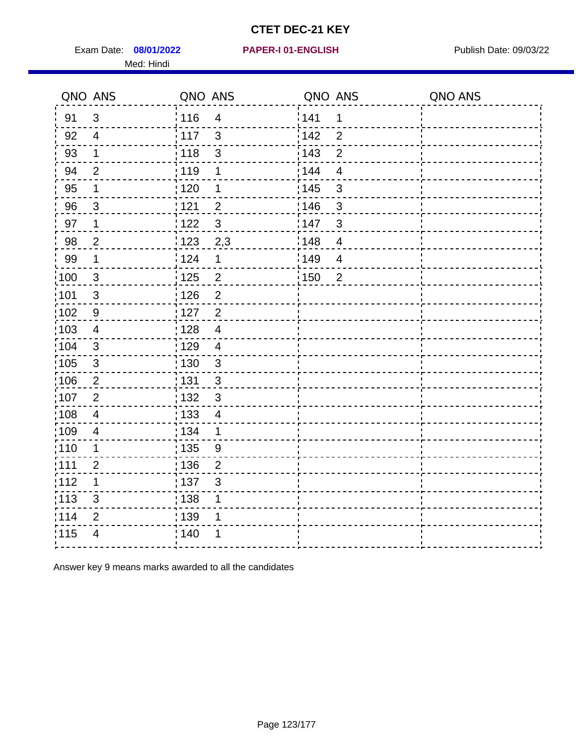# CTET DEC-21 KEY

Exam Date: **08/01/2022** **PAPER-I 01-ENGLISH** Publish Date: 09/03/22

Med: Hindi

| QNO | ANS | QNO | ANS | QNO | ANS | QNO | ANS |
|---|---|---|---|---|---|---|---|
| 91 | 3 | 116 | 4 | 141 | 1 | | |
| 92 | 4 | 117 | 3 | 142 | 2 | | |
| 93 | 1 | 118 | 3 | 143 | 2 | | |
| 94 | 2 | 119 | 1 | 144 | 4 | | |
| 95 | 1 | 120 | 1 | 145 | 3 | | |
| 96 | 3 | 121 | 2 | 146 | 3 | | |
| 97 | 1 | 122 | 3 | 147 | 3 | | |
| 98 | 2 | 123 | 2,3 | 148 | 4 | | |
| 99 | 1 | 124 | 1 | 149 | 4 | | |
| 100 | 3 | 125 | 2 | 150 | 2 | | |
| 101 | 3 | 126 | 2 | | | | |
| 102 | 9 | 127 | 2 | | | | |
| 103 | 4 | 128 | 4 | | | | |
| 104 | 3 | 129 | 4 | | | | |
| 105 | 3 | 130 | 3 | | | | |
| 106 | 2 | 131 | 3 | | | | |
| 107 | 2 | 132 | 3 | | | | |
| 108 | 4 | 133 | 4 | | | | |
| 109 | 4 | 134 | 1 | | | | |
| 110 | 1 | 135 | 9 | | | | |
| 111 | 2 | 136 | 2 | | | | |
| 112 | 1 | 137 | 3 | | | | |
| 113 | 3 | 138 | 1 | | | | |
| 114 | 2 | 139 | 1 | | | | |
| 115 | 4 | 140 | 1 | | | | |

Answer key 9 means marks awarded to all the candidates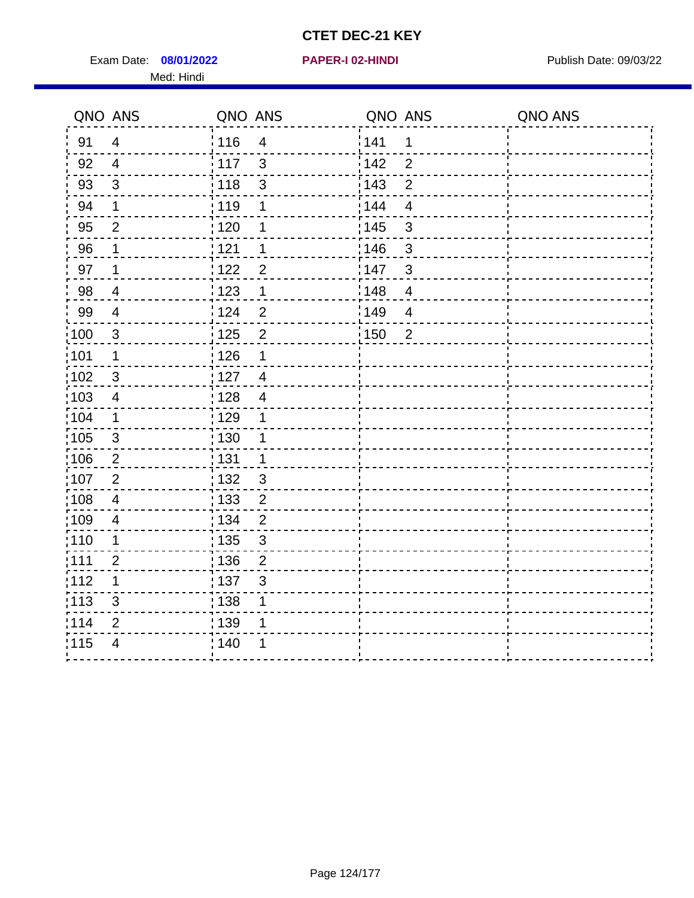# CTET DEC-21 KEY

Exam Date: **08/01/2022** **PAPER-I 02-HINDI** Publish Date: 09/03/22

Med: Hindi

| QNO | ANS | QNO | ANS | QNO | ANS | QNO | ANS |
|---|---|---|---|---|---|---|---|
| 91 | 4 | 116 | 4 | 141 | 1 | | |
| 92 | 4 | 117 | 3 | 142 | 2 | | |
| 93 | 3 | 118 | 3 | 143 | 2 | | |
| 94 | 1 | 119 | 1 | 144 | 4 | | |
| 95 | 2 | 120 | 1 | 145 | 3 | | |
| 96 | 1 | 121 | 1 | 146 | 3 | | |
| 97 | 1 | 122 | 2 | 147 | 3 | | |
| 98 | 4 | 123 | 1 | 148 | 4 | | |
| 99 | 4 | 124 | 2 | 149 | 4 | | |
| 100 | 3 | 125 | 2 | 150 | 2 | | |
| 101 | 1 | 126 | 1 | | | | |
| 102 | 3 | 127 | 4 | | | | |
| 103 | 4 | 128 | 4 | | | | |
| 104 | 1 | 129 | 1 | | | | |
| 105 | 3 | 130 | 1 | | | | |
| 106 | 2 | 131 | 1 | | | | |
| 107 | 2 | 132 | 3 | | | | |
| 108 | 4 | 133 | 2 | | | | |
| 109 | 4 | 134 | 2 | | | | |
| 110 | 1 | 135 | 3 | | | | |
| 111 | 2 | 136 | 2 | | | | |
| 112 | 1 | 137 | 3 | | | | |
| 113 | 3 | 138 | 1 | | | | |
| 114 | 2 | 139 | 1 | | | | |
| 115 | 4 | 140 | 1 | | | | |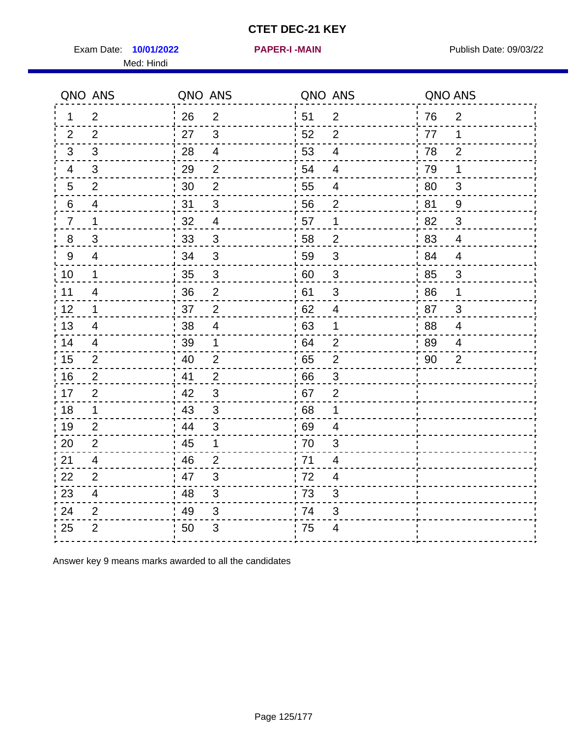# CTET DEC-21 KEY

Exam Date: **10/01/2022** **PAPER-I -MAIN** Publish Date: 09/03/22

Med: Hindi

| QNO | ANS | QNO | ANS | QNO | ANS | QNO | ANS |
|---|---|---|---|---|---|---|---|
| 1 | 2 | 26 | 2 | 51 | 2 | 76 | 2 |
| 2 | 2 | 27 | 3 | 52 | 2 | 77 | 1 |
| 3 | 3 | 28 | 4 | 53 | 4 | 78 | 2 |
| 4 | 3 | 29 | 2 | 54 | 4 | 79 | 1 |
| 5 | 2 | 30 | 2 | 55 | 4 | 80 | 3 |
| 6 | 4 | 31 | 3 | 56 | 2 | 81 | 9 |
| 7 | 1 | 32 | 4 | 57 | 1 | 82 | 3 |
| 8 | 3 | 33 | 3 | 58 | 2 | 83 | 4 |
| 9 | 4 | 34 | 3 | 59 | 3 | 84 | 4 |
| 10 | 1 | 35 | 3 | 60 | 3 | 85 | 3 |
| 11 | 4 | 36 | 2 | 61 | 3 | 86 | 1 |
| 12 | 1 | 37 | 2 | 62 | 4 | 87 | 3 |
| 13 | 4 | 38 | 4 | 63 | 1 | 88 | 4 |
| 14 | 4 | 39 | 1 | 64 | 2 | 89 | 4 |
| 15 | 2 | 40 | 2 | 65 | 2 | 90 | 2 |
| 16 | 2 | 41 | 2 | 66 | 3 | | |
| 17 | 2 | 42 | 3 | 67 | 2 | | |
| 18 | 1 | 43 | 3 | 68 | 1 | | |
| 19 | 2 | 44 | 3 | 69 | 4 | | |
| 20 | 2 | 45 | 1 | 70 | 3 | | |
| 21 | 4 | 46 | 2 | 71 | 4 | | |
| 22 | 2 | 47 | 3 | 72 | 4 | | |
| 23 | 4 | 48 | 3 | 73 | 3 | | |
| 24 | 2 | 49 | 3 | 74 | 3 | | |
| 25 | 2 | 50 | 3 | 75 | 4 | | |

Answer key 9 means marks awarded to all the candidates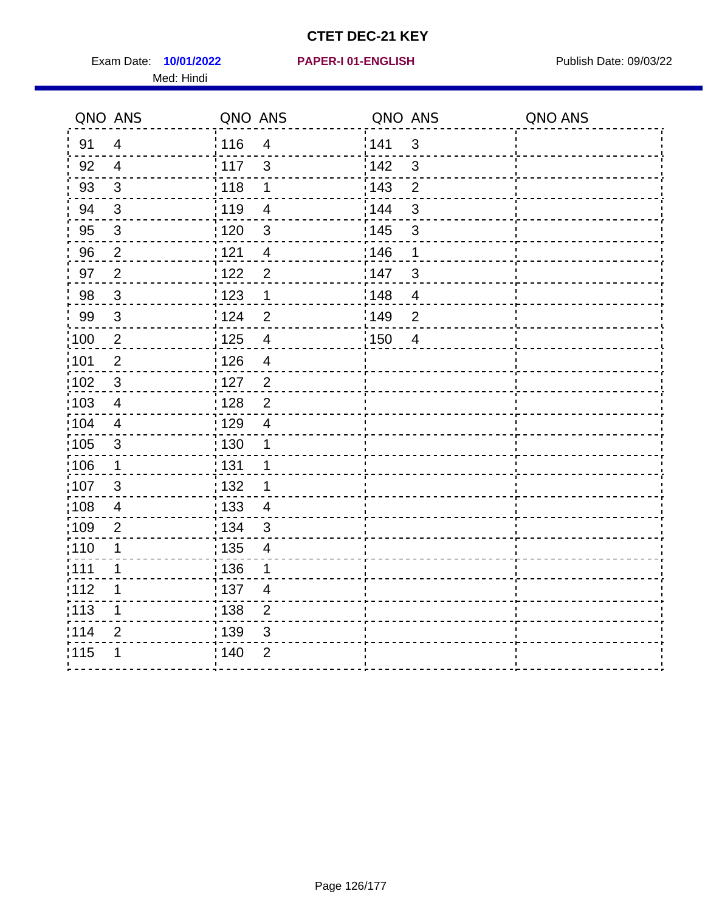# CTET DEC-21 KEY

Exam Date: **10/01/2022** **PAPER-I 01-ENGLISH** Publish Date: 09/03/22

Med: Hindi

| QNO | ANS | QNO | ANS | QNO | ANS | QNO | ANS |
|---|---|---|---|---|---|---|---|
| 91 | 4 | 116 | 4 | 141 | 3 | | |
| 92 | 4 | 117 | 3 | 142 | 3 | | |
| 93 | 3 | 118 | 1 | 143 | 2 | | |
| 94 | 3 | 119 | 4 | 144 | 3 | | |
| 95 | 3 | 120 | 3 | 145 | 3 | | |
| 96 | 2 | 121 | 4 | 146 | 1 | | |
| 97 | 2 | 122 | 2 | 147 | 3 | | |
| 98 | 3 | 123 | 1 | 148 | 4 | | |
| 99 | 3 | 124 | 2 | 149 | 2 | | |
| 100 | 2 | 125 | 4 | 150 | 4 | | |
| 101 | 2 | 126 | 4 | | | | |
| 102 | 3 | 127 | 2 | | | | |
| 103 | 4 | 128 | 2 | | | | |
| 104 | 4 | 129 | 4 | | | | |
| 105 | 3 | 130 | 1 | | | | |
| 106 | 1 | 131 | 1 | | | | |
| 107 | 3 | 132 | 1 | | | | |
| 108 | 4 | 133 | 4 | | | | |
| 109 | 2 | 134 | 3 | | | | |
| 110 | 1 | 135 | 4 | | | | |
| 111 | 1 | 136 | 1 | | | | |
| 112 | 1 | 137 | 4 | | | | |
| 113 | 1 | 138 | 2 | | | | |
| 114 | 2 | 139 | 3 | | | | |
| 115 | 1 | 140 | 2 | | | | |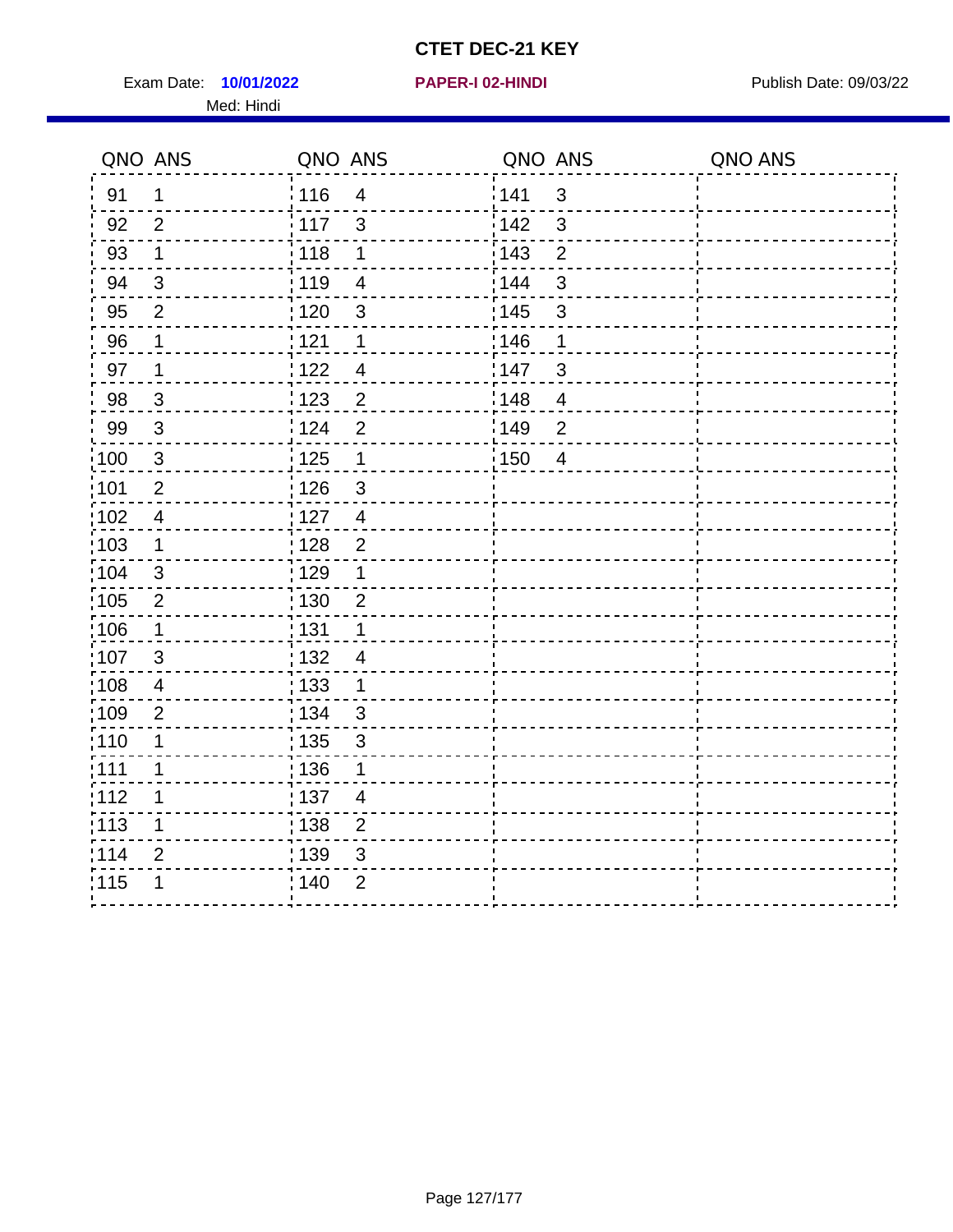# CTET DEC-21 KEY

Exam Date: **10/01/2022** **PAPER-I 02-HINDI** Publish Date: 09/03/22

Med: Hindi

| QNO | ANS | QNO | ANS | QNO | ANS | QNO | ANS |
|---|---|---|---|---|---|---|---|
| 91 | 1 | 116 | 4 | 141 | 3 | | |
| 92 | 2 | 117 | 3 | 142 | 3 | | |
| 93 | 1 | 118 | 1 | 143 | 2 | | |
| 94 | 3 | 119 | 4 | 144 | 3 | | |
| 95 | 2 | 120 | 3 | 145 | 3 | | |
| 96 | 1 | 121 | 1 | 146 | 1 | | |
| 97 | 1 | 122 | 4 | 147 | 3 | | |
| 98 | 3 | 123 | 2 | 148 | 4 | | |
| 99 | 3 | 124 | 2 | 149 | 2 | | |
| 100 | 3 | 125 | 1 | 150 | 4 | | |
| 101 | 2 | 126 | 3 | | | | |
| 102 | 4 | 127 | 4 | | | | |
| 103 | 1 | 128 | 2 | | | | |
| 104 | 3 | 129 | 1 | | | | |
| 105 | 2 | 130 | 2 | | | | |
| 106 | 1 | 131 | 1 | | | | |
| 107 | 3 | 132 | 4 | | | | |
| 108 | 4 | 133 | 1 | | | | |
| 109 | 2 | 134 | 3 | | | | |
| 110 | 1 | 135 | 3 | | | | |
| 111 | 1 | 136 | 1 | | | | |
| 112 | 1 | 137 | 4 | | | | |
| 113 | 1 | 138 | 2 | | | | |
| 114 | 2 | 139 | 3 | | | | |
| 115 | 1 | 140 | 2 | | | | |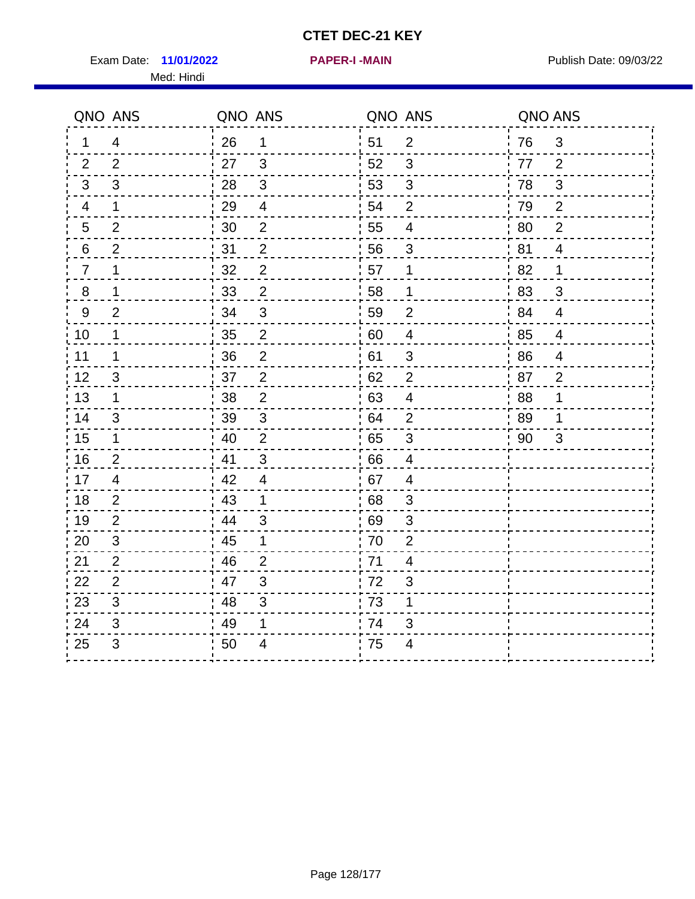# CTET DEC-21 KEY

Exam Date: **11/01/2022** **PAPER-I -MAIN** Publish Date: 09/03/22

Med: Hindi

| QNO | ANS | QNO | ANS | QNO | ANS | QNO | ANS |
|---|---|---|---|---|---|---|---|
| 1 | 4 | 26 | 1 | 51 | 2 | 76 | 3 |
| 2 | 2 | 27 | 3 | 52 | 3 | 77 | 2 |
| 3 | 3 | 28 | 3 | 53 | 3 | 78 | 3 |
| 4 | 1 | 29 | 4 | 54 | 2 | 79 | 2 |
| 5 | 2 | 30 | 2 | 55 | 4 | 80 | 2 |
| 6 | 2 | 31 | 2 | 56 | 3 | 81 | 4 |
| 7 | 1 | 32 | 2 | 57 | 1 | 82 | 1 |
| 8 | 1 | 33 | 2 | 58 | 1 | 83 | 3 |
| 9 | 2 | 34 | 3 | 59 | 2 | 84 | 4 |
| 10 | 1 | 35 | 2 | 60 | 4 | 85 | 4 |
| 11 | 1 | 36 | 2 | 61 | 3 | 86 | 4 |
| 12 | 3 | 37 | 2 | 62 | 2 | 87 | 2 |
| 13 | 1 | 38 | 2 | 63 | 4 | 88 | 1 |
| 14 | 3 | 39 | 3 | 64 | 2 | 89 | 1 |
| 15 | 1 | 40 | 2 | 65 | 3 | 90 | 3 |
| 16 | 2 | 41 | 3 | 66 | 4 | | |
| 17 | 4 | 42 | 4 | 67 | 4 | | |
| 18 | 2 | 43 | 1 | 68 | 3 | | |
| 19 | 2 | 44 | 3 | 69 | 3 | | |
| 20 | 3 | 45 | 1 | 70 | 2 | | |
| 21 | 2 | 46 | 2 | 71 | 4 | | |
| 22 | 2 | 47 | 3 | 72 | 3 | | |
| 23 | 3 | 48 | 3 | 73 | 1 | | |
| 24 | 3 | 49 | 1 | 74 | 3 | | |
| 25 | 3 | 50 | 4 | 75 | 4 | | |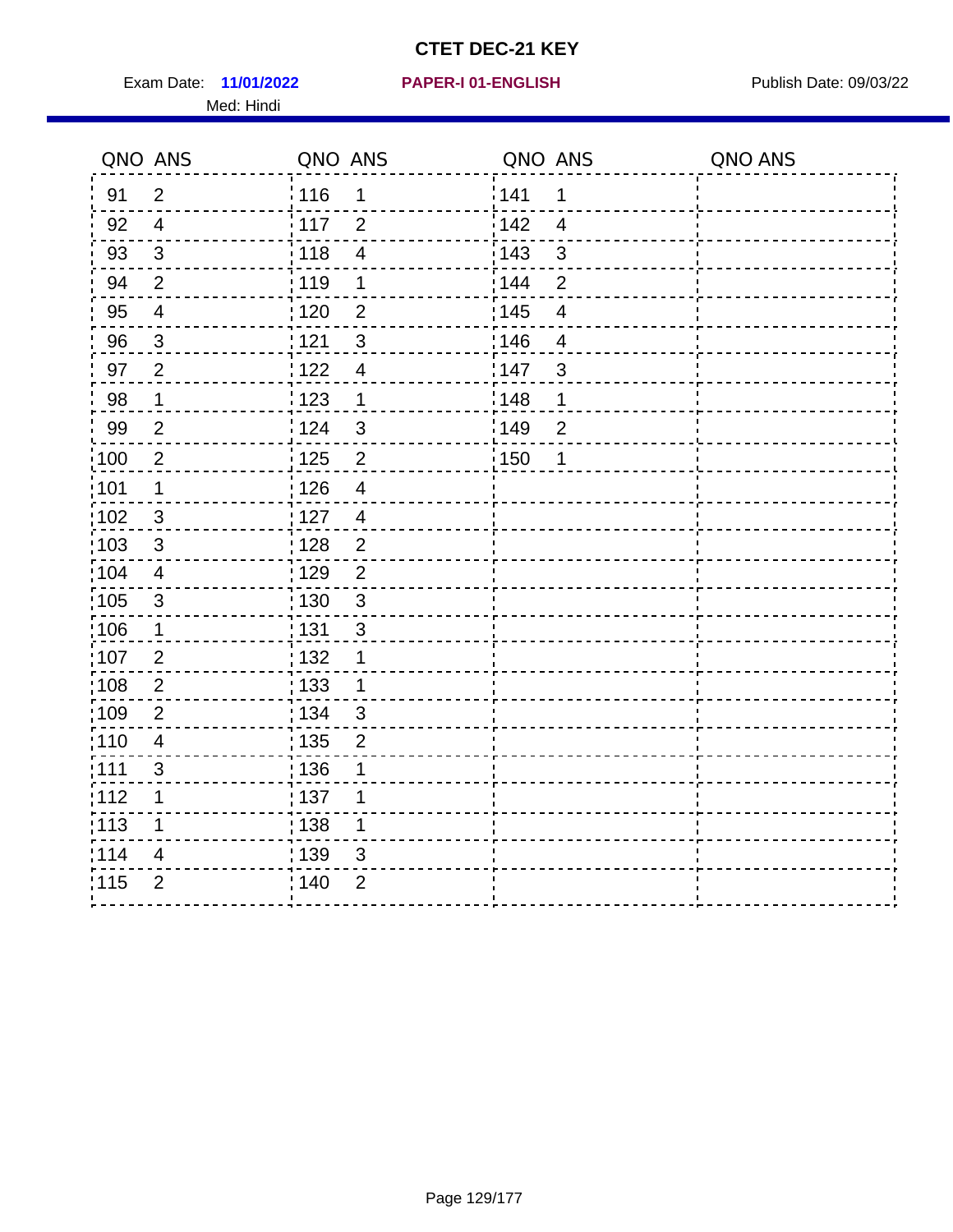# CTET DEC-21 KEY

Exam Date: **11/01/2022** **PAPER-I 01-ENGLISH** Publish Date: 09/03/22

Med: Hindi

| QNO | ANS | QNO | ANS | QNO | ANS | QNO | ANS |
|---|---|---|---|---|---|---|---|
| 91 | 2 | 116 | 1 | 141 | 1 | | |
| 92 | 4 | 117 | 2 | 142 | 4 | | |
| 93 | 3 | 118 | 4 | 143 | 3 | | |
| 94 | 2 | 119 | 1 | 144 | 2 | | |
| 95 | 4 | 120 | 2 | 145 | 4 | | |
| 96 | 3 | 121 | 3 | 146 | 4 | | |
| 97 | 2 | 122 | 4 | 147 | 3 | | |
| 98 | 1 | 123 | 1 | 148 | 1 | | |
| 99 | 2 | 124 | 3 | 149 | 2 | | |
| 100 | 2 | 125 | 2 | 150 | 1 | | |
| 101 | 1 | 126 | 4 | | | | |
| 102 | 3 | 127 | 4 | | | | |
| 103 | 3 | 128 | 2 | | | | |
| 104 | 4 | 129 | 2 | | | | |
| 105 | 3 | 130 | 3 | | | | |
| 106 | 1 | 131 | 3 | | | | |
| 107 | 2 | 132 | 1 | | | | |
| 108 | 2 | 133 | 1 | | | | |
| 109 | 2 | 134 | 3 | | | | |
| 110 | 4 | 135 | 2 | | | | |
| 111 | 3 | 136 | 1 | | | | |
| 112 | 1 | 137 | 1 | | | | |
| 113 | 1 | 138 | 1 | | | | |
| 114 | 4 | 139 | 3 | | | | |
| 115 | 2 | 140 | 2 | | | | |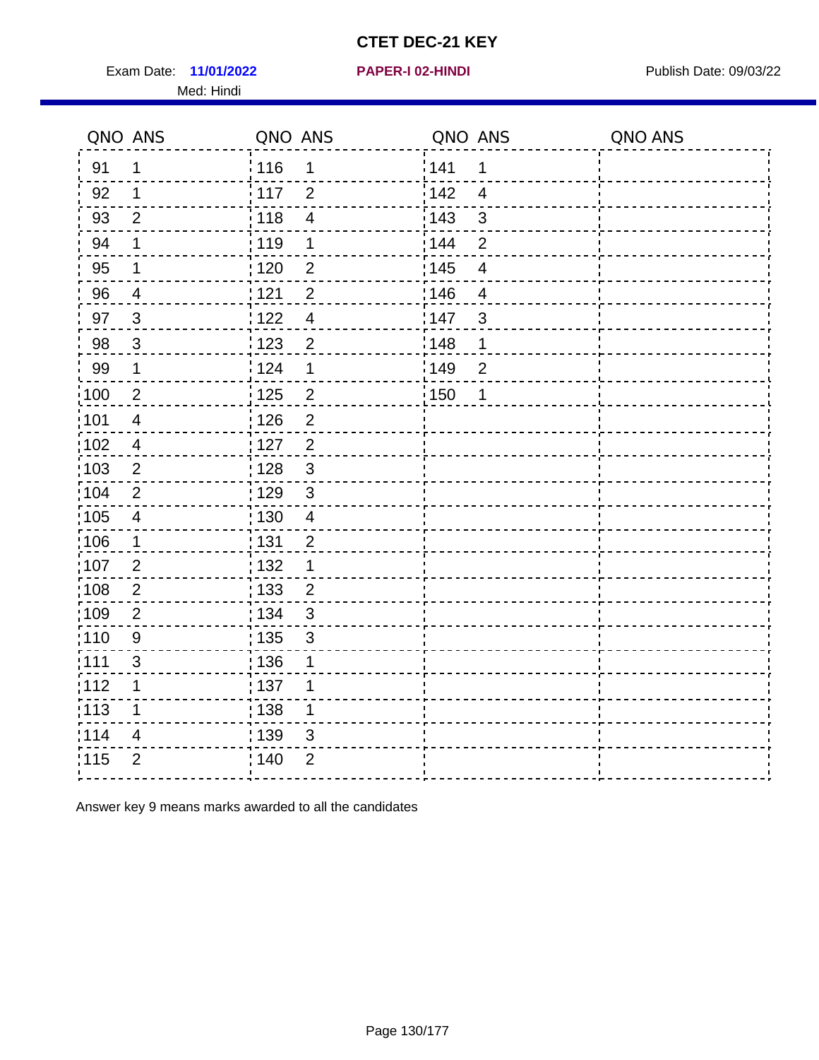# CTET DEC-21 KEY

Exam Date: **11/01/2022** **PAPER-I 02-HINDI** Publish Date: 09/03/22

Med: Hindi

| QNO | ANS | QNO | ANS | QNO | ANS | QNO | ANS |
|---|---|---|---|---|---|---|---|
| 91 | 1 | 116 | 1 | 141 | 1 | | |
| 92 | 1 | 117 | 2 | 142 | 4 | | |
| 93 | 2 | 118 | 4 | 143 | 3 | | |
| 94 | 1 | 119 | 1 | 144 | 2 | | |
| 95 | 1 | 120 | 2 | 145 | 4 | | |
| 96 | 4 | 121 | 2 | 146 | 4 | | |
| 97 | 3 | 122 | 4 | 147 | 3 | | |
| 98 | 3 | 123 | 2 | 148 | 1 | | |
| 99 | 1 | 124 | 1 | 149 | 2 | | |
| 100 | 2 | 125 | 2 | 150 | 1 | | |
| 101 | 4 | 126 | 2 | | | | |
| 102 | 4 | 127 | 2 | | | | |
| 103 | 2 | 128 | 3 | | | | |
| 104 | 2 | 129 | 3 | | | | |
| 105 | 4 | 130 | 4 | | | | |
| 106 | 1 | 131 | 2 | | | | |
| 107 | 2 | 132 | 1 | | | | |
| 108 | 2 | 133 | 2 | | | | |
| 109 | 2 | 134 | 3 | | | | |
| 110 | 9 | 135 | 3 | | | | |
| 111 | 3 | 136 | 1 | | | | |
| 112 | 1 | 137 | 1 | | | | |
| 113 | 1 | 138 | 1 | | | | |
| 114 | 4 | 139 | 3 | | | | |
| 115 | 2 | 140 | 2 | | | | |

Answer key 9 means marks awarded to all the candidates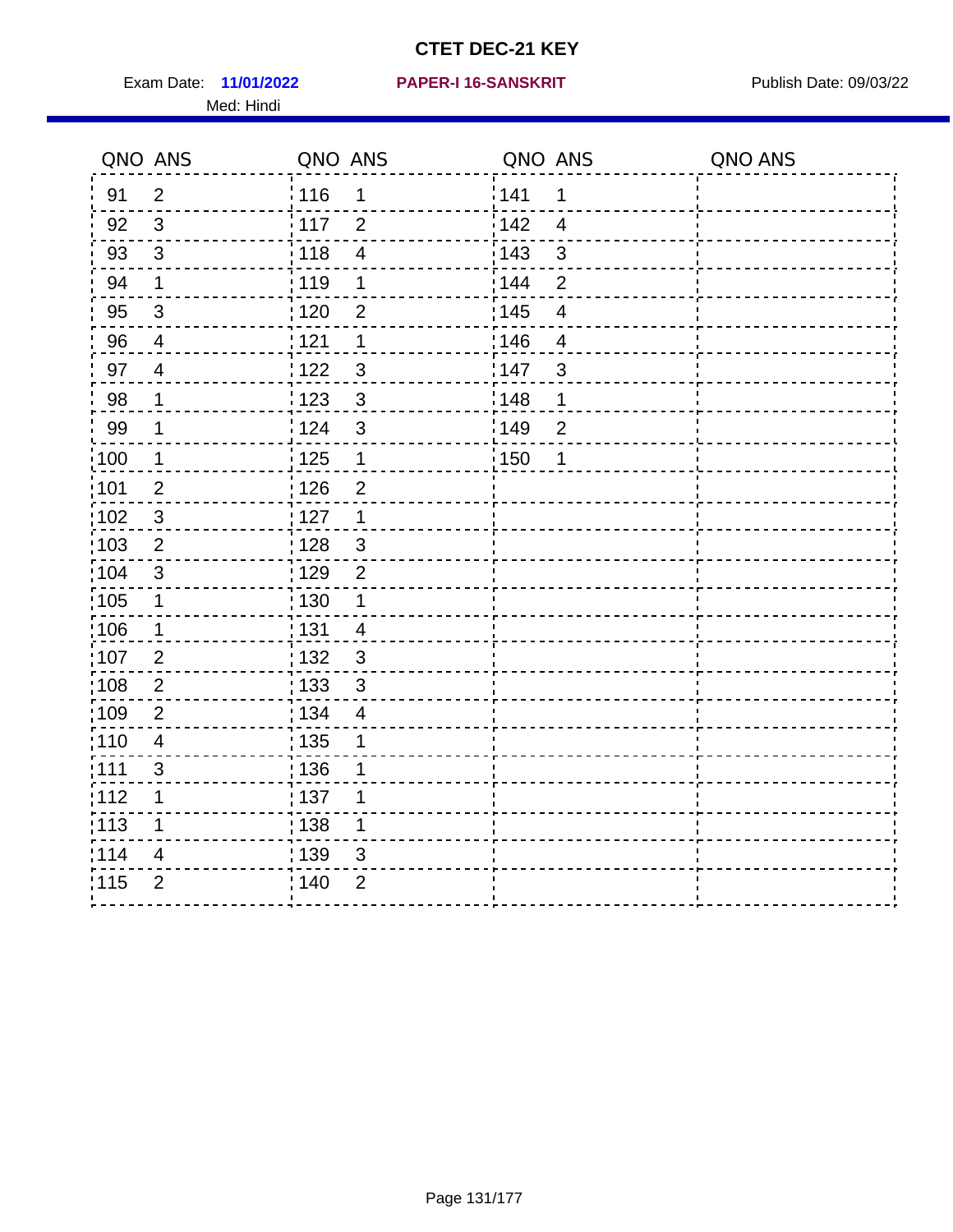# CTET DEC-21 KEY

Exam Date: **11/01/2022** **PAPER-I 16-SANSKRIT** Publish Date: 09/03/22

Med: Hindi

| QNO | ANS | QNO | ANS | QNO | ANS | QNO | ANS |
|---|---|---|---|---|---|---|---|
| 91 | 2 | 116 | 1 | 141 | 1 | | |
| 92 | 3 | 117 | 2 | 142 | 4 | | |
| 93 | 3 | 118 | 4 | 143 | 3 | | |
| 94 | 1 | 119 | 1 | 144 | 2 | | |
| 95 | 3 | 120 | 2 | 145 | 4 | | |
| 96 | 4 | 121 | 1 | 146 | 4 | | |
| 97 | 4 | 122 | 3 | 147 | 3 | | |
| 98 | 1 | 123 | 3 | 148 | 1 | | |
| 99 | 1 | 124 | 3 | 149 | 2 | | |
| 100 | 1 | 125 | 1 | 150 | 1 | | |
| 101 | 2 | 126 | 2 | | | | |
| 102 | 3 | 127 | 1 | | | | |
| 103 | 2 | 128 | 3 | | | | |
| 104 | 3 | 129 | 2 | | | | |
| 105 | 1 | 130 | 1 | | | | |
| 106 | 1 | 131 | 4 | | | | |
| 107 | 2 | 132 | 3 | | | | |
| 108 | 2 | 133 | 3 | | | | |
| 109 | 2 | 134 | 4 | | | | |
| 110 | 4 | 135 | 1 | | | | |
| 111 | 3 | 136 | 1 | | | | |
| 112 | 1 | 137 | 1 | | | | |
| 113 | 1 | 138 | 1 | | | | |
| 114 | 4 | 139 | 3 | | | | |
| 115 | 2 | 140 | 2 | | | | |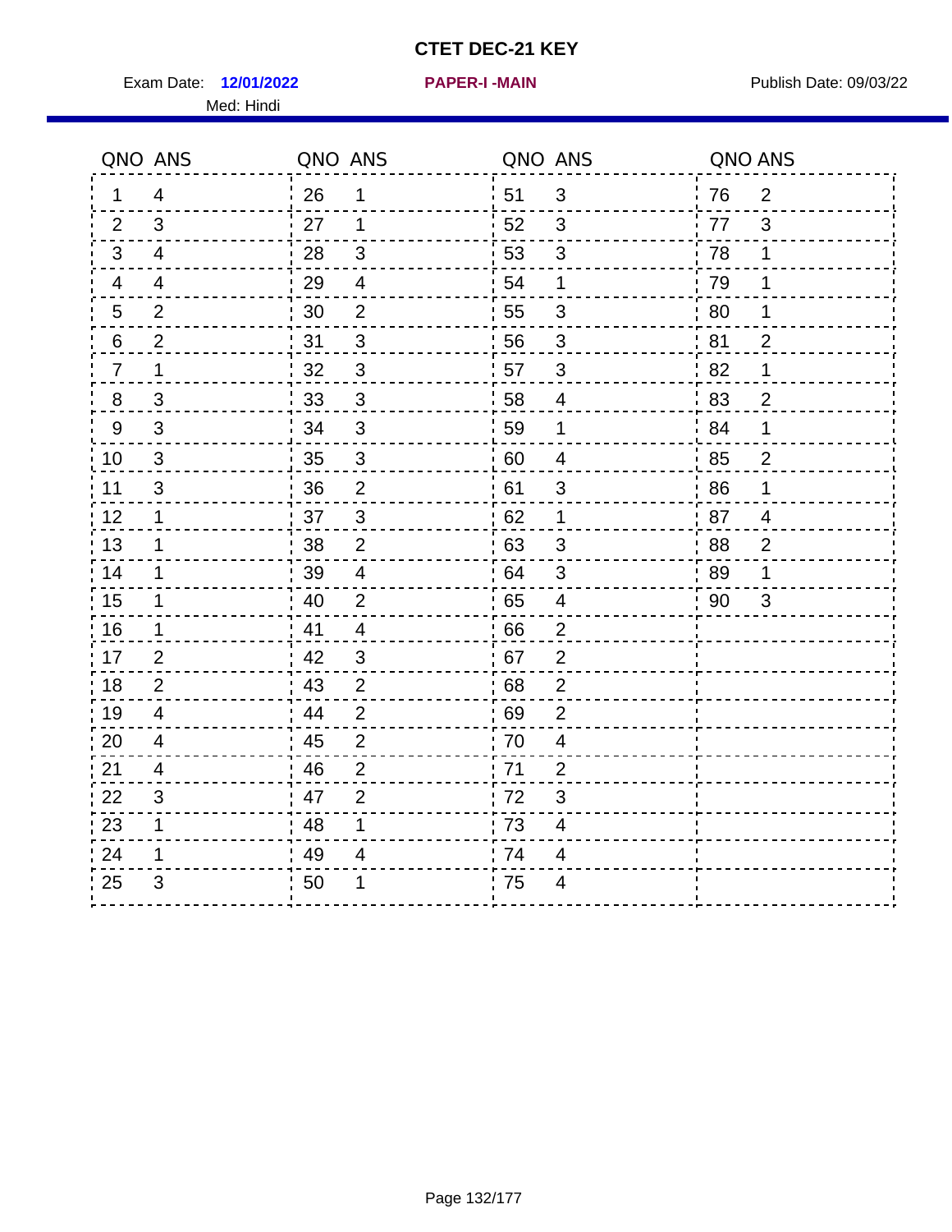# CTET DEC-21 KEY

Exam Date: **12/01/2022** **PAPER-I -MAIN** Publish Date: 09/03/22

Med: Hindi

| QNO | ANS | QNO | ANS | QNO | ANS | QNO | ANS |
|---|---|---|---|---|---|---|---|
| 1 | 4 | 26 | 1 | 51 | 3 | 76 | 2 |
| 2 | 3 | 27 | 1 | 52 | 3 | 77 | 3 |
| 3 | 4 | 28 | 3 | 53 | 3 | 78 | 1 |
| 4 | 4 | 29 | 4 | 54 | 1 | 79 | 1 |
| 5 | 2 | 30 | 2 | 55 | 3 | 80 | 1 |
| 6 | 2 | 31 | 3 | 56 | 3 | 81 | 2 |
| 7 | 1 | 32 | 3 | 57 | 3 | 82 | 1 |
| 8 | 3 | 33 | 3 | 58 | 4 | 83 | 2 |
| 9 | 3 | 34 | 3 | 59 | 1 | 84 | 1 |
| 10 | 3 | 35 | 3 | 60 | 4 | 85 | 2 |
| 11 | 3 | 36 | 2 | 61 | 3 | 86 | 1 |
| 12 | 1 | 37 | 3 | 62 | 1 | 87 | 4 |
| 13 | 1 | 38 | 2 | 63 | 3 | 88 | 2 |
| 14 | 1 | 39 | 4 | 64 | 3 | 89 | 1 |
| 15 | 1 | 40 | 2 | 65 | 4 | 90 | 3 |
| 16 | 1 | 41 | 4 | 66 | 2 | | |
| 17 | 2 | 42 | 3 | 67 | 2 | | |
| 18 | 2 | 43 | 2 | 68 | 2 | | |
| 19 | 4 | 44 | 2 | 69 | 2 | | |
| 20 | 4 | 45 | 2 | 70 | 4 | | |
| 21 | 4 | 46 | 2 | 71 | 2 | | |
| 22 | 3 | 47 | 2 | 72 | 3 | | |
| 23 | 1 | 48 | 1 | 73 | 4 | | |
| 24 | 1 | 49 | 4 | 74 | 4 | | |
| 25 | 3 | 50 | 1 | 75 | 4 | | |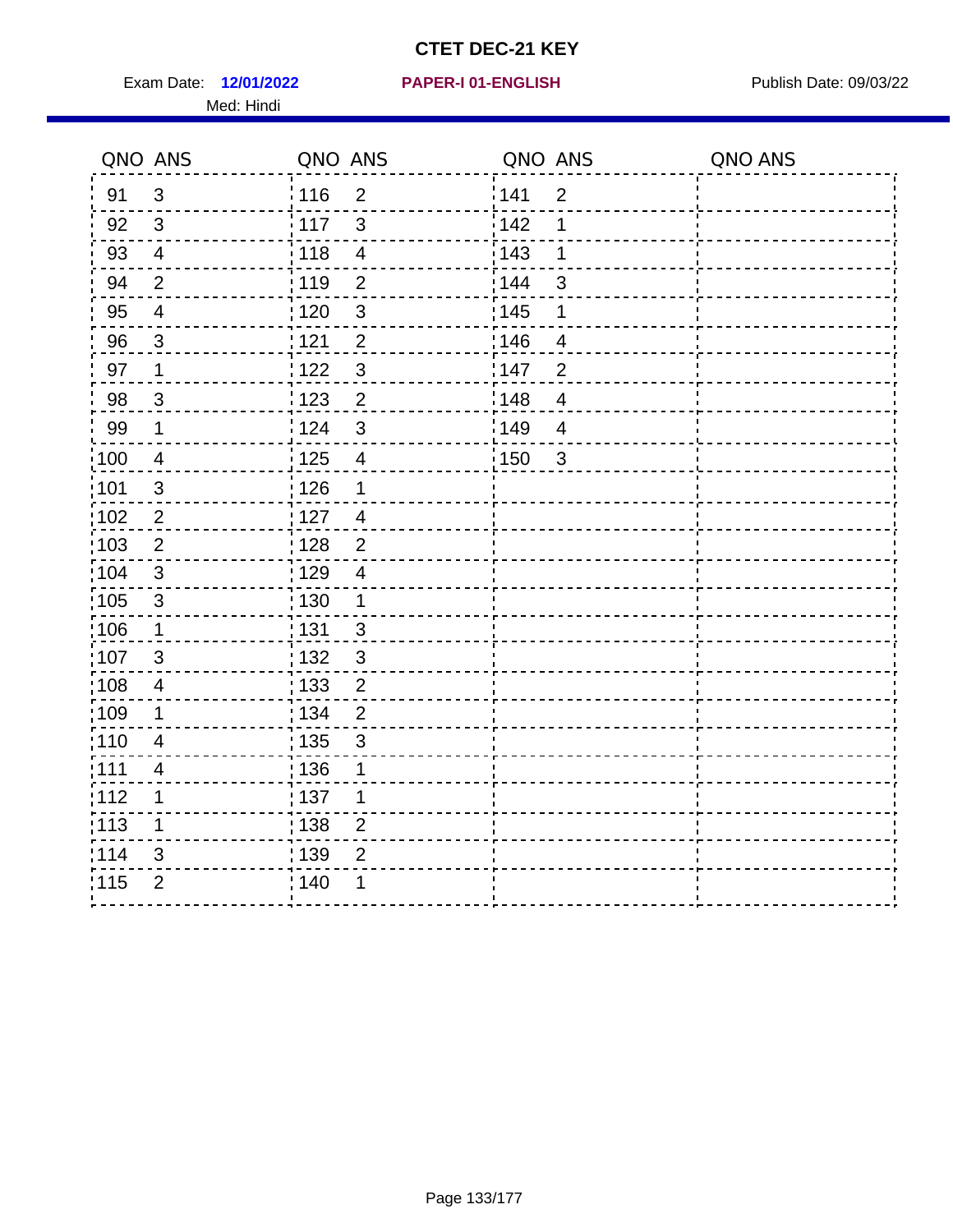# CTET DEC-21 KEY

Exam Date: **12/01/2022** **PAPER-I 01-ENGLISH** Publish Date: 09/03/22

Med: Hindi

| QNO | ANS | QNO | ANS | QNO | ANS | QNO | ANS |
|---|---|---|---|---|---|---|---|
| 91 | 3 | 116 | 2 | 141 | 2 | | |
| 92 | 3 | 117 | 3 | 142 | 1 | | |
| 93 | 4 | 118 | 4 | 143 | 1 | | |
| 94 | 2 | 119 | 2 | 144 | 3 | | |
| 95 | 4 | 120 | 3 | 145 | 1 | | |
| 96 | 3 | 121 | 2 | 146 | 4 | | |
| 97 | 1 | 122 | 3 | 147 | 2 | | |
| 98 | 3 | 123 | 2 | 148 | 4 | | |
| 99 | 1 | 124 | 3 | 149 | 4 | | |
| 100 | 4 | 125 | 4 | 150 | 3 | | |
| 101 | 3 | 126 | 1 | | | | |
| 102 | 2 | 127 | 4 | | | | |
| 103 | 2 | 128 | 2 | | | | |
| 104 | 3 | 129 | 4 | | | | |
| 105 | 3 | 130 | 1 | | | | |
| 106 | 1 | 131 | 3 | | | | |
| 107 | 3 | 132 | 3 | | | | |
| 108 | 4 | 133 | 2 | | | | |
| 109 | 1 | 134 | 2 | | | | |
| 110 | 4 | 135 | 3 | | | | |
| 111 | 4 | 136 | 1 | | | | |
| 112 | 1 | 137 | 1 | | | | |
| 113 | 1 | 138 | 2 | | | | |
| 114 | 3 | 139 | 2 | | | | |
| 115 | 2 | 140 | 1 | | | | |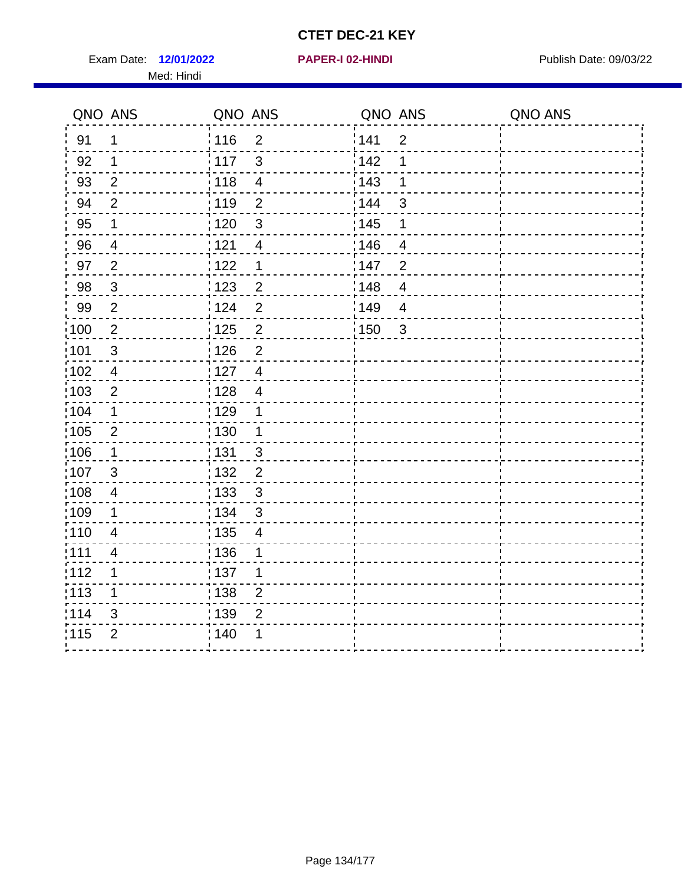# CTET DEC-21 KEY

Exam Date: **12/01/2022** **PAPER-I 02-HINDI** Publish Date: 09/03/22

Med: Hindi

| QNO | ANS | QNO | ANS | QNO | ANS | QNO | ANS |
|---|---|---|---|---|---|---|---|
| 91 | 1 | 116 | 2 | 141 | 2 | | |
| 92 | 1 | 117 | 3 | 142 | 1 | | |
| 93 | 2 | 118 | 4 | 143 | 1 | | |
| 94 | 2 | 119 | 2 | 144 | 3 | | |
| 95 | 1 | 120 | 3 | 145 | 1 | | |
| 96 | 4 | 121 | 4 | 146 | 4 | | |
| 97 | 2 | 122 | 1 | 147 | 2 | | |
| 98 | 3 | 123 | 2 | 148 | 4 | | |
| 99 | 2 | 124 | 2 | 149 | 4 | | |
| 100 | 2 | 125 | 2 | 150 | 3 | | |
| 101 | 3 | 126 | 2 | | | | |
| 102 | 4 | 127 | 4 | | | | |
| 103 | 2 | 128 | 4 | | | | |
| 104 | 1 | 129 | 1 | | | | |
| 105 | 2 | 130 | 1 | | | | |
| 106 | 1 | 131 | 3 | | | | |
| 107 | 3 | 132 | 2 | | | | |
| 108 | 4 | 133 | 3 | | | | |
| 109 | 1 | 134 | 3 | | | | |
| 110 | 4 | 135 | 4 | | | | |
| 111 | 4 | 136 | 1 | | | | |
| 112 | 1 | 137 | 1 | | | | |
| 113 | 1 | 138 | 2 | | | | |
| 114 | 3 | 139 | 2 | | | | |
| 115 | 2 | 140 | 1 | | | | |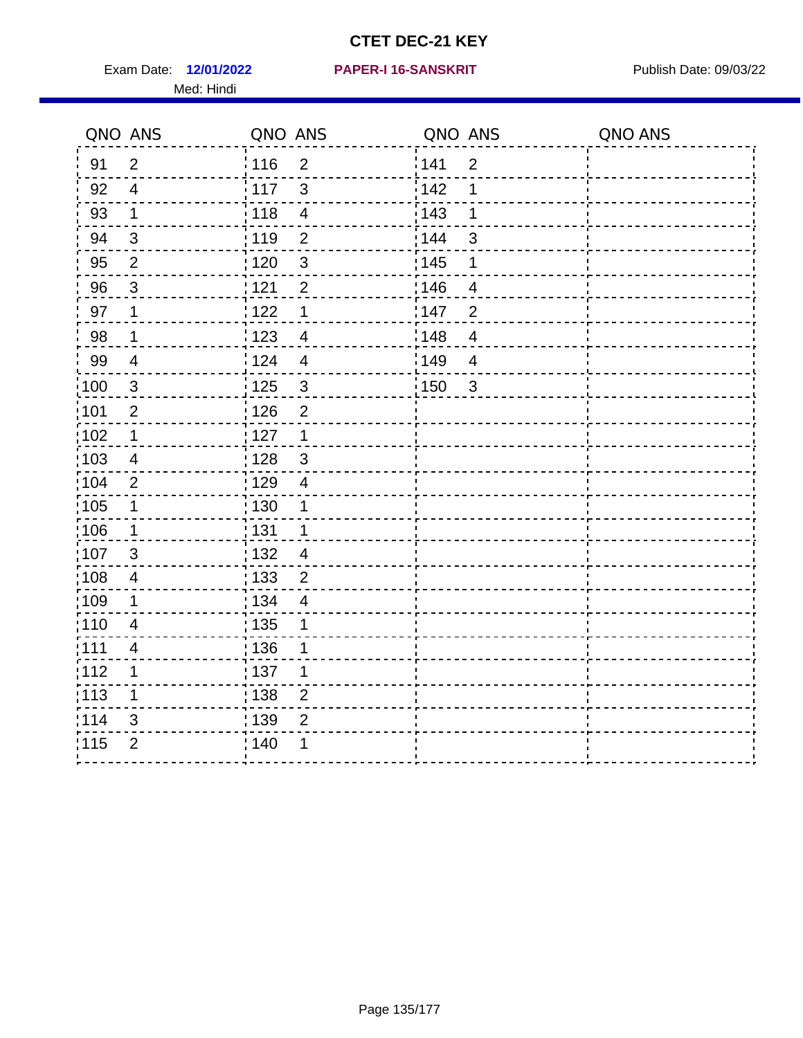# CTET DEC-21 KEY

Exam Date: **12/01/2022** **PAPER-I 16-SANSKRIT** Publish Date: 09/03/22

Med: Hindi

| QNO | ANS | QNO | ANS | QNO | ANS | QNO | ANS |
|---|---|---|---|---|---|---|---|
| 91 | 2 | 116 | 2 | 141 | 2 | | |
| 92 | 4 | 117 | 3 | 142 | 1 | | |
| 93 | 1 | 118 | 4 | 143 | 1 | | |
| 94 | 3 | 119 | 2 | 144 | 3 | | |
| 95 | 2 | 120 | 3 | 145 | 1 | | |
| 96 | 3 | 121 | 2 | 146 | 4 | | |
| 97 | 1 | 122 | 1 | 147 | 2 | | |
| 98 | 1 | 123 | 4 | 148 | 4 | | |
| 99 | 4 | 124 | 4 | 149 | 4 | | |
| 100 | 3 | 125 | 3 | 150 | 3 | | |
| 101 | 2 | 126 | 2 | | | | |
| 102 | 1 | 127 | 1 | | | | |
| 103 | 4 | 128 | 3 | | | | |
| 104 | 2 | 129 | 4 | | | | |
| 105 | 1 | 130 | 1 | | | | |
| 106 | 1 | 131 | 1 | | | | |
| 107 | 3 | 132 | 4 | | | | |
| 108 | 4 | 133 | 2 | | | | |
| 109 | 1 | 134 | 4 | | | | |
| 110 | 4 | 135 | 1 | | | | |
| 111 | 4 | 136 | 1 | | | | |
| 112 | 1 | 137 | 1 | | | | |
| 113 | 1 | 138 | 2 | | | | |
| 114 | 3 | 139 | 2 | | | | |
| 115 | 2 | 140 | 1 | | | | |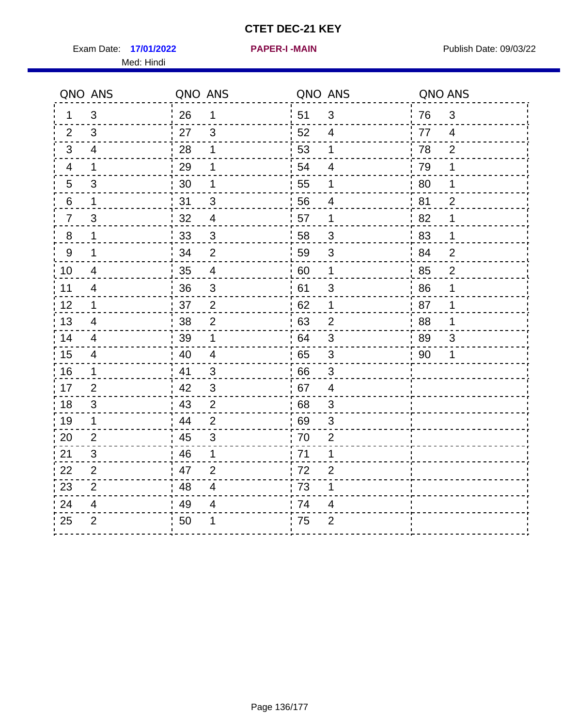# CTET DEC-21 KEY

Exam Date: **17/01/2022** **PAPER-I -MAIN** Publish Date: 09/03/22

Med: Hindi

| QNO | ANS | QNO | ANS | QNO | ANS | QNO | ANS |
|---|---|---|---|---|---|---|---|
| 1 | 3 | 26 | 1 | 51 | 3 | 76 | 3 |
| 2 | 3 | 27 | 3 | 52 | 4 | 77 | 4 |
| 3 | 4 | 28 | 1 | 53 | 1 | 78 | 2 |
| 4 | 1 | 29 | 1 | 54 | 4 | 79 | 1 |
| 5 | 3 | 30 | 1 | 55 | 1 | 80 | 1 |
| 6 | 1 | 31 | 3 | 56 | 4 | 81 | 2 |
| 7 | 3 | 32 | 4 | 57 | 1 | 82 | 1 |
| 8 | 1 | 33 | 3 | 58 | 3 | 83 | 1 |
| 9 | 1 | 34 | 2 | 59 | 3 | 84 | 2 |
| 10 | 4 | 35 | 4 | 60 | 1 | 85 | 2 |
| 11 | 4 | 36 | 3 | 61 | 3 | 86 | 1 |
| 12 | 1 | 37 | 2 | 62 | 1 | 87 | 1 |
| 13 | 4 | 38 | 2 | 63 | 2 | 88 | 1 |
| 14 | 4 | 39 | 1 | 64 | 3 | 89 | 3 |
| 15 | 4 | 40 | 4 | 65 | 3 | 90 | 1 |
| 16 | 1 | 41 | 3 | 66 | 3 | | |
| 17 | 2 | 42 | 3 | 67 | 4 | | |
| 18 | 3 | 43 | 2 | 68 | 3 | | |
| 19 | 1 | 44 | 2 | 69 | 3 | | |
| 20 | 2 | 45 | 3 | 70 | 2 | | |
| 21 | 3 | 46 | 1 | 71 | 1 | | |
| 22 | 2 | 47 | 2 | 72 | 2 | | |
| 23 | 2 | 48 | 4 | 73 | 1 | | |
| 24 | 4 | 49 | 4 | 74 | 4 | | |
| 25 | 2 | 50 | 1 | 75 | 2 | | |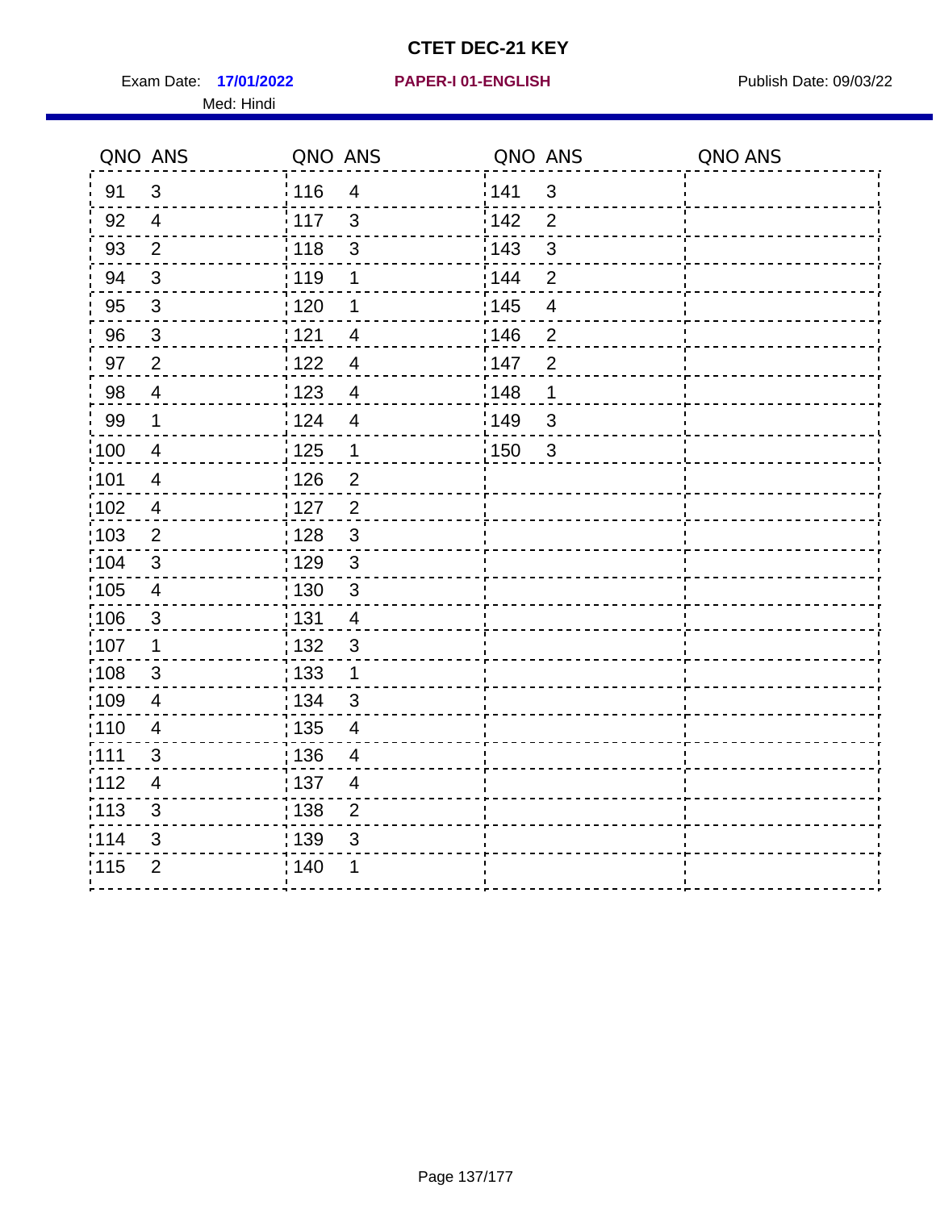# CTET DEC-21 KEY

Exam Date: **17/01/2022** **PAPER-I 01-ENGLISH** Publish Date: 09/03/22

Med: Hindi

| QNO | ANS | QNO | ANS | QNO | ANS | QNO | ANS |
|---|---|---|---|---|---|---|---|
| 91 | 3 | 116 | 4 | 141 | 3 | | |
| 92 | 4 | 117 | 3 | 142 | 2 | | |
| 93 | 2 | 118 | 3 | 143 | 3 | | |
| 94 | 3 | 119 | 1 | 144 | 2 | | |
| 95 | 3 | 120 | 1 | 145 | 4 | | |
| 96 | 3 | 121 | 4 | 146 | 2 | | |
| 97 | 2 | 122 | 4 | 147 | 2 | | |
| 98 | 4 | 123 | 4 | 148 | 1 | | |
| 99 | 1 | 124 | 4 | 149 | 3 | | |
| 100 | 4 | 125 | 1 | 150 | 3 | | |
| 101 | 4 | 126 | 2 | | | | |
| 102 | 4 | 127 | 2 | | | | |
| 103 | 2 | 128 | 3 | | | | |
| 104 | 3 | 129 | 3 | | | | |
| 105 | 4 | 130 | 3 | | | | |
| 106 | 3 | 131 | 4 | | | | |
| 107 | 1 | 132 | 3 | | | | |
| 108 | 3 | 133 | 1 | | | | |
| 109 | 4 | 134 | 3 | | | | |
| 110 | 4 | 135 | 4 | | | | |
| 111 | 3 | 136 | 4 | | | | |
| 112 | 4 | 137 | 4 | | | | |
| 113 | 3 | 138 | 2 | | | | |
| 114 | 3 | 139 | 3 | | | | |
| 115 | 2 | 140 | 1 | | | | |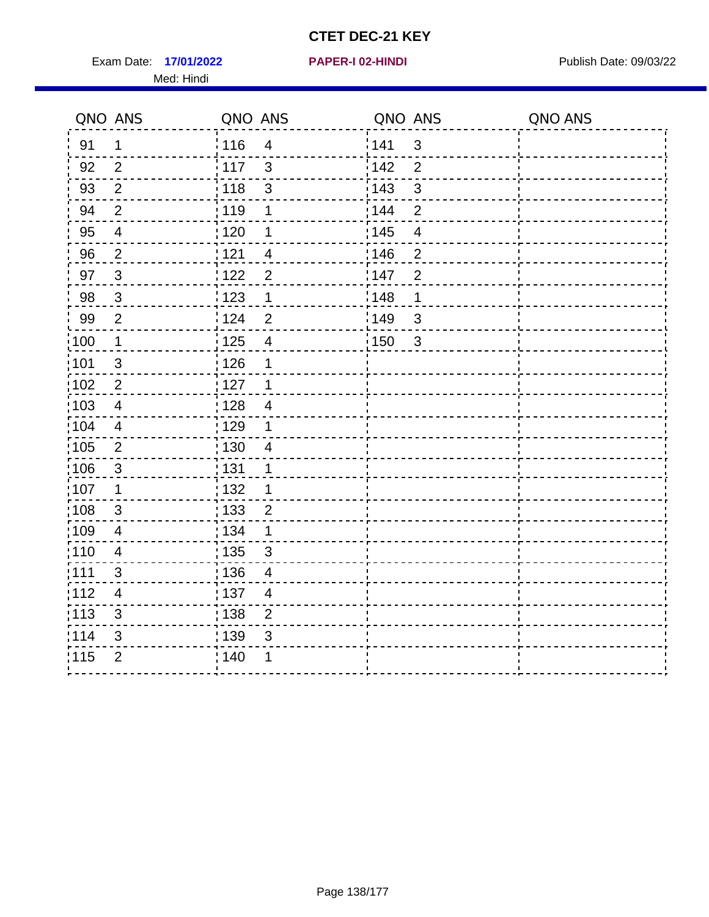# CTET DEC-21 KEY

Exam Date: **17/01/2022** **PAPER-I 02-HINDI** Publish Date: 09/03/22

Med: Hindi

| QNO | ANS | QNO | ANS | QNO | ANS | QNO | ANS |
|---|---|---|---|---|---|---|---|
| 91 | 1 | 116 | 4 | 141 | 3 | | |
| 92 | 2 | 117 | 3 | 142 | 2 | | |
| 93 | 2 | 118 | 3 | 143 | 3 | | |
| 94 | 2 | 119 | 1 | 144 | 2 | | |
| 95 | 4 | 120 | 1 | 145 | 4 | | |
| 96 | 2 | 121 | 4 | 146 | 2 | | |
| 97 | 3 | 122 | 2 | 147 | 2 | | |
| 98 | 3 | 123 | 1 | 148 | 1 | | |
| 99 | 2 | 124 | 2 | 149 | 3 | | |
| 100 | 1 | 125 | 4 | 150 | 3 | | |
| 101 | 3 | 126 | 1 | | | | |
| 102 | 2 | 127 | 1 | | | | |
| 103 | 4 | 128 | 4 | | | | |
| 104 | 4 | 129 | 1 | | | | |
| 105 | 2 | 130 | 4 | | | | |
| 106 | 3 | 131 | 1 | | | | |
| 107 | 1 | 132 | 1 | | | | |
| 108 | 3 | 133 | 2 | | | | |
| 109 | 4 | 134 | 1 | | | | |
| 110 | 4 | 135 | 3 | | | | |
| 111 | 3 | 136 | 4 | | | | |
| 112 | 4 | 137 | 4 | | | | |
| 113 | 3 | 138 | 2 | | | | |
| 114 | 3 | 139 | 3 | | | | |
| 115 | 2 | 140 | 1 | | | | |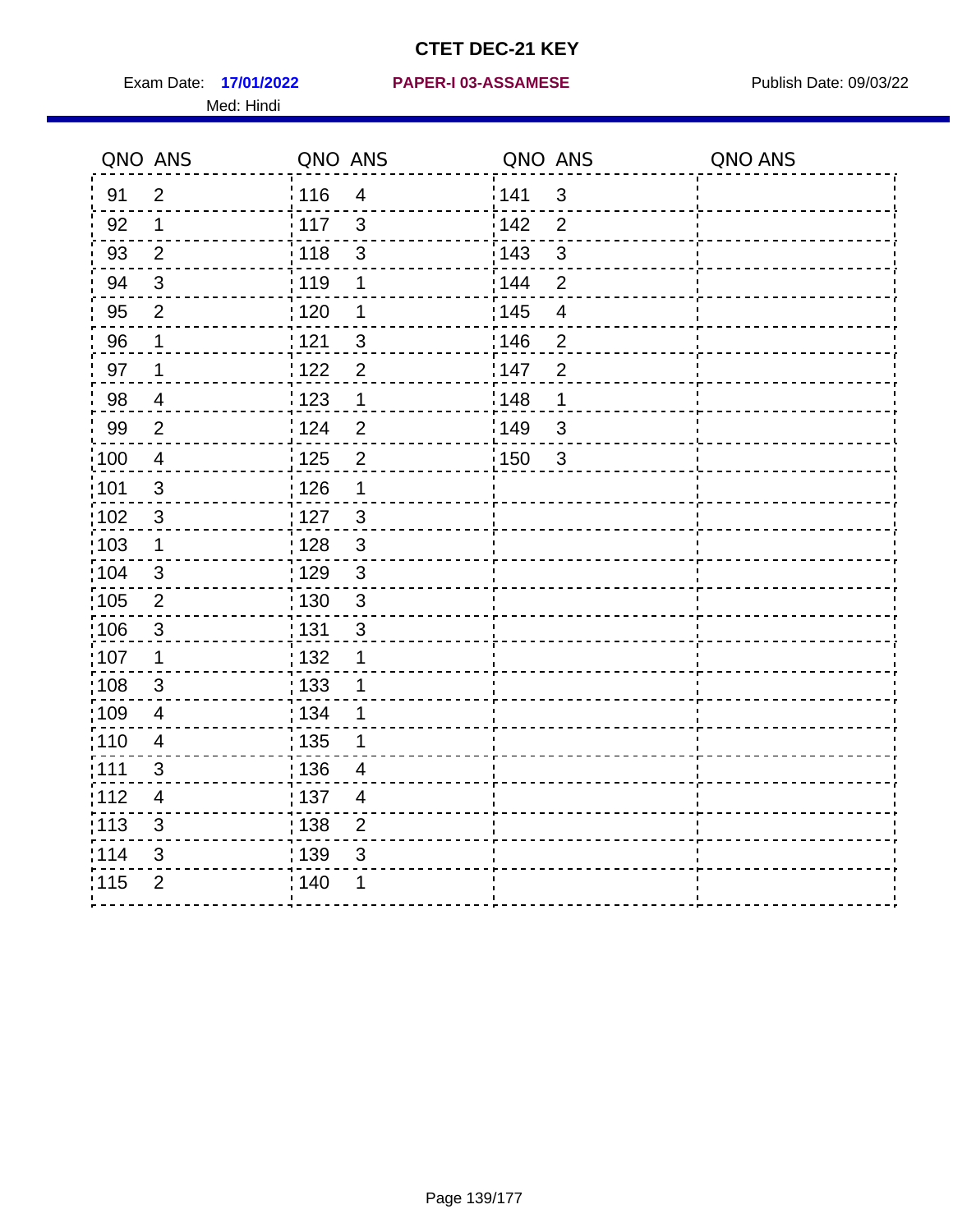# CTET DEC-21 KEY

Exam Date: **17/01/2022** **PAPER-I 03-ASSAMESE** Publish Date: 09/03/22

Med: Hindi

| QNO | ANS | QNO | ANS | QNO | ANS | QNO | ANS |
|---|---|---|---|---|---|---|---|
| 91 | 2 | 116 | 4 | 141 | 3 | | |
| 92 | 1 | 117 | 3 | 142 | 2 | | |
| 93 | 2 | 118 | 3 | 143 | 3 | | |
| 94 | 3 | 119 | 1 | 144 | 2 | | |
| 95 | 2 | 120 | 1 | 145 | 4 | | |
| 96 | 1 | 121 | 3 | 146 | 2 | | |
| 97 | 1 | 122 | 2 | 147 | 2 | | |
| 98 | 4 | 123 | 1 | 148 | 1 | | |
| 99 | 2 | 124 | 2 | 149 | 3 | | |
| 100 | 4 | 125 | 2 | 150 | 3 | | |
| 101 | 3 | 126 | 1 | | | | |
| 102 | 3 | 127 | 3 | | | | |
| 103 | 1 | 128 | 3 | | | | |
| 104 | 3 | 129 | 3 | | | | |
| 105 | 2 | 130 | 3 | | | | |
| 106 | 3 | 131 | 3 | | | | |
| 107 | 1 | 132 | 1 | | | | |
| 108 | 3 | 133 | 1 | | | | |
| 109 | 4 | 134 | 1 | | | | |
| 110 | 4 | 135 | 1 | | | | |
| 111 | 3 | 136 | 4 | | | | |
| 112 | 4 | 137 | 4 | | | | |
| 113 | 3 | 138 | 2 | | | | |
| 114 | 3 | 139 | 3 | | | | |
| 115 | 2 | 140 | 1 | | | | |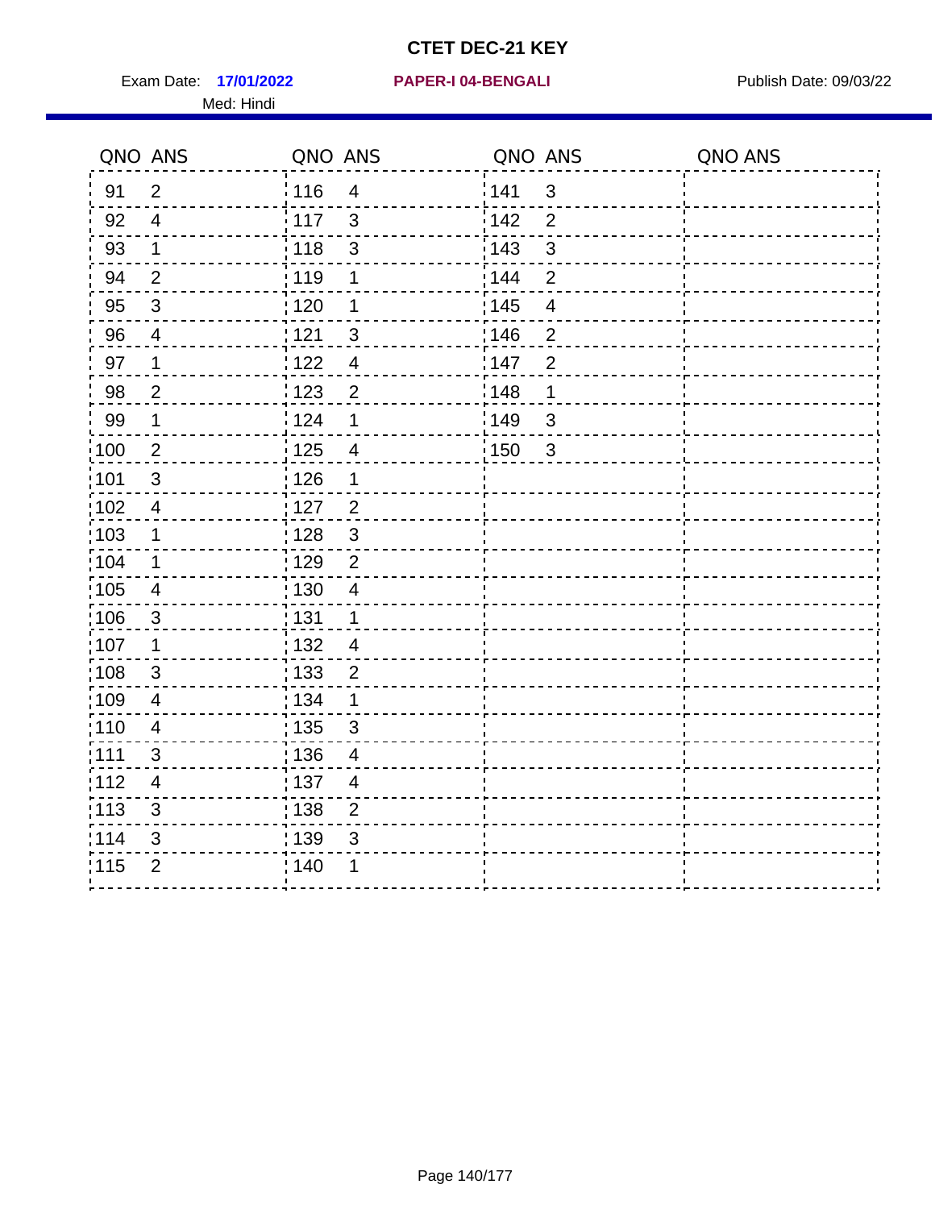# CTET DEC-21 KEY

Exam Date: **17/01/2022** **PAPER-I 04-BENGALI** Publish Date: 09/03/22

Med: Hindi

| QNO | ANS | QNO | ANS | QNO | ANS | QNO | ANS |
|---|---|---|---|---|---|---|---|
| 91 | 2 | 116 | 4 | 141 | 3 | | |
| 92 | 4 | 117 | 3 | 142 | 2 | | |
| 93 | 1 | 118 | 3 | 143 | 3 | | |
| 94 | 2 | 119 | 1 | 144 | 2 | | |
| 95 | 3 | 120 | 1 | 145 | 4 | | |
| 96 | 4 | 121 | 3 | 146 | 2 | | |
| 97 | 1 | 122 | 4 | 147 | 2 | | |
| 98 | 2 | 123 | 2 | 148 | 1 | | |
| 99 | 1 | 124 | 1 | 149 | 3 | | |
| 100 | 2 | 125 | 4 | 150 | 3 | | |
| 101 | 3 | 126 | 1 | | | | |
| 102 | 4 | 127 | 2 | | | | |
| 103 | 1 | 128 | 3 | | | | |
| 104 | 1 | 129 | 2 | | | | |
| 105 | 4 | 130 | 4 | | | | |
| 106 | 3 | 131 | 1 | | | | |
| 107 | 1 | 132 | 4 | | | | |
| 108 | 3 | 133 | 2 | | | | |
| 109 | 4 | 134 | 1 | | | | |
| 110 | 4 | 135 | 3 | | | | |
| 111 | 3 | 136 | 4 | | | | |
| 112 | 4 | 137 | 4 | | | | |
| 113 | 3 | 138 | 2 | | | | |
| 114 | 3 | 139 | 3 | | | | |
| 115 | 2 | 140 | 1 | | | | |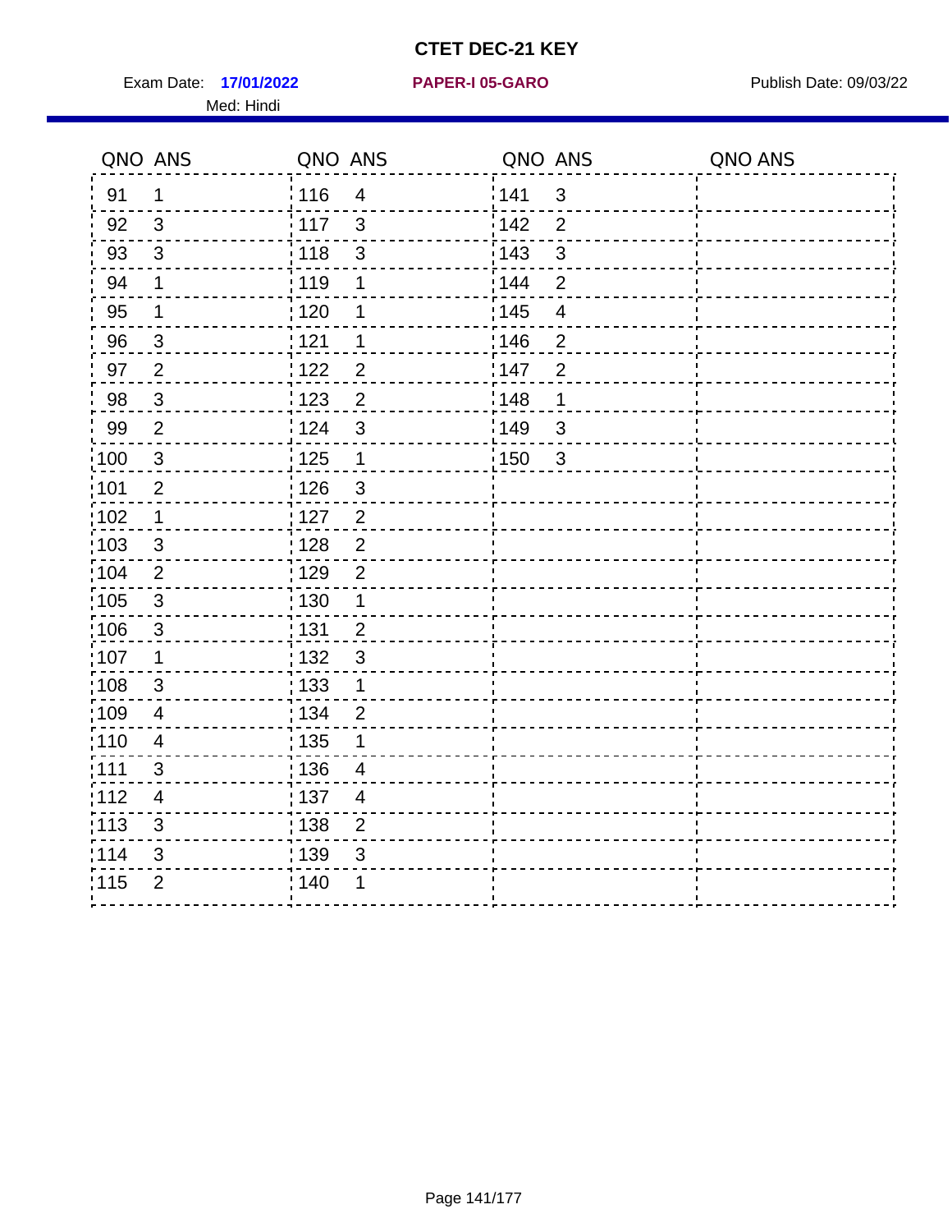# CTET DEC-21 KEY

Exam Date: **17/01/2022** **PAPER-I 05-GARO** Publish Date: 09/03/22

Med: Hindi

| QNO | ANS | QNO | ANS | QNO | ANS | QNO | ANS |
|---|---|---|---|---|---|---|---|
| 91 | 1 | 116 | 4 | 141 | 3 | | |
| 92 | 3 | 117 | 3 | 142 | 2 | | |
| 93 | 3 | 118 | 3 | 143 | 3 | | |
| 94 | 1 | 119 | 1 | 144 | 2 | | |
| 95 | 1 | 120 | 1 | 145 | 4 | | |
| 96 | 3 | 121 | 1 | 146 | 2 | | |
| 97 | 2 | 122 | 2 | 147 | 2 | | |
| 98 | 3 | 123 | 2 | 148 | 1 | | |
| 99 | 2 | 124 | 3 | 149 | 3 | | |
| 100 | 3 | 125 | 1 | 150 | 3 | | |
| 101 | 2 | 126 | 3 | | | | |
| 102 | 1 | 127 | 2 | | | | |
| 103 | 3 | 128 | 2 | | | | |
| 104 | 2 | 129 | 2 | | | | |
| 105 | 3 | 130 | 1 | | | | |
| 106 | 3 | 131 | 2 | | | | |
| 107 | 1 | 132 | 3 | | | | |
| 108 | 3 | 133 | 1 | | | | |
| 109 | 4 | 134 | 2 | | | | |
| 110 | 4 | 135 | 1 | | | | |
| 111 | 3 | 136 | 4 | | | | |
| 112 | 4 | 137 | 4 | | | | |
| 113 | 3 | 138 | 2 | | | | |
| 114 | 3 | 139 | 3 | | | | |
| 115 | 2 | 140 | 1 | | | | |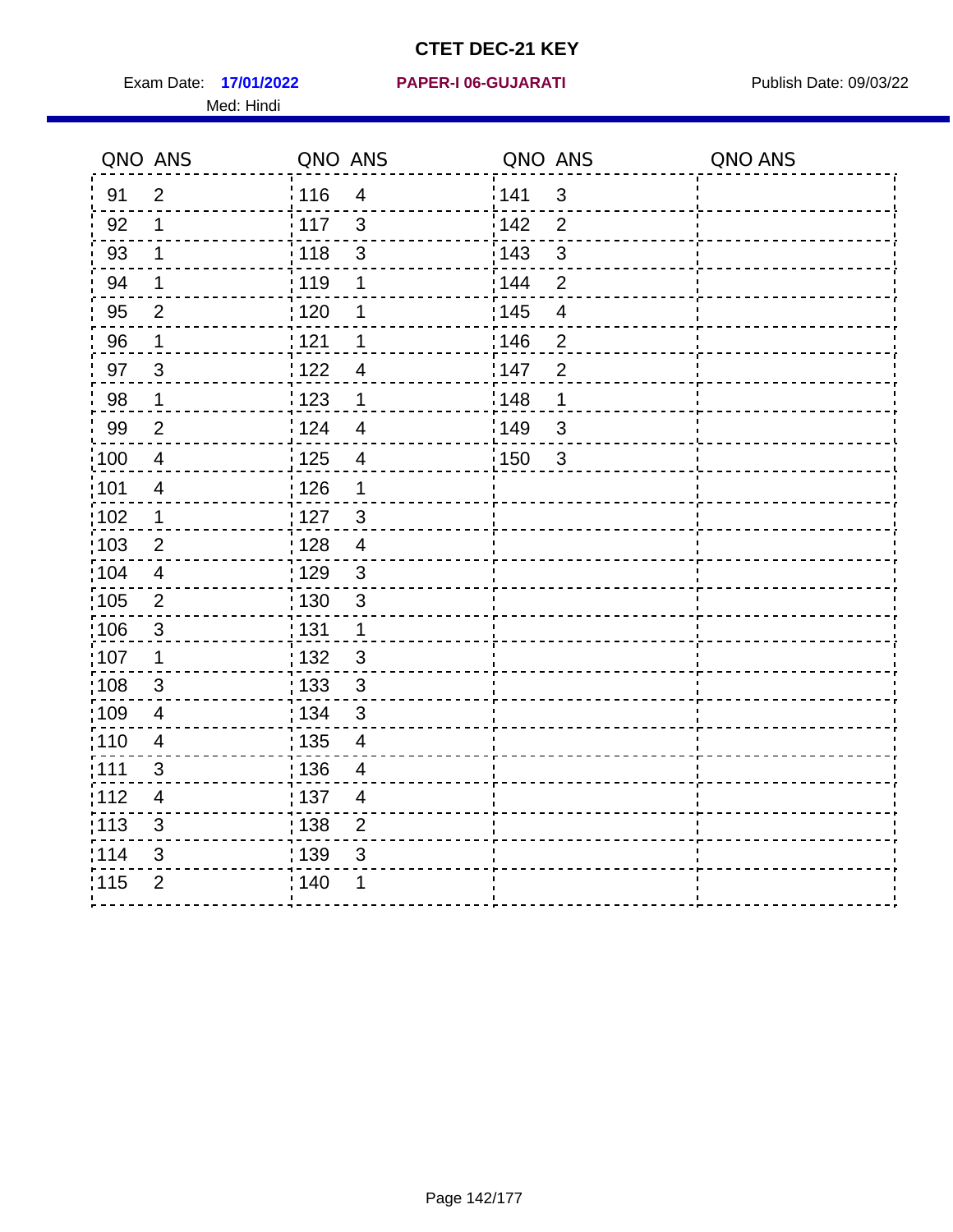# CTET DEC-21 KEY

Exam Date: **17/01/2022** **PAPER-I 06-GUJARATI** Publish Date: 09/03/22

Med: Hindi

| QNO | ANS | QNO | ANS | QNO | ANS | QNO | ANS |
|---|---|---|---|---|---|---|---|
| 91 | 2 | 116 | 4 | 141 | 3 | | |
| 92 | 1 | 117 | 3 | 142 | 2 | | |
| 93 | 1 | 118 | 3 | 143 | 3 | | |
| 94 | 1 | 119 | 1 | 144 | 2 | | |
| 95 | 2 | 120 | 1 | 145 | 4 | | |
| 96 | 1 | 121 | 1 | 146 | 2 | | |
| 97 | 3 | 122 | 4 | 147 | 2 | | |
| 98 | 1 | 123 | 1 | 148 | 1 | | |
| 99 | 2 | 124 | 4 | 149 | 3 | | |
| 100 | 4 | 125 | 4 | 150 | 3 | | |
| 101 | 4 | 126 | 1 | | | | |
| 102 | 1 | 127 | 3 | | | | |
| 103 | 2 | 128 | 4 | | | | |
| 104 | 4 | 129 | 3 | | | | |
| 105 | 2 | 130 | 3 | | | | |
| 106 | 3 | 131 | 1 | | | | |
| 107 | 1 | 132 | 3 | | | | |
| 108 | 3 | 133 | 3 | | | | |
| 109 | 4 | 134 | 3 | | | | |
| 110 | 4 | 135 | 4 | | | | |
| 111 | 3 | 136 | 4 | | | | |
| 112 | 4 | 137 | 4 | | | | |
| 113 | 3 | 138 | 2 | | | | |
| 114 | 3 | 139 | 3 | | | | |
| 115 | 2 | 140 | 1 | | | | |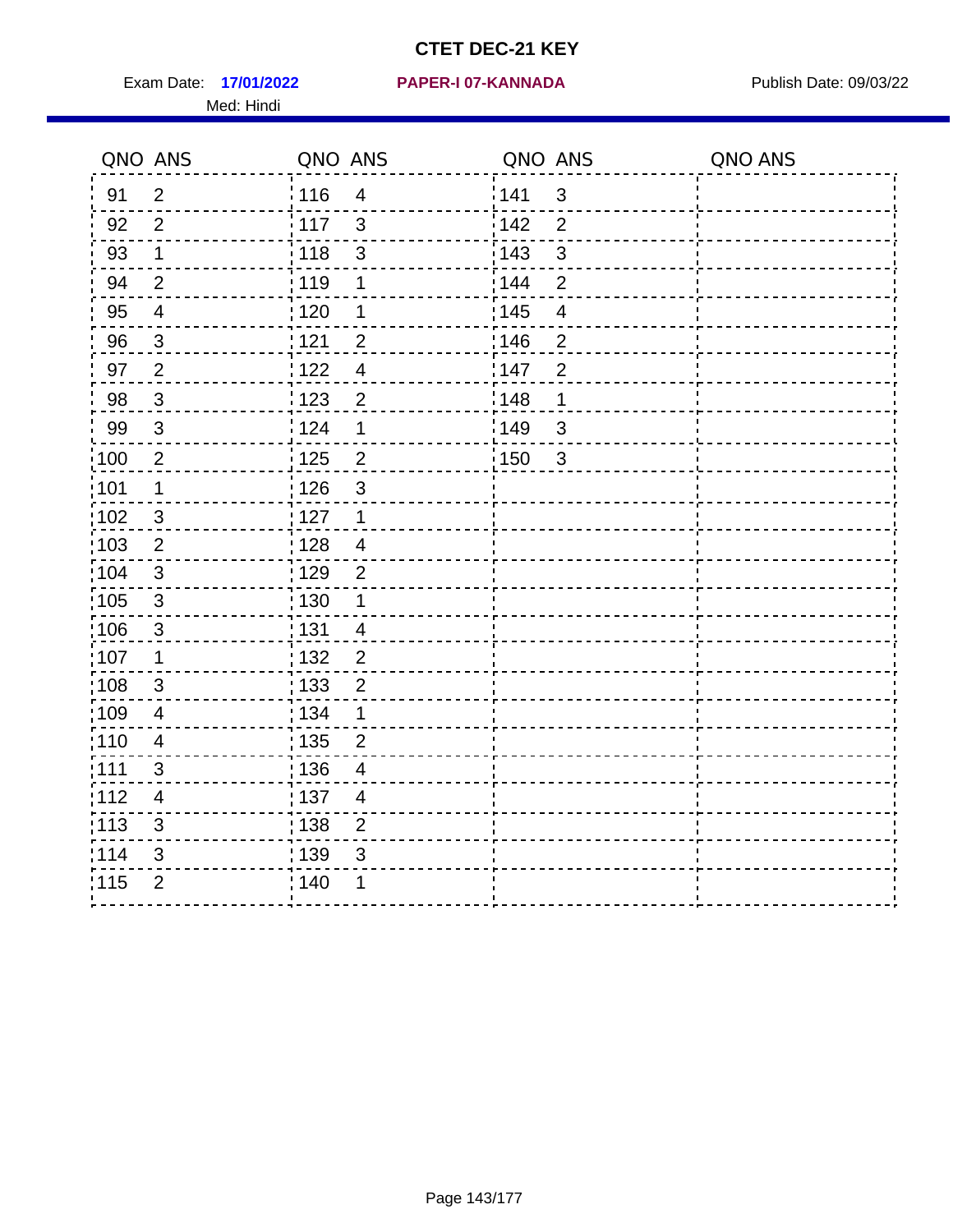# CTET DEC-21 KEY

Exam Date: **17/01/2022** **PAPER-I 07-KANNADA** Publish Date: 09/03/22

Med: Hindi

| QNO | ANS | QNO | ANS | QNO | ANS | QNO | ANS |
|---|---|---|---|---|---|---|---|
| 91 | 2 | 116 | 4 | 141 | 3 | | |
| 92 | 2 | 117 | 3 | 142 | 2 | | |
| 93 | 1 | 118 | 3 | 143 | 3 | | |
| 94 | 2 | 119 | 1 | 144 | 2 | | |
| 95 | 4 | 120 | 1 | 145 | 4 | | |
| 96 | 3 | 121 | 2 | 146 | 2 | | |
| 97 | 2 | 122 | 4 | 147 | 2 | | |
| 98 | 3 | 123 | 2 | 148 | 1 | | |
| 99 | 3 | 124 | 1 | 149 | 3 | | |
| 100 | 2 | 125 | 2 | 150 | 3 | | |
| 101 | 1 | 126 | 3 | | | | |
| 102 | 3 | 127 | 1 | | | | |
| 103 | 2 | 128 | 4 | | | | |
| 104 | 3 | 129 | 2 | | | | |
| 105 | 3 | 130 | 1 | | | | |
| 106 | 3 | 131 | 4 | | | | |
| 107 | 1 | 132 | 2 | | | | |
| 108 | 3 | 133 | 2 | | | | |
| 109 | 4 | 134 | 1 | | | | |
| 110 | 4 | 135 | 2 | | | | |
| 111 | 3 | 136 | 4 | | | | |
| 112 | 4 | 137 | 4 | | | | |
| 113 | 3 | 138 | 2 | | | | |
| 114 | 3 | 139 | 3 | | | | |
| 115 | 2 | 140 | 1 | | | | |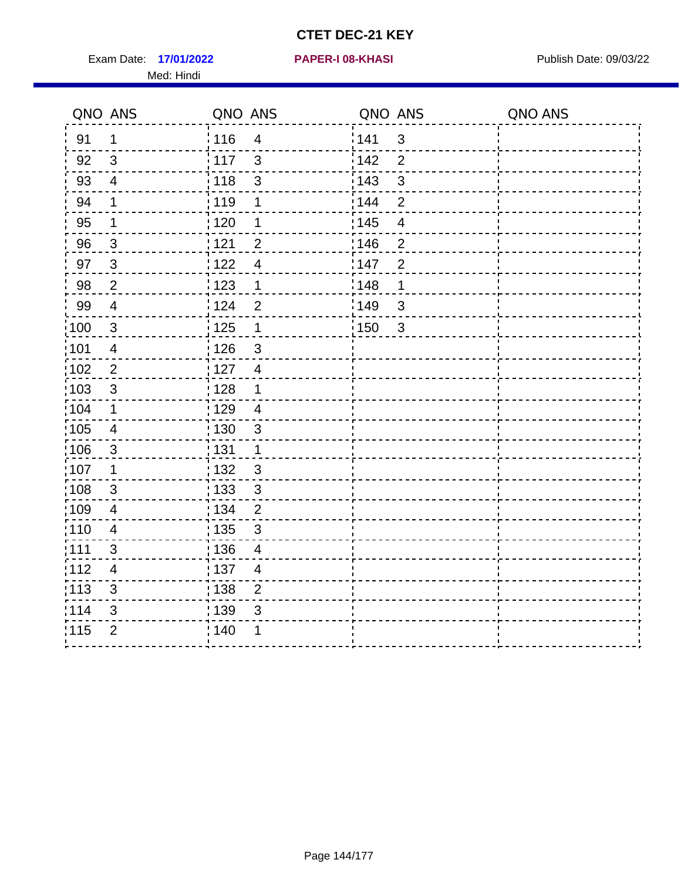# CTET DEC-21 KEY

Exam Date: **17/01/2022** **PAPER-I 08-KHASI** Publish Date: 09/03/22

Med: Hindi

| QNO | ANS | QNO | ANS | QNO | ANS | QNO | ANS |
|---|---|---|---|---|---|---|---|
| 91 | 1 | 116 | 4 | 141 | 3 | | |
| 92 | 3 | 117 | 3 | 142 | 2 | | |
| 93 | 4 | 118 | 3 | 143 | 3 | | |
| 94 | 1 | 119 | 1 | 144 | 2 | | |
| 95 | 1 | 120 | 1 | 145 | 4 | | |
| 96 | 3 | 121 | 2 | 146 | 2 | | |
| 97 | 3 | 122 | 4 | 147 | 2 | | |
| 98 | 2 | 123 | 1 | 148 | 1 | | |
| 99 | 4 | 124 | 2 | 149 | 3 | | |
| 100 | 3 | 125 | 1 | 150 | 3 | | |
| 101 | 4 | 126 | 3 | | | | |
| 102 | 2 | 127 | 4 | | | | |
| 103 | 3 | 128 | 1 | | | | |
| 104 | 1 | 129 | 4 | | | | |
| 105 | 4 | 130 | 3 | | | | |
| 106 | 3 | 131 | 1 | | | | |
| 107 | 1 | 132 | 3 | | | | |
| 108 | 3 | 133 | 3 | | | | |
| 109 | 4 | 134 | 2 | | | | |
| 110 | 4 | 135 | 3 | | | | |
| 111 | 3 | 136 | 4 | | | | |
| 112 | 4 | 137 | 4 | | | | |
| 113 | 3 | 138 | 2 | | | | |
| 114 | 3 | 139 | 3 | | | | |
| 115 | 2 | 140 | 1 | | | | |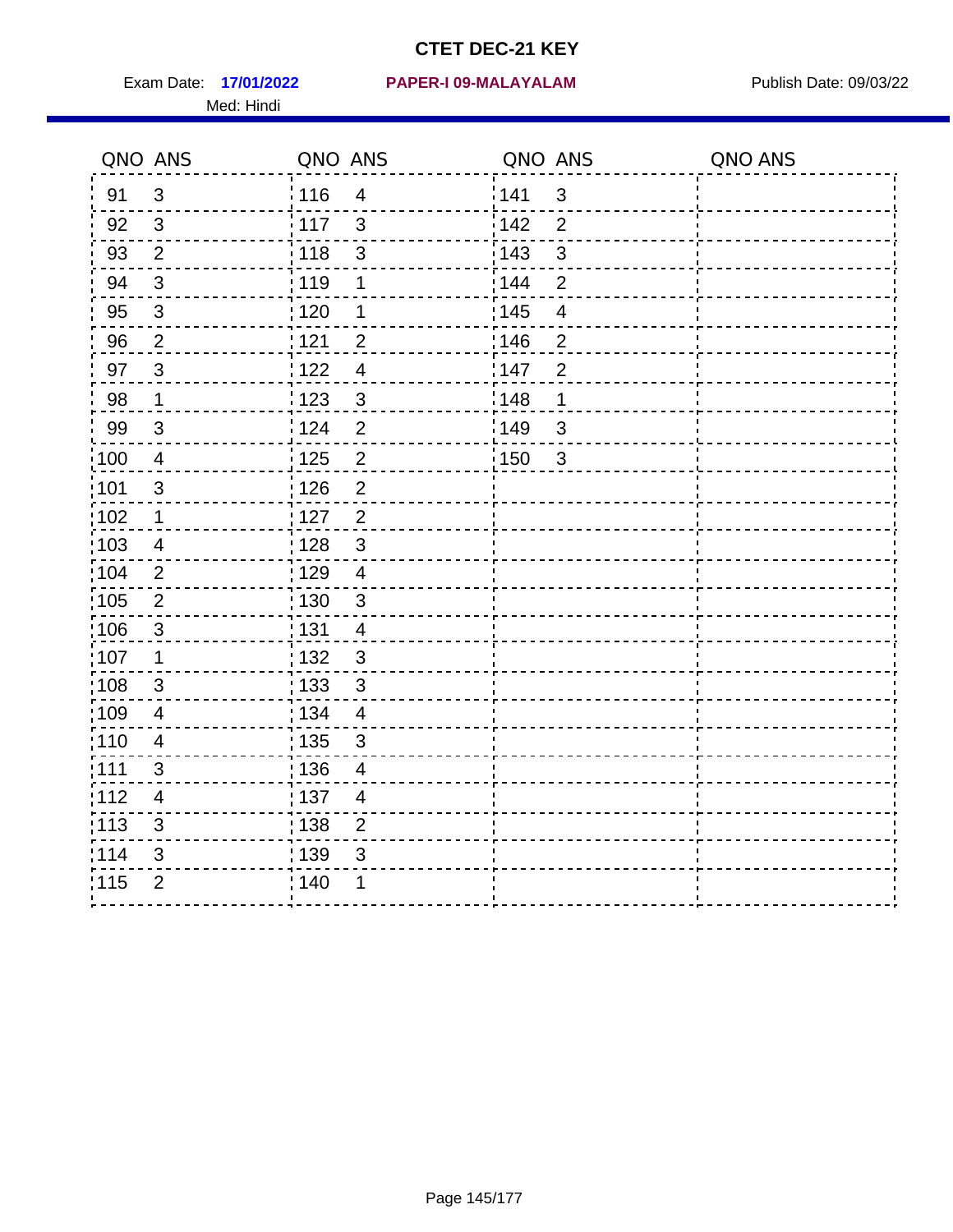# CTET DEC-21 KEY

Exam Date: **17/01/2022** **PAPER-I 09-MALAYALAM** Publish Date: 09/03/22

Med: Hindi

| QNO | ANS | QNO | ANS | QNO | ANS | QNO | ANS |
|---|---|---|---|---|---|---|---|
| 91 | 3 | 116 | 4 | 141 | 3 | | |
| 92 | 3 | 117 | 3 | 142 | 2 | | |
| 93 | 2 | 118 | 3 | 143 | 3 | | |
| 94 | 3 | 119 | 1 | 144 | 2 | | |
| 95 | 3 | 120 | 1 | 145 | 4 | | |
| 96 | 2 | 121 | 2 | 146 | 2 | | |
| 97 | 3 | 122 | 4 | 147 | 2 | | |
| 98 | 1 | 123 | 3 | 148 | 1 | | |
| 99 | 3 | 124 | 2 | 149 | 3 | | |
| 100 | 4 | 125 | 2 | 150 | 3 | | |
| 101 | 3 | 126 | 2 | | | | |
| 102 | 1 | 127 | 2 | | | | |
| 103 | 4 | 128 | 3 | | | | |
| 104 | 2 | 129 | 4 | | | | |
| 105 | 2 | 130 | 3 | | | | |
| 106 | 3 | 131 | 4 | | | | |
| 107 | 1 | 132 | 3 | | | | |
| 108 | 3 | 133 | 3 | | | | |
| 109 | 4 | 134 | 4 | | | | |
| 110 | 4 | 135 | 3 | | | | |
| 111 | 3 | 136 | 4 | | | | |
| 112 | 4 | 137 | 4 | | | | |
| 113 | 3 | 138 | 2 | | | | |
| 114 | 3 | 139 | 3 | | | | |
| 115 | 2 | 140 | 1 | | | | |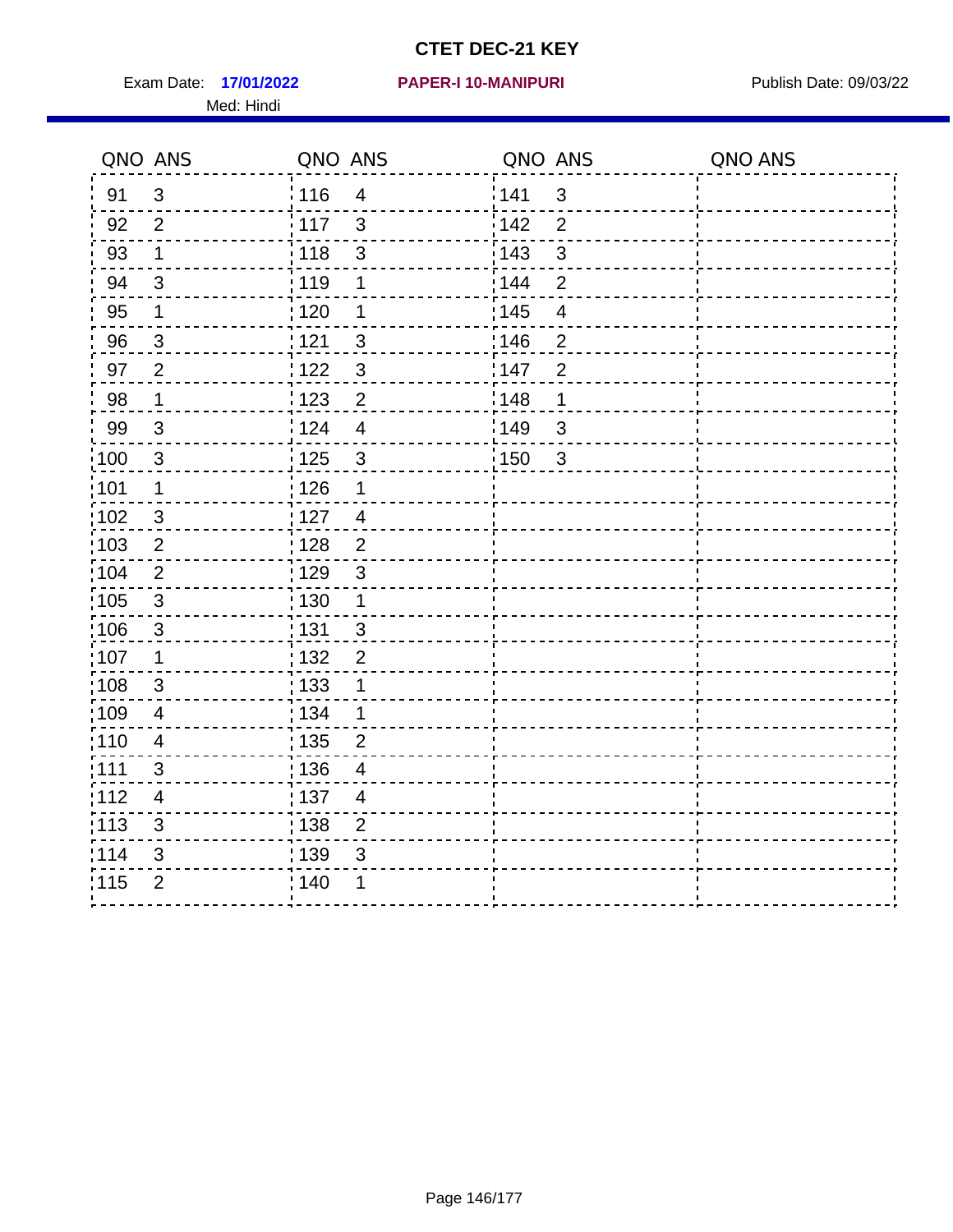# CTET DEC-21 KEY

Exam Date: **17/01/2022** **PAPER-I 10-MANIPURI** Publish Date: 09/03/22

Med: Hindi

| QNO | ANS | QNO | ANS | QNO | ANS | QNO | ANS |
|---|---|---|---|---|---|---|---|
| 91 | 3 | 116 | 4 | 141 | 3 | | |
| 92 | 2 | 117 | 3 | 142 | 2 | | |
| 93 | 1 | 118 | 3 | 143 | 3 | | |
| 94 | 3 | 119 | 1 | 144 | 2 | | |
| 95 | 1 | 120 | 1 | 145 | 4 | | |
| 96 | 3 | 121 | 3 | 146 | 2 | | |
| 97 | 2 | 122 | 3 | 147 | 2 | | |
| 98 | 1 | 123 | 2 | 148 | 1 | | |
| 99 | 3 | 124 | 4 | 149 | 3 | | |
| 100 | 3 | 125 | 3 | 150 | 3 | | |
| 101 | 1 | 126 | 1 | | | | |
| 102 | 3 | 127 | 4 | | | | |
| 103 | 2 | 128 | 2 | | | | |
| 104 | 2 | 129 | 3 | | | | |
| 105 | 3 | 130 | 1 | | | | |
| 106 | 3 | 131 | 3 | | | | |
| 107 | 1 | 132 | 2 | | | | |
| 108 | 3 | 133 | 1 | | | | |
| 109 | 4 | 134 | 1 | | | | |
| 110 | 4 | 135 | 2 | | | | |
| 111 | 3 | 136 | 4 | | | | |
| 112 | 4 | 137 | 4 | | | | |
| 113 | 3 | 138 | 2 | | | | |
| 114 | 3 | 139 | 3 | | | | |
| 115 | 2 | 140 | 1 | | | | |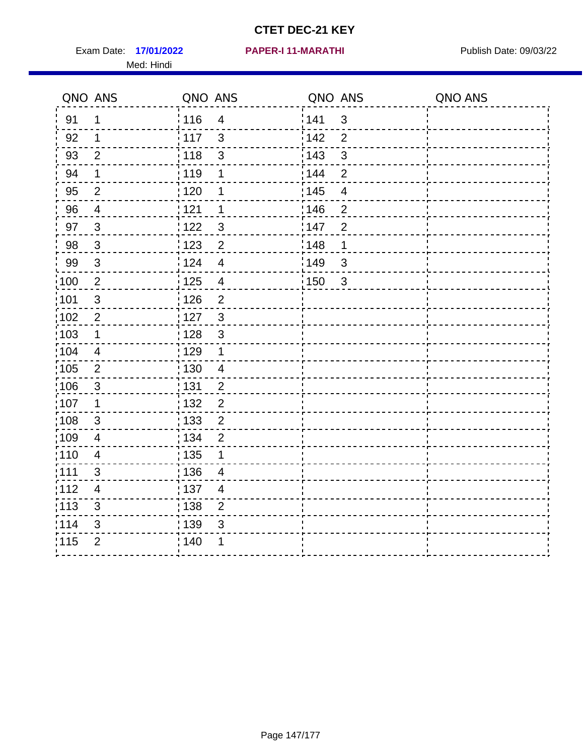# CTET DEC-21 KEY

Exam Date: **17/01/2022** **PAPER-I 11-MARATHI** Publish Date: 09/03/22

Med: Hindi

| QNO | ANS | QNO | ANS | QNO | ANS | QNO | ANS |
|---|---|---|---|---|---|---|---|
| 91 | 1 | 116 | 4 | 141 | 3 | | |
| 92 | 1 | 117 | 3 | 142 | 2 | | |
| 93 | 2 | 118 | 3 | 143 | 3 | | |
| 94 | 1 | 119 | 1 | 144 | 2 | | |
| 95 | 2 | 120 | 1 | 145 | 4 | | |
| 96 | 4 | 121 | 1 | 146 | 2 | | |
| 97 | 3 | 122 | 3 | 147 | 2 | | |
| 98 | 3 | 123 | 2 | 148 | 1 | | |
| 99 | 3 | 124 | 4 | 149 | 3 | | |
| 100 | 2 | 125 | 4 | 150 | 3 | | |
| 101 | 3 | 126 | 2 | | | | |
| 102 | 2 | 127 | 3 | | | | |
| 103 | 1 | 128 | 3 | | | | |
| 104 | 4 | 129 | 1 | | | | |
| 105 | 2 | 130 | 4 | | | | |
| 106 | 3 | 131 | 2 | | | | |
| 107 | 1 | 132 | 2 | | | | |
| 108 | 3 | 133 | 2 | | | | |
| 109 | 4 | 134 | 2 | | | | |
| 110 | 4 | 135 | 1 | | | | |
| 111 | 3 | 136 | 4 | | | | |
| 112 | 4 | 137 | 4 | | | | |
| 113 | 3 | 138 | 2 | | | | |
| 114 | 3 | 139 | 3 | | | | |
| 115 | 2 | 140 | 1 | | | | |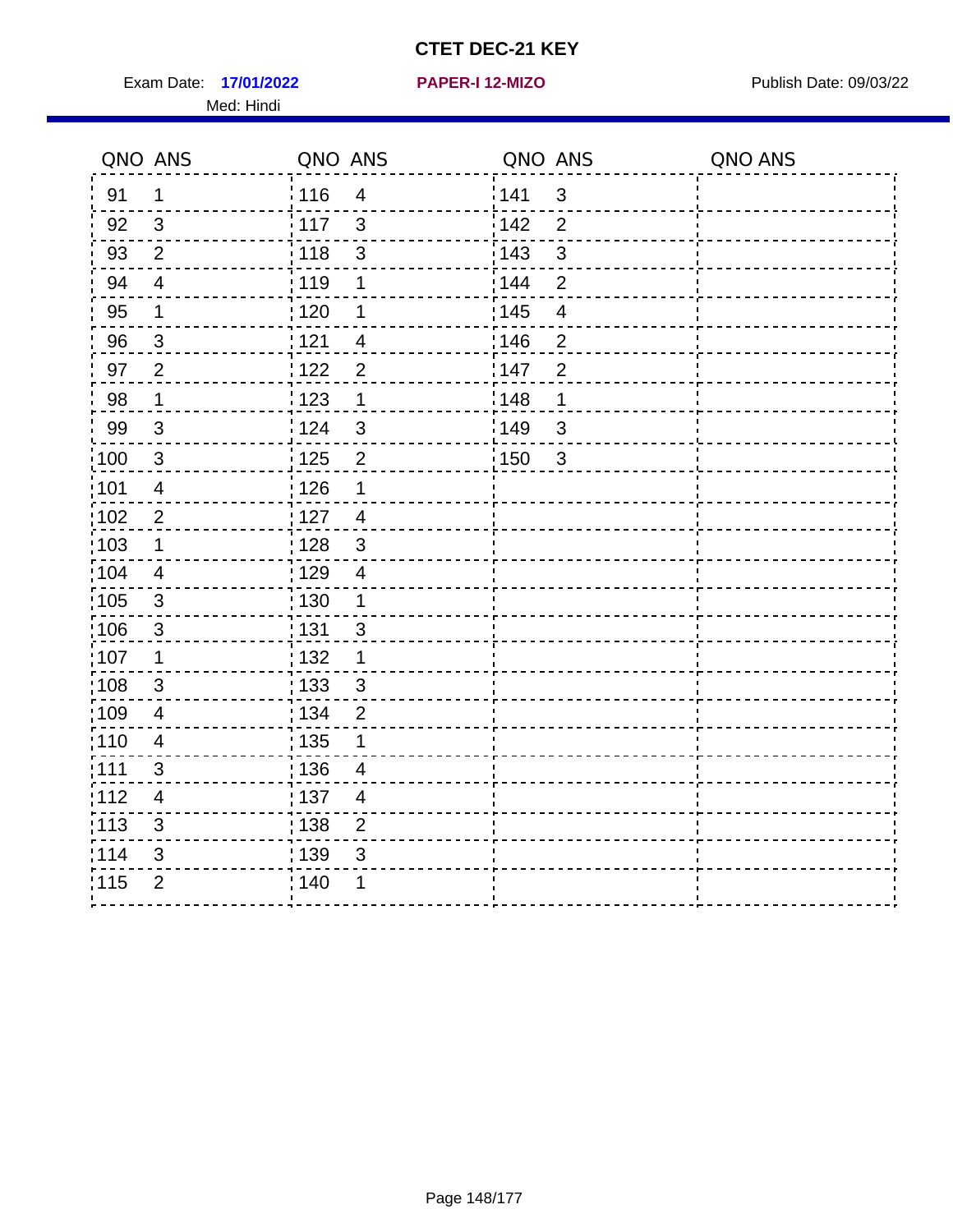# CTET DEC-21 KEY

Exam Date: **17/01/2022** **PAPER-I 12-MIZO** Publish Date: 09/03/22

Med: Hindi

| QNO | ANS | QNO | ANS | QNO | ANS | QNO | ANS |
|---|---|---|---|---|---|---|---|
| 91 | 1 | 116 | 4 | 141 | 3 | | |
| 92 | 3 | 117 | 3 | 142 | 2 | | |
| 93 | 2 | 118 | 3 | 143 | 3 | | |
| 94 | 4 | 119 | 1 | 144 | 2 | | |
| 95 | 1 | 120 | 1 | 145 | 4 | | |
| 96 | 3 | 121 | 4 | 146 | 2 | | |
| 97 | 2 | 122 | 2 | 147 | 2 | | |
| 98 | 1 | 123 | 1 | 148 | 1 | | |
| 99 | 3 | 124 | 3 | 149 | 3 | | |
| 100 | 3 | 125 | 2 | 150 | 3 | | |
| 101 | 4 | 126 | 1 | | | | |
| 102 | 2 | 127 | 4 | | | | |
| 103 | 1 | 128 | 3 | | | | |
| 104 | 4 | 129 | 4 | | | | |
| 105 | 3 | 130 | 1 | | | | |
| 106 | 3 | 131 | 3 | | | | |
| 107 | 1 | 132 | 1 | | | | |
| 108 | 3 | 133 | 3 | | | | |
| 109 | 4 | 134 | 2 | | | | |
| 110 | 4 | 135 | 1 | | | | |
| 111 | 3 | 136 | 4 | | | | |
| 112 | 4 | 137 | 4 | | | | |
| 113 | 3 | 138 | 2 | | | | |
| 114 | 3 | 139 | 3 | | | | |
| 115 | 2 | 140 | 1 | | | | |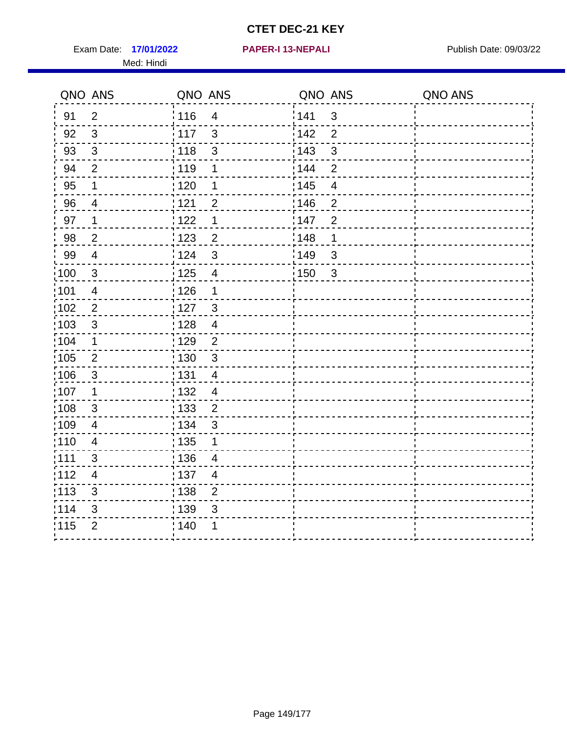# CTET DEC-21 KEY

Exam Date: **17/01/2022** **PAPER-I 13-NEPALI** Publish Date: 09/03/22

Med: Hindi

| QNO | ANS | QNO | ANS | QNO | ANS | QNO | ANS |
|---|---|---|---|---|---|---|---|
| 91 | 2 | 116 | 4 | 141 | 3 | | |
| 92 | 3 | 117 | 3 | 142 | 2 | | |
| 93 | 3 | 118 | 3 | 143 | 3 | | |
| 94 | 2 | 119 | 1 | 144 | 2 | | |
| 95 | 1 | 120 | 1 | 145 | 4 | | |
| 96 | 4 | 121 | 2 | 146 | 2 | | |
| 97 | 1 | 122 | 1 | 147 | 2 | | |
| 98 | 2 | 123 | 2 | 148 | 1 | | |
| 99 | 4 | 124 | 3 | 149 | 3 | | |
| 100 | 3 | 125 | 4 | 150 | 3 | | |
| 101 | 4 | 126 | 1 | | | | |
| 102 | 2 | 127 | 3 | | | | |
| 103 | 3 | 128 | 4 | | | | |
| 104 | 1 | 129 | 2 | | | | |
| 105 | 2 | 130 | 3 | | | | |
| 106 | 3 | 131 | 4 | | | | |
| 107 | 1 | 132 | 4 | | | | |
| 108 | 3 | 133 | 2 | | | | |
| 109 | 4 | 134 | 3 | | | | |
| 110 | 4 | 135 | 1 | | | | |
| 111 | 3 | 136 | 4 | | | | |
| 112 | 4 | 137 | 4 | | | | |
| 113 | 3 | 138 | 2 | | | | |
| 114 | 3 | 139 | 3 | | | | |
| 115 | 2 | 140 | 1 | | | | |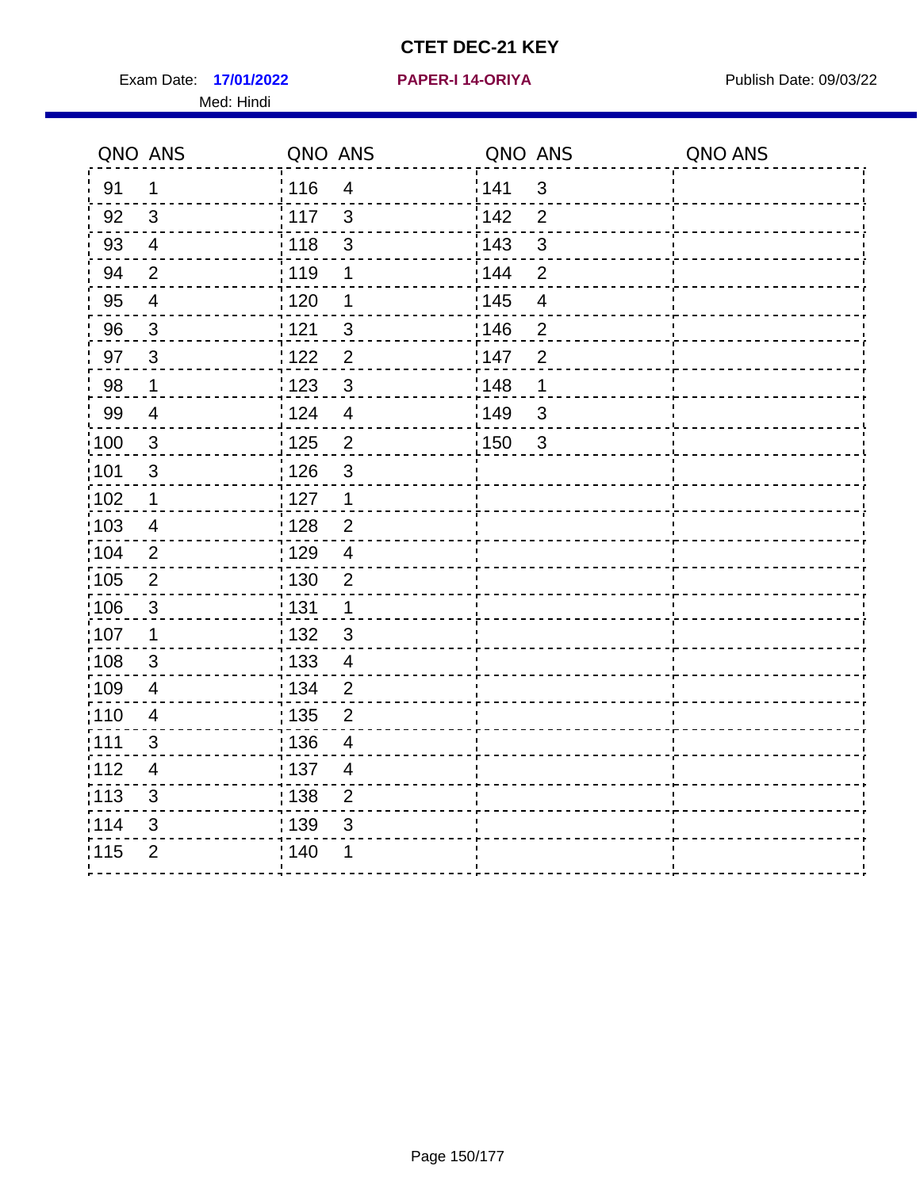# CTET DEC-21 KEY

Exam Date: **17/01/2022** **PAPER-I 14-ORIYA** Publish Date: 09/03/22

Med: Hindi

| QNO | ANS | QNO | ANS | QNO | ANS | QNO | ANS |
|---|---|---|---|---|---|---|---|
| 91 | 1 | 116 | 4 | 141 | 3 | | |
| 92 | 3 | 117 | 3 | 142 | 2 | | |
| 93 | 4 | 118 | 3 | 143 | 3 | | |
| 94 | 2 | 119 | 1 | 144 | 2 | | |
| 95 | 4 | 120 | 1 | 145 | 4 | | |
| 96 | 3 | 121 | 3 | 146 | 2 | | |
| 97 | 3 | 122 | 2 | 147 | 2 | | |
| 98 | 1 | 123 | 3 | 148 | 1 | | |
| 99 | 4 | 124 | 4 | 149 | 3 | | |
| 100 | 3 | 125 | 2 | 150 | 3 | | |
| 101 | 3 | 126 | 3 | | | | |
| 102 | 1 | 127 | 1 | | | | |
| 103 | 4 | 128 | 2 | | | | |
| 104 | 2 | 129 | 4 | | | | |
| 105 | 2 | 130 | 2 | | | | |
| 106 | 3 | 131 | 1 | | | | |
| 107 | 1 | 132 | 3 | | | | |
| 108 | 3 | 133 | 4 | | | | |
| 109 | 4 | 134 | 2 | | | | |
| 110 | 4 | 135 | 2 | | | | |
| 111 | 3 | 136 | 4 | | | | |
| 112 | 4 | 137 | 4 | | | | |
| 113 | 3 | 138 | 2 | | | | |
| 114 | 3 | 139 | 3 | | | | |
| 115 | 2 | 140 | 1 | | | | |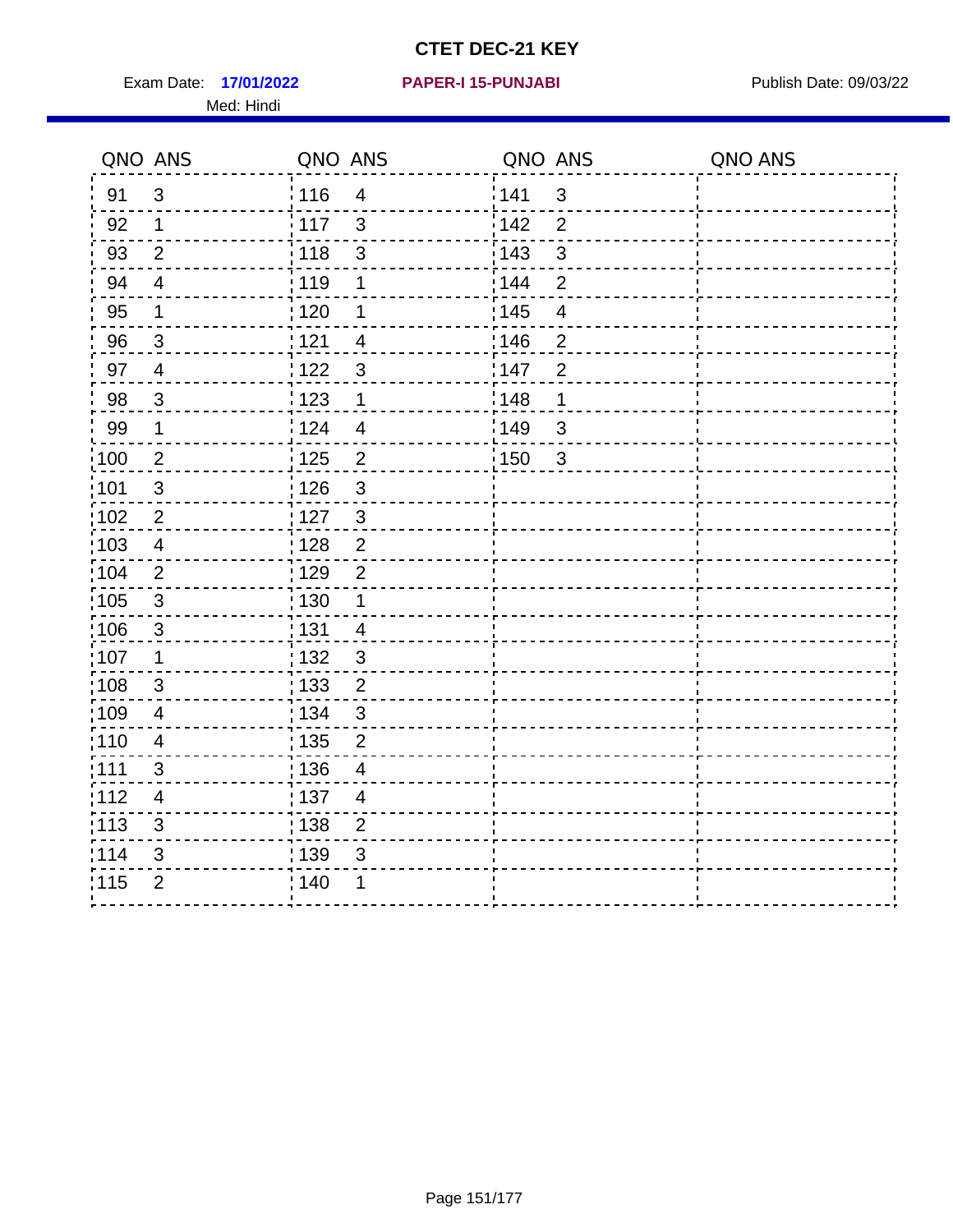# CTET DEC-21 KEY

Exam Date: **17/01/2022** **PAPER-I 15-PUNJABI** Publish Date: 09/03/22

Med: Hindi

| QNO | ANS | QNO | ANS | QNO | ANS | QNO | ANS |
|---|---|---|---|---|---|---|---|
| 91 | 3 | 116 | 4 | 141 | 3 | | |
| 92 | 1 | 117 | 3 | 142 | 2 | | |
| 93 | 2 | 118 | 3 | 143 | 3 | | |
| 94 | 4 | 119 | 1 | 144 | 2 | | |
| 95 | 1 | 120 | 1 | 145 | 4 | | |
| 96 | 3 | 121 | 4 | 146 | 2 | | |
| 97 | 4 | 122 | 3 | 147 | 2 | | |
| 98 | 3 | 123 | 1 | 148 | 1 | | |
| 99 | 1 | 124 | 4 | 149 | 3 | | |
| 100 | 2 | 125 | 2 | 150 | 3 | | |
| 101 | 3 | 126 | 3 | | | | |
| 102 | 2 | 127 | 3 | | | | |
| 103 | 4 | 128 | 2 | | | | |
| 104 | 2 | 129 | 2 | | | | |
| 105 | 3 | 130 | 1 | | | | |
| 106 | 3 | 131 | 4 | | | | |
| 107 | 1 | 132 | 3 | | | | |
| 108 | 3 | 133 | 2 | | | | |
| 109 | 4 | 134 | 3 | | | | |
| 110 | 4 | 135 | 2 | | | | |
| 111 | 3 | 136 | 4 | | | | |
| 112 | 4 | 137 | 4 | | | | |
| 113 | 3 | 138 | 2 | | | | |
| 114 | 3 | 139 | 3 | | | | |
| 115 | 2 | 140 | 1 | | | | |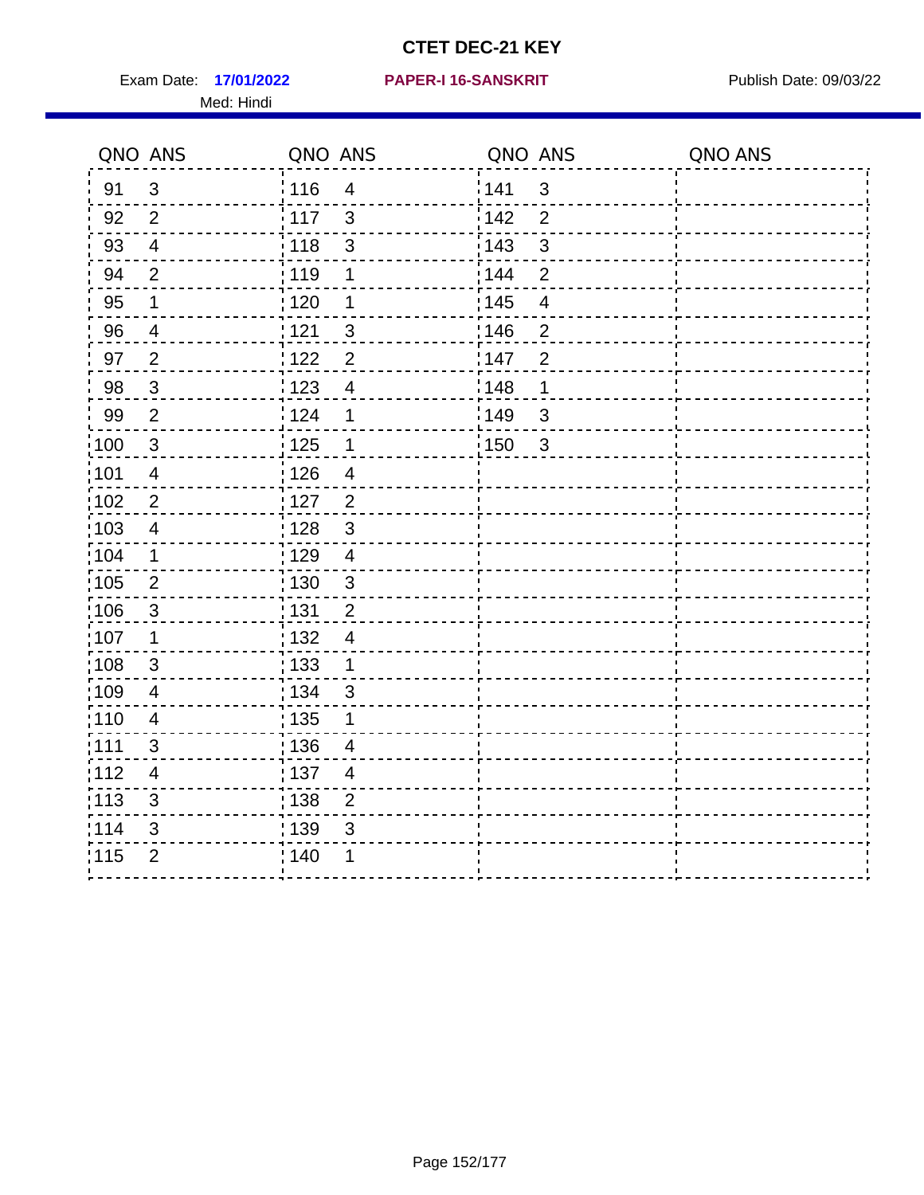# CTET DEC-21 KEY

Exam Date: **17/01/2022** **PAPER-I 16-SANSKRIT** Publish Date: 09/03/22

Med: Hindi

| QNO | ANS | QNO | ANS | QNO | ANS | QNO | ANS |
|---|---|---|---|---|---|---|---|
| 91 | 3 | 116 | 4 | 141 | 3 | | |
| 92 | 2 | 117 | 3 | 142 | 2 | | |
| 93 | 4 | 118 | 3 | 143 | 3 | | |
| 94 | 2 | 119 | 1 | 144 | 2 | | |
| 95 | 1 | 120 | 1 | 145 | 4 | | |
| 96 | 4 | 121 | 3 | 146 | 2 | | |
| 97 | 2 | 122 | 2 | 147 | 2 | | |
| 98 | 3 | 123 | 4 | 148 | 1 | | |
| 99 | 2 | 124 | 1 | 149 | 3 | | |
| 100 | 3 | 125 | 1 | 150 | 3 | | |
| 101 | 4 | 126 | 4 | | | | |
| 102 | 2 | 127 | 2 | | | | |
| 103 | 4 | 128 | 3 | | | | |
| 104 | 1 | 129 | 4 | | | | |
| 105 | 2 | 130 | 3 | | | | |
| 106 | 3 | 131 | 2 | | | | |
| 107 | 1 | 132 | 4 | | | | |
| 108 | 3 | 133 | 1 | | | | |
| 109 | 4 | 134 | 3 | | | | |
| 110 | 4 | 135 | 1 | | | | |
| 111 | 3 | 136 | 4 | | | | |
| 112 | 4 | 137 | 4 | | | | |
| 113 | 3 | 138 | 2 | | | | |
| 114 | 3 | 139 | 3 | | | | |
| 115 | 2 | 140 | 1 | | | | |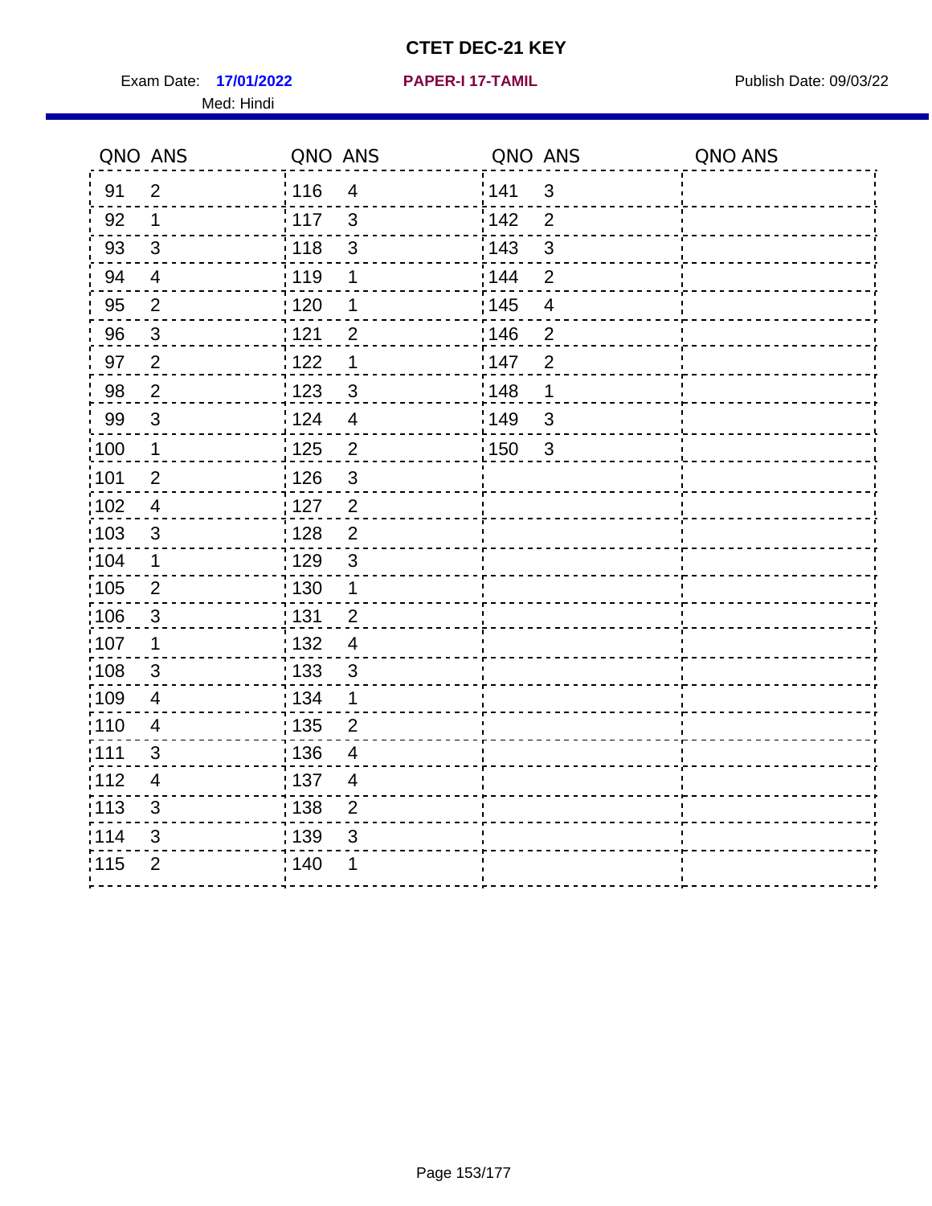# CTET DEC-21 KEY

Exam Date: **17/01/2022** **PAPER-I 17-TAMIL** Publish Date: 09/03/22

Med: Hindi

| QNO | ANS | QNO | ANS | QNO | ANS | QNO | ANS |
|---|---|---|---|---|---|---|---|
| 91 | 2 | 116 | 4 | 141 | 3 | | |
| 92 | 1 | 117 | 3 | 142 | 2 | | |
| 93 | 3 | 118 | 3 | 143 | 3 | | |
| 94 | 4 | 119 | 1 | 144 | 2 | | |
| 95 | 2 | 120 | 1 | 145 | 4 | | |
| 96 | 3 | 121 | 2 | 146 | 2 | | |
| 97 | 2 | 122 | 1 | 147 | 2 | | |
| 98 | 2 | 123 | 3 | 148 | 1 | | |
| 99 | 3 | 124 | 4 | 149 | 3 | | |
| 100 | 1 | 125 | 2 | 150 | 3 | | |
| 101 | 2 | 126 | 3 | | | | |
| 102 | 4 | 127 | 2 | | | | |
| 103 | 3 | 128 | 2 | | | | |
| 104 | 1 | 129 | 3 | | | | |
| 105 | 2 | 130 | 1 | | | | |
| 106 | 3 | 131 | 2 | | | | |
| 107 | 1 | 132 | 4 | | | | |
| 108 | 3 | 133 | 3 | | | | |
| 109 | 4 | 134 | 1 | | | | |
| 110 | 4 | 135 | 2 | | | | |
| 111 | 3 | 136 | 4 | | | | |
| 112 | 4 | 137 | 4 | | | | |
| 113 | 3 | 138 | 2 | | | | |
| 114 | 3 | 139 | 3 | | | | |
| 115 | 2 | 140 | 1 | | | | |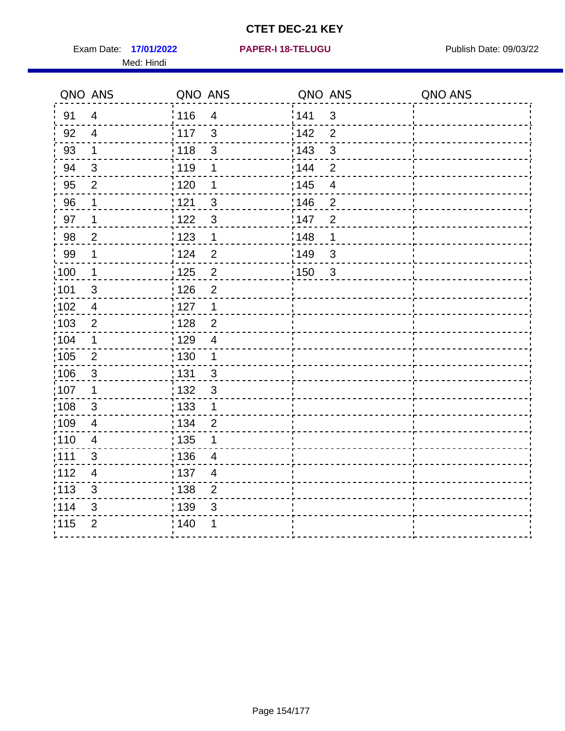# CTET DEC-21 KEY

Exam Date: **17/01/2022** **PAPER-I 18-TELUGU** Publish Date: 09/03/22

Med: Hindi

| QNO | ANS | QNO | ANS | QNO | ANS | QNO | ANS |
|---|---|---|---|---|---|---|---|
| 91 | 4 | 116 | 4 | 141 | 3 | | |
| 92 | 4 | 117 | 3 | 142 | 2 | | |
| 93 | 1 | 118 | 3 | 143 | 3 | | |
| 94 | 3 | 119 | 1 | 144 | 2 | | |
| 95 | 2 | 120 | 1 | 145 | 4 | | |
| 96 | 1 | 121 | 3 | 146 | 2 | | |
| 97 | 1 | 122 | 3 | 147 | 2 | | |
| 98 | 2 | 123 | 1 | 148 | 1 | | |
| 99 | 1 | 124 | 2 | 149 | 3 | | |
| 100 | 1 | 125 | 2 | 150 | 3 | | |
| 101 | 3 | 126 | 2 | | | | |
| 102 | 4 | 127 | 1 | | | | |
| 103 | 2 | 128 | 2 | | | | |
| 104 | 1 | 129 | 4 | | | | |
| 105 | 2 | 130 | 1 | | | | |
| 106 | 3 | 131 | 3 | | | | |
| 107 | 1 | 132 | 3 | | | | |
| 108 | 3 | 133 | 1 | | | | |
| 109 | 4 | 134 | 2 | | | | |
| 110 | 4 | 135 | 1 | | | | |
| 111 | 3 | 136 | 4 | | | | |
| 112 | 4 | 137 | 4 | | | | |
| 113 | 3 | 138 | 2 | | | | |
| 114 | 3 | 139 | 3 | | | | |
| 115 | 2 | 140 | 1 | | | | |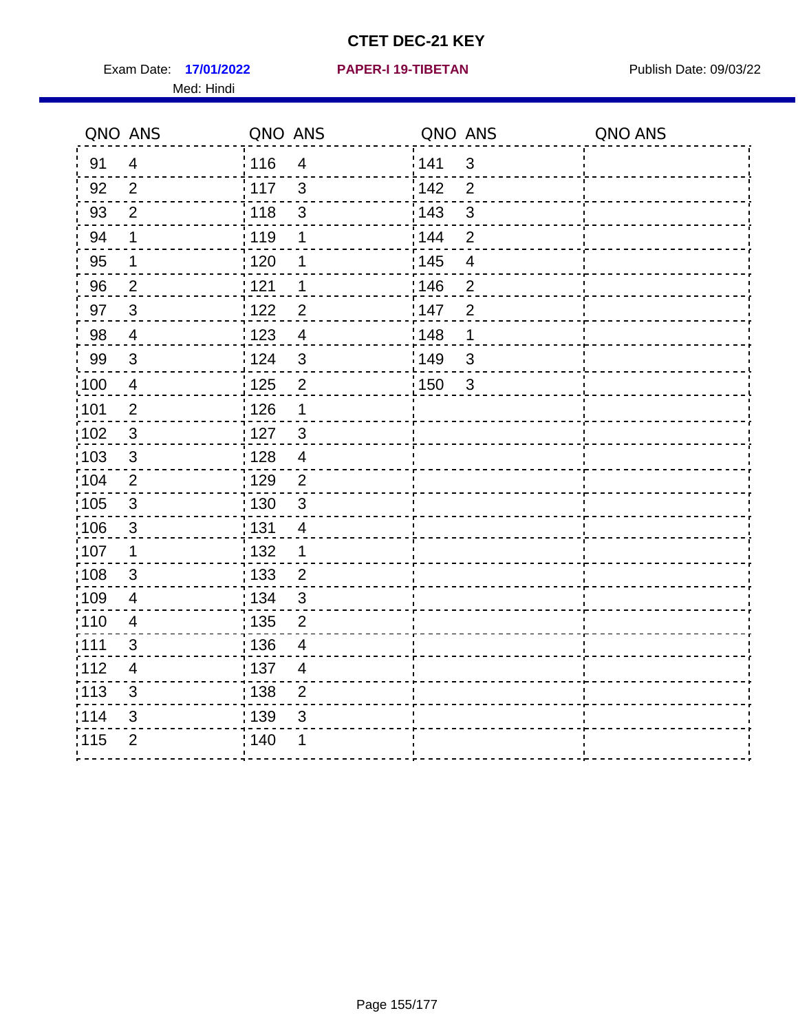# CTET DEC-21 KEY

Exam Date: **17/01/2022** **PAPER-I 19-TIBETAN** Publish Date: 09/03/22

Med: Hindi

| QNO | ANS | QNO | ANS | QNO | ANS | QNO | ANS |
|---|---|---|---|---|---|---|---|
| 91 | 4 | 116 | 4 | 141 | 3 | | |
| 92 | 2 | 117 | 3 | 142 | 2 | | |
| 93 | 2 | 118 | 3 | 143 | 3 | | |
| 94 | 1 | 119 | 1 | 144 | 2 | | |
| 95 | 1 | 120 | 1 | 145 | 4 | | |
| 96 | 2 | 121 | 1 | 146 | 2 | | |
| 97 | 3 | 122 | 2 | 147 | 2 | | |
| 98 | 4 | 123 | 4 | 148 | 1 | | |
| 99 | 3 | 124 | 3 | 149 | 3 | | |
| 100 | 4 | 125 | 2 | 150 | 3 | | |
| 101 | 2 | 126 | 1 | | | | |
| 102 | 3 | 127 | 3 | | | | |
| 103 | 3 | 128 | 4 | | | | |
| 104 | 2 | 129 | 2 | | | | |
| 105 | 3 | 130 | 3 | | | | |
| 106 | 3 | 131 | 4 | | | | |
| 107 | 1 | 132 | 1 | | | | |
| 108 | 3 | 133 | 2 | | | | |
| 109 | 4 | 134 | 3 | | | | |
| 110 | 4 | 135 | 2 | | | | |
| 111 | 3 | 136 | 4 | | | | |
| 112 | 4 | 137 | 4 | | | | |
| 113 | 3 | 138 | 2 | | | | |
| 114 | 3 | 139 | 3 | | | | |
| 115 | 2 | 140 | 1 | | | | |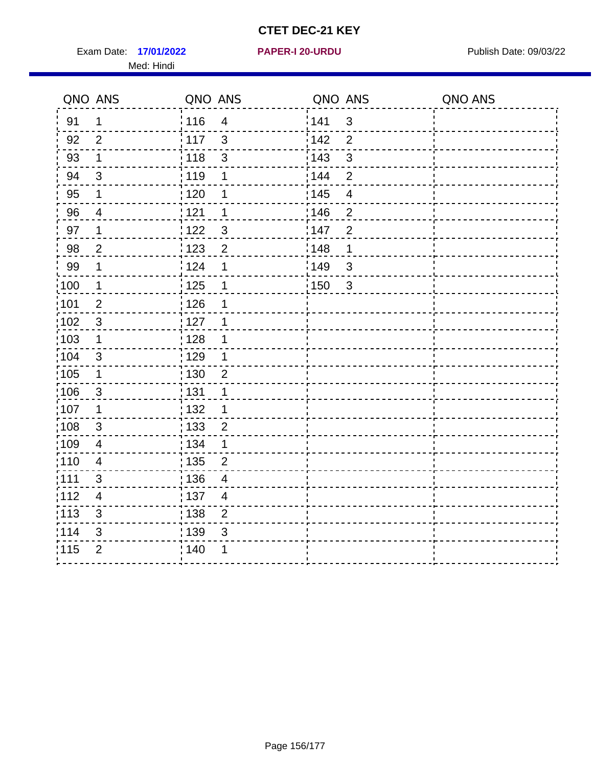# CTET DEC-21 KEY

Exam Date: **17/01/2022** **PAPER-I 20-URDU** Publish Date: 09/03/22

Med: Hindi

| QNO | ANS | QNO | ANS | QNO | ANS | QNO | ANS |
|---|---|---|---|---|---|---|---|
| 91 | 1 | 116 | 4 | 141 | 3 | | |
| 92 | 2 | 117 | 3 | 142 | 2 | | |
| 93 | 1 | 118 | 3 | 143 | 3 | | |
| 94 | 3 | 119 | 1 | 144 | 2 | | |
| 95 | 1 | 120 | 1 | 145 | 4 | | |
| 96 | 4 | 121 | 1 | 146 | 2 | | |
| 97 | 1 | 122 | 3 | 147 | 2 | | |
| 98 | 2 | 123 | 2 | 148 | 1 | | |
| 99 | 1 | 124 | 1 | 149 | 3 | | |
| 100 | 1 | 125 | 1 | 150 | 3 | | |
| 101 | 2 | 126 | 1 | | | | |
| 102 | 3 | 127 | 1 | | | | |
| 103 | 1 | 128 | 1 | | | | |
| 104 | 3 | 129 | 1 | | | | |
| 105 | 1 | 130 | 2 | | | | |
| 106 | 3 | 131 | 1 | | | | |
| 107 | 1 | 132 | 1 | | | | |
| 108 | 3 | 133 | 2 | | | | |
| 109 | 4 | 134 | 1 | | | | |
| 110 | 4 | 135 | 2 | | | | |
| 111 | 3 | 136 | 4 | | | | |
| 112 | 4 | 137 | 4 | | | | |
| 113 | 3 | 138 | 2 | | | | |
| 114 | 3 | 139 | 3 | | | | |
| 115 | 2 | 140 | 1 | | | | |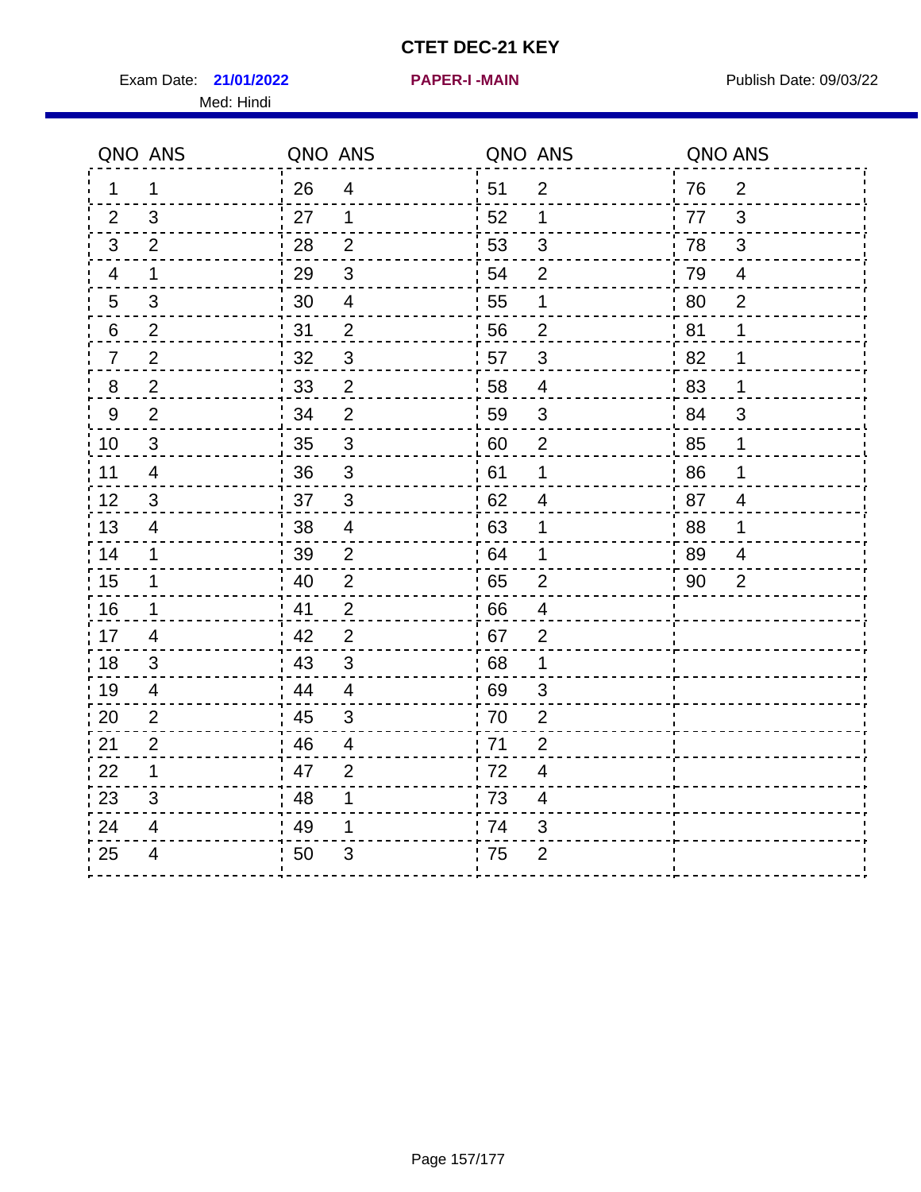# CTET DEC-21 KEY

Exam Date: **21/01/2022** **PAPER-I -MAIN** Publish Date: 09/03/22

Med: Hindi

| QNO | ANS | QNO | ANS | QNO | ANS | QNO | ANS |
|---|---|---|---|---|---|---|---|
| 1 | 1 | 26 | 4 | 51 | 2 | 76 | 2 |
| 2 | 3 | 27 | 1 | 52 | 1 | 77 | 3 |
| 3 | 2 | 28 | 2 | 53 | 3 | 78 | 3 |
| 4 | 1 | 29 | 3 | 54 | 2 | 79 | 4 |
| 5 | 3 | 30 | 4 | 55 | 1 | 80 | 2 |
| 6 | 2 | 31 | 2 | 56 | 2 | 81 | 1 |
| 7 | 2 | 32 | 3 | 57 | 3 | 82 | 1 |
| 8 | 2 | 33 | 2 | 58 | 4 | 83 | 1 |
| 9 | 2 | 34 | 2 | 59 | 3 | 84 | 3 |
| 10 | 3 | 35 | 3 | 60 | 2 | 85 | 1 |
| 11 | 4 | 36 | 3 | 61 | 1 | 86 | 1 |
| 12 | 3 | 37 | 3 | 62 | 4 | 87 | 4 |
| 13 | 4 | 38 | 4 | 63 | 1 | 88 | 1 |
| 14 | 1 | 39 | 2 | 64 | 1 | 89 | 4 |
| 15 | 1 | 40 | 2 | 65 | 2 | 90 | 2 |
| 16 | 1 | 41 | 2 | 66 | 4 | | |
| 17 | 4 | 42 | 2 | 67 | 2 | | |
| 18 | 3 | 43 | 3 | 68 | 1 | | |
| 19 | 4 | 44 | 4 | 69 | 3 | | |
| 20 | 2 | 45 | 3 | 70 | 2 | | |
| 21 | 2 | 46 | 4 | 71 | 2 | | |
| 22 | 1 | 47 | 2 | 72 | 4 | | |
| 23 | 3 | 48 | 1 | 73 | 4 | | |
| 24 | 4 | 49 | 1 | 74 | 3 | | |
| 25 | 4 | 50 | 3 | 75 | 2 | | |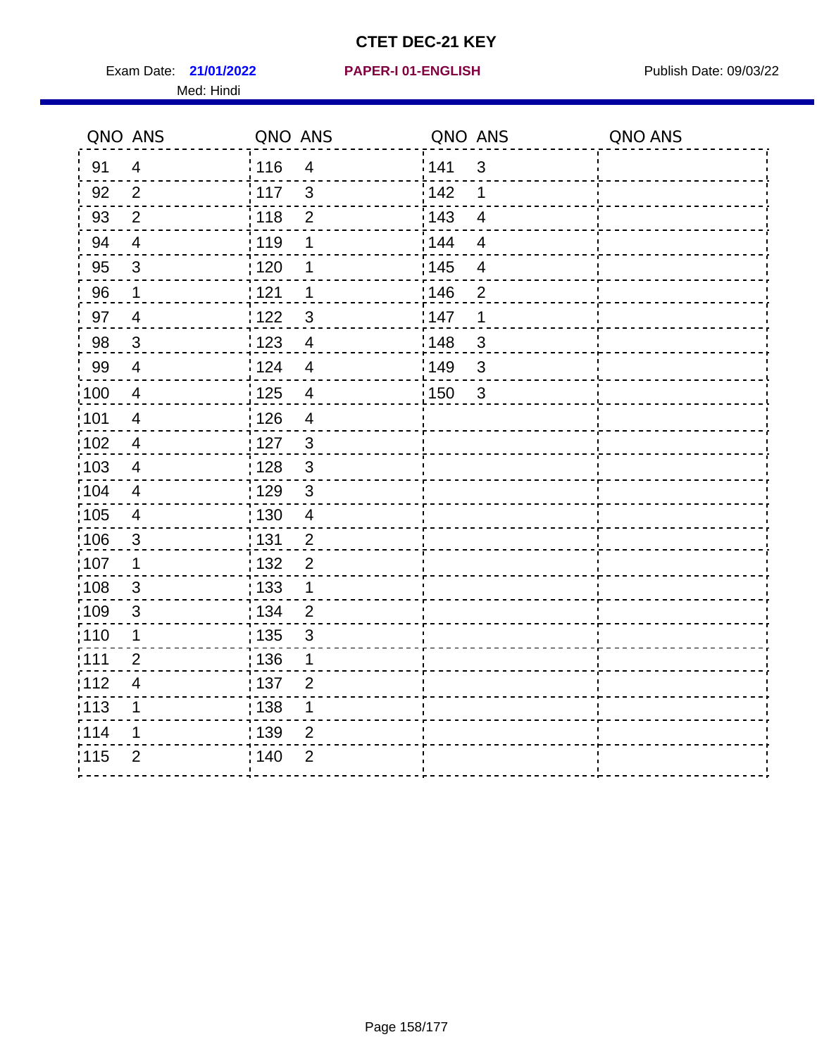# CTET DEC-21 KEY

Exam Date: **21/01/2022** **PAPER-I 01-ENGLISH** Publish Date: 09/03/22

Med: Hindi

| QNO | ANS | QNO | ANS | QNO | ANS | QNO | ANS |
|---|---|---|---|---|---|---|---|
| 91 | 4 | 116 | 4 | 141 | 3 | | |
| 92 | 2 | 117 | 3 | 142 | 1 | | |
| 93 | 2 | 118 | 2 | 143 | 4 | | |
| 94 | 4 | 119 | 1 | 144 | 4 | | |
| 95 | 3 | 120 | 1 | 145 | 4 | | |
| 96 | 1 | 121 | 1 | 146 | 2 | | |
| 97 | 4 | 122 | 3 | 147 | 1 | | |
| 98 | 3 | 123 | 4 | 148 | 3 | | |
| 99 | 4 | 124 | 4 | 149 | 3 | | |
| 100 | 4 | 125 | 4 | 150 | 3 | | |
| 101 | 4 | 126 | 4 | | | | |
| 102 | 4 | 127 | 3 | | | | |
| 103 | 4 | 128 | 3 | | | | |
| 104 | 4 | 129 | 3 | | | | |
| 105 | 4 | 130 | 4 | | | | |
| 106 | 3 | 131 | 2 | | | | |
| 107 | 1 | 132 | 2 | | | | |
| 108 | 3 | 133 | 1 | | | | |
| 109 | 3 | 134 | 2 | | | | |
| 110 | 1 | 135 | 3 | | | | |
| 111 | 2 | 136 | 1 | | | | |
| 112 | 4 | 137 | 2 | | | | |
| 113 | 1 | 138 | 1 | | | | |
| 114 | 1 | 139 | 2 | | | | |
| 115 | 2 | 140 | 2 | | | | |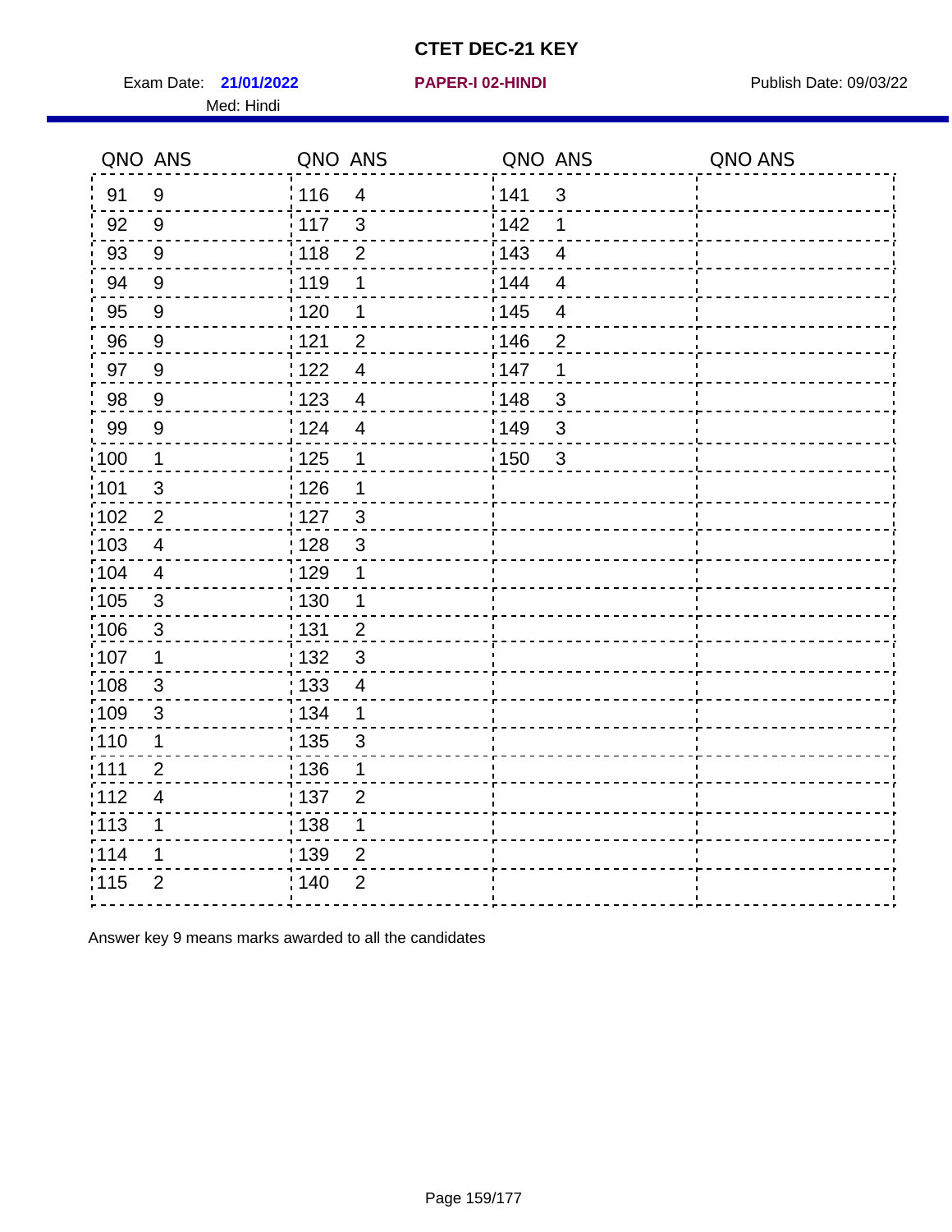# CTET DEC-21 KEY

Exam Date: **21/01/2022** **PAPER-I 02-HINDI** Publish Date: 09/03/22

Med: Hindi

| QNO | ANS | QNO | ANS | QNO | ANS | QNO | ANS |
|---|---|---|---|---|---|---|---|
| 91 | 9 | 116 | 4 | 141 | 3 | | |
| 92 | 9 | 117 | 3 | 142 | 1 | | |
| 93 | 9 | 118 | 2 | 143 | 4 | | |
| 94 | 9 | 119 | 1 | 144 | 4 | | |
| 95 | 9 | 120 | 1 | 145 | 4 | | |
| 96 | 9 | 121 | 2 | 146 | 2 | | |
| 97 | 9 | 122 | 4 | 147 | 1 | | |
| 98 | 9 | 123 | 4 | 148 | 3 | | |
| 99 | 9 | 124 | 4 | 149 | 3 | | |
| 100 | 1 | 125 | 1 | 150 | 3 | | |
| 101 | 3 | 126 | 1 | | | | |
| 102 | 2 | 127 | 3 | | | | |
| 103 | 4 | 128 | 3 | | | | |
| 104 | 4 | 129 | 1 | | | | |
| 105 | 3 | 130 | 1 | | | | |
| 106 | 3 | 131 | 2 | | | | |
| 107 | 1 | 132 | 3 | | | | |
| 108 | 3 | 133 | 4 | | | | |
| 109 | 3 | 134 | 1 | | | | |
| 110 | 1 | 135 | 3 | | | | |
| 111 | 2 | 136 | 1 | | | | |
| 112 | 4 | 137 | 2 | | | | |
| 113 | 1 | 138 | 1 | | | | |
| 114 | 1 | 139 | 2 | | | | |
| 115 | 2 | 140 | 2 | | | | |

Answer key 9 means marks awarded to all the candidates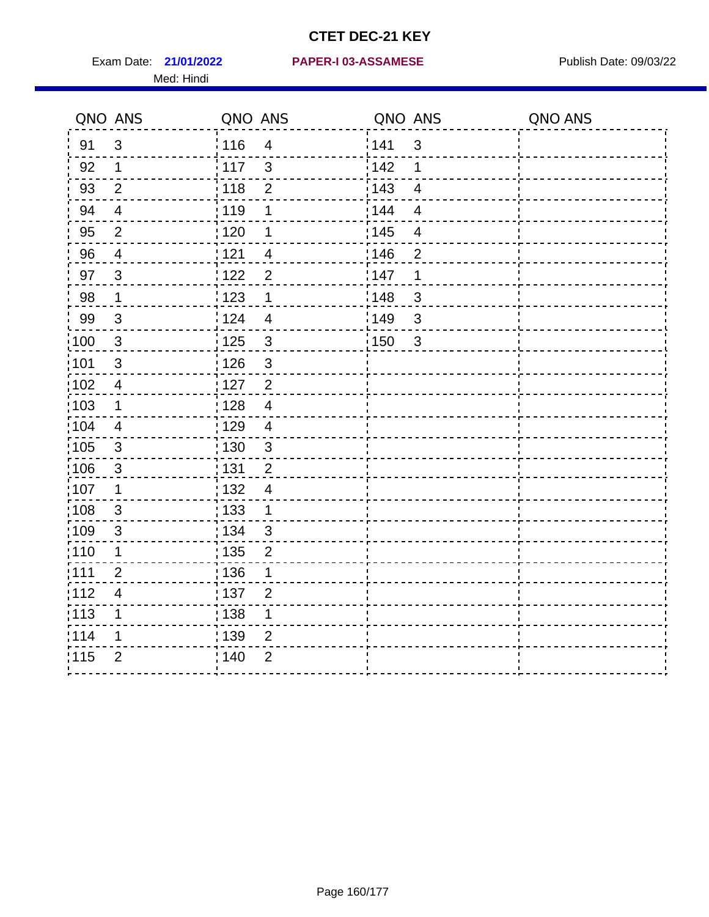# CTET DEC-21 KEY

Exam Date: **21/01/2022** **PAPER-I 03-ASSAMESE** Publish Date: 09/03/22

Med: Hindi

| QNO | ANS | QNO | ANS | QNO | ANS | QNO | ANS |
|---|---|---|---|---|---|---|---|
| 91 | 3 | 116 | 4 | 141 | 3 | | |
| 92 | 1 | 117 | 3 | 142 | 1 | | |
| 93 | 2 | 118 | 2 | 143 | 4 | | |
| 94 | 4 | 119 | 1 | 144 | 4 | | |
| 95 | 2 | 120 | 1 | 145 | 4 | | |
| 96 | 4 | 121 | 4 | 146 | 2 | | |
| 97 | 3 | 122 | 2 | 147 | 1 | | |
| 98 | 1 | 123 | 1 | 148 | 3 | | |
| 99 | 3 | 124 | 4 | 149 | 3 | | |
| 100 | 3 | 125 | 3 | 150 | 3 | | |
| 101 | 3 | 126 | 3 | | | | |
| 102 | 4 | 127 | 2 | | | | |
| 103 | 1 | 128 | 4 | | | | |
| 104 | 4 | 129 | 4 | | | | |
| 105 | 3 | 130 | 3 | | | | |
| 106 | 3 | 131 | 2 | | | | |
| 107 | 1 | 132 | 4 | | | | |
| 108 | 3 | 133 | 1 | | | | |
| 109 | 3 | 134 | 3 | | | | |
| 110 | 1 | 135 | 2 | | | | |
| 111 | 2 | 136 | 1 | | | | |
| 112 | 4 | 137 | 2 | | | | |
| 113 | 1 | 138 | 1 | | | | |
| 114 | 1 | 139 | 2 | | | | |
| 115 | 2 | 140 | 2 | | | | |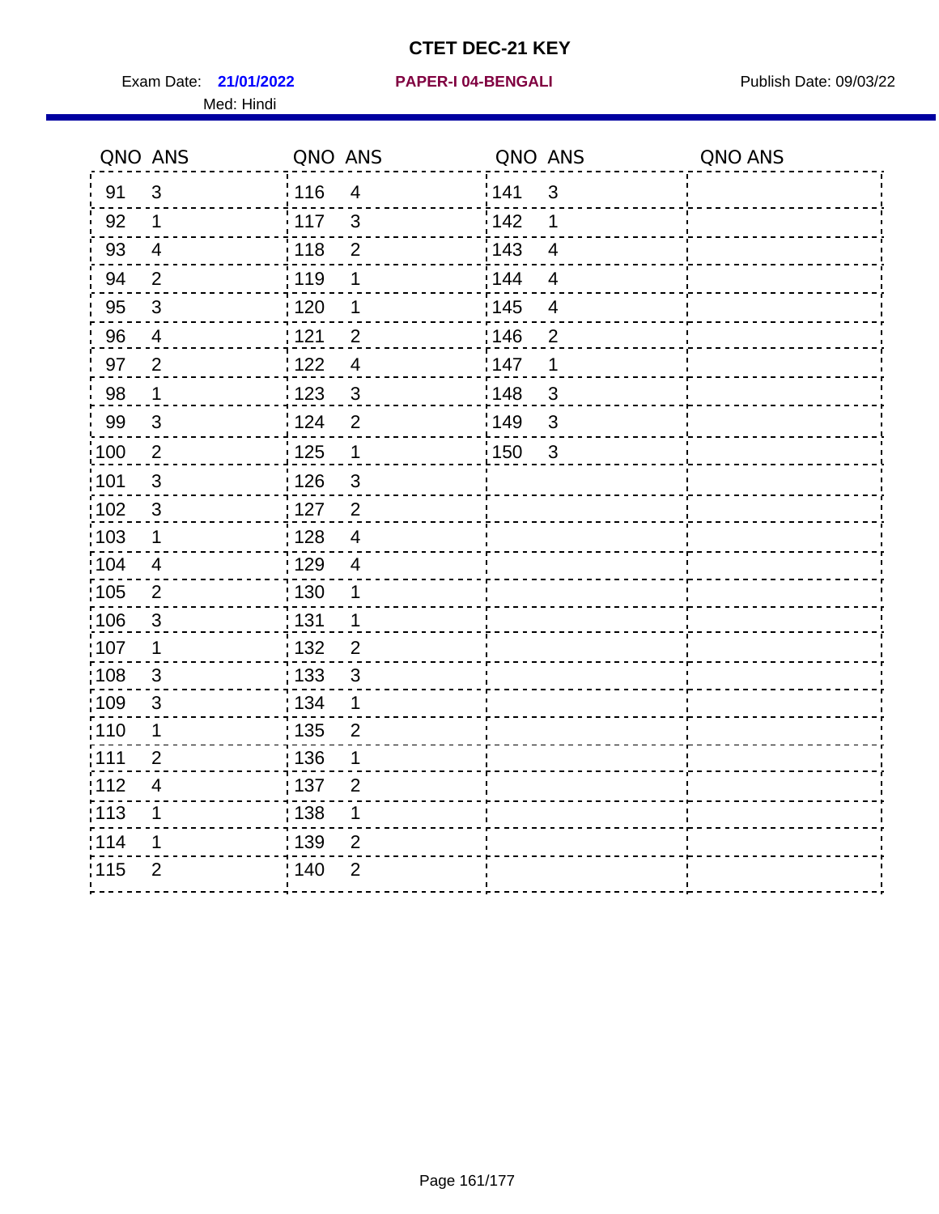# CTET DEC-21 KEY

Exam Date: **21/01/2022** **PAPER-I 04-BENGALI** Publish Date: 09/03/22

Med: Hindi

| QNO | ANS | QNO | ANS | QNO | ANS | QNO | ANS |
|---|---|---|---|---|---|---|---|
| 91 | 3 | 116 | 4 | 141 | 3 | | |
| 92 | 1 | 117 | 3 | 142 | 1 | | |
| 93 | 4 | 118 | 2 | 143 | 4 | | |
| 94 | 2 | 119 | 1 | 144 | 4 | | |
| 95 | 3 | 120 | 1 | 145 | 4 | | |
| 96 | 4 | 121 | 2 | 146 | 2 | | |
| 97 | 2 | 122 | 4 | 147 | 1 | | |
| 98 | 1 | 123 | 3 | 148 | 3 | | |
| 99 | 3 | 124 | 2 | 149 | 3 | | |
| 100 | 2 | 125 | 1 | 150 | 3 | | |
| 101 | 3 | 126 | 3 | | | | |
| 102 | 3 | 127 | 2 | | | | |
| 103 | 1 | 128 | 4 | | | | |
| 104 | 4 | 129 | 4 | | | | |
| 105 | 2 | 130 | 1 | | | | |
| 106 | 3 | 131 | 1 | | | | |
| 107 | 1 | 132 | 2 | | | | |
| 108 | 3 | 133 | 3 | | | | |
| 109 | 3 | 134 | 1 | | | | |
| 110 | 1 | 135 | 2 | | | | |
| 111 | 2 | 136 | 1 | | | | |
| 112 | 4 | 137 | 2 | | | | |
| 113 | 1 | 138 | 1 | | | | |
| 114 | 1 | 139 | 2 | | | | |
| 115 | 2 | 140 | 2 | | | | |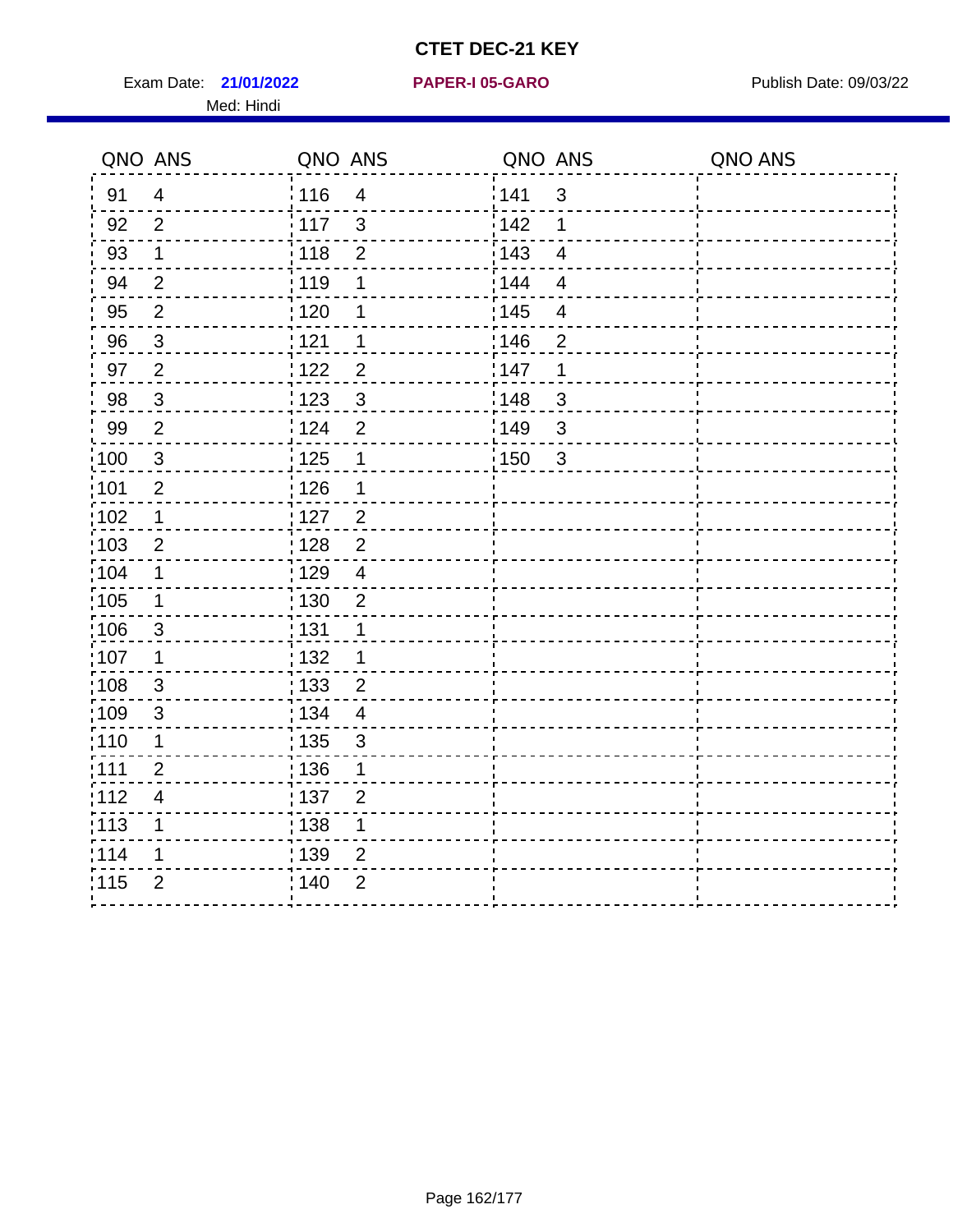# CTET DEC-21 KEY

Exam Date: **21/01/2022** | **PAPER-I 05-GARO** | Publish Date: 09/03/22

Med: Hindi

| QNO | ANS | QNO | ANS | QNO | ANS | QNO | ANS |
|---|---|---|---|---|---|---|---|
| 91 | 4 | 116 | 4 | 141 | 3 | | |
| 92 | 2 | 117 | 3 | 142 | 1 | | |
| 93 | 1 | 118 | 2 | 143 | 4 | | |
| 94 | 2 | 119 | 1 | 144 | 4 | | |
| 95 | 2 | 120 | 1 | 145 | 4 | | |
| 96 | 3 | 121 | 1 | 146 | 2 | | |
| 97 | 2 | 122 | 2 | 147 | 1 | | |
| 98 | 3 | 123 | 3 | 148 | 3 | | |
| 99 | 2 | 124 | 2 | 149 | 3 | | |
| 100 | 3 | 125 | 1 | 150 | 3 | | |
| 101 | 2 | 126 | 1 | | | | |
| 102 | 1 | 127 | 2 | | | | |
| 103 | 2 | 128 | 2 | | | | |
| 104 | 1 | 129 | 4 | | | | |
| 105 | 1 | 130 | 2 | | | | |
| 106 | 3 | 131 | 1 | | | | |
| 107 | 1 | 132 | 1 | | | | |
| 108 | 3 | 133 | 2 | | | | |
| 109 | 3 | 134 | 4 | | | | |
| 110 | 1 | 135 | 3 | | | | |
| 111 | 2 | 136 | 1 | | | | |
| 112 | 4 | 137 | 2 | | | | |
| 113 | 1 | 138 | 1 | | | | |
| 114 | 1 | 139 | 2 | | | | |
| 115 | 2 | 140 | 2 | | | | |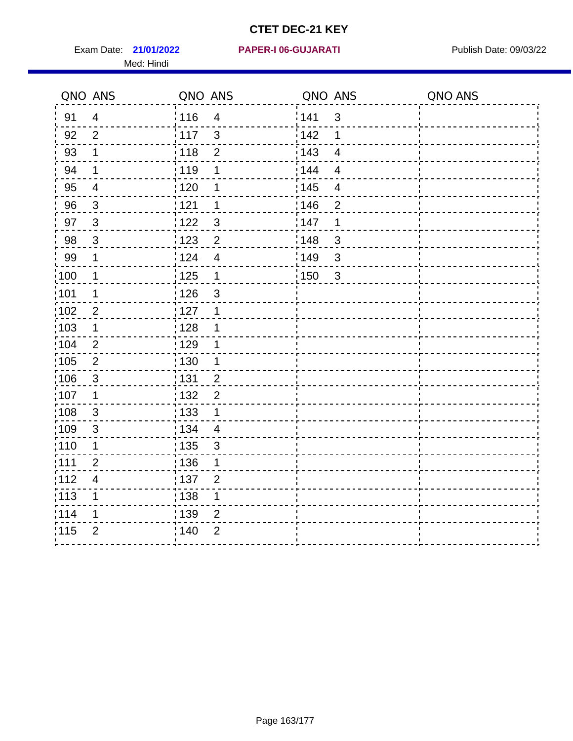# CTET DEC-21 KEY

Exam Date: **21/01/2022** **PAPER-I 06-GUJARATI** Publish Date: 09/03/22

Med: Hindi

| QNO | ANS | QNO | ANS | QNO | ANS | QNO | ANS |
|---|---|---|---|---|---|---|---|
| 91 | 4 | 116 | 4 | 141 | 3 | | |
| 92 | 2 | 117 | 3 | 142 | 1 | | |
| 93 | 1 | 118 | 2 | 143 | 4 | | |
| 94 | 1 | 119 | 1 | 144 | 4 | | |
| 95 | 4 | 120 | 1 | 145 | 4 | | |
| 96 | 3 | 121 | 1 | 146 | 2 | | |
| 97 | 3 | 122 | 3 | 147 | 1 | | |
| 98 | 3 | 123 | 2 | 148 | 3 | | |
| 99 | 1 | 124 | 4 | 149 | 3 | | |
| 100 | 1 | 125 | 1 | 150 | 3 | | |
| 101 | 1 | 126 | 3 | | | | |
| 102 | 2 | 127 | 1 | | | | |
| 103 | 1 | 128 | 1 | | | | |
| 104 | 2 | 129 | 1 | | | | |
| 105 | 2 | 130 | 1 | | | | |
| 106 | 3 | 131 | 2 | | | | |
| 107 | 1 | 132 | 2 | | | | |
| 108 | 3 | 133 | 1 | | | | |
| 109 | 3 | 134 | 4 | | | | |
| 110 | 1 | 135 | 3 | | | | |
| 111 | 2 | 136 | 1 | | | | |
| 112 | 4 | 137 | 2 | | | | |
| 113 | 1 | 138 | 1 | | | | |
| 114 | 1 | 139 | 2 | | | | |
| 115 | 2 | 140 | 2 | | | | |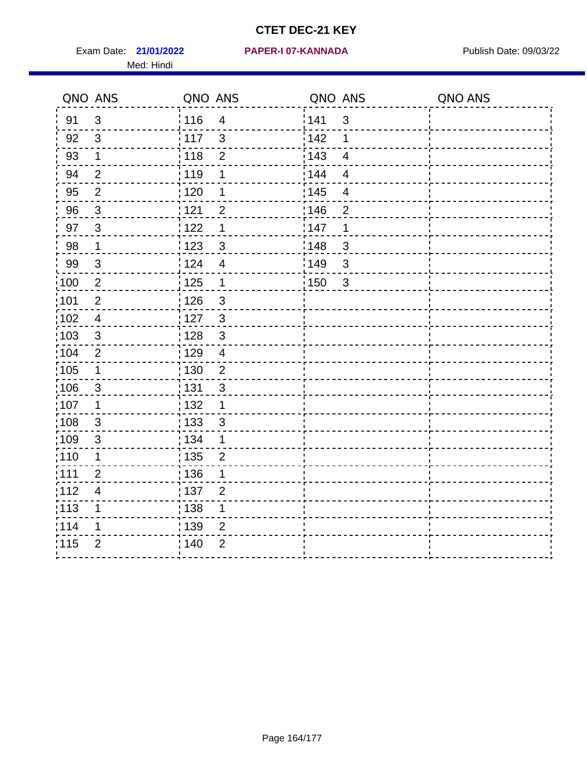# CTET DEC-21 KEY

Exam Date: **21/01/2022** **PAPER-I 07-KANNADA** Publish Date: 09/03/22

Med: Hindi

| QNO | ANS | QNO | ANS | QNO | ANS | QNO | ANS |
|---|---|---|---|---|---|---|---|
| 91 | 3 | 116 | 4 | 141 | 3 | | |
| 92 | 3 | 117 | 3 | 142 | 1 | | |
| 93 | 1 | 118 | 2 | 143 | 4 | | |
| 94 | 2 | 119 | 1 | 144 | 4 | | |
| 95 | 2 | 120 | 1 | 145 | 4 | | |
| 96 | 3 | 121 | 2 | 146 | 2 | | |
| 97 | 3 | 122 | 1 | 147 | 1 | | |
| 98 | 1 | 123 | 3 | 148 | 3 | | |
| 99 | 3 | 124 | 4 | 149 | 3 | | |
| 100 | 2 | 125 | 1 | 150 | 3 | | |
| 101 | 2 | 126 | 3 | | | | |
| 102 | 4 | 127 | 3 | | | | |
| 103 | 3 | 128 | 3 | | | | |
| 104 | 2 | 129 | 4 | | | | |
| 105 | 1 | 130 | 2 | | | | |
| 106 | 3 | 131 | 3 | | | | |
| 107 | 1 | 132 | 1 | | | | |
| 108 | 3 | 133 | 3 | | | | |
| 109 | 3 | 134 | 1 | | | | |
| 110 | 1 | 135 | 2 | | | | |
| 111 | 2 | 136 | 1 | | | | |
| 112 | 4 | 137 | 2 | | | | |
| 113 | 1 | 138 | 1 | | | | |
| 114 | 1 | 139 | 2 | | | | |
| 115 | 2 | 140 | 2 | | | | |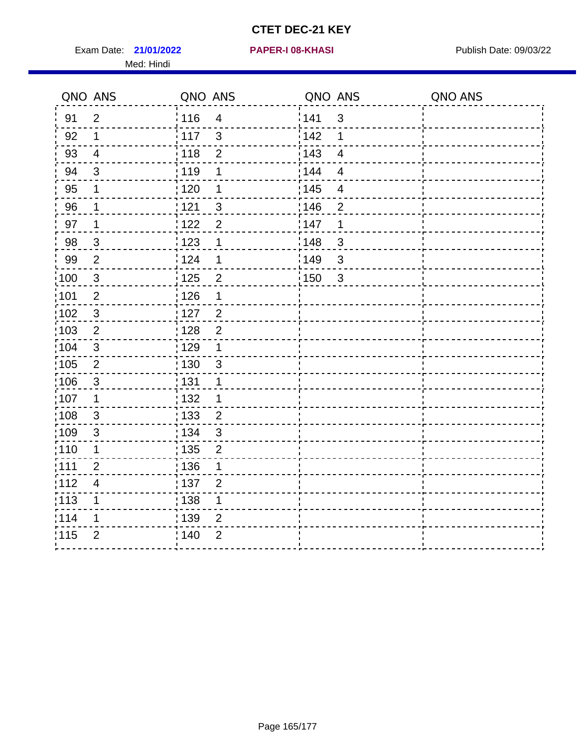# CTET DEC-21 KEY

Exam Date: **21/01/2022** **PAPER-I 08-KHASI** Publish Date: 09/03/22

Med: Hindi

| QNO | ANS | QNO | ANS | QNO | ANS | QNO | ANS |
|---|---|---|---|---|---|---|---|
| 91 | 2 | 116 | 4 | 141 | 3 | | |
| 92 | 1 | 117 | 3 | 142 | 1 | | |
| 93 | 4 | 118 | 2 | 143 | 4 | | |
| 94 | 3 | 119 | 1 | 144 | 4 | | |
| 95 | 1 | 120 | 1 | 145 | 4 | | |
| 96 | 1 | 121 | 3 | 146 | 2 | | |
| 97 | 1 | 122 | 2 | 147 | 1 | | |
| 98 | 3 | 123 | 1 | 148 | 3 | | |
| 99 | 2 | 124 | 1 | 149 | 3 | | |
| 100 | 3 | 125 | 2 | 150 | 3 | | |
| 101 | 2 | 126 | 1 | | | | |
| 102 | 3 | 127 | 2 | | | | |
| 103 | 2 | 128 | 2 | | | | |
| 104 | 3 | 129 | 1 | | | | |
| 105 | 2 | 130 | 3 | | | | |
| 106 | 3 | 131 | 1 | | | | |
| 107 | 1 | 132 | 1 | | | | |
| 108 | 3 | 133 | 2 | | | | |
| 109 | 3 | 134 | 3 | | | | |
| 110 | 1 | 135 | 2 | | | | |
| 111 | 2 | 136 | 1 | | | | |
| 112 | 4 | 137 | 2 | | | | |
| 113 | 1 | 138 | 1 | | | | |
| 114 | 1 | 139 | 2 | | | | |
| 115 | 2 | 140 | 2 | | | | |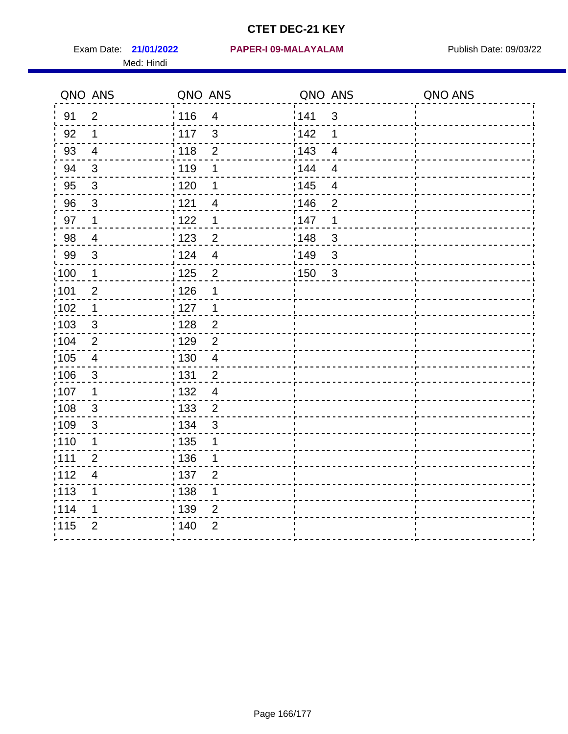# CTET DEC-21 KEY

Exam Date: **21/01/2022** **PAPER-I 09-MALAYALAM** Publish Date: 09/03/22

Med: Hindi

| QNO | ANS | QNO | ANS | QNO | ANS | QNO | ANS |
|---|---|---|---|---|---|---|---|
| 91 | 2 | 116 | 4 | 141 | 3 | | |
| 92 | 1 | 117 | 3 | 142 | 1 | | |
| 93 | 4 | 118 | 2 | 143 | 4 | | |
| 94 | 3 | 119 | 1 | 144 | 4 | | |
| 95 | 3 | 120 | 1 | 145 | 4 | | |
| 96 | 3 | 121 | 4 | 146 | 2 | | |
| 97 | 1 | 122 | 1 | 147 | 1 | | |
| 98 | 4 | 123 | 2 | 148 | 3 | | |
| 99 | 3 | 124 | 4 | 149 | 3 | | |
| 100 | 1 | 125 | 2 | 150 | 3 | | |
| 101 | 2 | 126 | 1 | | | | |
| 102 | 1 | 127 | 1 | | | | |
| 103 | 3 | 128 | 2 | | | | |
| 104 | 2 | 129 | 2 | | | | |
| 105 | 4 | 130 | 4 | | | | |
| 106 | 3 | 131 | 2 | | | | |
| 107 | 1 | 132 | 4 | | | | |
| 108 | 3 | 133 | 2 | | | | |
| 109 | 3 | 134 | 3 | | | | |
| 110 | 1 | 135 | 1 | | | | |
| 111 | 2 | 136 | 1 | | | | |
| 112 | 4 | 137 | 2 | | | | |
| 113 | 1 | 138 | 1 | | | | |
| 114 | 1 | 139 | 2 | | | | |
| 115 | 2 | 140 | 2 | | | | |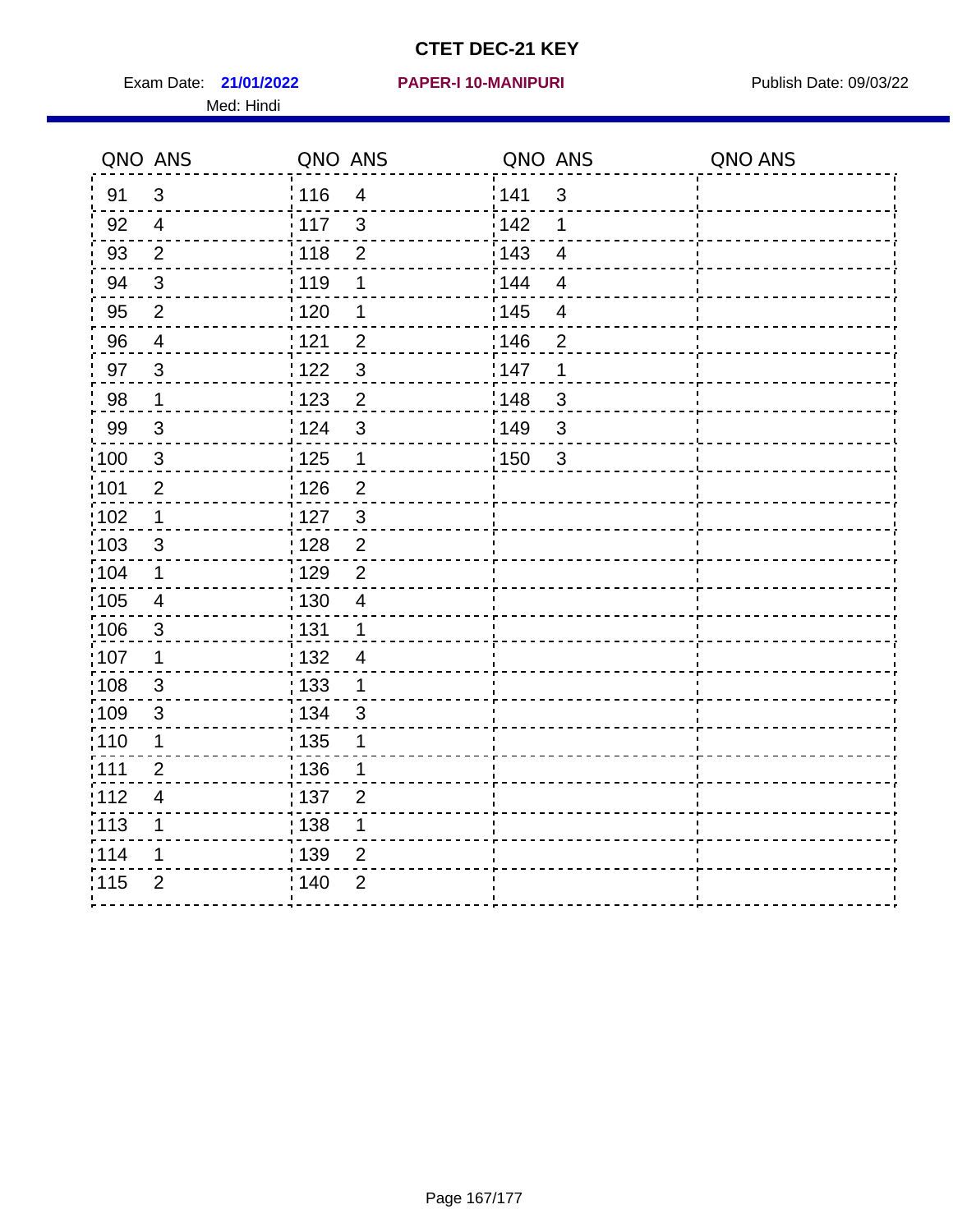# CTET DEC-21 KEY

Exam Date: **21/01/2022** **PAPER-I 10-MANIPURI** Publish Date: 09/03/22

Med: Hindi

| QNO | ANS | QNO | ANS | QNO | ANS | QNO | ANS |
|---|---|---|---|---|---|---|---|
| 91 | 3 | 116 | 4 | 141 | 3 | | |
| 92 | 4 | 117 | 3 | 142 | 1 | | |
| 93 | 2 | 118 | 2 | 143 | 4 | | |
| 94 | 3 | 119 | 1 | 144 | 4 | | |
| 95 | 2 | 120 | 1 | 145 | 4 | | |
| 96 | 4 | 121 | 2 | 146 | 2 | | |
| 97 | 3 | 122 | 3 | 147 | 1 | | |
| 98 | 1 | 123 | 2 | 148 | 3 | | |
| 99 | 3 | 124 | 3 | 149 | 3 | | |
| 100 | 3 | 125 | 1 | 150 | 3 | | |
| 101 | 2 | 126 | 2 | | | | |
| 102 | 1 | 127 | 3 | | | | |
| 103 | 3 | 128 | 2 | | | | |
| 104 | 1 | 129 | 2 | | | | |
| 105 | 4 | 130 | 4 | | | | |
| 106 | 3 | 131 | 1 | | | | |
| 107 | 1 | 132 | 4 | | | | |
| 108 | 3 | 133 | 1 | | | | |
| 109 | 3 | 134 | 3 | | | | |
| 110 | 1 | 135 | 1 | | | | |
| 111 | 2 | 136 | 1 | | | | |
| 112 | 4 | 137 | 2 | | | | |
| 113 | 1 | 138 | 1 | | | | |
| 114 | 1 | 139 | 2 | | | | |
| 115 | 2 | 140 | 2 | | | | |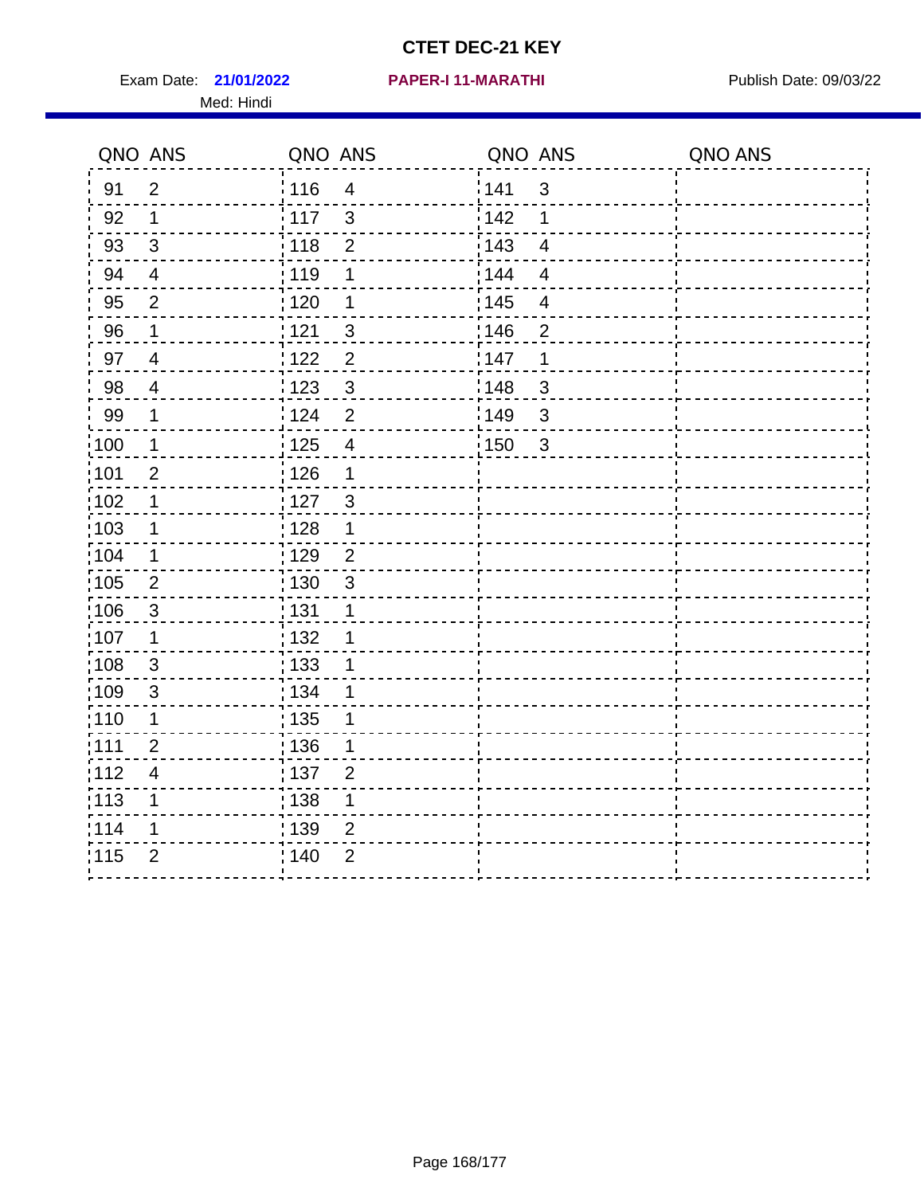# CTET DEC-21 KEY

Exam Date: **21/01/2022** **PAPER-I 11-MARATHI** Publish Date: 09/03/22

Med: Hindi

| QNO | ANS | QNO | ANS | QNO | ANS | QNO | ANS |
|---|---|---|---|---|---|---|---|
| 91 | 2 | 116 | 4 | 141 | 3 | | |
| 92 | 1 | 117 | 3 | 142 | 1 | | |
| 93 | 3 | 118 | 2 | 143 | 4 | | |
| 94 | 4 | 119 | 1 | 144 | 4 | | |
| 95 | 2 | 120 | 1 | 145 | 4 | | |
| 96 | 1 | 121 | 3 | 146 | 2 | | |
| 97 | 4 | 122 | 2 | 147 | 1 | | |
| 98 | 4 | 123 | 3 | 148 | 3 | | |
| 99 | 1 | 124 | 2 | 149 | 3 | | |
| 100 | 1 | 125 | 4 | 150 | 3 | | |
| 101 | 2 | 126 | 1 | | | | |
| 102 | 1 | 127 | 3 | | | | |
| 103 | 1 | 128 | 1 | | | | |
| 104 | 1 | 129 | 2 | | | | |
| 105 | 2 | 130 | 3 | | | | |
| 106 | 3 | 131 | 1 | | | | |
| 107 | 1 | 132 | 1 | | | | |
| 108 | 3 | 133 | 1 | | | | |
| 109 | 3 | 134 | 1 | | | | |
| 110 | 1 | 135 | 1 | | | | |
| 111 | 2 | 136 | 1 | | | | |
| 112 | 4 | 137 | 2 | | | | |
| 113 | 1 | 138 | 1 | | | | |
| 114 | 1 | 139 | 2 | | | | |
| 115 | 2 | 140 | 2 | | | | |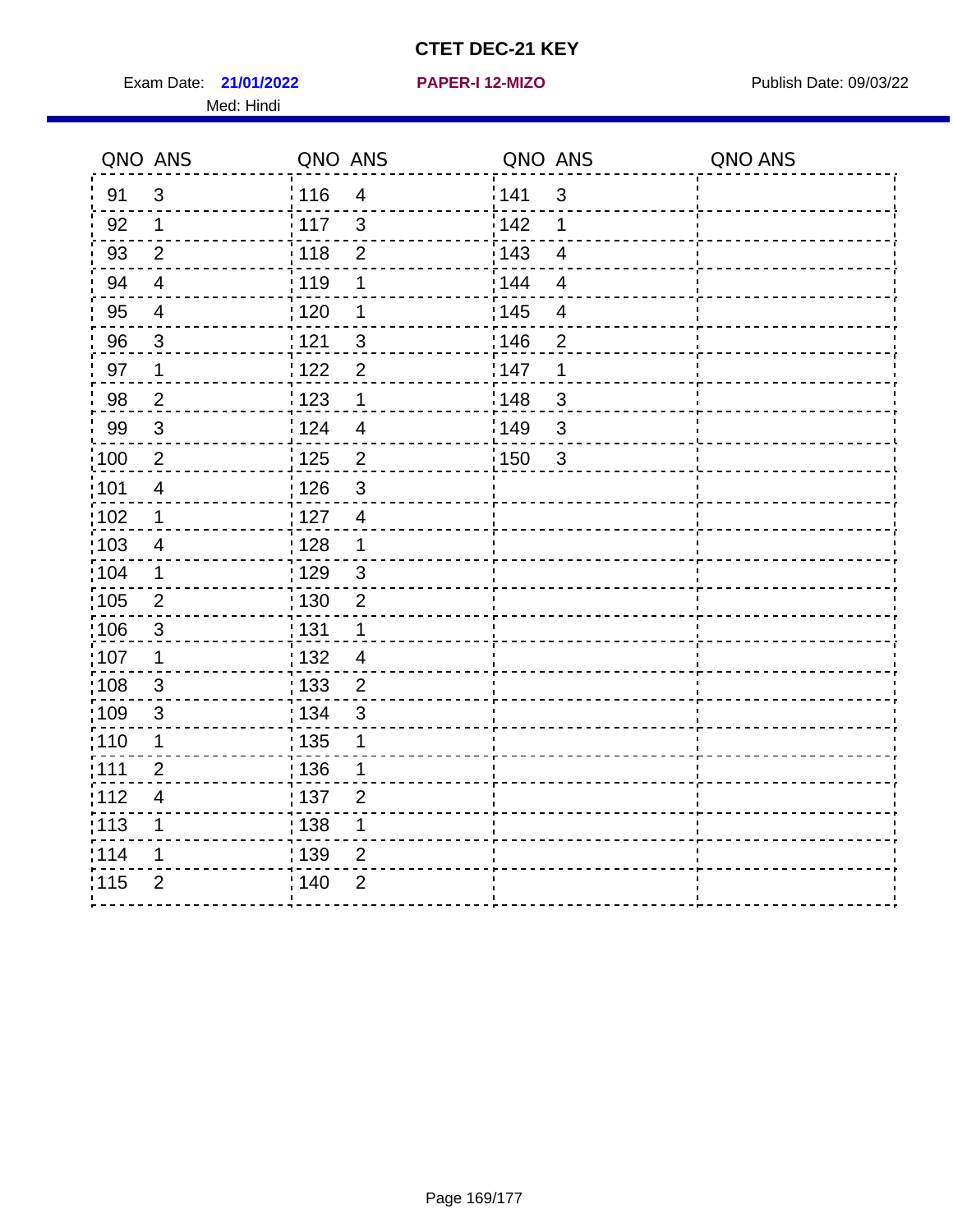# CTET DEC-21 KEY

Exam Date: **21/01/2022** **PAPER-I 12-MIZO** Publish Date: 09/03/22

Med: Hindi

| QNO | ANS | QNO | ANS | QNO | ANS | QNO | ANS |
|---|---|---|---|---|---|---|---|
| 91 | 3 | 116 | 4 | 141 | 3 | | |
| 92 | 1 | 117 | 3 | 142 | 1 | | |
| 93 | 2 | 118 | 2 | 143 | 4 | | |
| 94 | 4 | 119 | 1 | 144 | 4 | | |
| 95 | 4 | 120 | 1 | 145 | 4 | | |
| 96 | 3 | 121 | 3 | 146 | 2 | | |
| 97 | 1 | 122 | 2 | 147 | 1 | | |
| 98 | 2 | 123 | 1 | 148 | 3 | | |
| 99 | 3 | 124 | 4 | 149 | 3 | | |
| 100 | 2 | 125 | 2 | 150 | 3 | | |
| 101 | 4 | 126 | 3 | | | | |
| 102 | 1 | 127 | 4 | | | | |
| 103 | 4 | 128 | 1 | | | | |
| 104 | 1 | 129 | 3 | | | | |
| 105 | 2 | 130 | 2 | | | | |
| 106 | 3 | 131 | 1 | | | | |
| 107 | 1 | 132 | 4 | | | | |
| 108 | 3 | 133 | 2 | | | | |
| 109 | 3 | 134 | 3 | | | | |
| 110 | 1 | 135 | 1 | | | | |
| 111 | 2 | 136 | 1 | | | | |
| 112 | 4 | 137 | 2 | | | | |
| 113 | 1 | 138 | 1 | | | | |
| 114 | 1 | 139 | 2 | | | | |
| 115 | 2 | 140 | 2 | | | | |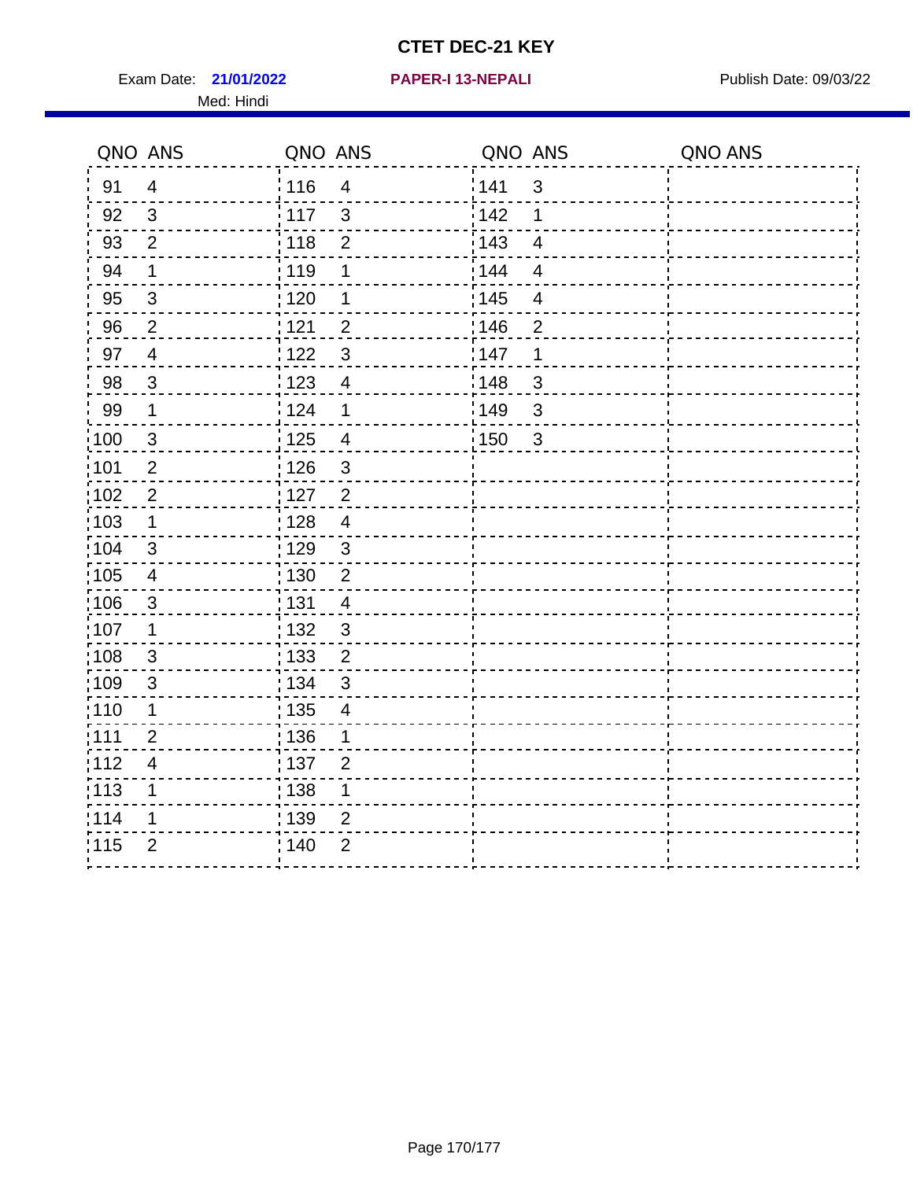# CTET DEC-21 KEY

Exam Date: **21/01/2022** **PAPER-I 13-NEPALI** Publish Date: 09/03/22

Med: Hindi

| QNO | ANS | QNO | ANS | QNO | ANS | QNO | ANS |
|---|---|---|---|---|---|---|---|
| 91 | 4 | 116 | 4 | 141 | 3 | | |
| 92 | 3 | 117 | 3 | 142 | 1 | | |
| 93 | 2 | 118 | 2 | 143 | 4 | | |
| 94 | 1 | 119 | 1 | 144 | 4 | | |
| 95 | 3 | 120 | 1 | 145 | 4 | | |
| 96 | 2 | 121 | 2 | 146 | 2 | | |
| 97 | 4 | 122 | 3 | 147 | 1 | | |
| 98 | 3 | 123 | 4 | 148 | 3 | | |
| 99 | 1 | 124 | 1 | 149 | 3 | | |
| 100 | 3 | 125 | 4 | 150 | 3 | | |
| 101 | 2 | 126 | 3 | | | | |
| 102 | 2 | 127 | 2 | | | | |
| 103 | 1 | 128 | 4 | | | | |
| 104 | 3 | 129 | 3 | | | | |
| 105 | 4 | 130 | 2 | | | | |
| 106 | 3 | 131 | 4 | | | | |
| 107 | 1 | 132 | 3 | | | | |
| 108 | 3 | 133 | 2 | | | | |
| 109 | 3 | 134 | 3 | | | | |
| 110 | 1 | 135 | 4 | | | | |
| 111 | 2 | 136 | 1 | | | | |
| 112 | 4 | 137 | 2 | | | | |
| 113 | 1 | 138 | 1 | | | | |
| 114 | 1 | 139 | 2 | | | | |
| 115 | 2 | 140 | 2 | | | | |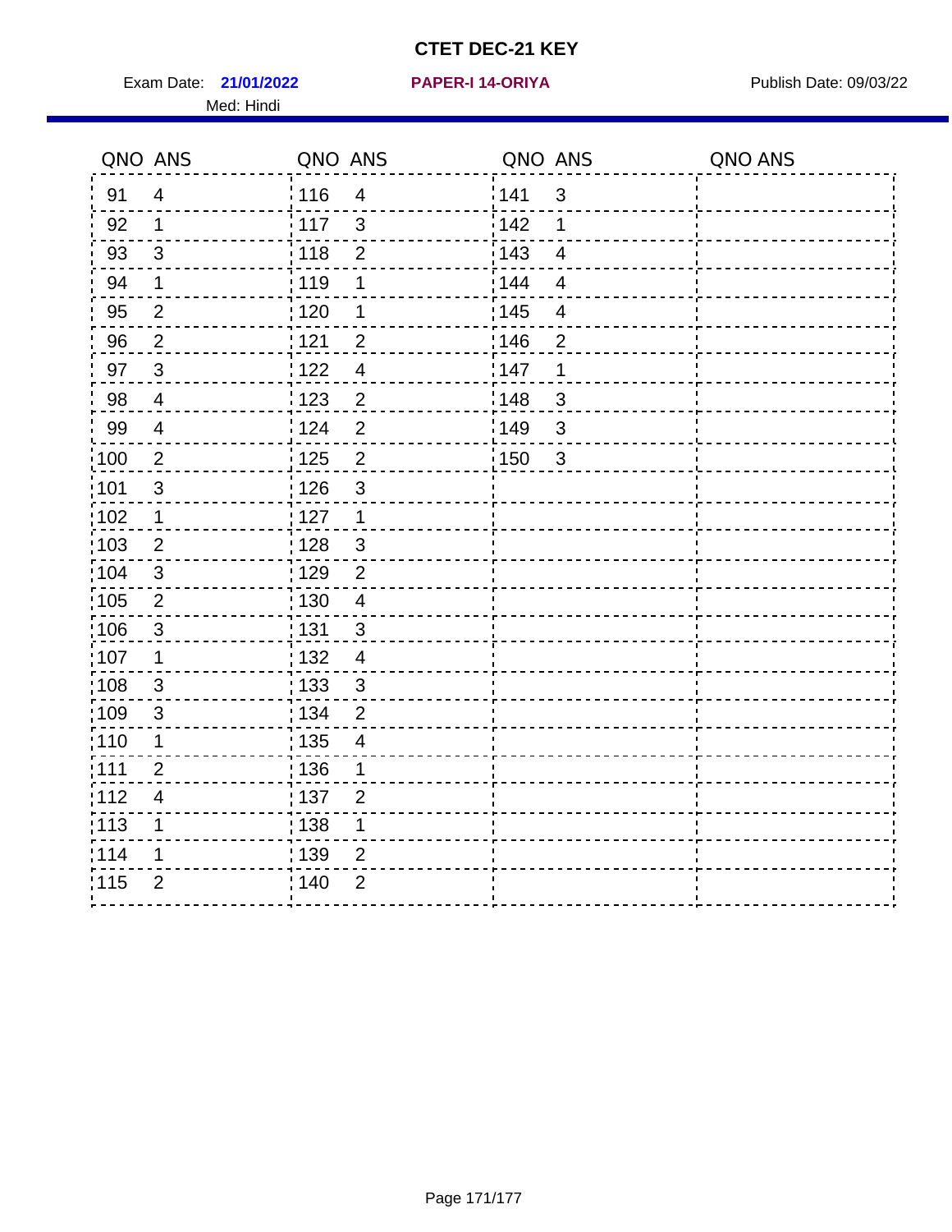# CTET DEC-21 KEY

Exam Date: **21/01/2022** **PAPER-I 14-ORIYA** Publish Date: 09/03/22

Med: Hindi

| QNO | ANS | QNO | ANS | QNO | ANS | QNO | ANS |
|---|---|---|---|---|---|---|---|
| 91 | 4 | 116 | 4 | 141 | 3 | | |
| 92 | 1 | 117 | 3 | 142 | 1 | | |
| 93 | 3 | 118 | 2 | 143 | 4 | | |
| 94 | 1 | 119 | 1 | 144 | 4 | | |
| 95 | 2 | 120 | 1 | 145 | 4 | | |
| 96 | 2 | 121 | 2 | 146 | 2 | | |
| 97 | 3 | 122 | 4 | 147 | 1 | | |
| 98 | 4 | 123 | 2 | 148 | 3 | | |
| 99 | 4 | 124 | 2 | 149 | 3 | | |
| 100 | 2 | 125 | 2 | 150 | 3 | | |
| 101 | 3 | 126 | 3 | | | | |
| 102 | 1 | 127 | 1 | | | | |
| 103 | 2 | 128 | 3 | | | | |
| 104 | 3 | 129 | 2 | | | | |
| 105 | 2 | 130 | 4 | | | | |
| 106 | 3 | 131 | 3 | | | | |
| 107 | 1 | 132 | 4 | | | | |
| 108 | 3 | 133 | 3 | | | | |
| 109 | 3 | 134 | 2 | | | | |
| 110 | 1 | 135 | 4 | | | | |
| 111 | 2 | 136 | 1 | | | | |
| 112 | 4 | 137 | 2 | | | | |
| 113 | 1 | 138 | 1 | | | | |
| 114 | 1 | 139 | 2 | | | | |
| 115 | 2 | 140 | 2 | | | | |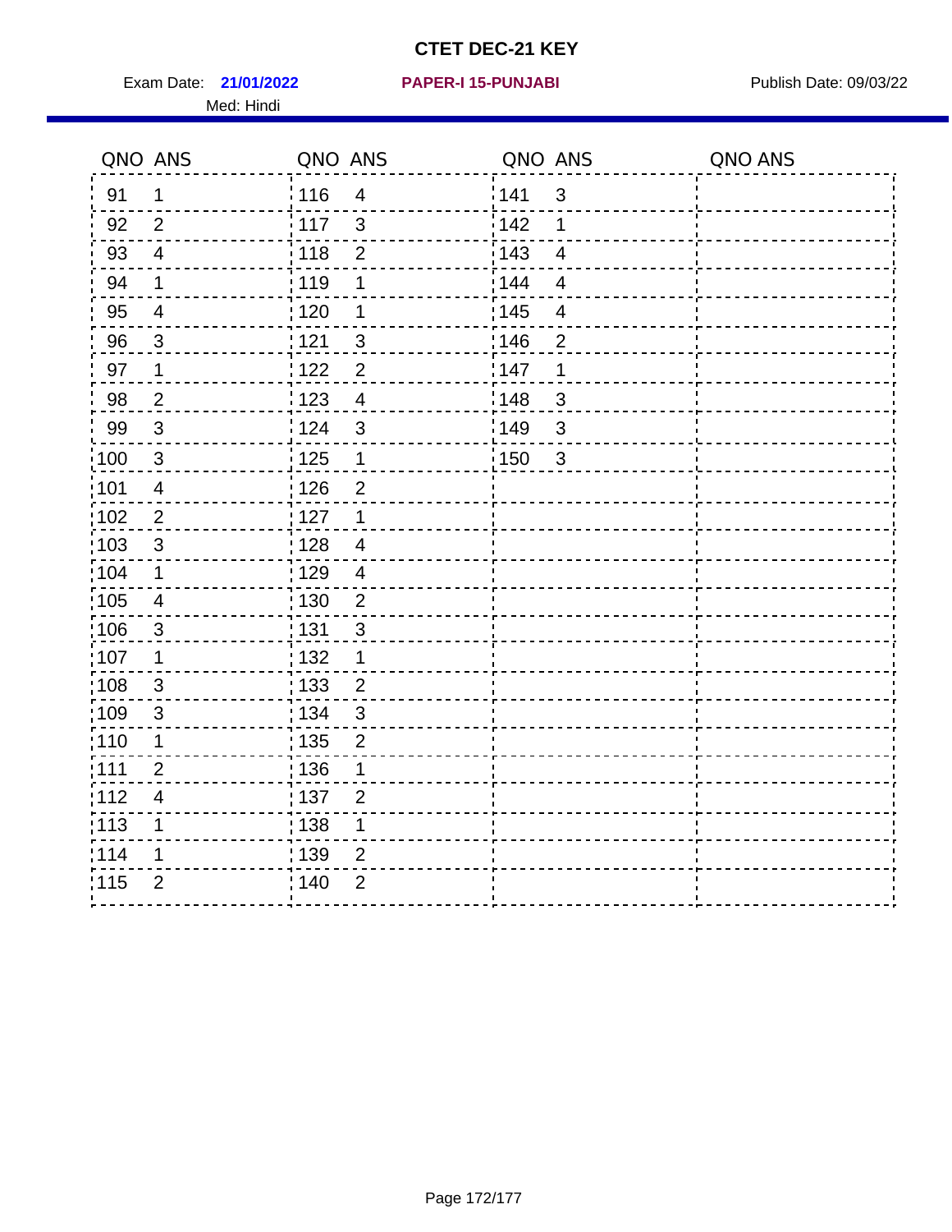# CTET DEC-21 KEY

Exam Date: **21/01/2022** **PAPER-I 15-PUNJABI** Publish Date: 09/03/22

Med: Hindi

| QNO | ANS | QNO | ANS | QNO | ANS | QNO | ANS |
|---|---|---|---|---|---|---|---|
| 91 | 1 | 116 | 4 | 141 | 3 | | |
| 92 | 2 | 117 | 3 | 142 | 1 | | |
| 93 | 4 | 118 | 2 | 143 | 4 | | |
| 94 | 1 | 119 | 1 | 144 | 4 | | |
| 95 | 4 | 120 | 1 | 145 | 4 | | |
| 96 | 3 | 121 | 3 | 146 | 2 | | |
| 97 | 1 | 122 | 2 | 147 | 1 | | |
| 98 | 2 | 123 | 4 | 148 | 3 | | |
| 99 | 3 | 124 | 3 | 149 | 3 | | |
| 100 | 3 | 125 | 1 | 150 | 3 | | |
| 101 | 4 | 126 | 2 | | | | |
| 102 | 2 | 127 | 1 | | | | |
| 103 | 3 | 128 | 4 | | | | |
| 104 | 1 | 129 | 4 | | | | |
| 105 | 4 | 130 | 2 | | | | |
| 106 | 3 | 131 | 3 | | | | |
| 107 | 1 | 132 | 1 | | | | |
| 108 | 3 | 133 | 2 | | | | |
| 109 | 3 | 134 | 3 | | | | |
| 110 | 1 | 135 | 2 | | | | |
| 111 | 2 | 136 | 1 | | | | |
| 112 | 4 | 137 | 2 | | | | |
| 113 | 1 | 138 | 1 | | | | |
| 114 | 1 | 139 | 2 | | | | |
| 115 | 2 | 140 | 2 | | | | |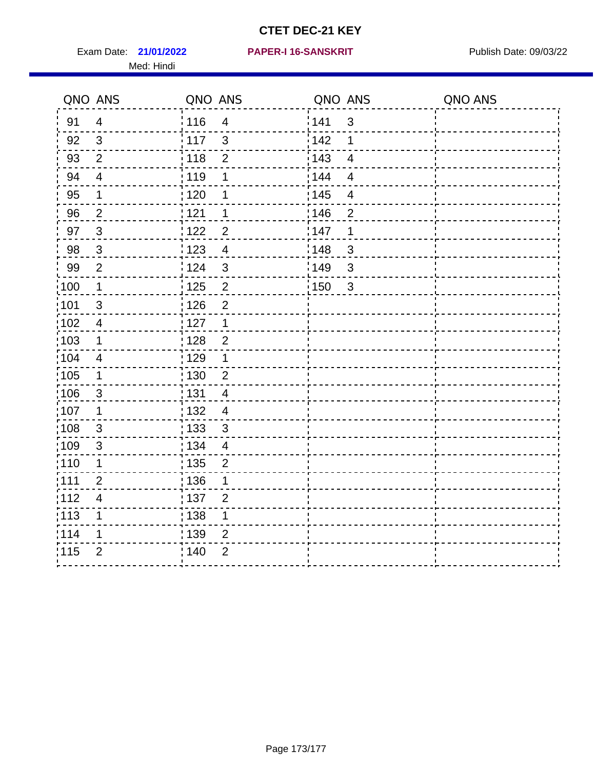# CTET DEC-21 KEY

Exam Date: **21/01/2022** **PAPER-I 16-SANSKRIT** Publish Date: 09/03/22

Med: Hindi

| QNO | ANS | QNO | ANS | QNO | ANS | QNO | ANS |
|---|---|---|---|---|---|---|---|
| 91 | 4 | 116 | 4 | 141 | 3 | | |
| 92 | 3 | 117 | 3 | 142 | 1 | | |
| 93 | 2 | 118 | 2 | 143 | 4 | | |
| 94 | 4 | 119 | 1 | 144 | 4 | | |
| 95 | 1 | 120 | 1 | 145 | 4 | | |
| 96 | 2 | 121 | 1 | 146 | 2 | | |
| 97 | 3 | 122 | 2 | 147 | 1 | | |
| 98 | 3 | 123 | 4 | 148 | 3 | | |
| 99 | 2 | 124 | 3 | 149 | 3 | | |
| 100 | 1 | 125 | 2 | 150 | 3 | | |
| 101 | 3 | 126 | 2 | | | | |
| 102 | 4 | 127 | 1 | | | | |
| 103 | 1 | 128 | 2 | | | | |
| 104 | 4 | 129 | 1 | | | | |
| 105 | 1 | 130 | 2 | | | | |
| 106 | 3 | 131 | 4 | | | | |
| 107 | 1 | 132 | 4 | | | | |
| 108 | 3 | 133 | 3 | | | | |
| 109 | 3 | 134 | 4 | | | | |
| 110 | 1 | 135 | 2 | | | | |
| 111 | 2 | 136 | 1 | | | | |
| 112 | 4 | 137 | 2 | | | | |
| 113 | 1 | 138 | 1 | | | | |
| 114 | 1 | 139 | 2 | | | | |
| 115 | 2 | 140 | 2 | | | | |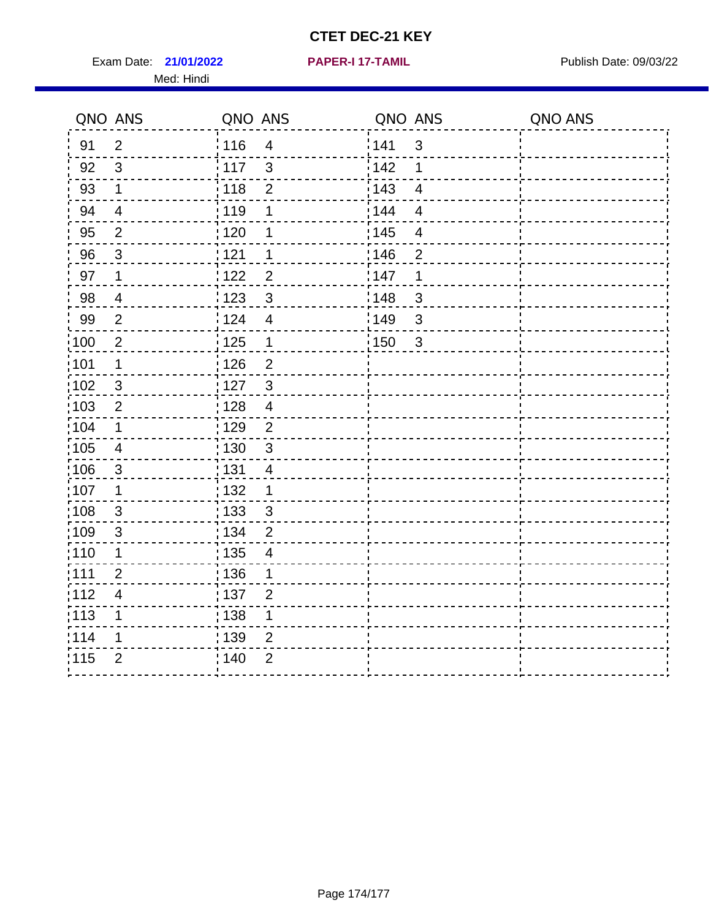# CTET DEC-21 KEY

Exam Date: **21/01/2022** **PAPER-I 17-TAMIL** Publish Date: 09/03/22

Med: Hindi

| QNO | ANS | QNO | ANS | QNO | ANS | QNO | ANS |
|---|---|---|---|---|---|---|---|
| 91 | 2 | 116 | 4 | 141 | 3 | | |
| 92 | 3 | 117 | 3 | 142 | 1 | | |
| 93 | 1 | 118 | 2 | 143 | 4 | | |
| 94 | 4 | 119 | 1 | 144 | 4 | | |
| 95 | 2 | 120 | 1 | 145 | 4 | | |
| 96 | 3 | 121 | 1 | 146 | 2 | | |
| 97 | 1 | 122 | 2 | 147 | 1 | | |
| 98 | 4 | 123 | 3 | 148 | 3 | | |
| 99 | 2 | 124 | 4 | 149 | 3 | | |
| 100 | 2 | 125 | 1 | 150 | 3 | | |
| 101 | 1 | 126 | 2 | | | | |
| 102 | 3 | 127 | 3 | | | | |
| 103 | 2 | 128 | 4 | | | | |
| 104 | 1 | 129 | 2 | | | | |
| 105 | 4 | 130 | 3 | | | | |
| 106 | 3 | 131 | 4 | | | | |
| 107 | 1 | 132 | 1 | | | | |
| 108 | 3 | 133 | 3 | | | | |
| 109 | 3 | 134 | 2 | | | | |
| 110 | 1 | 135 | 4 | | | | |
| 111 | 2 | 136 | 1 | | | | |
| 112 | 4 | 137 | 2 | | | | |
| 113 | 1 | 138 | 1 | | | | |
| 114 | 1 | 139 | 2 | | | | |
| 115 | 2 | 140 | 2 | | | | |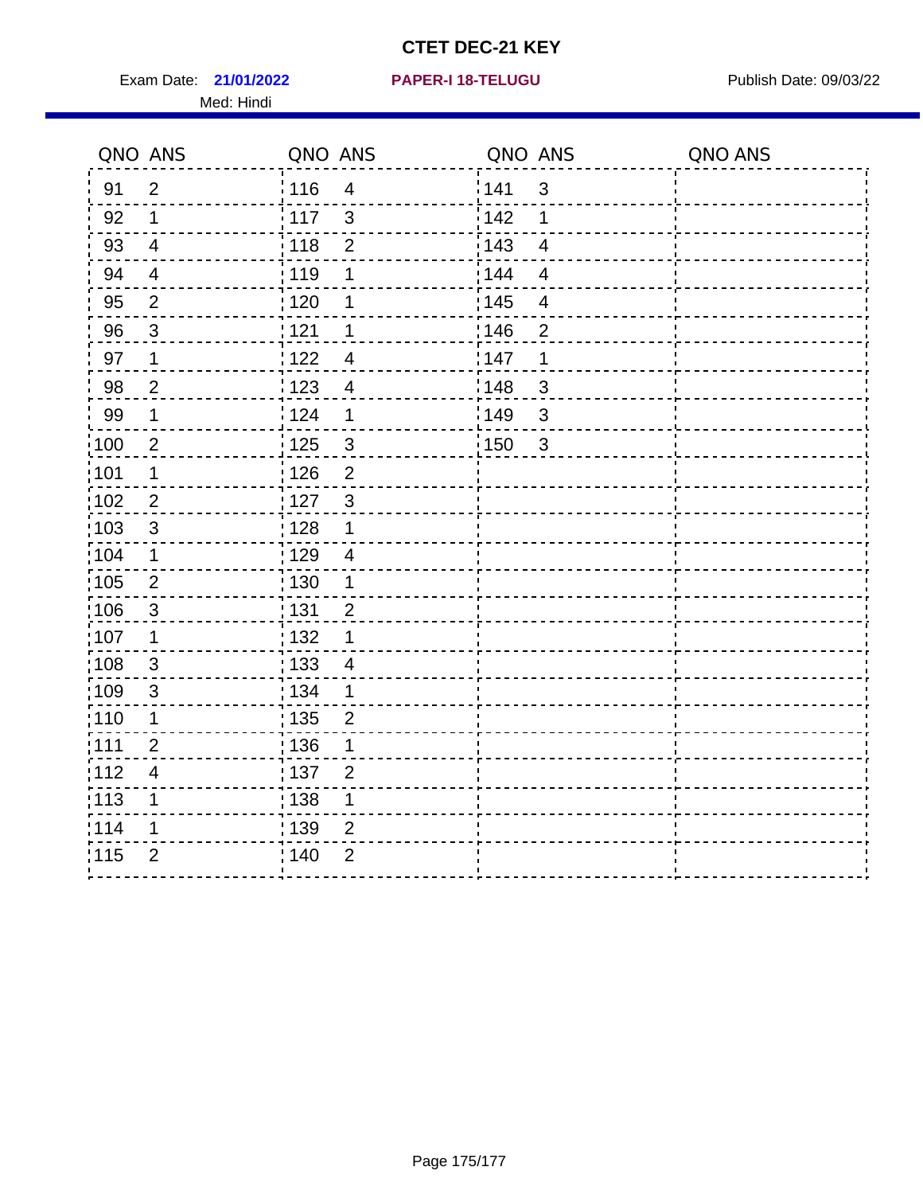# CTET DEC-21 KEY

Exam Date: **21/01/2022** **PAPER-I 18-TELUGU** Publish Date: 09/03/22

Med: Hindi

| QNO | ANS | QNO | ANS | QNO | ANS | QNO | ANS |
|---|---|---|---|---|---|---|---|
| 91 | 2 | 116 | 4 | 141 | 3 | | |
| 92 | 1 | 117 | 3 | 142 | 1 | | |
| 93 | 4 | 118 | 2 | 143 | 4 | | |
| 94 | 4 | 119 | 1 | 144 | 4 | | |
| 95 | 2 | 120 | 1 | 145 | 4 | | |
| 96 | 3 | 121 | 1 | 146 | 2 | | |
| 97 | 1 | 122 | 4 | 147 | 1 | | |
| 98 | 2 | 123 | 4 | 148 | 3 | | |
| 99 | 1 | 124 | 1 | 149 | 3 | | |
| 100 | 2 | 125 | 3 | 150 | 3 | | |
| 101 | 1 | 126 | 2 | | | | |
| 102 | 2 | 127 | 3 | | | | |
| 103 | 3 | 128 | 1 | | | | |
| 104 | 1 | 129 | 4 | | | | |
| 105 | 2 | 130 | 1 | | | | |
| 106 | 3 | 131 | 2 | | | | |
| 107 | 1 | 132 | 1 | | | | |
| 108 | 3 | 133 | 4 | | | | |
| 109 | 3 | 134 | 1 | | | | |
| 110 | 1 | 135 | 2 | | | | |
| 111 | 2 | 136 | 1 | | | | |
| 112 | 4 | 137 | 2 | | | | |
| 113 | 1 | 138 | 1 | | | | |
| 114 | 1 | 139 | 2 | | | | |
| 115 | 2 | 140 | 2 | | | | |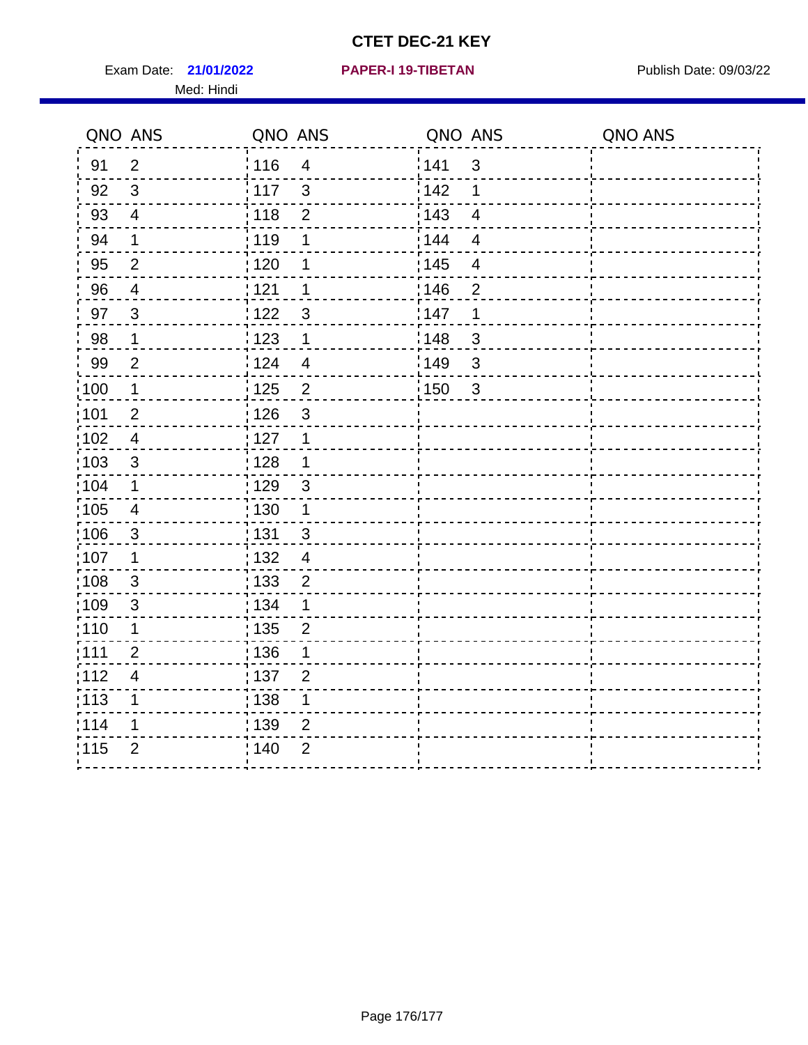# CTET DEC-21 KEY

Exam Date: **21/01/2022** **PAPER-I 19-TIBETAN** Publish Date: 09/03/22

Med: Hindi

| QNO | ANS | QNO | ANS | QNO | ANS | QNO | ANS |
|---|---|---|---|---|---|---|---|
| 91 | 2 | 116 | 4 | 141 | 3 | | |
| 92 | 3 | 117 | 3 | 142 | 1 | | |
| 93 | 4 | 118 | 2 | 143 | 4 | | |
| 94 | 1 | 119 | 1 | 144 | 4 | | |
| 95 | 2 | 120 | 1 | 145 | 4 | | |
| 96 | 4 | 121 | 1 | 146 | 2 | | |
| 97 | 3 | 122 | 3 | 147 | 1 | | |
| 98 | 1 | 123 | 1 | 148 | 3 | | |
| 99 | 2 | 124 | 4 | 149 | 3 | | |
| 100 | 1 | 125 | 2 | 150 | 3 | | |
| 101 | 2 | 126 | 3 | | | | |
| 102 | 4 | 127 | 1 | | | | |
| 103 | 3 | 128 | 1 | | | | |
| 104 | 1 | 129 | 3 | | | | |
| 105 | 4 | 130 | 1 | | | | |
| 106 | 3 | 131 | 3 | | | | |
| 107 | 1 | 132 | 4 | | | | |
| 108 | 3 | 133 | 2 | | | | |
| 109 | 3 | 134 | 1 | | | | |
| 110 | 1 | 135 | 2 | | | | |
| 111 | 2 | 136 | 1 | | | | |
| 112 | 4 | 137 | 2 | | | | |
| 113 | 1 | 138 | 1 | | | | |
| 114 | 1 | 139 | 2 | | | | |
| 115 | 2 | 140 | 2 | | | | |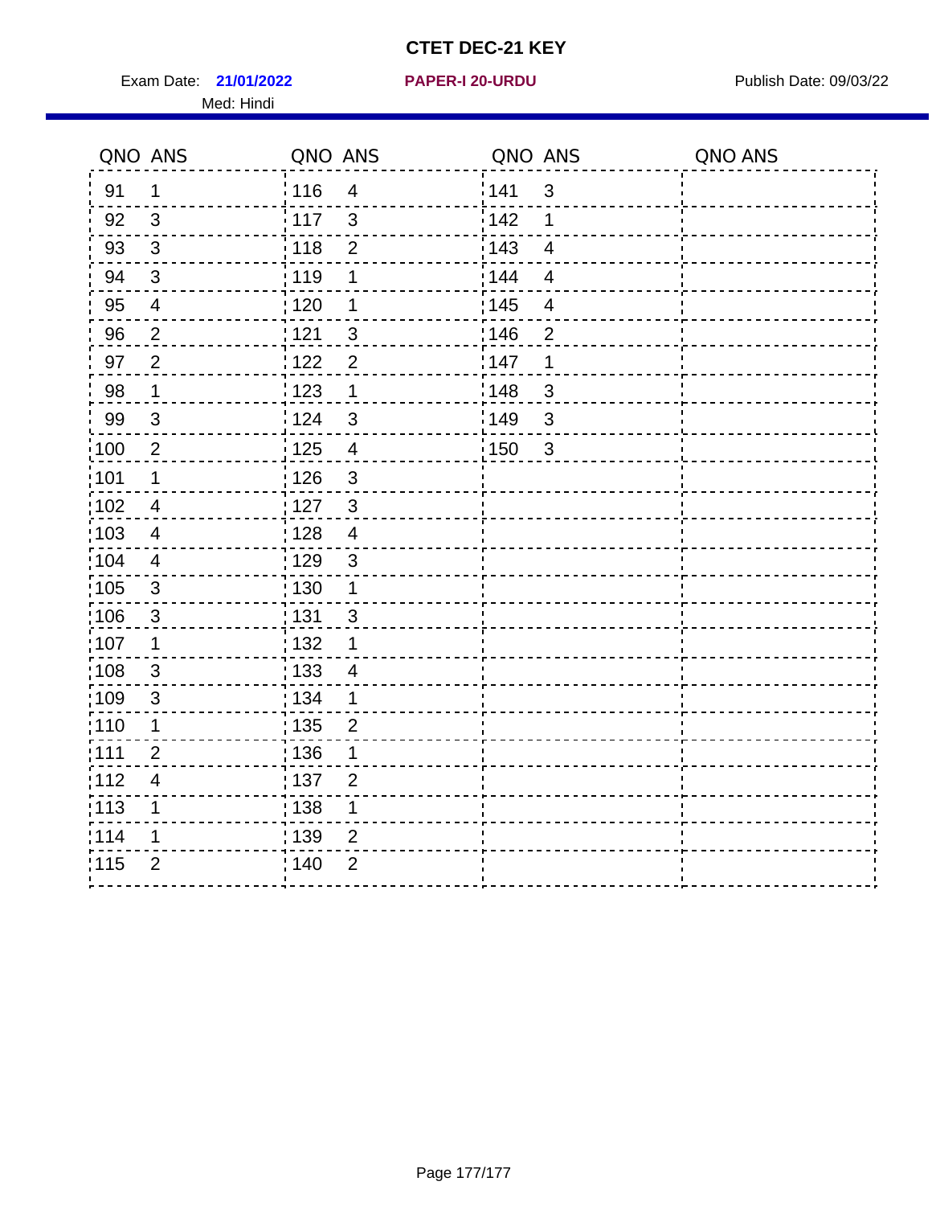# CTET DEC-21 KEY

Exam Date: **21/01/2022** **PAPER-I 20-URDU** Publish Date: 09/03/22

Med: Hindi

| QNO | ANS | QNO | ANS | QNO | ANS | QNO | ANS |
|---|---|---|---|---|---|---|---|
| 91 | 1 | 116 | 4 | 141 | 3 | | |
| 92 | 3 | 117 | 3 | 142 | 1 | | |
| 93 | 3 | 118 | 2 | 143 | 4 | | |
| 94 | 3 | 119 | 1 | 144 | 4 | | |
| 95 | 4 | 120 | 1 | 145 | 4 | | |
| 96 | 2 | 121 | 3 | 146 | 2 | | |
| 97 | 2 | 122 | 2 | 147 | 1 | | |
| 98 | 1 | 123 | 1 | 148 | 3 | | |
| 99 | 3 | 124 | 3 | 149 | 3 | | |
| 100 | 2 | 125 | 4 | 150 | 3 | | |
| 101 | 1 | 126 | 3 | | | | |
| 102 | 4 | 127 | 3 | | | | |
| 103 | 4 | 128 | 4 | | | | |
| 104 | 4 | 129 | 3 | | | | |
| 105 | 3 | 130 | 1 | | | | |
| 106 | 3 | 131 | 3 | | | | |
| 107 | 1 | 132 | 1 | | | | |
| 108 | 3 | 133 | 4 | | | | |
| 109 | 3 | 134 | 1 | | | | |
| 110 | 1 | 135 | 2 | | | | |
| 111 | 2 | 136 | 1 | | | | |
| 112 | 4 | 137 | 2 | | | | |
| 113 | 1 | 138 | 1 | | | | |
| 114 | 1 | 139 | 2 | | | | |
| 115 | 2 | 140 | 2 | | | | |